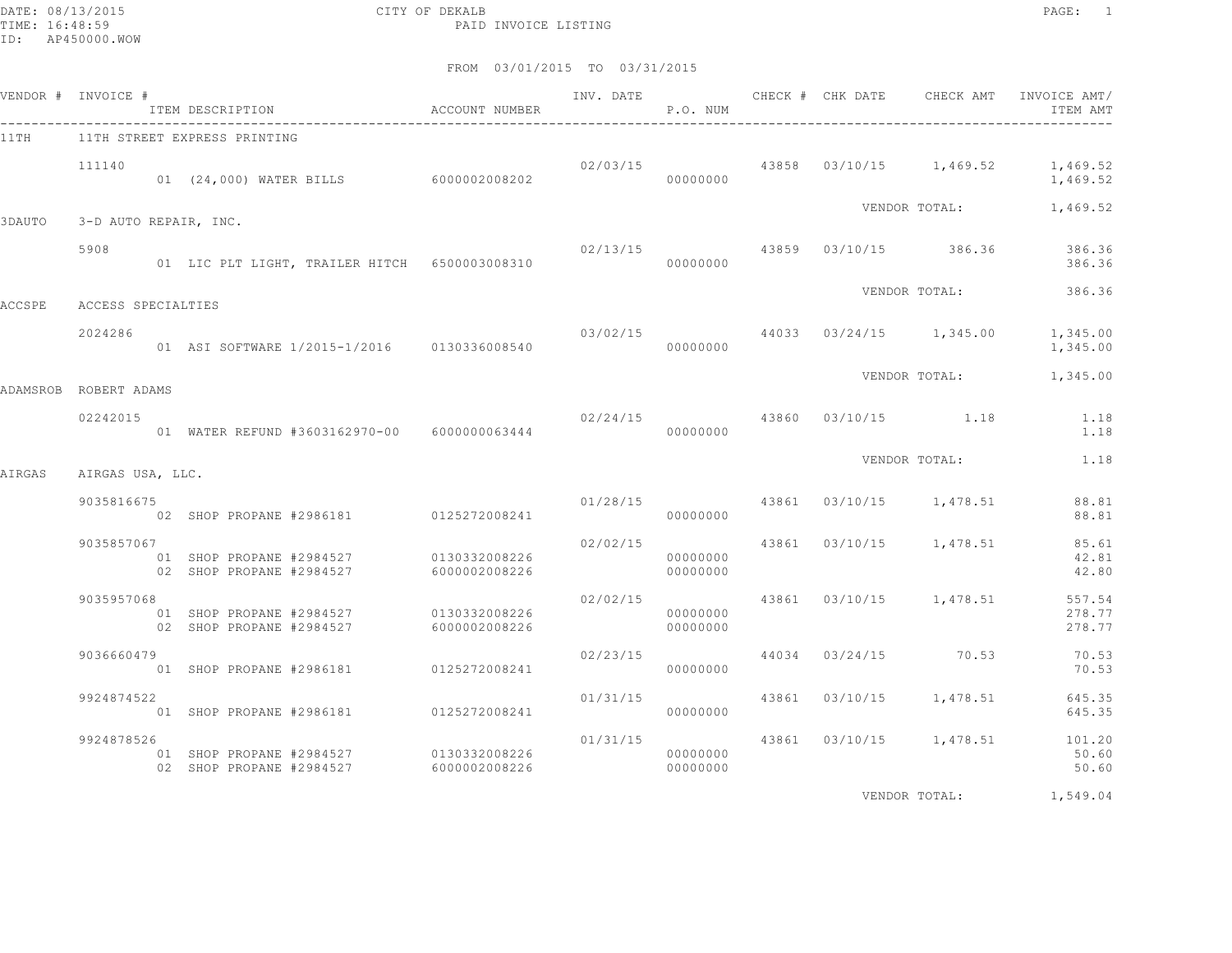DATE: 08/13/2015
TIME: 16:48:59
ID: AP450000.WOW

CITY OF DEKALB
PAID INVOICE LISTING

FROM 03/01/2015 TO 03/31/2015

| VENDOR # | INVOICE # | ITEM DESCRIPTION | ACCOUNT NUMBER | INV. DATE | P.O. NUM | CHECK # | CHK DATE | CHECK AMT | INVOICE AMT/ ITEM AMT |
|---|---|---|---|---|---|---|---|---|---|
| 11TH | 11TH STREET EXPRESS PRINTING | | | | | | | | |
| | 111140 | | | 02/03/15 | | 43858 | 03/10/15 | 1,469.52 | 1,469.52 |
| | | 01 (24,000) WATER BILLS | 6000002008202 | | 00000000 | | | | 1,469.52 |
| | | | | | | | VENDOR TOTAL: | | 1,469.52 |
| 3DAUTO | 3-D AUTO REPAIR, INC. | | | | | | | | |
| | 5908 | | | 02/13/15 | | 43859 | 03/10/15 | 386.36 | 386.36 |
| | | 01 LIC PLT LIGHT, TRAILER HITCH | 6500003008310 | | 00000000 | | | | 386.36 |
| | | | | | | | VENDOR TOTAL: | | 386.36 |
| ACCSPE | ACCESS SPECIALTIES | | | | | | | | |
| | 2024286 | | | 03/02/15 | | 44033 | 03/24/15 | 1,345.00 | 1,345.00 |
| | | 01 ASI SOFTWARE 1/2015-1/2016 | 0130336008540 | | 00000000 | | | | 1,345.00 |
| | | | | | | | VENDOR TOTAL: | | 1,345.00 |
| ADAMSROB | ROBERT ADAMS | | | | | | | | |
| | 02242015 | | | 02/24/15 | | 43860 | 03/10/15 | 1.18 | 1.18 |
| | | 01 WATER REFUND #3603162970-00 | 6000000063444 | | 00000000 | | | | 1.18 |
| | | | | | | | VENDOR TOTAL: | | 1.18 |
| AIRGAS | AIRGAS USA, LLC. | | | | | | | | |
| | 9035816675 | | | 01/28/15 | | 43861 | 03/10/15 | 1,478.51 | 88.81 |
| | | 02 SHOP PROPANE #2986181 | 0125272008241 | | 00000000 | | | | 88.81 |
| | 9035857067 | | | 02/02/15 | | 43861 | 03/10/15 | 1,478.51 | 85.61 |
| | | 01 SHOP PROPANE #2984527 | 0130332008226 | | 00000000 | | | | 42.81 |
| | | 02 SHOP PROPANE #2984527 | 6000002008226 | | 00000000 | | | | 42.80 |
| | 9035957068 | | | 02/02/15 | | 43861 | 03/10/15 | 1,478.51 | 557.54 |
| | | 01 SHOP PROPANE #2984527 | 0130332008226 | | 00000000 | | | | 278.77 |
| | | 02 SHOP PROPANE #2984527 | 6000002008226 | | 00000000 | | | | 278.77 |
| | 9036660479 | | | 02/23/15 | | 44034 | 03/24/15 | 70.53 | 70.53 |
| | | 01 SHOP PROPANE #2986181 | 0125272008241 | | 00000000 | | | | 70.53 |
| | 9924874522 | | | 01/31/15 | | 43861 | 03/10/15 | 1,478.51 | 645.35 |
| | | 01 SHOP PROPANE #2986181 | 0125272008241 | | 00000000 | | | | 645.35 |
| | 9924878526 | | | 01/31/15 | | 43861 | 03/10/15 | 1,478.51 | 101.20 |
| | | 01 SHOP PROPANE #2984527 | 0130332008226 | | 00000000 | | | | 50.60 |
| | | 02 SHOP PROPANE #2984527 | 6000002008226 | | 00000000 | | | | 50.60 |
| | | | | | | | VENDOR TOTAL: | | 1,549.04 |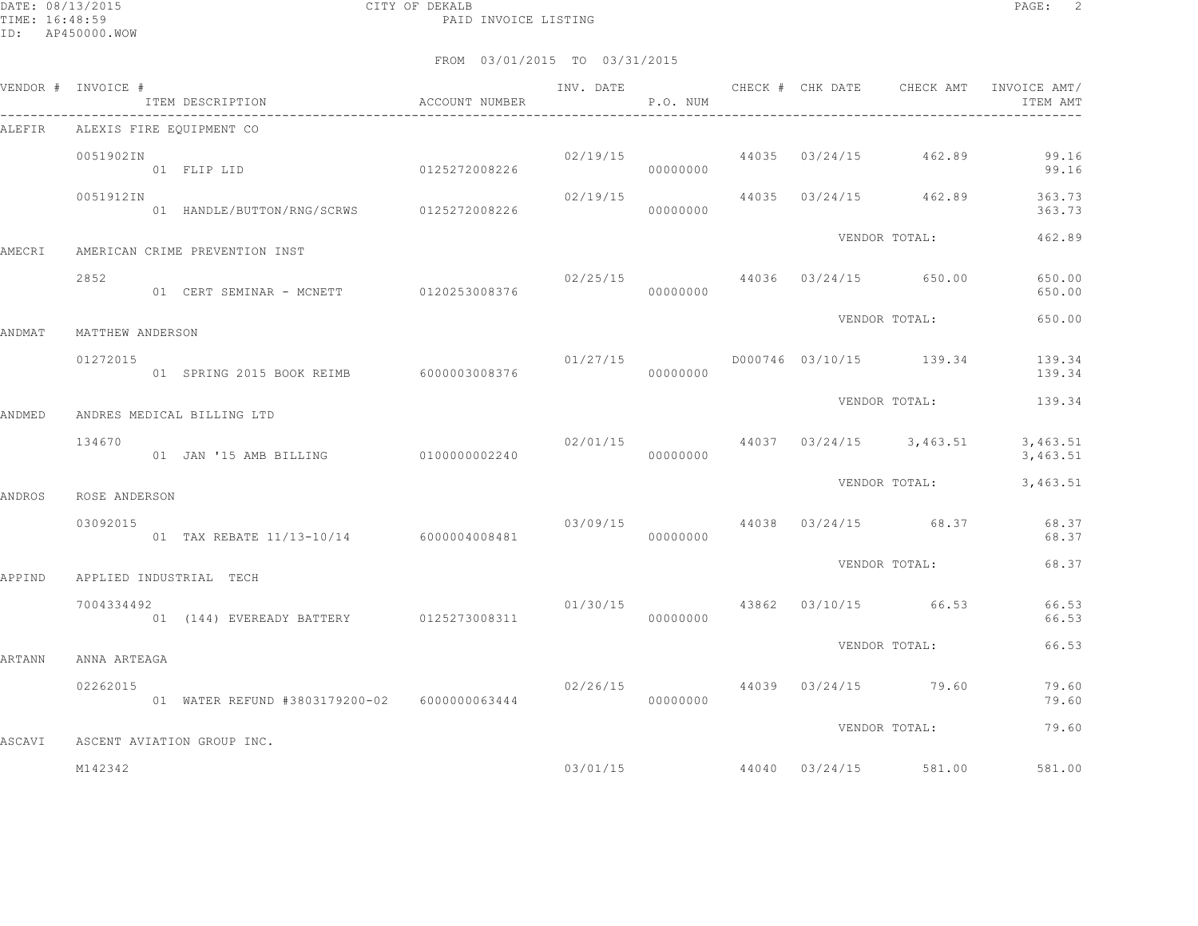CITY OF DEKALB
PAID INVOICE LISTING

DATE: 08/13/2015
TIME: 16:48:59
ID: AP450000.WOW

FROM 03/01/2015 TO 03/31/2015

| VENDOR # | INVOICE # / ITEM DESCRIPTION | ACCOUNT NUMBER | INV. DATE | P.O. NUM | CHECK # | CHK DATE | CHECK AMT | INVOICE AMT/ ITEM AMT |
|---|---|---|---|---|---|---|---|---|
| ALEFIR | ALEXIS FIRE EQUIPMENT CO | | | | | | | |
| | 0051902IN | | 02/19/15 | | 44035 | 03/24/15 | 462.89 | 99.16 |
| | 01 FLIP LID | 0125272008226 | | 00000000 | | | | 99.16 |
| | 0051912IN | | 02/19/15 | | 44035 | 03/24/15 | 462.89 | 363.73 |
| | 01 HANDLE/BUTTON/RNG/SCRWS | 0125272008226 | | 00000000 | | | | 363.73 |
| | | | | | | VENDOR TOTAL: | | 462.89 |
| AMECRI | AMERICAN CRIME PREVENTION INST | | | | | | | |
| | 2852 | | 02/25/15 | | 44036 | 03/24/15 | 650.00 | 650.00 |
| | 01 CERT SEMINAR - MCNETT | 0120253008376 | | 00000000 | | | | 650.00 |
| | | | | | | VENDOR TOTAL: | | 650.00 |
| ANDMAT | MATTHEW ANDERSON | | | | | | | |
| | 01272015 | | 01/27/15 | | D000746 | 03/10/15 | 139.34 | 139.34 |
| | 01 SPRING 2015 BOOK REIMB | 6000003008376 | | 00000000 | | | | 139.34 |
| | | | | | | VENDOR TOTAL: | | 139.34 |
| ANDMED | ANDRES MEDICAL BILLING LTD | | | | | | | |
| | 134670 | | 02/01/15 | | 44037 | 03/24/15 | 3,463.51 | 3,463.51 |
| | 01 JAN '15 AMB BILLING | 0100000002240 | | 00000000 | | | | 3,463.51 |
| | | | | | | VENDOR TOTAL: | | 3,463.51 |
| ANDROS | ROSE ANDERSON | | | | | | | |
| | 03092015 | | 03/09/15 | | 44038 | 03/24/15 | 68.37 | 68.37 |
| | 01 TAX REBATE 11/13-10/14 | 6000004008481 | | 00000000 | | | | 68.37 |
| | | | | | | VENDOR TOTAL: | | 68.37 |
| APPIND | APPLIED INDUSTRIAL TECH | | | | | | | |
| | 7004334492 | | 01/30/15 | | 43862 | 03/10/15 | 66.53 | 66.53 |
| | 01 (144) EVEREADY BATTERY | 0125273008311 | | 00000000 | | | | 66.53 |
| | | | | | | VENDOR TOTAL: | | 66.53 |
| ARTANN | ANNA ARTEAGA | | | | | | | |
| | 02262015 | | 02/26/15 | | 44039 | 03/24/15 | 79.60 | 79.60 |
| | 01 WATER REFUND #3803179200-02 | 6000000063444 | | 00000000 | | | | 79.60 |
| | | | | | | VENDOR TOTAL: | | 79.60 |
| ASCAVI | ASCENT AVIATION GROUP INC. | | | | | | | |
| | M142342 | | 03/01/15 | | 44040 | 03/24/15 | 581.00 | 581.00 |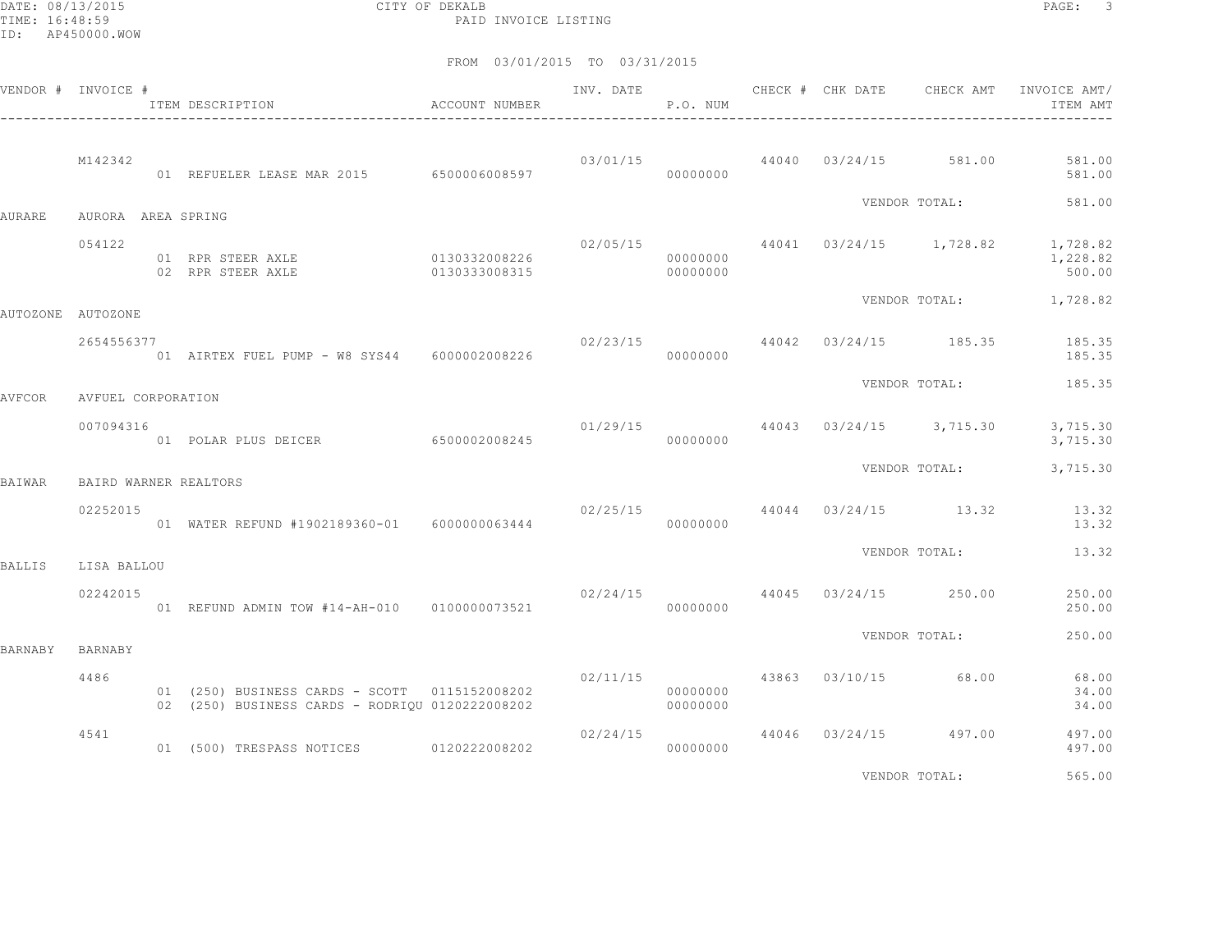FROM 03/01/2015 TO 03/31/2015

| VENDOR # | INVOICE # | ITEM DESCRIPTION | ACCOUNT NUMBER | INV. DATE | P.O. NUM | CHECK # | CHK DATE | CHECK AMT | INVOICE AMT/ ITEM AMT |
|---|---|---|---|---|---|---|---|---|---|
| | M142342 | | | 03/01/15 | | 44040 | 03/24/15 | 581.00 | 581.00 |
| | | 01 REFUELER LEASE MAR 2015 | 6500006008597 | | 00000000 | | | | 581.00 |
| | | | | | | | VENDOR TOTAL: | | 581.00 |
| AURARE | AURORA AREA SPRING | | | | | | | | |
| | 054122 | | | 02/05/15 | | 44041 | 03/24/15 | 1,728.82 | 1,728.82 |
| | | 01 RPR STEER AXLE | 0130332008226 | | 00000000 | | | | 1,228.82 |
| | | 02 RPR STEER AXLE | 0130333008315 | | 00000000 | | | | 500.00 |
| | | | | | | | VENDOR TOTAL: | | 1,728.82 |
| AUTOZONE | AUTOZONE | | | | | | | | |
| | 2654556377 | | | 02/23/15 | | 44042 | 03/24/15 | 185.35 | 185.35 |
| | | 01 AIRTEX FUEL PUMP - W8 SYS44 | 6000002008226 | | 00000000 | | | | 185.35 |
| | | | | | | | VENDOR TOTAL: | | 185.35 |
| AVFCOR | AVFUEL CORPORATION | | | | | | | | |
| | 007094316 | | | 01/29/15 | | 44043 | 03/24/15 | 3,715.30 | 3,715.30 |
| | | 01 POLAR PLUS DEICER | 6500002008245 | | 00000000 | | | | 3,715.30 |
| | | | | | | | VENDOR TOTAL: | | 3,715.30 |
| BAIWAR | BAIRD WARNER REALTORS | | | | | | | | |
| | 02252015 | | | 02/25/15 | | 44044 | 03/24/15 | 13.32 | 13.32 |
| | | 01 WATER REFUND #1902189360-01 | 6000000063444 | | 00000000 | | | | 13.32 |
| | | | | | | | VENDOR TOTAL: | | 13.32 |
| BALLIS | LISA BALLOU | | | | | | | | |
| | 02242015 | | | 02/24/15 | | 44045 | 03/24/15 | 250.00 | 250.00 |
| | | 01 REFUND ADMIN TOW #14-AH-010 | 0100000073521 | | 00000000 | | | | 250.00 |
| | | | | | | | VENDOR TOTAL: | | 250.00 |
| BARNABY | BARNABY | | | | | | | | |
| | 4486 | | | 02/11/15 | | 43863 | 03/10/15 | 68.00 | 68.00 |
| | | 01 (250) BUSINESS CARDS - SCOTT | 0115152008202 | | 00000000 | | | | 34.00 |
| | | 02 (250) BUSINESS CARDS - RODRIQU | 0120222008202 | | 00000000 | | | | 34.00 |
| | 4541 | | | 02/24/15 | | 44046 | 03/24/15 | 497.00 | 497.00 |
| | | 01 (500) TRESPASS NOTICES | 0120222008202 | | 00000000 | | | | 497.00 |
| | | | | | | | VENDOR TOTAL: | | 565.00 |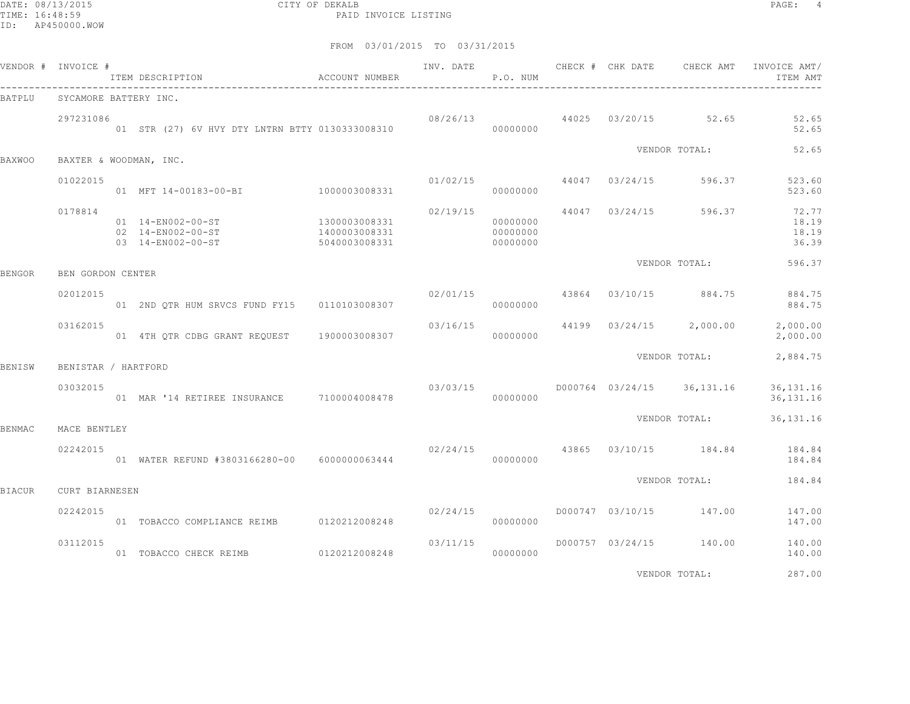CITY OF DEKALB
PAID INVOICE LISTING

DATE: 08/13/2015
TIME: 16:48:59
ID: AP450000.WOW

FROM 03/01/2015 TO 03/31/2015

| VENDOR # | INVOICE # | ITEM DESCRIPTION | ACCOUNT NUMBER | INV. DATE | P.O. NUM | CHECK # | CHK DATE | CHECK AMT | INVOICE AMT/ ITEM AMT |
|---|---|---|---|---|---|---|---|---|---|
| BATPLU | SYCAMORE BATTERY INC. | | | | | | | | |
| | 297231086 | | | 08/26/13 | | 44025 | 03/20/15 | 52.65 | 52.65 |
| | | 01 STR (27) 6V HVY DTY LNTRN BTTY | 0130333008310 | | 00000000 | | | | 52.65 |
| | | | | | | | VENDOR TOTAL: | | 52.65 |
| BAXWOO | BAXTER & WOODMAN, INC. | | | | | | | | |
| | 01022015 | | | 01/02/15 | | 44047 | 03/24/15 | 596.37 | 523.60 |
| | | 01 MFT 14-00183-00-BI | 1000003008331 | | 00000000 | | | | 523.60 |
| | 0178814 | | | 02/19/15 | | 44047 | 03/24/15 | 596.37 | 72.77 |
| | | 01 14-EN002-00-ST | 1300003008331 | | 00000000 | | | | 18.19 |
| | | 02 14-EN002-00-ST | 1400003008331 | | 00000000 | | | | 18.19 |
| | | 03 14-EN002-00-ST | 5040003008331 | | 00000000 | | | | 36.39 |
| | | | | | | | VENDOR TOTAL: | | 596.37 |
| BENGOR | BEN GORDON CENTER | | | | | | | | |
| | 02012015 | | | 02/01/15 | | 43864 | 03/10/15 | 884.75 | 884.75 |
| | | 01 2ND QTR HUM SRVCS FUND FY15 | 0110103008307 | | 00000000 | | | | 884.75 |
| | 03162015 | | | 03/16/15 | | 44199 | 03/24/15 | 2,000.00 | 2,000.00 |
| | | 01 4TH QTR CDBG GRANT REQUEST | 1900003008307 | | 00000000 | | | | 2,000.00 |
| | | | | | | | VENDOR TOTAL: | | 2,884.75 |
| BENISW | BENISTAR / HARTFORD | | | | | | | | |
| | 03032015 | | | 03/03/15 | | D000764 | 03/24/15 | 36,131.16 | 36,131.16 |
| | | 01 MAR '14 RETIREE INSURANCE | 7100004008478 | | 00000000 | | | | 36,131.16 |
| | | | | | | | VENDOR TOTAL: | | 36,131.16 |
| BENMAC | MACE BENTLEY | | | | | | | | |
| | 02242015 | | | 02/24/15 | | 43865 | 03/10/15 | 184.84 | 184.84 |
| | | 01 WATER REFUND #3803166280-00 | 6000000063444 | | 00000000 | | | | 184.84 |
| | | | | | | | VENDOR TOTAL: | | 184.84 |
| BIACUR | CURT BIARNESEN | | | | | | | | |
| | 02242015 | | | 02/24/15 | | D000747 | 03/10/15 | 147.00 | 147.00 |
| | | 01 TOBACCO COMPLIANCE REIMB | 0120212008248 | | 00000000 | | | | 147.00 |
| | 03112015 | | | 03/11/15 | | D000757 | 03/24/15 | 140.00 | 140.00 |
| | | 01 TOBACCO CHECK REIMB | 0120212008248 | | 00000000 | | | | 140.00 |
| | | | | | | | VENDOR TOTAL: | | 287.00 |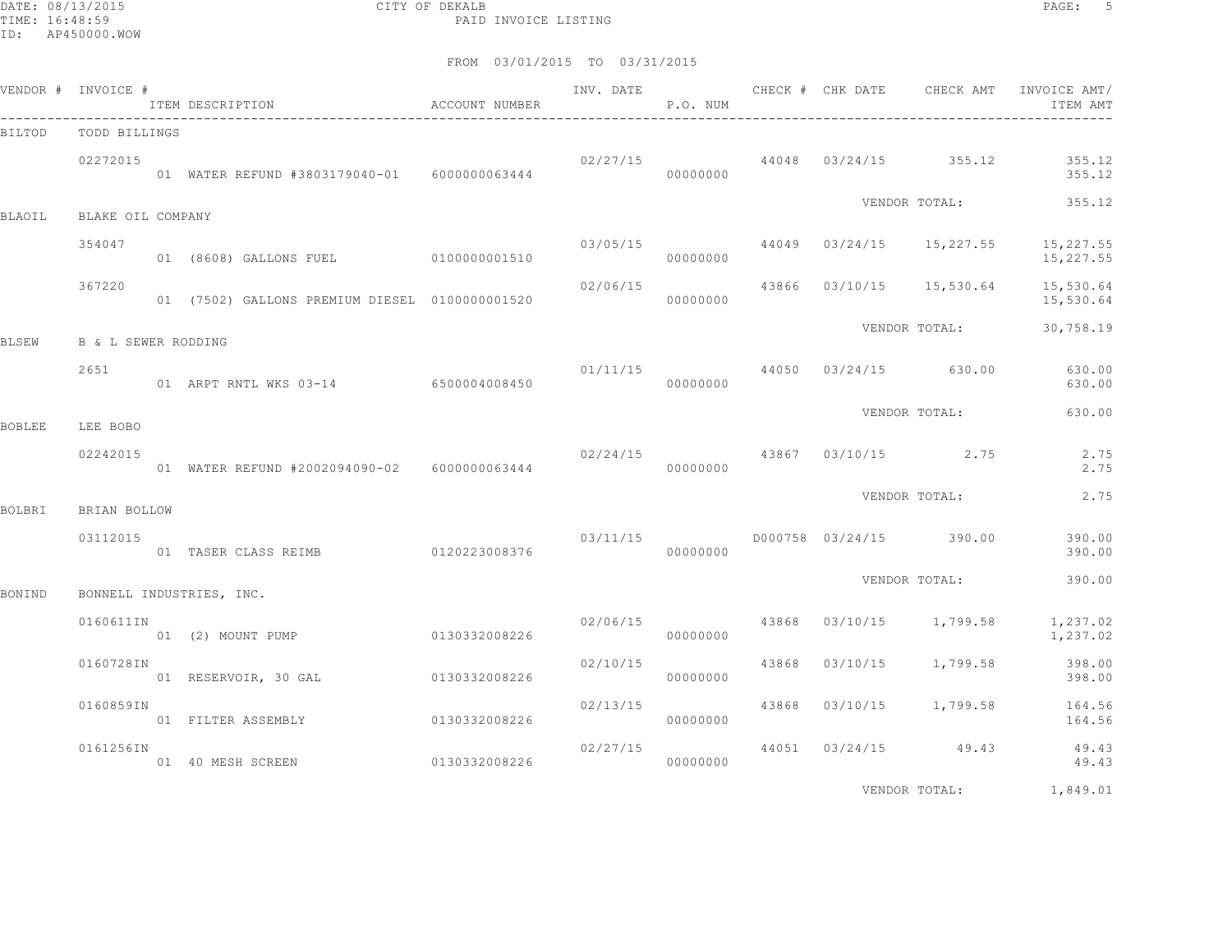CITY OF DEKALB
PAID INVOICE LISTING

DATE: 08/13/2015
TIME: 16:48:59
ID: AP450000.WOW

FROM 03/01/2015 TO 03/31/2015

| VENDOR # | INVOICE # | ITEM DESCRIPTION | ACCOUNT NUMBER | INV. DATE | P.O. NUM | CHECK # | CHK DATE | CHECK AMT | INVOICE AMT/ ITEM AMT |
|---|---|---|---|---|---|---|---|---|---|
| BILTOD | TODD BILLINGS | | | | | | | | |
| | 02272015 | | | 02/27/15 | | 44048 | 03/24/15 | 355.12 | 355.12 |
| | | 01 WATER REFUND #3803179040-01 | 6000000063444 | | 00000000 | | | | 355.12 |
| | | | | | | | | VENDOR TOTAL: | 355.12 |
| BLAOIL | BLAKE OIL COMPANY | | | | | | | | |
| | 354047 | | | 03/05/15 | | 44049 | 03/24/15 | 15,227.55 | 15,227.55 |
| | | 01 (8608) GALLONS FUEL | 0100000001510 | | 00000000 | | | | 15,227.55 |
| | 367220 | | | 02/06/15 | | 43866 | 03/10/15 | 15,530.64 | 15,530.64 |
| | | 01 (7502) GALLONS PREMIUM DIESEL | 0100000001520 | | 00000000 | | | | 15,530.64 |
| | | | | | | | | VENDOR TOTAL: | 30,758.19 |
| BLSEW | B & L SEWER RODDING | | | | | | | | |
| | 2651 | | | 01/11/15 | | 44050 | 03/24/15 | 630.00 | 630.00 |
| | | 01 ARPT RNTL WKS 03-14 | 6500004008450 | | 00000000 | | | | 630.00 |
| | | | | | | | | VENDOR TOTAL: | 630.00 |
| BOBLEE | LEE BOBO | | | | | | | | |
| | 02242015 | | | 02/24/15 | | 43867 | 03/10/15 | 2.75 | 2.75 |
| | | 01 WATER REFUND #2002094090-02 | 6000000063444 | | 00000000 | | | | 2.75 |
| | | | | | | | | VENDOR TOTAL: | 2.75 |
| BOLBRI | BRIAN BOLLOW | | | | | | | | |
| | 03112015 | | | 03/11/15 | | D000758 | 03/24/15 | 390.00 | 390.00 |
| | | 01 TASER CLASS REIMB | 0120223008376 | | 00000000 | | | | 390.00 |
| | | | | | | | | VENDOR TOTAL: | 390.00 |
| BONIND | BONNELL INDUSTRIES, INC. | | | | | | | | |
| | 0160611IN | | | 02/06/15 | | 43868 | 03/10/15 | 1,799.58 | 1,237.02 |
| | | 01 (2) MOUNT PUMP | 0130332008226 | | 00000000 | | | | 1,237.02 |
| | 0160728IN | | | 02/10/15 | | 43868 | 03/10/15 | 1,799.58 | 398.00 |
| | | 01 RESERVOIR, 30 GAL | 0130332008226 | | 00000000 | | | | 398.00 |
| | 0160859IN | | | 02/13/15 | | 43868 | 03/10/15 | 1,799.58 | 164.56 |
| | | 01 FILTER ASSEMBLY | 0130332008226 | | 00000000 | | | | 164.56 |
| | 0161256IN | | | 02/27/15 | | 44051 | 03/24/15 | 49.43 | 49.43 |
| | | 01 40 MESH SCREEN | 0130332008226 | | 00000000 | | | | 49.43 |
| | | | | | | | | VENDOR TOTAL: | 1,849.01 |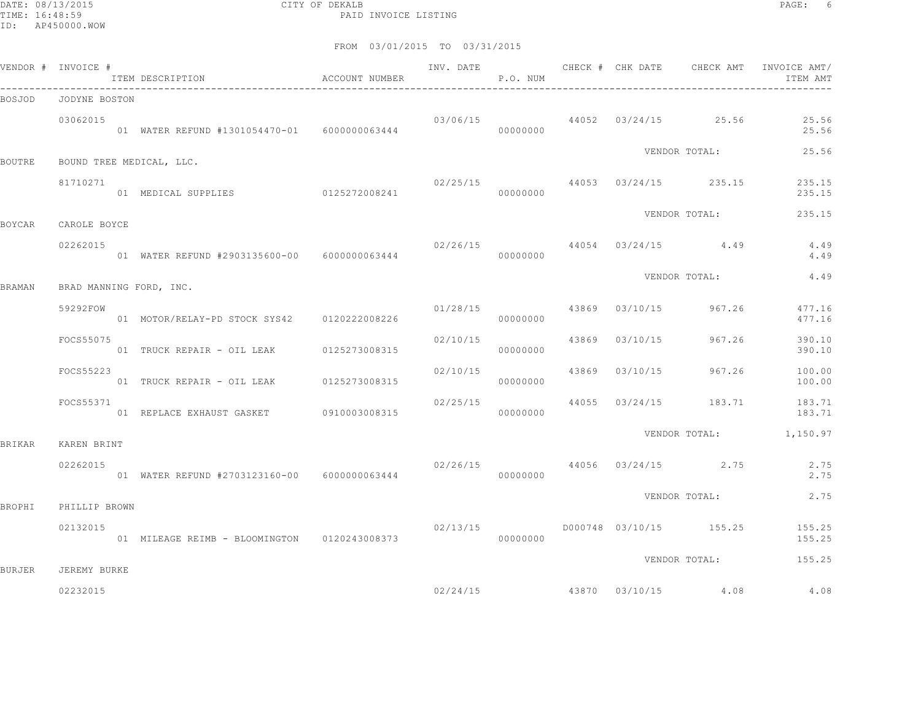CITY OF DEKALB

PAID INVOICE LISTING

FROM 03/01/2015 TO 03/31/2015

| VENDOR # | INVOICE # / ITEM DESCRIPTION | ACCOUNT NUMBER | INV. DATE | P.O. NUM | CHECK # | CHK DATE | CHECK AMT | INVOICE AMT/ ITEM AMT |
|---|---|---|---|---|---|---|---|---|
| BOSJOD | JODYNE BOSTON | | | | | | | |
| | 03062015 | | 03/06/15 | | 44052 | 03/24/15 | 25.56 | 25.56 |
| | 01 WATER REFUND #1301054470-01 | 6000000063444 | | 00000000 | | | | 25.56 |
| | | | | | | VENDOR TOTAL: | | 25.56 |
| BOUTRE | BOUND TREE MEDICAL, LLC. | | | | | | | |
| | 81710271 | | 02/25/15 | | 44053 | 03/24/15 | 235.15 | 235.15 |
| | 01 MEDICAL SUPPLIES | 0125272008241 | | 00000000 | | | | 235.15 |
| | | | | | | VENDOR TOTAL: | | 235.15 |
| BOYCAR | CAROLE BOYCE | | | | | | | |
| | 02262015 | | 02/26/15 | | 44054 | 03/24/15 | 4.49 | 4.49 |
| | 01 WATER REFUND #2903135600-00 | 6000000063444 | | 00000000 | | | | 4.49 |
| | | | | | | VENDOR TOTAL: | | 4.49 |
| BRAMAN | BRAD MANNING FORD, INC. | | | | | | | |
| | 59292FOW | | 01/28/15 | | 43869 | 03/10/15 | 967.26 | 477.16 |
| | 01 MOTOR/RELAY-PD STOCK SYS42 | 0120222008226 | | 00000000 | | | | 477.16 |
| | FOCS55075 | | 02/10/15 | | 43869 | 03/10/15 | 967.26 | 390.10 |
| | 01 TRUCK REPAIR - OIL LEAK | 0125273008315 | | 00000000 | | | | 390.10 |
| | FOCS55223 | | 02/10/15 | | 43869 | 03/10/15 | 967.26 | 100.00 |
| | 01 TRUCK REPAIR - OIL LEAK | 0125273008315 | | 00000000 | | | | 100.00 |
| | FOCS55371 | | 02/25/15 | | 44055 | 03/24/15 | 183.71 | 183.71 |
| | 01 REPLACE EXHAUST GASKET | 0910003008315 | | 00000000 | | | | 183.71 |
| | | | | | | VENDOR TOTAL: | | 1,150.97 |
| BRIKAR | KAREN BRINT | | | | | | | |
| | 02262015 | | 02/26/15 | | 44056 | 03/24/15 | 2.75 | 2.75 |
| | 01 WATER REFUND #2703123160-00 | 6000000063444 | | 00000000 | | | | 2.75 |
| | | | | | | VENDOR TOTAL: | | 2.75 |
| BROPHI | PHILLIP BROWN | | | | | | | |
| | 02132015 | | 02/13/15 | | D000748 | 03/10/15 | 155.25 | 155.25 |
| | 01 MILEAGE REIMB - BLOOMINGTON | 0120243008373 | | 00000000 | | | | 155.25 |
| | | | | | | VENDOR TOTAL: | | 155.25 |
| BURJER | JEREMY BURKE | | | | | | | |
| | 02232015 | | 02/24/15 | | 43870 | 03/10/15 | 4.08 | 4.08 |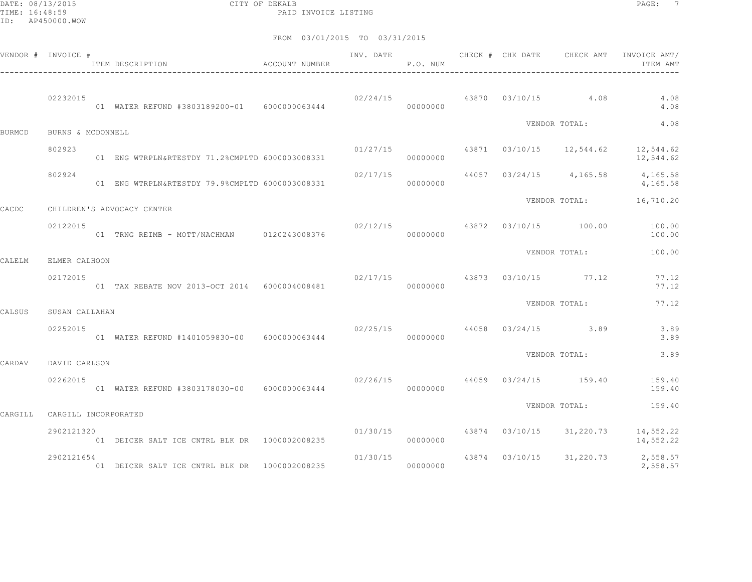CITY OF DEKALB
PAID INVOICE LISTING

FROM 03/01/2015 TO 03/31/2015

| VENDOR # | INVOICE # / ITEM DESCRIPTION | ACCOUNT NUMBER | INV. DATE | P.O. NUM | CHECK # | CHK DATE | CHECK AMT | INVOICE AMT/ ITEM AMT |
|---|---|---|---|---|---|---|---|---|
| | 02232015 | | 02/24/15 | | 43870 | 03/10/15 | 4.08 | 4.08 |
| | 01 WATER REFUND #3803189200-01 | 6000000063444 | | 00000000 | | | | 4.08 |
| | | | | | | VENDOR TOTAL: | | 4.08 |
| BURMCD | BURNS & MCDONNELL | | | | | | | |
| | 802923 | | 01/27/15 | | 43871 | 03/10/15 | 12,544.62 | 12,544.62 |
| | 01 ENG WTRPLN&RTESTDY 71.2%CMPLTD | 6000003008331 | | 00000000 | | | | 12,544.62 |
| | 802924 | | 02/17/15 | | 44057 | 03/24/15 | 4,165.58 | 4,165.58 |
| | 01 ENG WTRPLN&RTESTDY 79.9%CMPLTD | 6000003008331 | | 00000000 | | | | 4,165.58 |
| | | | | | | VENDOR TOTAL: | | 16,710.20 |
| CACDC | CHILDREN'S ADVOCACY CENTER | | | | | | | |
| | 02122015 | | 02/12/15 | | 43872 | 03/10/15 | 100.00 | 100.00 |
| | 01 TRNG REIMB - MOTT/NACHMAN | 0120243008376 | | 00000000 | | | | 100.00 |
| | | | | | | VENDOR TOTAL: | | 100.00 |
| CALELM | ELMER CALHOON | | | | | | | |
| | 02172015 | | 02/17/15 | | 43873 | 03/10/15 | 77.12 | 77.12 |
| | 01 TAX REBATE NOV 2013-OCT 2014 | 6000004008481 | | 00000000 | | | | 77.12 |
| | | | | | | VENDOR TOTAL: | | 77.12 |
| CALSUS | SUSAN CALLAHAN | | | | | | | |
| | 02252015 | | 02/25/15 | | 44058 | 03/24/15 | 3.89 | 3.89 |
| | 01 WATER REFUND #1401059830-00 | 6000000063444 | | 00000000 | | | | 3.89 |
| | | | | | | VENDOR TOTAL: | | 3.89 |
| CARDAV | DAVID CARLSON | | | | | | | |
| | 02262015 | | 02/26/15 | | 44059 | 03/24/15 | 159.40 | 159.40 |
| | 01 WATER REFUND #3803178030-00 | 6000000063444 | | 00000000 | | | | 159.40 |
| | | | | | | VENDOR TOTAL: | | 159.40 |
| CARGILL | CARGILL INCORPORATED | | | | | | | |
| | 2902121320 | | 01/30/15 | | 43874 | 03/10/15 | 31,220.73 | 14,552.22 |
| | 01 DEICER SALT ICE CNTRL BLK DR | 1000002008235 | | 00000000 | | | | 14,552.22 |
| | 2902121654 | | 01/30/15 | | 43874 | 03/10/15 | 31,220.73 | 2,558.57 |
| | 01 DEICER SALT ICE CNTRL BLK DR | 1000002008235 | | 00000000 | | | | 2,558.57 |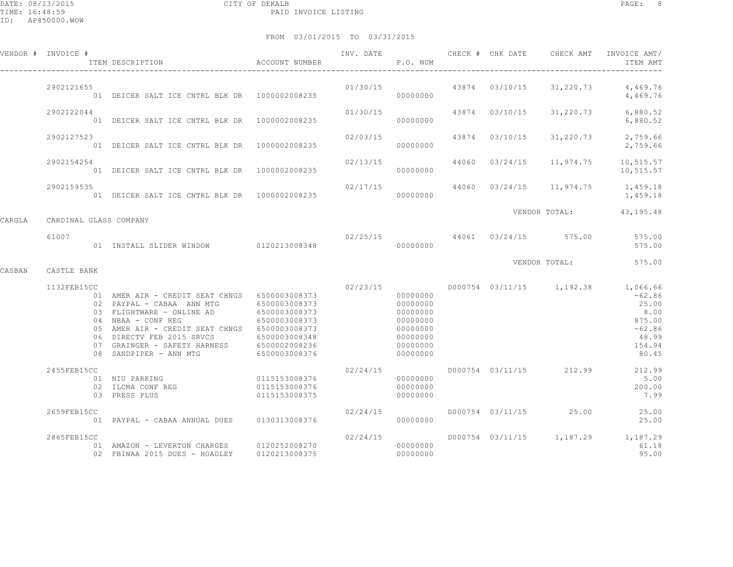FROM 03/01/2015 TO 03/31/2015

| VENDOR # | INVOICE # | ITEM DESCRIPTION | ACCOUNT NUMBER | INV. DATE | P.O. NUM | CHECK # | CHK DATE | CHECK AMT | INVOICE AMT/ ITEM AMT |
|---|---|---|---|---|---|---|---|---|---|
| | 2902121655 | | | 01/30/15 | | 43874 | 03/10/15 | 31,220.73 | 4,469.76 |
| | | 01 DEICER SALT ICE CNTRL BLK DR | 1000002008235 | | 00000000 | | | | 4,469.76 |
| | 2902122044 | | | 01/30/15 | | 43874 | 03/10/15 | 31,220.73 | 6,880.52 |
| | | 01 DEICER SALT ICE CNTRL BLK DR | 1000002008235 | | 00000000 | | | | 6,880.52 |
| | 2902127523 | | | 02/03/15 | | 43874 | 03/10/15 | 31,220.73 | 2,759.66 |
| | | 01 DEICER SALT ICE CNTRL BLK DR | 1000002008235 | | 00000000 | | | | 2,759.66 |
| | 2902154254 | | | 02/13/15 | | 44060 | 03/24/15 | 11,974.75 | 10,515.57 |
| | | 01 DEICER SALT ICE CNTRL BLK DR | 1000002008235 | | 00000000 | | | | 10,515.57 |
| | 2902159535 | | | 02/17/15 | | 44060 | 03/24/15 | 11,974.75 | 1,459.18 |
| | | 01 DEICER SALT ICE CNTRL BLK DR | 1000002008235 | | 00000000 | | | | 1,459.18 |
| | | | | | | | VENDOR TOTAL: | | 43,195.48 |
| CARGLA | CARDINAL GLASS COMPANY | | | | | | | | |
| | 61007 | | | 02/25/15 | | 44061 | 03/24/15 | 575.00 | 575.00 |
| | | 01 INSTALL SLIDER WINDOW | 0120213008348 | | 00000000 | | | | 575.00 |
| | | | | | | | VENDOR TOTAL: | | 575.00 |
| CASBAN | CASTLE BANK | | | | | | | | |
| | 1132FEB15CC | | | 02/23/15 | | D000754 | 03/11/15 | 1,192.38 | 1,066.66 |
| | | 01 AMER AIR - CREDIT SEAT CHNGS | 6500003008373 | | 00000000 | | | | -62.86 |
| | | 02 PAYPAL - CABAA ANN MTG | 6500003008373 | | 00000000 | | | | 25.00 |
| | | 03 FLIGHTWARE - ONLINE AD | 6500003008373 | | 00000000 | | | | 8.00 |
| | | 04 NBAA - CONF REG | 6500003008373 | | 00000000 | | | | 875.00 |
| | | 05 AMER AIR - CREDIT SEAT CHNGS | 6500003008373 | | 00000000 | | | | -62.86 |
| | | 06 DIRECTV FEB 2015 SRVCS | 6500003008348 | | 00000000 | | | | 48.99 |
| | | 07 GRAINGER - SAFETY HARNESS | 6500002008236 | | 00000000 | | | | 154.94 |
| | | 08 SANDPIPER - ANN MTG | 6500003008376 | | 00000000 | | | | 80.45 |
| | 2455FEB15CC | | | 02/24/15 | | D000754 | 03/11/15 | 212.99 | 212.99 |
| | | 01 NIU PARKING | 0115153008376 | | 00000000 | | | | 5.00 |
| | | 02 ILCMA CONF REG | 0115153008376 | | 00000000 | | | | 200.00 |
| | | 03 PRESS PLUS | 0115153008375 | | 00000000 | | | | 7.99 |
| | 2659FEB15CC | | | 02/24/15 | | D000754 | 03/11/15 | 25.00 | 25.00 |
| | | 01 PAYPAL - CABAA ANNUAL DUES | 0130313008376 | | 00000000 | | | | 25.00 |
| | 2865FEB15CC | | | 02/24/15 | | D000754 | 03/11/15 | 1,187.29 | 1,187.29 |
| | | 01 AMAZON - LEVERTON CHARGES | 0120252008270 | | 00000000 | | | | 61.18 |
| | | 02 FBINAA 2015 DUES - HOADLEY | 0120213008375 | | 00000000 | | | | 95.00 |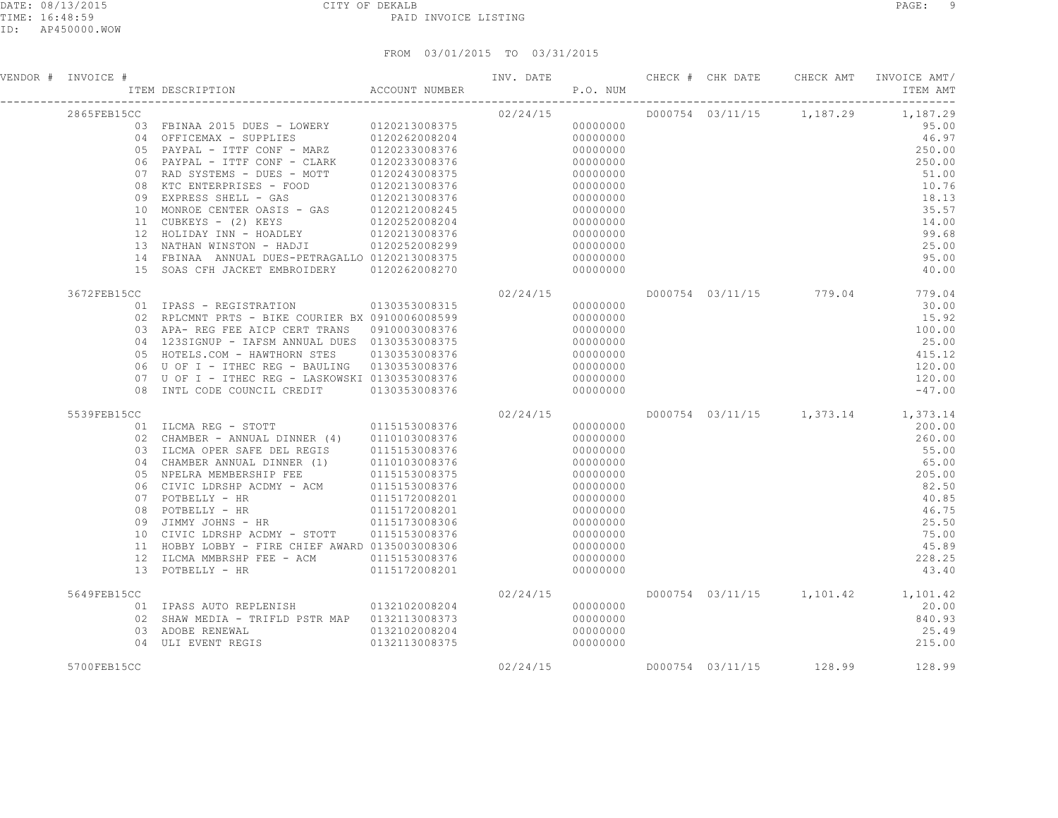# CITY OF DEKALB
## PAID INVOICE LISTING

DATE: 08/13/2015
TIME: 16:48:59
ID: AP450000.WOW

FROM 03/01/2015 TO 03/31/2015

| VENDOR # | INVOICE # / ITEM DESCRIPTION | ACCOUNT NUMBER | INV. DATE | P.O. NUM | CHECK # | CHK DATE | CHECK AMT | INVOICE AMT/ ITEM AMT |
|---|---|---|---|---|---|---|---|---|
| | 2865FEB15CC | | 02/24/15 | | D000754 | 03/11/15 | 1,187.29 | 1,187.29 |
| | 03 FBINAA 2015 DUES - LOWERY | 0120213008375 | | 00000000 | | | | 95.00 |
| | 04 OFFICEMAX - SUPPLIES | 0120262008204 | | 00000000 | | | | 46.97 |
| | 05 PAYPAL - ITTF CONF - MARZ | 0120233008376 | | 00000000 | | | | 250.00 |
| | 06 PAYPAL - ITTF CONF - CLARK | 0120233008376 | | 00000000 | | | | 250.00 |
| | 07 RAD SYSTEMS - DUES - MOTT | 0120243008375 | | 00000000 | | | | 51.00 |
| | 08 KTC ENTERPRISES - FOOD | 0120213008376 | | 00000000 | | | | 10.76 |
| | 09 EXPRESS SHELL - GAS | 0120213008376 | | 00000000 | | | | 18.13 |
| | 10 MONROE CENTER OASIS - GAS | 0120212008245 | | 00000000 | | | | 35.57 |
| | 11 CUBKEYS - (2) KEYS | 0120252008204 | | 00000000 | | | | 14.00 |
| | 12 HOLIDAY INN - HOADLEY | 0120213008376 | | 00000000 | | | | 99.68 |
| | 13 NATHAN WINSTON - HADJI | 0120252008299 | | 00000000 | | | | 25.00 |
| | 14 FBINAA ANNUAL DUES-PETRAGALLO | 0120213008375 | | 00000000 | | | | 95.00 |
| | 15 SOAS CFH JACKET EMBROIDERY | 0120262008270 | | 00000000 | | | | 40.00 |
| | 3672FEB15CC | | 02/24/15 | | D000754 | 03/11/15 | 779.04 | 779.04 |
| | 01 IPASS - REGISTRATION | 0130353008315 | | 00000000 | | | | 30.00 |
| | 02 RPLCMNT PRTS - BIKE COURIER BX | 0910006008599 | | 00000000 | | | | 15.92 |
| | 03 APA- REG FEE AICP CERT TRANS | 0910003008376 | | 00000000 | | | | 100.00 |
| | 04 123SIGNUP - IAFSM ANNUAL DUES | 0130353008375 | | 00000000 | | | | 25.00 |
| | 05 HOTELS.COM - HAWTHORN STES | 0130353008376 | | 00000000 | | | | 415.12 |
| | 06 U OF I - ITHEC REG - BAULING | 0130353008376 | | 00000000 | | | | 120.00 |
| | 07 U OF I - ITHEC REG - LASKOWSKI | 0130353008376 | | 00000000 | | | | 120.00 |
| | 08 INTL CODE COUNCIL CREDIT | 0130353008376 | | 00000000 | | | | -47.00 |
| | 5539FEB15CC | | 02/24/15 | | D000754 | 03/11/15 | 1,373.14 | 1,373.14 |
| | 01 ILCMA REG - STOTT | 0115153008376 | | 00000000 | | | | 200.00 |
| | 02 CHAMBER - ANNUAL DINNER (4) | 0110103008376 | | 00000000 | | | | 260.00 |
| | 03 ILCMA OPER SAFE DEL REGIS | 0115153008376 | | 00000000 | | | | 55.00 |
| | 04 CHAMBER ANNUAL DINNER (1) | 0110103008376 | | 00000000 | | | | 65.00 |
| | 05 NPELRA MEMBERSHIP FEE | 0115153008375 | | 00000000 | | | | 205.00 |
| | 06 CIVIC LDRSHP ACDMY - ACM | 0115153008376 | | 00000000 | | | | 82.50 |
| | 07 POTBELLY - HR | 0115172008201 | | 00000000 | | | | 40.85 |
| | 08 POTBELLY - HR | 0115172008201 | | 00000000 | | | | 46.75 |
| | 09 JIMMY JOHNS - HR | 0115173008306 | | 00000000 | | | | 25.50 |
| | 10 CIVIC LDRSHP ACDMY - STOTT | 0115153008376 | | 00000000 | | | | 75.00 |
| | 11 HOBBY LOBBY - FIRE CHIEF AWARD | 0135003008306 | | 00000000 | | | | 45.89 |
| | 12 ILCMA MMBRSHP FEE - ACM | 0115153008376 | | 00000000 | | | | 228.25 |
| | 13 POTBELLY - HR | 0115172008201 | | 00000000 | | | | 43.40 |
| | 5649FEB15CC | | 02/24/15 | | D000754 | 03/11/15 | 1,101.42 | 1,101.42 |
| | 01 IPASS AUTO REPLENISH | 0132102008204 | | 00000000 | | | | 20.00 |
| | 02 SHAW MEDIA - TRIFLD PSTR MAP | 0132113008373 | | 00000000 | | | | 840.93 |
| | 03 ADOBE RENEWAL | 0132102008204 | | 00000000 | | | | 25.49 |
| | 04 ULI EVENT REGIS | 0132113008375 | | 00000000 | | | | 215.00 |
| | 5700FEB15CC | | 02/24/15 | | D000754 | 03/11/15 | 128.99 | 128.99 |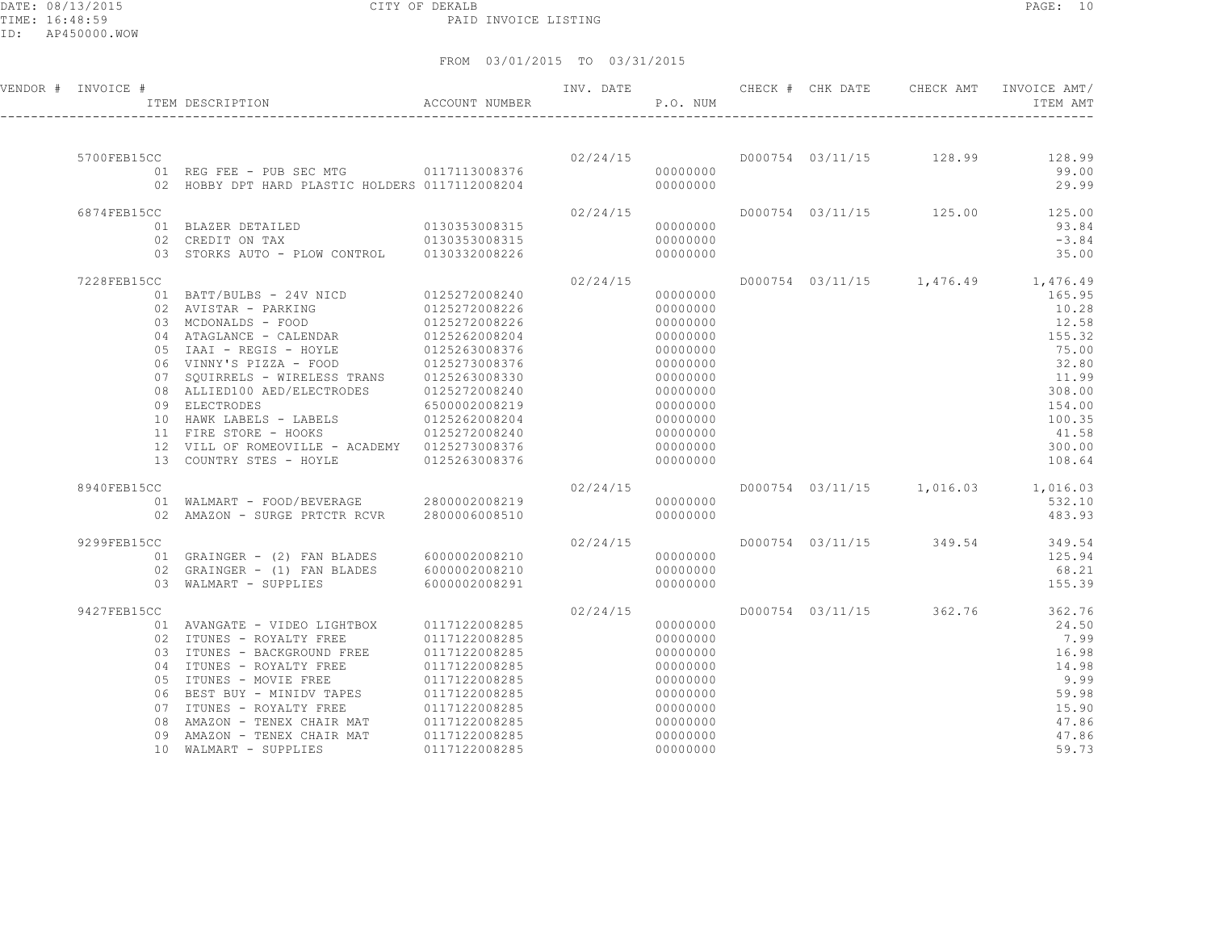CITY OF DEKALB
PAID INVOICE LISTING

DATE: 08/13/2015
TIME: 16:48:59
ID: AP450000.WOW

FROM 03/01/2015 TO 03/31/2015

| VENDOR # | INVOICE # / ITEM DESCRIPTION | ACCOUNT NUMBER | INV. DATE | P.O. NUM | CHECK # | CHK DATE | CHECK AMT | INVOICE AMT/ ITEM AMT |
|---|---|---|---|---|---|---|---|---|
| | 5700FEB15CC | | 02/24/15 | | D000754 | 03/11/15 | 128.99 | 128.99 |
| | 01 REG FEE - PUB SEC MTG | 0117113008376 | | 00000000 | | | | 99.00 |
| | 02 HOBBY DPT HARD PLASTIC HOLDERS | 0117112008204 | | 00000000 | | | | 29.99 |
| | 6874FEB15CC | | 02/24/15 | | D000754 | 03/11/15 | 125.00 | 125.00 |
| | 01 BLAZER DETAILED | 0130353008315 | | 00000000 | | | | 93.84 |
| | 02 CREDIT ON TAX | 0130353008315 | | 00000000 | | | | -3.84 |
| | 03 STORKS AUTO - PLOW CONTROL | 0130332008226 | | 00000000 | | | | 35.00 |
| | 7228FEB15CC | | 02/24/15 | | D000754 | 03/11/15 | 1,476.49 | 1,476.49 |
| | 01 BATT/BULBS - 24V NICD | 0125272008240 | | 00000000 | | | | 165.95 |
| | 02 AVISTAR - PARKING | 0125272008226 | | 00000000 | | | | 10.28 |
| | 03 MCDONALDS - FOOD | 0125272008226 | | 00000000 | | | | 12.58 |
| | 04 ATAGLANCE - CALENDAR | 0125262008204 | | 00000000 | | | | 155.32 |
| | 05 IAAI - REGIS - HOYLE | 0125263008376 | | 00000000 | | | | 75.00 |
| | 06 VINNY'S PIZZA - FOOD | 0125273008376 | | 00000000 | | | | 32.80 |
| | 07 SQUIRRELS - WIRELESS TRANS | 0125263008330 | | 00000000 | | | | 11.99 |
| | 08 ALLIED100 AED/ELECTRODES | 0125272008240 | | 00000000 | | | | 308.00 |
| | 09 ELECTRODES | 6500002008219 | | 00000000 | | | | 154.00 |
| | 10 HAWK LABELS - LABELS | 0125262008204 | | 00000000 | | | | 100.35 |
| | 11 FIRE STORE - HOOKS | 0125272008240 | | 00000000 | | | | 41.58 |
| | 12 VILL OF ROMEOVILLE - ACADEMY | 0125273008376 | | 00000000 | | | | 300.00 |
| | 13 COUNTRY STES - HOYLE | 0125263008376 | | 00000000 | | | | 108.64 |
| | 8940FEB15CC | | 02/24/15 | | D000754 | 03/11/15 | 1,016.03 | 1,016.03 |
| | 01 WALMART - FOOD/BEVERAGE | 2800002008219 | | 00000000 | | | | 532.10 |
| | 02 AMAZON - SURGE PRTCTR RCVR | 2800006008510 | | 00000000 | | | | 483.93 |
| | 9299FEB15CC | | 02/24/15 | | D000754 | 03/11/15 | 349.54 | 349.54 |
| | 01 GRAINGER - (2) FAN BLADES | 6000002008210 | | 00000000 | | | | 125.94 |
| | 02 GRAINGER - (1) FAN BLADES | 6000002008210 | | 00000000 | | | | 68.21 |
| | 03 WALMART - SUPPLIES | 6000002008291 | | 00000000 | | | | 155.39 |
| | 9427FEB15CC | | 02/24/15 | | D000754 | 03/11/15 | 362.76 | 362.76 |
| | 01 AVANGATE - VIDEO LIGHTBOX | 0117122008285 | | 00000000 | | | | 24.50 |
| | 02 ITUNES - ROYALTY FREE | 0117122008285 | | 00000000 | | | | 7.99 |
| | 03 ITUNES - BACKGROUND FREE | 0117122008285 | | 00000000 | | | | 16.98 |
| | 04 ITUNES - ROYALTY FREE | 0117122008285 | | 00000000 | | | | 14.98 |
| | 05 ITUNES - MOVIE FREE | 0117122008285 | | 00000000 | | | | 9.99 |
| | 06 BEST BUY - MINIDV TAPES | 0117122008285 | | 00000000 | | | | 59.98 |
| | 07 ITUNES - ROYALTY FREE | 0117122008285 | | 00000000 | | | | 15.90 |
| | 08 AMAZON - TENEX CHAIR MAT | 0117122008285 | | 00000000 | | | | 47.86 |
| | 09 AMAZON - TENEX CHAIR MAT | 0117122008285 | | 00000000 | | | | 47.86 |
| | 10 WALMART - SUPPLIES | 0117122008285 | | 00000000 | | | | 59.73 |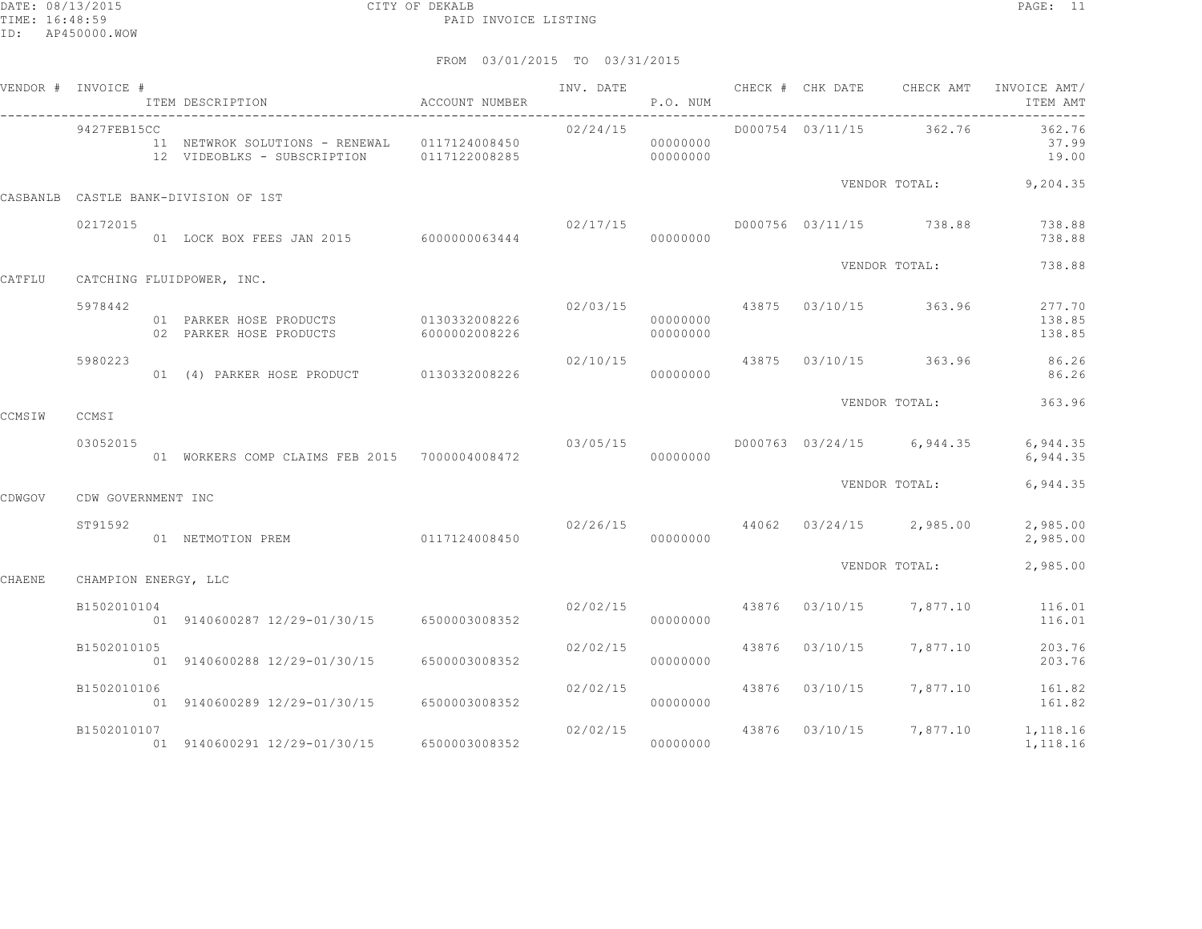CITY OF DEKALB

PAID INVOICE LISTING

FROM 03/01/2015 TO 03/31/2015

| VENDOR # | INVOICE # / ITEM DESCRIPTION | ACCOUNT NUMBER | INV. DATE | P.O. NUM | CHECK # | CHK DATE | CHECK AMT | INVOICE AMT/ ITEM AMT |
|---|---|---|---|---|---|---|---|---|
| | 9427FEB15CC | | 02/24/15 | | D000754 | 03/11/15 | 362.76 | 362.76 |
| | 11 NETWROK SOLUTIONS - RENEWAL | 0117124008450 | | 00000000 | | | | 37.99 |
| | 12 VIDEOBLKS - SUBSCRIPTION | 0117122008285 | | 00000000 | | | | 19.00 |
| | | | | | | | VENDOR TOTAL: | 9,204.35 |
| CASBANLB | CASTLE BANK-DIVISION OF 1ST | | | | | | | |
| | 02172015 | | 02/17/15 | | D000756 | 03/11/15 | 738.88 | 738.88 |
| | 01 LOCK BOX FEES JAN 2015 | 6000000063444 | | 00000000 | | | | 738.88 |
| | | | | | | | VENDOR TOTAL: | 738.88 |
| CATFLU | CATCHING FLUIDPOWER, INC. | | | | | | | |
| | 5978442 | | 02/03/15 | | 43875 | 03/10/15 | 363.96 | 277.70 |
| | 01 PARKER HOSE PRODUCTS | 0130332008226 | | 00000000 | | | | 138.85 |
| | 02 PARKER HOSE PRODUCTS | 6000002008226 | | 00000000 | | | | 138.85 |
| | 5980223 | | 02/10/15 | | 43875 | 03/10/15 | 363.96 | 86.26 |
| | 01 (4) PARKER HOSE PRODUCT | 0130332008226 | | 00000000 | | | | 86.26 |
| | | | | | | | VENDOR TOTAL: | 363.96 |
| CCMSIW | CCMSI | | | | | | | |
| | 03052015 | | 03/05/15 | | D000763 | 03/24/15 | 6,944.35 | 6,944.35 |
| | 01 WORKERS COMP CLAIMS FEB 2015 | 7000004008472 | | 00000000 | | | | 6,944.35 |
| | | | | | | | VENDOR TOTAL: | 6,944.35 |
| CDWGOV | CDW GOVERNMENT INC | | | | | | | |
| | ST91592 | | 02/26/15 | | 44062 | 03/24/15 | 2,985.00 | 2,985.00 |
| | 01 NETMOTION PREM | 0117124008450 | | 00000000 | | | | 2,985.00 |
| | | | | | | | VENDOR TOTAL: | 2,985.00 |
| CHAENE | CHAMPION ENERGY, LLC | | | | | | | |
| | B1502010104 | | 02/02/15 | | 43876 | 03/10/15 | 7,877.10 | 116.01 |
| | 01 9140600287 12/29-01/30/15 | 6500003008352 | | 00000000 | | | | 116.01 |
| | B1502010105 | | 02/02/15 | | 43876 | 03/10/15 | 7,877.10 | 203.76 |
| | 01 9140600288 12/29-01/30/15 | 6500003008352 | | 00000000 | | | | 203.76 |
| | B1502010106 | | 02/02/15 | | 43876 | 03/10/15 | 7,877.10 | 161.82 |
| | 01 9140600289 12/29-01/30/15 | 6500003008352 | | 00000000 | | | | 161.82 |
| | B1502010107 | | 02/02/15 | | 43876 | 03/10/15 | 7,877.10 | 1,118.16 |
| | 01 9140600291 12/29-01/30/15 | 6500003008352 | | 00000000 | | | | 1,118.16 |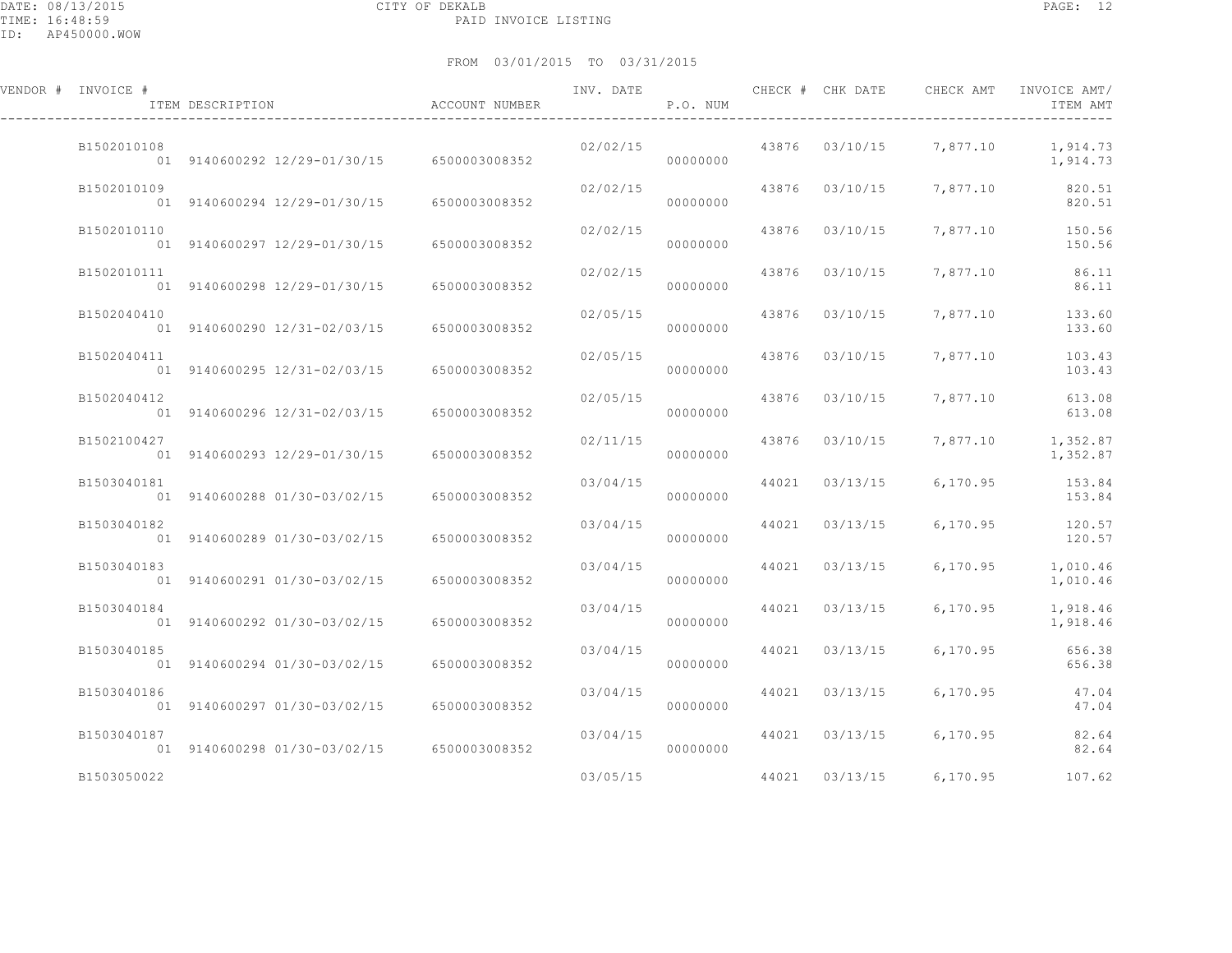CITY OF DEKALB

PAID INVOICE LISTING

DATE: 08/13/2015
TIME: 16:48:59
ID: AP450000.WOW

FROM 03/01/2015 TO 03/31/2015

| VENDOR # | INVOICE # | ITEM DESCRIPTION | ACCOUNT NUMBER | INV. DATE | P.O. NUM | CHECK # | CHK DATE | CHECK AMT | INVOICE AMT/ ITEM AMT |
|---|---|---|---|---|---|---|---|---|---|
| | B1502010108 | | | 02/02/15 | | 43876 | 03/10/15 | 7,877.10 | 1,914.73 |
| | | 01 9140600292 12/29-01/30/15 | 6500003008352 | | 00000000 | | | | 1,914.73 |
| | B1502010109 | | | 02/02/15 | | 43876 | 03/10/15 | 7,877.10 | 820.51 |
| | | 01 9140600294 12/29-01/30/15 | 6500003008352 | | 00000000 | | | | 820.51 |
| | B1502010110 | | | 02/02/15 | | 43876 | 03/10/15 | 7,877.10 | 150.56 |
| | | 01 9140600297 12/29-01/30/15 | 6500003008352 | | 00000000 | | | | 150.56 |
| | B1502010111 | | | 02/02/15 | | 43876 | 03/10/15 | 7,877.10 | 86.11 |
| | | 01 9140600298 12/29-01/30/15 | 6500003008352 | | 00000000 | | | | 86.11 |
| | B1502040410 | | | 02/05/15 | | 43876 | 03/10/15 | 7,877.10 | 133.60 |
| | | 01 9140600290 12/31-02/03/15 | 6500003008352 | | 00000000 | | | | 133.60 |
| | B1502040411 | | | 02/05/15 | | 43876 | 03/10/15 | 7,877.10 | 103.43 |
| | | 01 9140600295 12/31-02/03/15 | 6500003008352 | | 00000000 | | | | 103.43 |
| | B1502040412 | | | 02/05/15 | | 43876 | 03/10/15 | 7,877.10 | 613.08 |
| | | 01 9140600296 12/31-02/03/15 | 6500003008352 | | 00000000 | | | | 613.08 |
| | B1502100427 | | | 02/11/15 | | 43876 | 03/10/15 | 7,877.10 | 1,352.87 |
| | | 01 9140600293 12/29-01/30/15 | 6500003008352 | | 00000000 | | | | 1,352.87 |
| | B1503040181 | | | 03/04/15 | | 44021 | 03/13/15 | 6,170.95 | 153.84 |
| | | 01 9140600288 01/30-03/02/15 | 6500003008352 | | 00000000 | | | | 153.84 |
| | B1503040182 | | | 03/04/15 | | 44021 | 03/13/15 | 6,170.95 | 120.57 |
| | | 01 9140600289 01/30-03/02/15 | 6500003008352 | | 00000000 | | | | 120.57 |
| | B1503040183 | | | 03/04/15 | | 44021 | 03/13/15 | 6,170.95 | 1,010.46 |
| | | 01 9140600291 01/30-03/02/15 | 6500003008352 | | 00000000 | | | | 1,010.46 |
| | B1503040184 | | | 03/04/15 | | 44021 | 03/13/15 | 6,170.95 | 1,918.46 |
| | | 01 9140600292 01/30-03/02/15 | 6500003008352 | | 00000000 | | | | 1,918.46 |
| | B1503040185 | | | 03/04/15 | | 44021 | 03/13/15 | 6,170.95 | 656.38 |
| | | 01 9140600294 01/30-03/02/15 | 6500003008352 | | 00000000 | | | | 656.38 |
| | B1503040186 | | | 03/04/15 | | 44021 | 03/13/15 | 6,170.95 | 47.04 |
| | | 01 9140600297 01/30-03/02/15 | 6500003008352 | | 00000000 | | | | 47.04 |
| | B1503040187 | | | 03/04/15 | | 44021 | 03/13/15 | 6,170.95 | 82.64 |
| | | 01 9140600298 01/30-03/02/15 | 6500003008352 | | 00000000 | | | | 82.64 |
| | B1503050022 | | | 03/05/15 | | 44021 | 03/13/15 | 6,170.95 | 107.62 |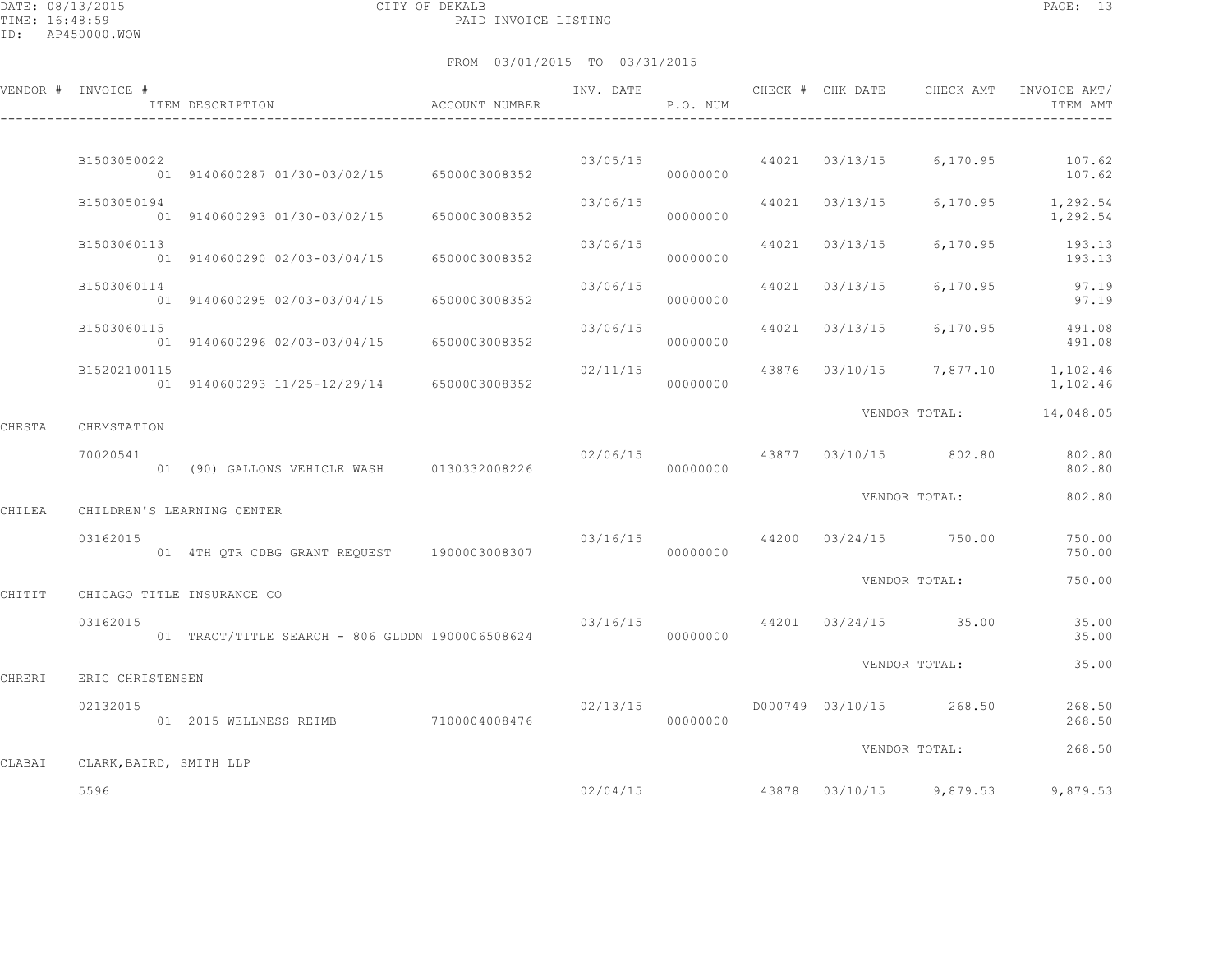CITY OF DEKALB

PAID INVOICE LISTING

FROM 03/01/2015 TO 03/31/2015

| VENDOR # | INVOICE # / ITEM DESCRIPTION | ACCOUNT NUMBER | INV. DATE | P.O. NUM | CHECK # | CHK DATE | CHECK AMT | INVOICE AMT/ ITEM AMT |
|---|---|---|---|---|---|---|---|---|
| | B1503050022 | | 03/05/15 | | 44021 | 03/13/15 | 6,170.95 | 107.62 |
| | 01 9140600287 01/30-03/02/15 | 6500003008352 | | 00000000 | | | | 107.62 |
| | B1503050194 | | 03/06/15 | | 44021 | 03/13/15 | 6,170.95 | 1,292.54 |
| | 01 9140600293 01/30-03/02/15 | 6500003008352 | | 00000000 | | | | 1,292.54 |
| | B1503060113 | | 03/06/15 | | 44021 | 03/13/15 | 6,170.95 | 193.13 |
| | 01 9140600290 02/03-03/04/15 | 6500003008352 | | 00000000 | | | | 193.13 |
| | B1503060114 | | 03/06/15 | | 44021 | 03/13/15 | 6,170.95 | 97.19 |
| | 01 9140600295 02/03-03/04/15 | 6500003008352 | | 00000000 | | | | 97.19 |
| | B1503060115 | | 03/06/15 | | 44021 | 03/13/15 | 6,170.95 | 491.08 |
| | 01 9140600296 02/03-03/04/15 | 6500003008352 | | 00000000 | | | | 491.08 |
| | B15202100115 | | 02/11/15 | | 43876 | 03/10/15 | 7,877.10 | 1,102.46 |
| | 01 9140600293 11/25-12/29/14 | 6500003008352 | | 00000000 | | | | 1,102.46 |
| | | | | | | | VENDOR TOTAL: | 14,048.05 |
| CHESTA | CHEMSTATION | | | | | | | |
| | 70020541 | | 02/06/15 | | 43877 | 03/10/15 | 802.80 | 802.80 |
| | 01 (90) GALLONS VEHICLE WASH | 0130332008226 | | 00000000 | | | | 802.80 |
| | | | | | | | VENDOR TOTAL: | 802.80 |
| CHILEA | CHILDREN'S LEARNING CENTER | | | | | | | |
| | 03162015 | | 03/16/15 | | 44200 | 03/24/15 | 750.00 | 750.00 |
| | 01 4TH QTR CDBG GRANT REQUEST | 1900003008307 | | 00000000 | | | | 750.00 |
| | | | | | | | VENDOR TOTAL: | 750.00 |
| CHITIT | CHICAGO TITLE INSURANCE CO | | | | | | | |
| | 03162015 | | 03/16/15 | | 44201 | 03/24/15 | 35.00 | 35.00 |
| | 01 TRACT/TITLE SEARCH - 806 GLDDN | 1900006508624 | | 00000000 | | | | 35.00 |
| | | | | | | | VENDOR TOTAL: | 35.00 |
| CHRERI | ERIC CHRISTENSEN | | | | | | | |
| | 02132015 | | 02/13/15 | | D000749 | 03/10/15 | 268.50 | 268.50 |
| | 01 2015 WELLNESS REIMB | 7100004008476 | | 00000000 | | | | 268.50 |
| | | | | | | | VENDOR TOTAL: | 268.50 |
| CLABAI | CLARK,BAIRD, SMITH LLP | | | | | | | |
| | 5596 | | 02/04/15 | | 43878 | 03/10/15 | 9,879.53 | 9,879.53 |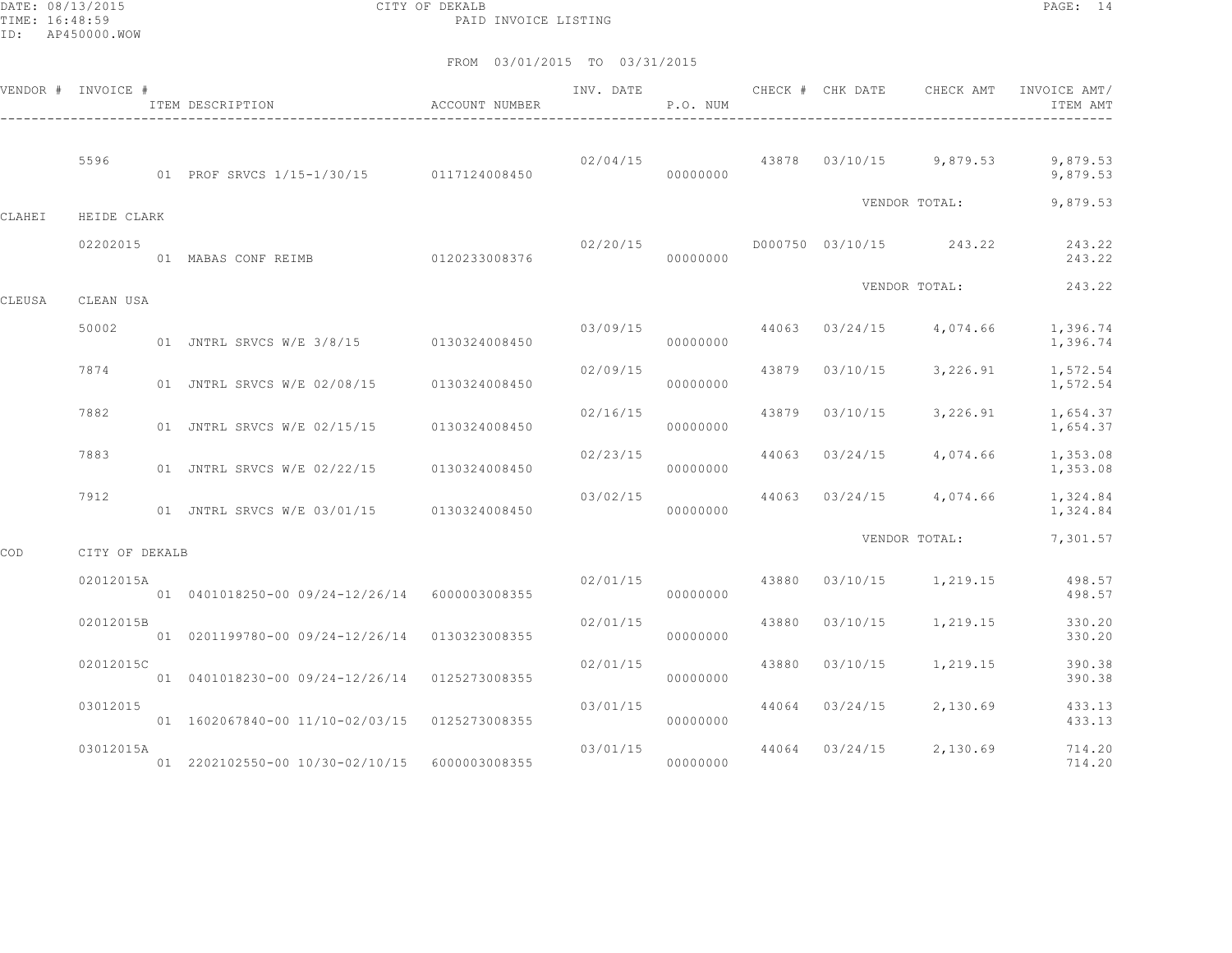CITY OF DEKALB
PAID INVOICE LISTING

DATE: 08/13/2015
TIME: 16:48:59
ID: AP450000.WOW

FROM 03/01/2015 TO 03/31/2015

| VENDOR # | INVOICE # | ITEM DESCRIPTION | ACCOUNT NUMBER | INV. DATE | P.O. NUM | CHECK # | CHK DATE | CHECK AMT | INVOICE AMT/ ITEM AMT |
|---|---|---|---|---|---|---|---|---|---|
| | 5596 | | | 02/04/15 | | 43878 | 03/10/15 | 9,879.53 | 9,879.53 |
| | | 01 PROF SRVCS 1/15-1/30/15 | 0117124008450 | | 00000000 | | | | 9,879.53 |
| | | | | | | | VENDOR TOTAL: | | 9,879.53 |
| CLAHEI | HEIDE CLARK | | | | | | | | |
| | 02202015 | | | 02/20/15 | | D000750 | 03/10/15 | 243.22 | 243.22 |
| | | 01 MABAS CONF REIMB | 0120233008376 | | 00000000 | | | | 243.22 |
| | | | | | | | VENDOR TOTAL: | | 243.22 |
| CLEUSA | CLEAN USA | | | | | | | | |
| | 50002 | | | 03/09/15 | | 44063 | 03/24/15 | 4,074.66 | 1,396.74 |
| | | 01 JNTRL SRVCS W/E 3/8/15 | 0130324008450 | | 00000000 | | | | 1,396.74 |
| | 7874 | | | 02/09/15 | | 43879 | 03/10/15 | 3,226.91 | 1,572.54 |
| | | 01 JNTRL SRVCS W/E 02/08/15 | 0130324008450 | | 00000000 | | | | 1,572.54 |
| | 7882 | | | 02/16/15 | | 43879 | 03/10/15 | 3,226.91 | 1,654.37 |
| | | 01 JNTRL SRVCS W/E 02/15/15 | 0130324008450 | | 00000000 | | | | 1,654.37 |
| | 7883 | | | 02/23/15 | | 44063 | 03/24/15 | 4,074.66 | 1,353.08 |
| | | 01 JNTRL SRVCS W/E 02/22/15 | 0130324008450 | | 00000000 | | | | 1,353.08 |
| | 7912 | | | 03/02/15 | | 44063 | 03/24/15 | 4,074.66 | 1,324.84 |
| | | 01 JNTRL SRVCS W/E 03/01/15 | 0130324008450 | | 00000000 | | | | 1,324.84 |
| | | | | | | | VENDOR TOTAL: | | 7,301.57 |
| COD | CITY OF DEKALB | | | | | | | | |
| | 02012015A | | | 02/01/15 | | 43880 | 03/10/15 | 1,219.15 | 498.57 |
| | | 01 0401018250-00 09/24-12/26/14 | 6000003008355 | | 00000000 | | | | 498.57 |
| | 02012015B | | | 02/01/15 | | 43880 | 03/10/15 | 1,219.15 | 330.20 |
| | | 01 0201199780-00 09/24-12/26/14 | 0130323008355 | | 00000000 | | | | 330.20 |
| | 02012015C | | | 02/01/15 | | 43880 | 03/10/15 | 1,219.15 | 390.38 |
| | | 01 0401018230-00 09/24-12/26/14 | 0125273008355 | | 00000000 | | | | 390.38 |
| | 03012015 | | | 03/01/15 | | 44064 | 03/24/15 | 2,130.69 | 433.13 |
| | | 01 1602067840-00 11/10-02/03/15 | 0125273008355 | | 00000000 | | | | 433.13 |
| | 03012015A | | | 03/01/15 | | 44064 | 03/24/15 | 2,130.69 | 714.20 |
| | | 01 2202102550-00 10/30-02/10/15 | 6000003008355 | | 00000000 | | | | 714.20 |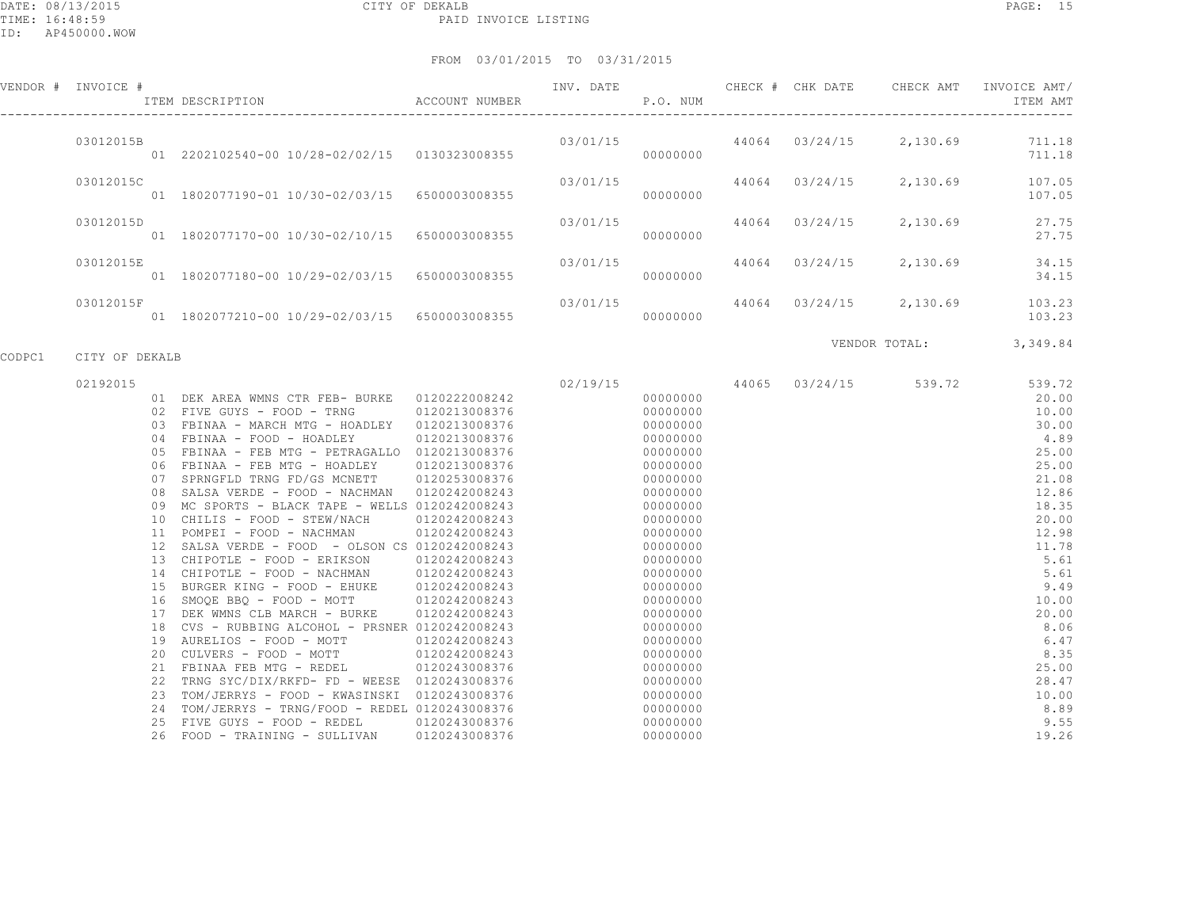CITY OF DEKALB

PAID INVOICE LISTING

FROM 03/01/2015 TO 03/31/2015

| VENDOR # | INVOICE # | ITEM DESCRIPTION | ACCOUNT NUMBER | INV. DATE | P.O. NUM | CHECK # | CHK DATE | CHECK AMT | INVOICE AMT/ ITEM AMT |
|---|---|---|---|---|---|---|---|---|---|
| | 03012015B | | | 03/01/15 | | 44064 | 03/24/15 | 2,130.69 | 711.18 |
| | | 01 2202102540-00 10/28-02/02/15 | 0130323008355 | | 00000000 | | | | 711.18 |
| | 03012015C | | | 03/01/15 | | 44064 | 03/24/15 | 2,130.69 | 107.05 |
| | | 01 1802077190-01 10/30-02/03/15 | 6500003008355 | | 00000000 | | | | 107.05 |
| | 03012015D | | | 03/01/15 | | 44064 | 03/24/15 | 2,130.69 | 27.75 |
| | | 01 1802077170-00 10/30-02/10/15 | 6500003008355 | | 00000000 | | | | 27.75 |
| | 03012015E | | | 03/01/15 | | 44064 | 03/24/15 | 2,130.69 | 34.15 |
| | | 01 1802077180-00 10/29-02/03/15 | 6500003008355 | | 00000000 | | | | 34.15 |
| | 03012015F | | | 03/01/15 | | 44064 | 03/24/15 | 2,130.69 | 103.23 |
| | | 01 1802077210-00 10/29-02/03/15 | 6500003008355 | | 00000000 | | | | 103.23 |
| | | | | | | | VENDOR TOTAL: | | 3,349.84 |
| CODPC1 | CITY OF DEKALB | | | | | | | | |
| | 02192015 | | | 02/19/15 | | 44065 | 03/24/15 | 539.72 | 539.72 |
| | | 01 DEK AREA WMNS CTR FEB- BURKE | 0120222008242 | | 00000000 | | | | 20.00 |
| | | 02 FIVE GUYS - FOOD - TRNG | 0120213008376 | | 00000000 | | | | 10.00 |
| | | 03 FBINAA - MARCH MTG - HOADLEY | 0120213008376 | | 00000000 | | | | 30.00 |
| | | 04 FBINAA - FOOD - HOADLEY | 0120213008376 | | 00000000 | | | | 4.89 |
| | | 05 FBINAA - FEB MTG - PETRAGALLO | 0120213008376 | | 00000000 | | | | 25.00 |
| | | 06 FBINAA - FEB MTG - HOADLEY | 0120213008376 | | 00000000 | | | | 25.00 |
| | | 07 SPRNGFLD TRNG FD/GS MCNETT | 0120253008376 | | 00000000 | | | | 21.08 |
| | | 08 SALSA VERDE - FOOD - NACHMAN | 0120242008243 | | 00000000 | | | | 12.86 |
| | | 09 MC SPORTS - BLACK TAPE - WELLS | 0120242008243 | | 00000000 | | | | 18.35 |
| | | 10 CHILIS - FOOD - STEW/NACH | 0120242008243 | | 00000000 | | | | 20.00 |
| | | 11 POMPEI - FOOD - NACHMAN | 0120242008243 | | 00000000 | | | | 12.98 |
| | | 12 SALSA VERDE - FOOD - OLSON CS | 0120242008243 | | 00000000 | | | | 11.78 |
| | | 13 CHIPOTLE - FOOD - ERIKSON | 0120242008243 | | 00000000 | | | | 5.61 |
| | | 14 CHIPOTLE - FOOD - NACHMAN | 0120242008243 | | 00000000 | | | | 5.61 |
| | | 15 BURGER KING - FOOD - EHUKE | 0120242008243 | | 00000000 | | | | 9.49 |
| | | 16 SMOQE BBQ - FOOD - MOTT | 0120242008243 | | 00000000 | | | | 10.00 |
| | | 17 DEK WMNS CLB MARCH - BURKE | 0120242008243 | | 00000000 | | | | 20.00 |
| | | 18 CVS - RUBBING ALCOHOL - PRSNER | 0120242008243 | | 00000000 | | | | 8.06 |
| | | 19 AURELIOS - FOOD - MOTT | 0120242008243 | | 00000000 | | | | 6.47 |
| | | 20 CULVERS - FOOD - MOTT | 0120242008243 | | 00000000 | | | | 8.35 |
| | | 21 FBINAA FEB MTG - REDEL | 0120243008376 | | 00000000 | | | | 25.00 |
| | | 22 TRNG SYC/DIX/RKFD- FD - WEESE | 0120243008376 | | 00000000 | | | | 28.47 |
| | | 23 TOM/JERRYS - FOOD - KWASINSKI | 0120243008376 | | 00000000 | | | | 10.00 |
| | | 24 TOM/JERRYS - TRNG/FOOD - REDEL | 0120243008376 | | 00000000 | | | | 8.89 |
| | | 25 FIVE GUYS - FOOD - REDEL | 0120243008376 | | 00000000 | | | | 9.55 |
| | | 26 FOOD - TRAINING - SULLIVAN | 0120243008376 | | 00000000 | | | | 19.26 |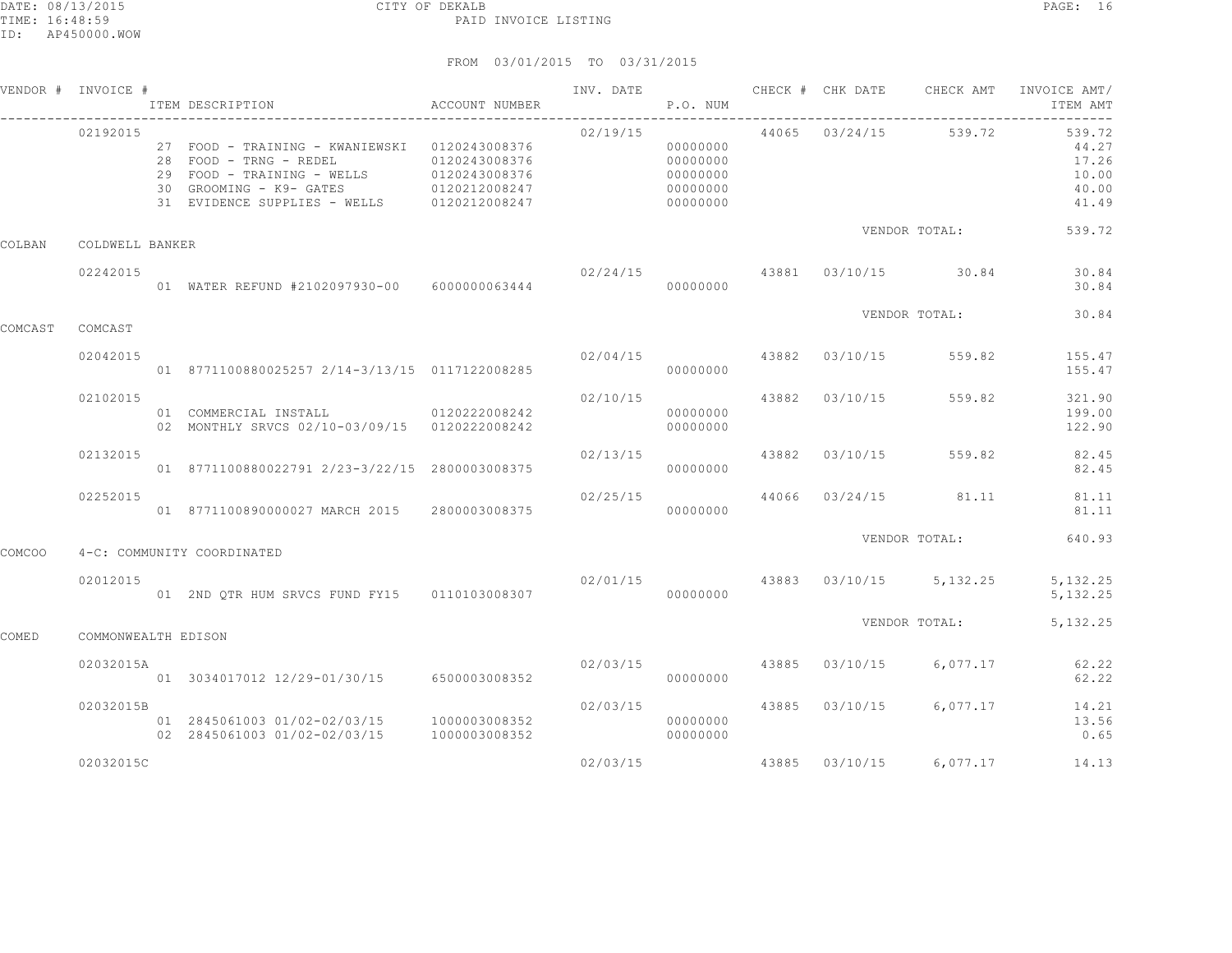CITY OF DEKALB

PAID INVOICE LISTING

FROM 03/01/2015 TO 03/31/2015

| VENDOR # | INVOICE # | ITEM DESCRIPTION | ACCOUNT NUMBER | INV. DATE | P.O. NUM | CHECK # | CHK DATE | CHECK AMT | INVOICE AMT/ ITEM AMT |
|---|---|---|---|---|---|---|---|---|---|
| | 02192015 | | | 02/19/15 | | 44065 | 03/24/15 | 539.72 | 539.72 |
| | | 27 FOOD - TRAINING - KWANIEWSKI | 0120243008376 | | 00000000 | | | | 44.27 |
| | | 28 FOOD - TRNG - REDEL | 0120243008376 | | 00000000 | | | | 17.26 |
| | | 29 FOOD - TRAINING - WELLS | 0120243008376 | | 00000000 | | | | 10.00 |
| | | 30 GROOMING - K9- GATES | 0120212008247 | | 00000000 | | | | 40.00 |
| | | 31 EVIDENCE SUPPLIES - WELLS | 0120212008247 | | 00000000 | | | | 41.49 |
| | | | | | | | | VENDOR TOTAL: | 539.72 |
| COLBAN | COLDWELL BANKER | | | | | | | | |
| | 02242015 | | | 02/24/15 | | 43881 | 03/10/15 | 30.84 | 30.84 |
| | | 01 WATER REFUND #2102097930-00 | 6000000063444 | | 00000000 | | | | 30.84 |
| | | | | | | | | VENDOR TOTAL: | 30.84 |
| COMCAST | COMCAST | | | | | | | | |
| | 02042015 | | | 02/04/15 | | 43882 | 03/10/15 | 559.82 | 155.47 |
| | | 01 8771100880025257 2/14-3/13/15 | 0117122008285 | | 00000000 | | | | 155.47 |
| | 02102015 | | | 02/10/15 | | 43882 | 03/10/15 | 559.82 | 321.90 |
| | | 01 COMMERCIAL INSTALL | 0120222008242 | | 00000000 | | | | 199.00 |
| | | 02 MONTHLY SRVCS 02/10-03/09/15 | 0120222008242 | | 00000000 | | | | 122.90 |
| | 02132015 | | | 02/13/15 | | 43882 | 03/10/15 | 559.82 | 82.45 |
| | | 01 8771100880022791 2/23-3/22/15 | 2800003008375 | | 00000000 | | | | 82.45 |
| | 02252015 | | | 02/25/15 | | 44066 | 03/24/15 | 81.11 | 81.11 |
| | | 01 8771100890000027 MARCH 2015 | 2800003008375 | | 00000000 | | | | 81.11 |
| | | | | | | | | VENDOR TOTAL: | 640.93 |
| COMCOO | 4-C: COMMUNITY COORDINATED | | | | | | | | |
| | 02012015 | | | 02/01/15 | | 43883 | 03/10/15 | 5,132.25 | 5,132.25 |
| | | 01 2ND QTR HUM SRVCS FUND FY15 | 0110103008307 | | 00000000 | | | | 5,132.25 |
| | | | | | | | | VENDOR TOTAL: | 5,132.25 |
| COMED | COMMONWEALTH EDISON | | | | | | | | |
| | 02032015A | | | 02/03/15 | | 43885 | 03/10/15 | 6,077.17 | 62.22 |
| | | 01 3034017012 12/29-01/30/15 | 6500003008352 | | 00000000 | | | | 62.22 |
| | 02032015B | | | 02/03/15 | | 43885 | 03/10/15 | 6,077.17 | 14.21 |
| | | 01 2845061003 01/02-02/03/15 | 1000003008352 | | 00000000 | | | | 13.56 |
| | | 02 2845061003 01/02-02/03/15 | 1000003008352 | | 00000000 | | | | 0.65 |
| | 02032015C | | | 02/03/15 | | 43885 | 03/10/15 | 6,077.17 | 14.13 |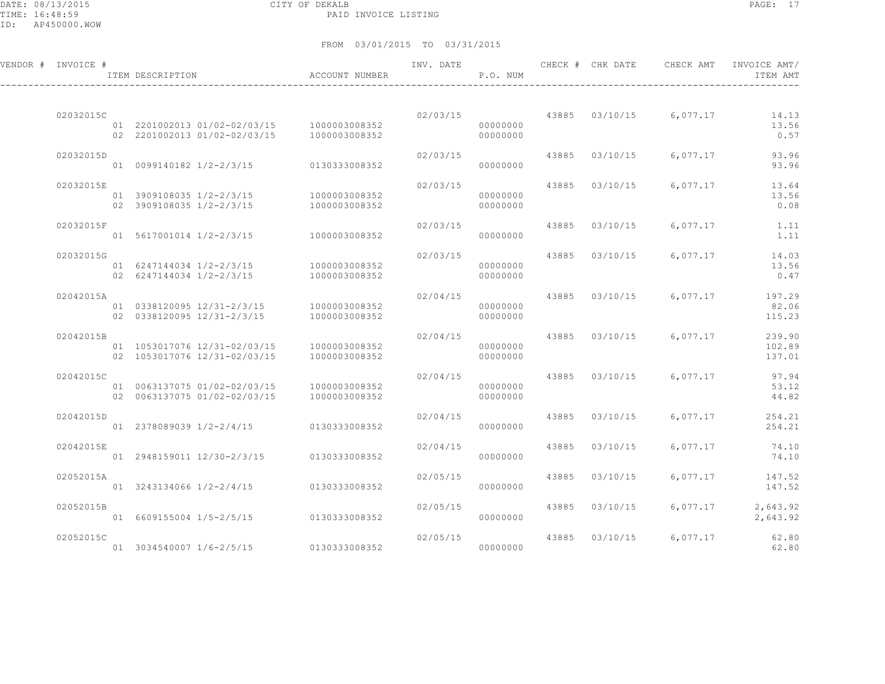CITY OF DEKALB

PAID INVOICE LISTING

DATE: 08/13/2015
TIME: 16:48:59
ID: AP450000.WOW

FROM 03/01/2015 TO 03/31/2015

| VENDOR # | INVOICE # | ITEM DESCRIPTION | ACCOUNT NUMBER | INV. DATE | P.O. NUM | CHECK # | CHK DATE | CHECK AMT | INVOICE AMT/ ITEM AMT |
|---|---|---|---|---|---|---|---|---|---|
| | 02032015C | | | 02/03/15 | | 43885 | 03/10/15 | 6,077.17 | 14.13 |
| | | 01 2201002013 01/02-02/03/15 | 1000003008352 | | 00000000 | | | | 13.56 |
| | | 02 2201002013 01/02-02/03/15 | 1000003008352 | | 00000000 | | | | 0.57 |
| | 02032015D | | | 02/03/15 | | 43885 | 03/10/15 | 6,077.17 | 93.96 |
| | | 01 0099140182 1/2-2/3/15 | 0130333008352 | | 00000000 | | | | 93.96 |
| | 02032015E | | | 02/03/15 | | 43885 | 03/10/15 | 6,077.17 | 13.64 |
| | | 01 3909108035 1/2-2/3/15 | 1000003008352 | | 00000000 | | | | 13.56 |
| | | 02 3909108035 1/2-2/3/15 | 1000003008352 | | 00000000 | | | | 0.08 |
| | 02032015F | | | 02/03/15 | | 43885 | 03/10/15 | 6,077.17 | 1.11 |
| | | 01 5617001014 1/2-2/3/15 | 1000003008352 | | 00000000 | | | | 1.11 |
| | 02032015G | | | 02/03/15 | | 43885 | 03/10/15 | 6,077.17 | 14.03 |
| | | 01 6247144034 1/2-2/3/15 | 1000003008352 | | 00000000 | | | | 13.56 |
| | | 02 6247144034 1/2-2/3/15 | 1000003008352 | | 00000000 | | | | 0.47 |
| | 02042015A | | | 02/04/15 | | 43885 | 03/10/15 | 6,077.17 | 197.29 |
| | | 01 0338120095 12/31-2/3/15 | 1000003008352 | | 00000000 | | | | 82.06 |
| | | 02 0338120095 12/31-2/3/15 | 1000003008352 | | 00000000 | | | | 115.23 |
| | 02042015B | | | 02/04/15 | | 43885 | 03/10/15 | 6,077.17 | 239.90 |
| | | 01 1053017076 12/31-02/03/15 | 1000003008352 | | 00000000 | | | | 102.89 |
| | | 02 1053017076 12/31-02/03/15 | 1000003008352 | | 00000000 | | | | 137.01 |
| | 02042015C | | | 02/04/15 | | 43885 | 03/10/15 | 6,077.17 | 97.94 |
| | | 01 0063137075 01/02-02/03/15 | 1000003008352 | | 00000000 | | | | 53.12 |
| | | 02 0063137075 01/02-02/03/15 | 1000003008352 | | 00000000 | | | | 44.82 |
| | 02042015D | | | 02/04/15 | | 43885 | 03/10/15 | 6,077.17 | 254.21 |
| | | 01 2378089039 1/2-2/4/15 | 0130333008352 | | 00000000 | | | | 254.21 |
| | 02042015E | | | 02/04/15 | | 43885 | 03/10/15 | 6,077.17 | 74.10 |
| | | 01 2948159011 12/30-2/3/15 | 0130333008352 | | 00000000 | | | | 74.10 |
| | 02052015A | | | 02/05/15 | | 43885 | 03/10/15 | 6,077.17 | 147.52 |
| | | 01 3243134066 1/2-2/4/15 | 0130333008352 | | 00000000 | | | | 147.52 |
| | 02052015B | | | 02/05/15 | | 43885 | 03/10/15 | 6,077.17 | 2,643.92 |
| | | 01 6609155004 1/5-2/5/15 | 0130333008352 | | 00000000 | | | | 2,643.92 |
| | 02052015C | | | 02/05/15 | | 43885 | 03/10/15 | 6,077.17 | 62.80 |
| | | 01 3034540007 1/6-2/5/15 | 0130333008352 | | 00000000 | | | | 62.80 |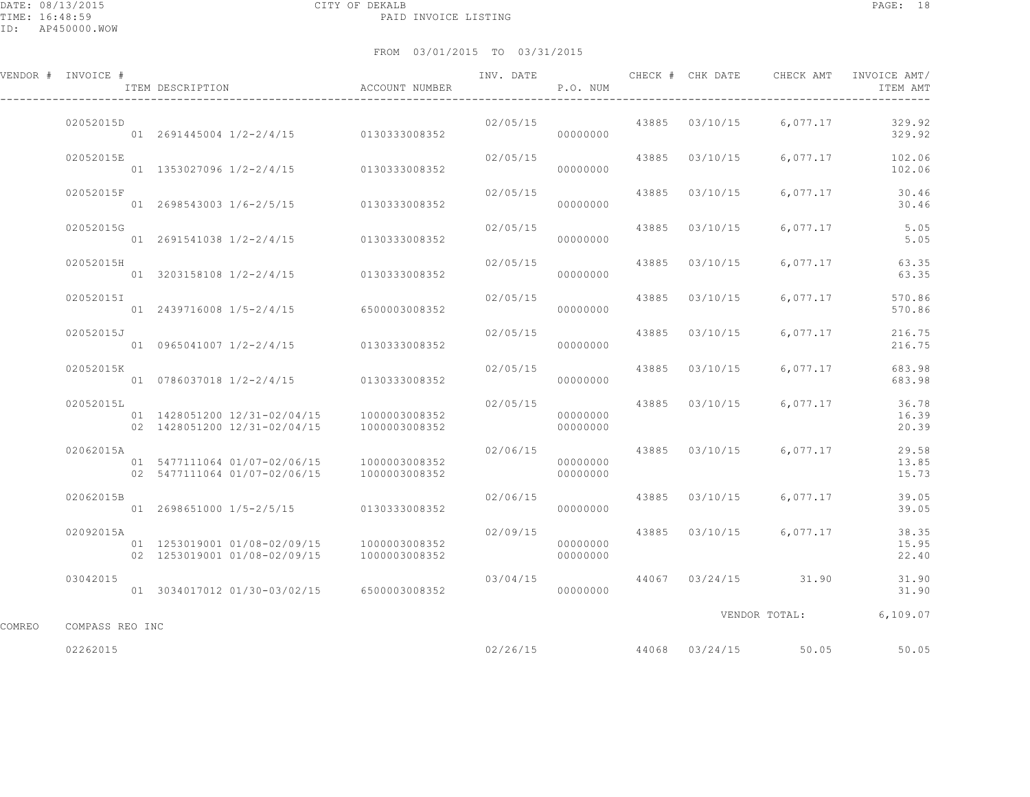DATE: 08/13/2015 CITY OF DEKALB
TIME: 16:48:59 PAID INVOICE LISTING
ID: AP450000.WOW

FROM 03/01/2015 TO 03/31/2015

| VENDOR # | INVOICE # | ITEM DESCRIPTION | ACCOUNT NUMBER | INV. DATE | P.O. NUM | CHECK # | CHK DATE | CHECK AMT | INVOICE AMT/ ITEM AMT |
|---|---|---|---|---|---|---|---|---|---|
| | 02052015D | | | 02/05/15 | | 43885 | 03/10/15 | 6,077.17 | 329.92 |
| | | 01 2691445004 1/2-2/4/15 | 0130333008352 | | 00000000 | | | | 329.92 |
| | 02052015E | | | 02/05/15 | | 43885 | 03/10/15 | 6,077.17 | 102.06 |
| | | 01 1353027096 1/2-2/4/15 | 0130333008352 | | 00000000 | | | | 102.06 |
| | 02052015F | | | 02/05/15 | | 43885 | 03/10/15 | 6,077.17 | 30.46 |
| | | 01 2698543003 1/6-2/5/15 | 0130333008352 | | 00000000 | | | | 30.46 |
| | 02052015G | | | 02/05/15 | | 43885 | 03/10/15 | 6,077.17 | 5.05 |
| | | 01 2691541038 1/2-2/4/15 | 0130333008352 | | 00000000 | | | | 5.05 |
| | 02052015H | | | 02/05/15 | | 43885 | 03/10/15 | 6,077.17 | 63.35 |
| | | 01 3203158108 1/2-2/4/15 | 0130333008352 | | 00000000 | | | | 63.35 |
| | 02052015I | | | 02/05/15 | | 43885 | 03/10/15 | 6,077.17 | 570.86 |
| | | 01 2439716008 1/5-2/4/15 | 6500003008352 | | 00000000 | | | | 570.86 |
| | 02052015J | | | 02/05/15 | | 43885 | 03/10/15 | 6,077.17 | 216.75 |
| | | 01 0965041007 1/2-2/4/15 | 0130333008352 | | 00000000 | | | | 216.75 |
| | 02052015K | | | 02/05/15 | | 43885 | 03/10/15 | 6,077.17 | 683.98 |
| | | 01 0786037018 1/2-2/4/15 | 0130333008352 | | 00000000 | | | | 683.98 |
| | 02052015L | | | 02/05/15 | | 43885 | 03/10/15 | 6,077.17 | 36.78 |
| | | 01 1428051200 12/31-02/04/15 | 1000003008352 | | 00000000 | | | | 16.39 |
| | | 02 1428051200 12/31-02/04/15 | 1000003008352 | | 00000000 | | | | 20.39 |
| | 02062015A | | | 02/06/15 | | 43885 | 03/10/15 | 6,077.17 | 29.58 |
| | | 01 5477111064 01/07-02/06/15 | 1000003008352 | | 00000000 | | | | 13.85 |
| | | 02 5477111064 01/07-02/06/15 | 1000003008352 | | 00000000 | | | | 15.73 |
| | 02062015B | | | 02/06/15 | | 43885 | 03/10/15 | 6,077.17 | 39.05 |
| | | 01 2698651000 1/5-2/5/15 | 0130333008352 | | 00000000 | | | | 39.05 |
| | 02092015A | | | 02/09/15 | | 43885 | 03/10/15 | 6,077.17 | 38.35 |
| | | 01 1253019001 01/08-02/09/15 | 1000003008352 | | 00000000 | | | | 15.95 |
| | | 02 1253019001 01/08-02/09/15 | 1000003008352 | | 00000000 | | | | 22.40 |
| | 03042015 | | | 03/04/15 | | 44067 | 03/24/15 | 31.90 | 31.90 |
| | | 01 3034017012 01/30-03/02/15 | 6500003008352 | | 00000000 | | | | 31.90 |
| | | | | | | | | VENDOR TOTAL: | 6,109.07 |
| COMREO | COMPASS REO INC | | | | | | | | |
| | 02262015 | | | 02/26/15 | | 44068 | 03/24/15 | 50.05 | 50.05 |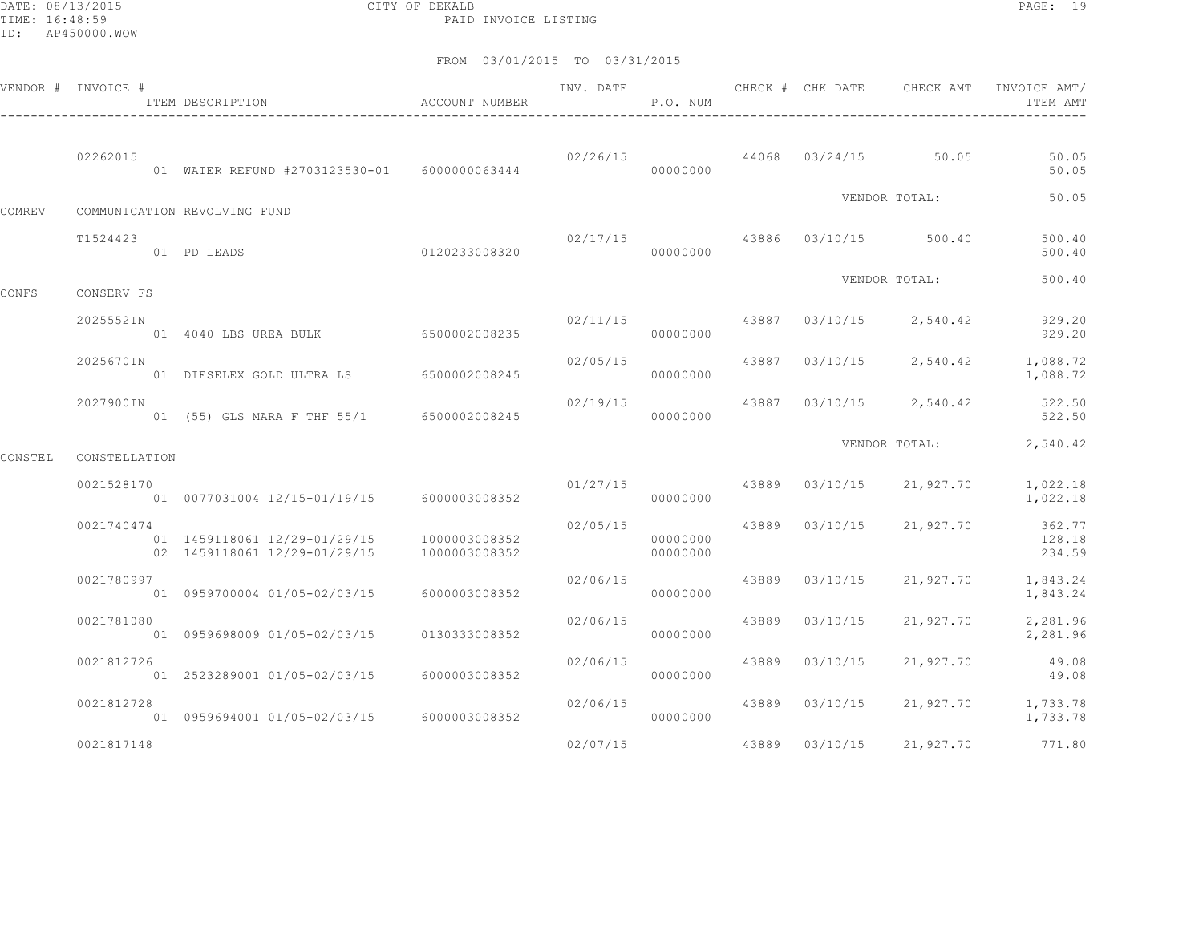CITY OF DEKALB
PAID INVOICE LISTING

FROM 03/01/2015 TO 03/31/2015

| VENDOR # | INVOICE # | ITEM DESCRIPTION | ACCOUNT NUMBER | INV. DATE | P.O. NUM | CHECK # | CHK DATE | CHECK AMT | INVOICE AMT/ ITEM AMT |
|---|---|---|---|---|---|---|---|---|---|
| | 02262015 | | | 02/26/15 | | 44068 | 03/24/15 | 50.05 | 50.05 |
| | | 01 WATER REFUND #2703123530-01 | 6000000063444 | | 00000000 | | | | 50.05 |
| | | | | | | | | VENDOR TOTAL: | 50.05 |
| COMREV | COMMUNICATION REVOLVING FUND | | | | | | | | |
| | T1524423 | | | 02/17/15 | | 43886 | 03/10/15 | 500.40 | 500.40 |
| | | 01 PD LEADS | 0120233008320 | | 00000000 | | | | 500.40 |
| | | | | | | | | VENDOR TOTAL: | 500.40 |
| CONFS | CONSERV FS | | | | | | | | |
| | 2025552IN | | | 02/11/15 | | 43887 | 03/10/15 | 2,540.42 | 929.20 |
| | | 01 4040 LBS UREA BULK | 6500002008235 | | 00000000 | | | | 929.20 |
| | 2025670IN | | | 02/05/15 | | 43887 | 03/10/15 | 2,540.42 | 1,088.72 |
| | | 01 DIESELEX GOLD ULTRA LS | 6500002008245 | | 00000000 | | | | 1,088.72 |
| | 2027900IN | | | 02/19/15 | | 43887 | 03/10/15 | 2,540.42 | 522.50 |
| | | 01 (55) GLS MARA F THF 55/1 | 6500002008245 | | 00000000 | | | | 522.50 |
| | | | | | | | | VENDOR TOTAL: | 2,540.42 |
| CONSTEL | CONSTELLATION | | | | | | | | |
| | 0021528170 | | | 01/27/15 | | 43889 | 03/10/15 | 21,927.70 | 1,022.18 |
| | | 01 0077031004 12/15-01/19/15 | 6000003008352 | | 00000000 | | | | 1,022.18 |
| | 0021740474 | | | 02/05/15 | | 43889 | 03/10/15 | 21,927.70 | 362.77 |
| | | 01 1459118061 12/29-01/29/15 | 1000003008352 | | 00000000 | | | | 128.18 |
| | | 02 1459118061 12/29-01/29/15 | 1000003008352 | | 00000000 | | | | 234.59 |
| | 0021780997 | | | 02/06/15 | | 43889 | 03/10/15 | 21,927.70 | 1,843.24 |
| | | 01 0959700004 01/05-02/03/15 | 6000003008352 | | 00000000 | | | | 1,843.24 |
| | 0021781080 | | | 02/06/15 | | 43889 | 03/10/15 | 21,927.70 | 2,281.96 |
| | | 01 0959698009 01/05-02/03/15 | 0130333008352 | | 00000000 | | | | 2,281.96 |
| | 0021812726 | | | 02/06/15 | | 43889 | 03/10/15 | 21,927.70 | 49.08 |
| | | 01 2523289001 01/05-02/03/15 | 6000003008352 | | 00000000 | | | | 49.08 |
| | 0021812728 | | | 02/06/15 | | 43889 | 03/10/15 | 21,927.70 | 1,733.78 |
| | | 01 0959694001 01/05-02/03/15 | 6000003008352 | | 00000000 | | | | 1,733.78 |
| | 0021817148 | | | 02/07/15 | | 43889 | 03/10/15 | 21,927.70 | 771.80 |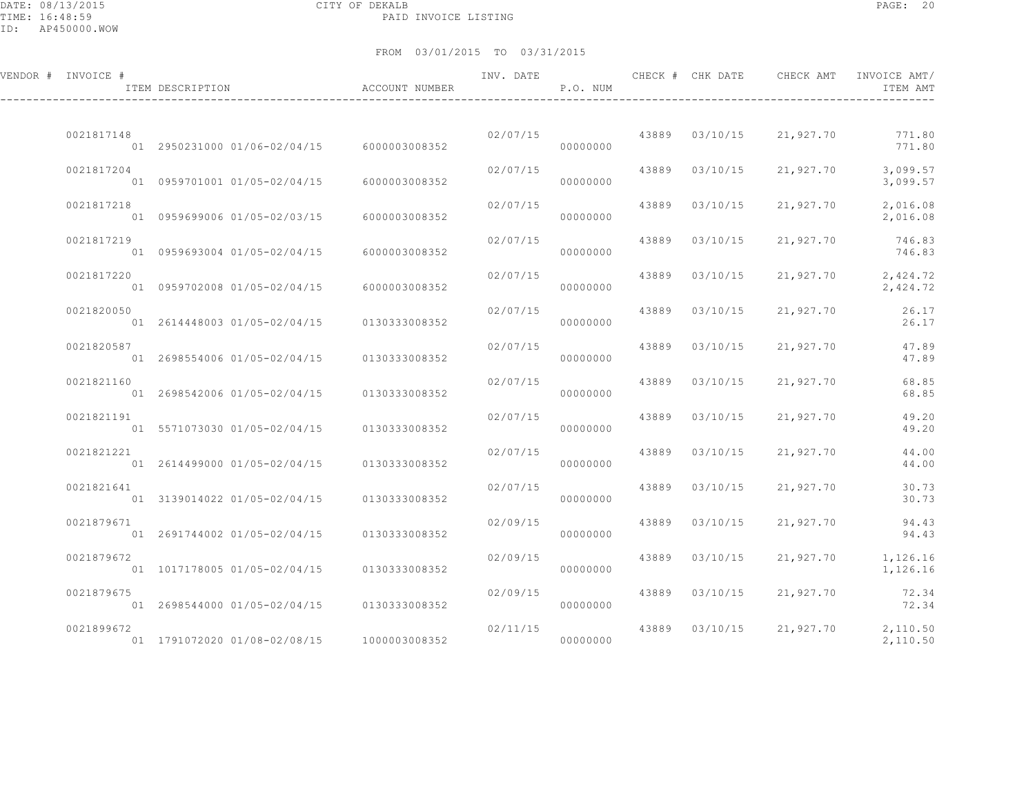CITY OF DEKALB

PAID INVOICE LISTING

FROM 03/01/2015 TO 03/31/2015

| VENDOR # | INVOICE # / ITEM DESCRIPTION | ACCOUNT NUMBER | INV. DATE | P.O. NUM | CHECK # | CHK DATE | CHECK AMT | INVOICE AMT/ ITEM AMT |
|---|---|---|---|---|---|---|---|---|
| | 0021817148 | | 02/07/15 | | 43889 | 03/10/15 | 21,927.70 | 771.80 |
| | 01 2950231000 01/06-02/04/15 | 6000003008352 | | 00000000 | | | | 771.80 |
| | 0021817204 | | 02/07/15 | | 43889 | 03/10/15 | 21,927.70 | 3,099.57 |
| | 01 0959701001 01/05-02/04/15 | 6000003008352 | | 00000000 | | | | 3,099.57 |
| | 0021817218 | | 02/07/15 | | 43889 | 03/10/15 | 21,927.70 | 2,016.08 |
| | 01 0959699006 01/05-02/03/15 | 6000003008352 | | 00000000 | | | | 2,016.08 |
| | 0021817219 | | 02/07/15 | | 43889 | 03/10/15 | 21,927.70 | 746.83 |
| | 01 0959693004 01/05-02/04/15 | 6000003008352 | | 00000000 | | | | 746.83 |
| | 0021817220 | | 02/07/15 | | 43889 | 03/10/15 | 21,927.70 | 2,424.72 |
| | 01 0959702008 01/05-02/04/15 | 6000003008352 | | 00000000 | | | | 2,424.72 |
| | 0021820050 | | 02/07/15 | | 43889 | 03/10/15 | 21,927.70 | 26.17 |
| | 01 2614448003 01/05-02/04/15 | 0130333008352 | | 00000000 | | | | 26.17 |
| | 0021820587 | | 02/07/15 | | 43889 | 03/10/15 | 21,927.70 | 47.89 |
| | 01 2698554006 01/05-02/04/15 | 0130333008352 | | 00000000 | | | | 47.89 |
| | 0021821160 | | 02/07/15 | | 43889 | 03/10/15 | 21,927.70 | 68.85 |
| | 01 2698542006 01/05-02/04/15 | 0130333008352 | | 00000000 | | | | 68.85 |
| | 0021821191 | | 02/07/15 | | 43889 | 03/10/15 | 21,927.70 | 49.20 |
| | 01 5571073030 01/05-02/04/15 | 0130333008352 | | 00000000 | | | | 49.20 |
| | 0021821221 | | 02/07/15 | | 43889 | 03/10/15 | 21,927.70 | 44.00 |
| | 01 2614499000 01/05-02/04/15 | 0130333008352 | | 00000000 | | | | 44.00 |
| | 0021821641 | | 02/07/15 | | 43889 | 03/10/15 | 21,927.70 | 30.73 |
| | 01 3139014022 01/05-02/04/15 | 0130333008352 | | 00000000 | | | | 30.73 |
| | 0021879671 | | 02/09/15 | | 43889 | 03/10/15 | 21,927.70 | 94.43 |
| | 01 2691744002 01/05-02/04/15 | 0130333008352 | | 00000000 | | | | 94.43 |
| | 0021879672 | | 02/09/15 | | 43889 | 03/10/15 | 21,927.70 | 1,126.16 |
| | 01 1017178005 01/05-02/04/15 | 0130333008352 | | 00000000 | | | | 1,126.16 |
| | 0021879675 | | 02/09/15 | | 43889 | 03/10/15 | 21,927.70 | 72.34 |
| | 01 2698544000 01/05-02/04/15 | 0130333008352 | | 00000000 | | | | 72.34 |
| | 0021899672 | | 02/11/15 | | 43889 | 03/10/15 | 21,927.70 | 2,110.50 |
| | 01 1791072020 01/08-02/08/15 | 1000003008352 | | 00000000 | | | | 2,110.50 |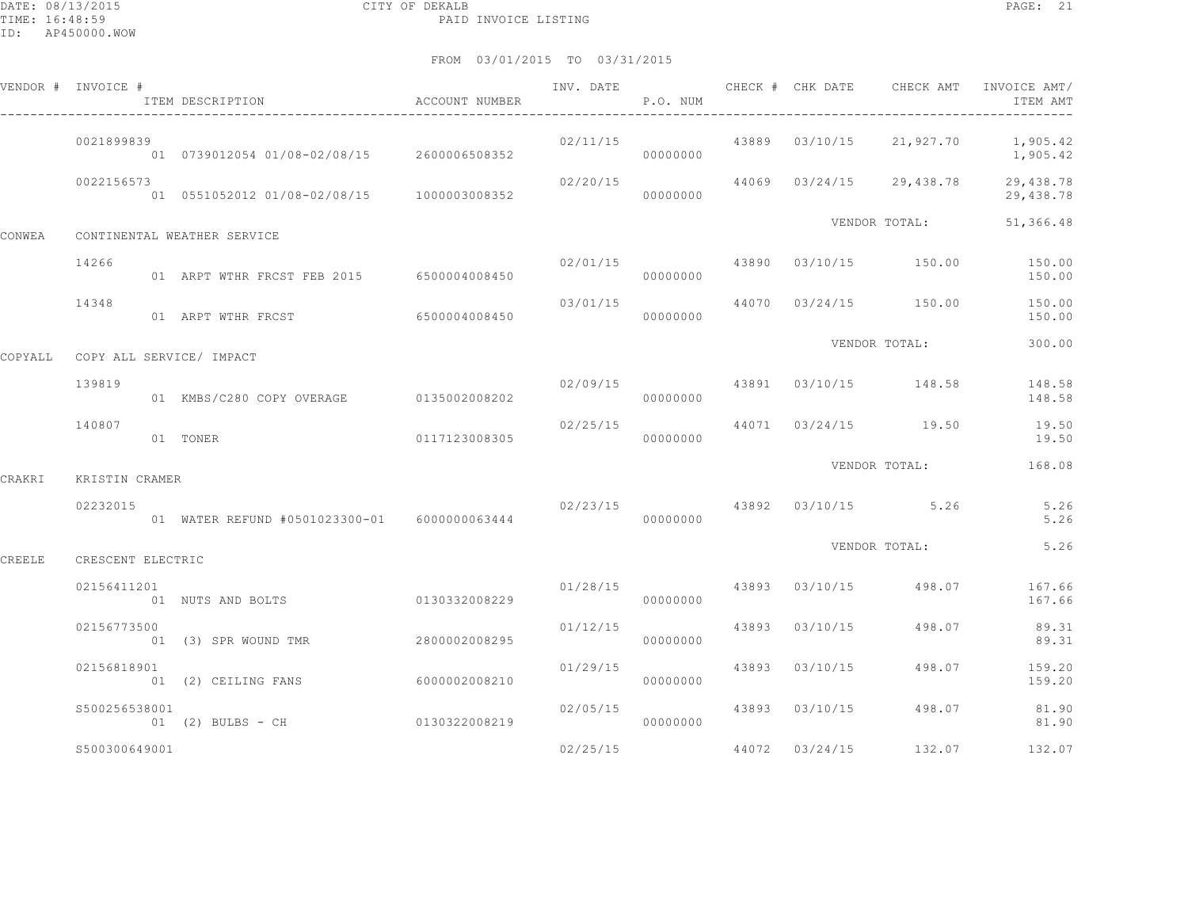CITY OF DEKALB
PAID INVOICE LISTING

DATE: 08/13/2015
TIME: 16:48:59
ID: AP450000.WOW

FROM 03/01/2015 TO 03/31/2015

| VENDOR # | INVOICE # / ITEM DESCRIPTION | ACCOUNT NUMBER | INV. DATE | P.O. NUM | CHECK # | CHK DATE | CHECK AMT | INVOICE AMT/ ITEM AMT |
|---|---|---|---|---|---|---|---|---|
| | 0021899839 | | 02/11/15 | | 43889 | 03/10/15 | 21,927.70 | 1,905.42 |
| | 01 0739012054 01/08-02/08/15 | 2600006508352 | | 00000000 | | | | 1,905.42 |
| | 0022156573 | | 02/20/15 | | 44069 | 03/24/15 | 29,438.78 | 29,438.78 |
| | 01 0551052012 01/08-02/08/15 | 1000003008352 | | 00000000 | | | | 29,438.78 |
| | | | | | | VENDOR TOTAL: | | 51,366.48 |
| CONWEA | CONTINENTAL WEATHER SERVICE | | | | | | | |
| | 14266 | | 02/01/15 | | 43890 | 03/10/15 | 150.00 | 150.00 |
| | 01 ARPT WTHR FRCST FEB 2015 | 6500004008450 | | 00000000 | | | | 150.00 |
| | 14348 | | 03/01/15 | | 44070 | 03/24/15 | 150.00 | 150.00 |
| | 01 ARPT WTHR FRCST | 6500004008450 | | 00000000 | | | | 150.00 |
| | | | | | | VENDOR TOTAL: | | 300.00 |
| COPYALL | COPY ALL SERVICE/ IMPACT | | | | | | | |
| | 139819 | | 02/09/15 | | 43891 | 03/10/15 | 148.58 | 148.58 |
| | 01 KMBS/C280 COPY OVERAGE | 0135002008202 | | 00000000 | | | | 148.58 |
| | 140807 | | 02/25/15 | | 44071 | 03/24/15 | 19.50 | 19.50 |
| | 01 TONER | 0117123008305 | | 00000000 | | | | 19.50 |
| | | | | | | VENDOR TOTAL: | | 168.08 |
| CRAKRI | KRISTIN CRAMER | | | | | | | |
| | 02232015 | | 02/23/15 | | 43892 | 03/10/15 | 5.26 | 5.26 |
| | 01 WATER REFUND #0501023300-01 | 6000000063444 | | 00000000 | | | | 5.26 |
| | | | | | | VENDOR TOTAL: | | 5.26 |
| CREELE | CRESCENT ELECTRIC | | | | | | | |
| | 02156411201 | | 01/28/15 | | 43893 | 03/10/15 | 498.07 | 167.66 |
| | 01 NUTS AND BOLTS | 0130332008229 | | 00000000 | | | | 167.66 |
| | 02156773500 | | 01/12/15 | | 43893 | 03/10/15 | 498.07 | 89.31 |
| | 01 (3) SPR WOUND TMR | 2800002008295 | | 00000000 | | | | 89.31 |
| | 02156818901 | | 01/29/15 | | 43893 | 03/10/15 | 498.07 | 159.20 |
| | 01 (2) CEILING FANS | 6000002008210 | | 00000000 | | | | 159.20 |
| | S500256538001 | | 02/05/15 | | 43893 | 03/10/15 | 498.07 | 81.90 |
| | 01 (2) BULBS - CH | 0130322008219 | | 00000000 | | | | 81.90 |
| | S500300649001 | | 02/25/15 | | 44072 | 03/24/15 | 132.07 | 132.07 |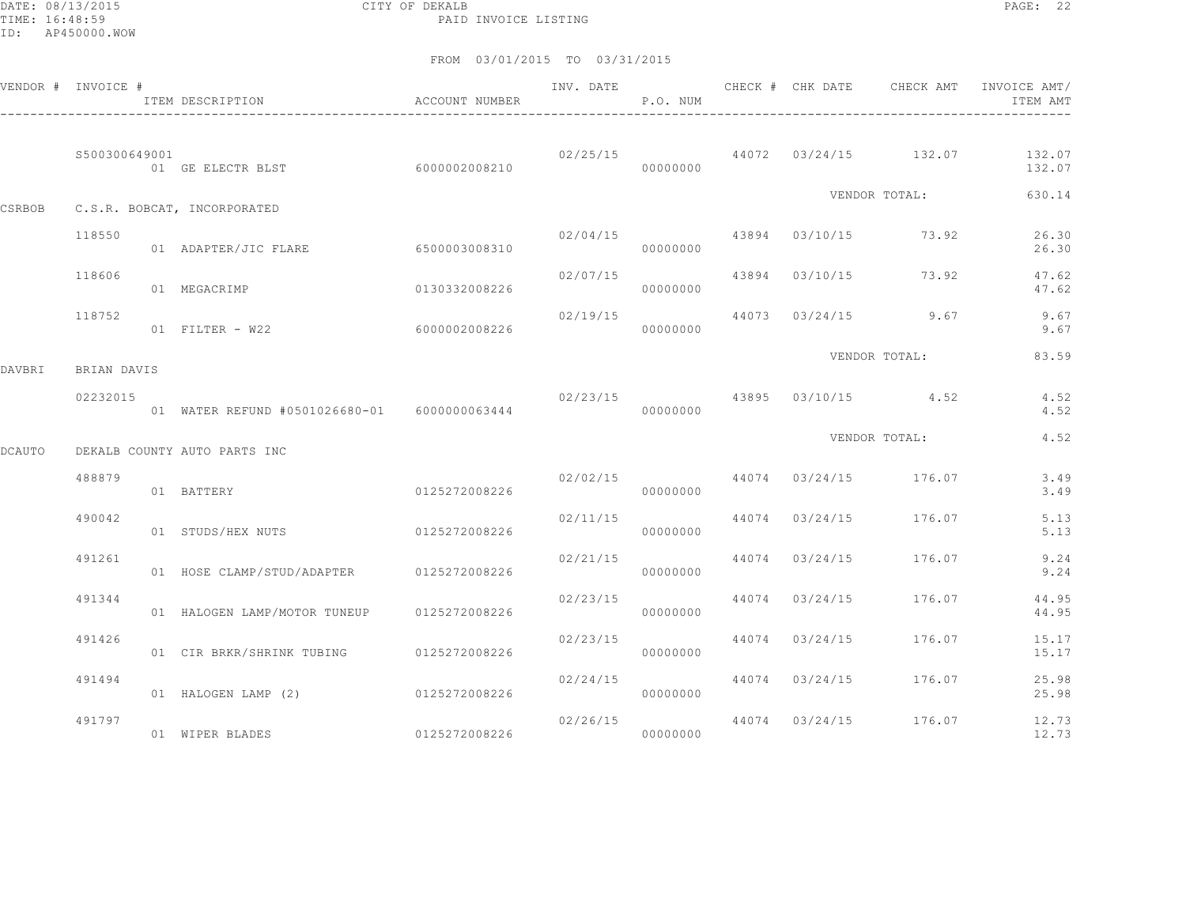CITY OF DEKALB
PAID INVOICE LISTING

FROM 03/01/2015 TO 03/31/2015

| VENDOR # | INVOICE # | ITEM DESCRIPTION | ACCOUNT NUMBER | INV. DATE | P.O. NUM | CHECK # | CHK DATE | CHECK AMT | INVOICE AMT/ ITEM AMT |
|---|---|---|---|---|---|---|---|---|---|
| | S500300649001 | | | 02/25/15 | | 44072 | 03/24/15 | 132.07 | 132.07 |
| | | 01 GE ELECTR BLST | 6000002008210 | | 00000000 | | | | 132.07 |
| | | | | | | | | VENDOR TOTAL: | 630.14 |
| CSRBOB | C.S.R. BOBCAT, INCORPORATED | | | | | | | | |
| | 118550 | | | 02/04/15 | | 43894 | 03/10/15 | 73.92 | 26.30 |
| | | 01 ADAPTER/JIC FLARE | 6500003008310 | | 00000000 | | | | 26.30 |
| | 118606 | | | 02/07/15 | | 43894 | 03/10/15 | 73.92 | 47.62 |
| | | 01 MEGACRIMP | 0130332008226 | | 00000000 | | | | 47.62 |
| | 118752 | | | 02/19/15 | | 44073 | 03/24/15 | 9.67 | 9.67 |
| | | 01 FILTER - W22 | 6000002008226 | | 00000000 | | | | 9.67 |
| | | | | | | | | VENDOR TOTAL: | 83.59 |
| DAVBRI | BRIAN DAVIS | | | | | | | | |
| | 02232015 | | | 02/23/15 | | 43895 | 03/10/15 | 4.52 | 4.52 |
| | | 01 WATER REFUND #0501026680-01 | 6000000063444 | | 00000000 | | | | 4.52 |
| | | | | | | | | VENDOR TOTAL: | 4.52 |
| DCAUTO | DEKALB COUNTY AUTO PARTS INC | | | | | | | | |
| | 488879 | | | 02/02/15 | | 44074 | 03/24/15 | 176.07 | 3.49 |
| | | 01 BATTERY | 0125272008226 | | 00000000 | | | | 3.49 |
| | 490042 | | | 02/11/15 | | 44074 | 03/24/15 | 176.07 | 5.13 |
| | | 01 STUDS/HEX NUTS | 0125272008226 | | 00000000 | | | | 5.13 |
| | 491261 | | | 02/21/15 | | 44074 | 03/24/15 | 176.07 | 9.24 |
| | | 01 HOSE CLAMP/STUD/ADAPTER | 0125272008226 | | 00000000 | | | | 9.24 |
| | 491344 | | | 02/23/15 | | 44074 | 03/24/15 | 176.07 | 44.95 |
| | | 01 HALOGEN LAMP/MOTOR TUNEUP | 0125272008226 | | 00000000 | | | | 44.95 |
| | 491426 | | | 02/23/15 | | 44074 | 03/24/15 | 176.07 | 15.17 |
| | | 01 CIR BRKR/SHRINK TUBING | 0125272008226 | | 00000000 | | | | 15.17 |
| | 491494 | | | 02/24/15 | | 44074 | 03/24/15 | 176.07 | 25.98 |
| | | 01 HALOGEN LAMP (2) | 0125272008226 | | 00000000 | | | | 25.98 |
| | 491797 | | | 02/26/15 | | 44074 | 03/24/15 | 176.07 | 12.73 |
| | | 01 WIPER BLADES | 0125272008226 | | 00000000 | | | | 12.73 |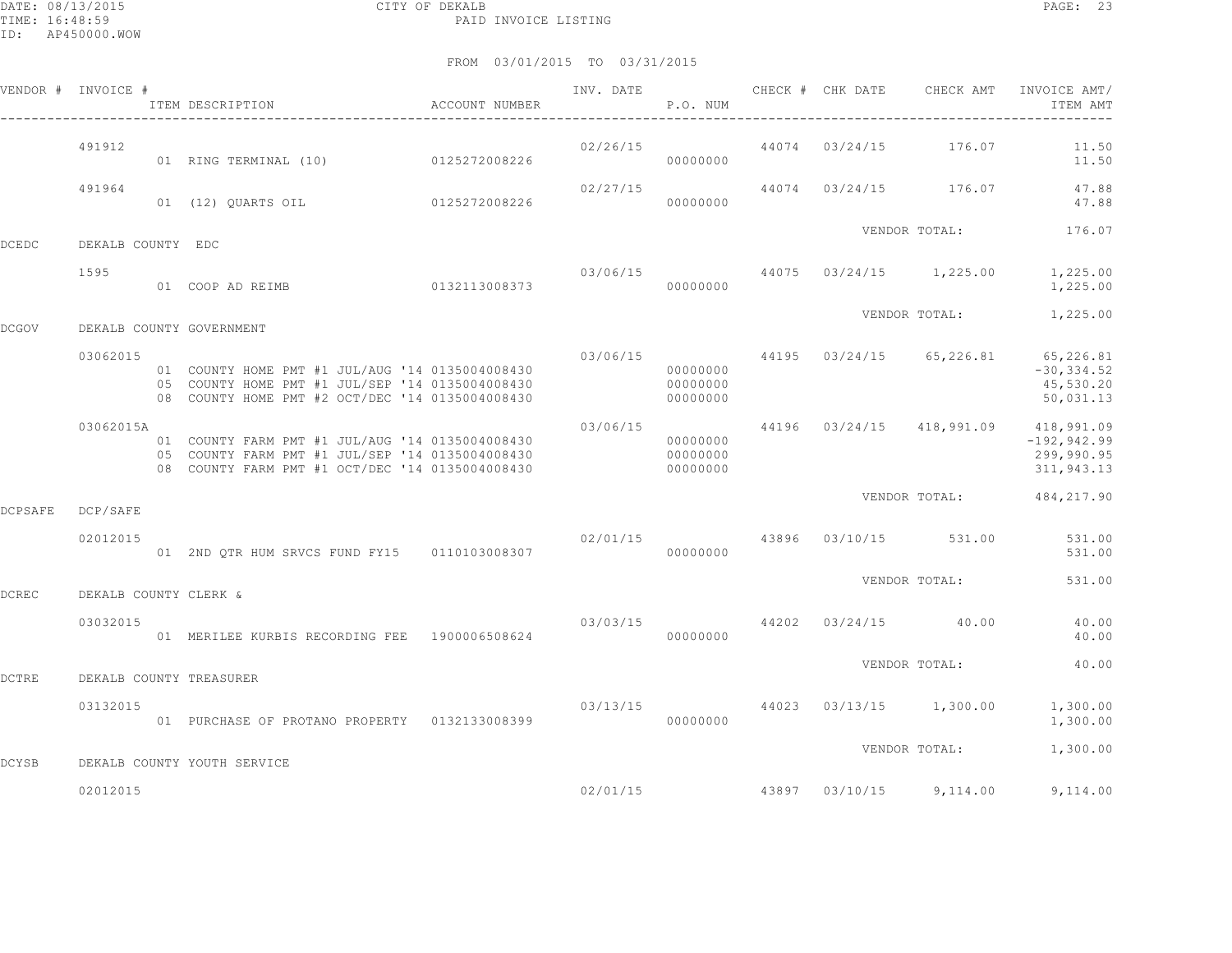CITY OF DEKALB
PAID INVOICE LISTING

DATE: 08/13/2015
TIME: 16:48:59
ID: AP450000.WOW

FROM 03/01/2015 TO 03/31/2015

| VENDOR # | INVOICE # | ITEM DESCRIPTION | ACCOUNT NUMBER | INV. DATE | P.O. NUM | CHECK # | CHK DATE | CHECK AMT | INVOICE AMT/ ITEM AMT |
|---|---|---|---|---|---|---|---|---|---|
| | 491912 | | | 02/26/15 | | 44074 | 03/24/15 | 176.07 | 11.50 |
| | | 01 RING TERMINAL (10) | 0125272008226 | | 00000000 | | | | 11.50 |
| | 491964 | | | 02/27/15 | | 44074 | 03/24/15 | 176.07 | 47.88 |
| | | 01 (12) QUARTS OIL | 0125272008226 | | 00000000 | | | | 47.88 |
| | | | | | | | VENDOR TOTAL: | | 176.07 |
| DCEDC | DEKALB COUNTY EDC | | | | | | | | |
| | 1595 | | | 03/06/15 | | 44075 | 03/24/15 | 1,225.00 | 1,225.00 |
| | | 01 COOP AD REIMB | 0132113008373 | | 00000000 | | | | 1,225.00 |
| | | | | | | | VENDOR TOTAL: | | 1,225.00 |
| DCGOV | DEKALB COUNTY GOVERNMENT | | | | | | | | |
| | 03062015 | | | 03/06/15 | | 44195 | 03/24/15 | 65,226.81 | 65,226.81 |
| | | 01 COUNTY HOME PMT #1 JUL/AUG '14 | 0135004008430 | | 00000000 | | | | -30,334.52 |
| | | 05 COUNTY HOME PMT #1 JUL/SEP '14 | 0135004008430 | | 00000000 | | | | 45,530.20 |
| | | 08 COUNTY HOME PMT #2 OCT/DEC '14 | 0135004008430 | | 00000000 | | | | 50,031.13 |
| | 03062015A | | | 03/06/15 | | 44196 | 03/24/15 | 418,991.09 | 418,991.09 |
| | | 01 COUNTY FARM PMT #1 JUL/AUG '14 | 0135004008430 | | 00000000 | | | | -192,942.99 |
| | | 05 COUNTY FARM PMT #1 JUL/SEP '14 | 0135004008430 | | 00000000 | | | | 299,990.95 |
| | | 08 COUNTY FARM PMT #1 OCT/DEC '14 | 0135004008430 | | 00000000 | | | | 311,943.13 |
| | | | | | | | VENDOR TOTAL: | | 484,217.90 |
| DCPSAFE | DCP/SAFE | | | | | | | | |
| | 02012015 | | | 02/01/15 | | 43896 | 03/10/15 | 531.00 | 531.00 |
| | | 01 2ND QTR HUM SRVCS FUND FY15 | 0110103008307 | | 00000000 | | | | 531.00 |
| | | | | | | | VENDOR TOTAL: | | 531.00 |
| DCREC | DEKALB COUNTY CLERK & | | | | | | | | |
| | 03032015 | | | 03/03/15 | | 44202 | 03/24/15 | 40.00 | 40.00 |
| | | 01 MERILEE KURBIS RECORDING FEE | 1900006508624 | | 00000000 | | | | 40.00 |
| | | | | | | | VENDOR TOTAL: | | 40.00 |
| DCTRE | DEKALB COUNTY TREASURER | | | | | | | | |
| | 03132015 | | | 03/13/15 | | 44023 | 03/13/15 | 1,300.00 | 1,300.00 |
| | | 01 PURCHASE OF PROTANO PROPERTY | 0132133008399 | | 00000000 | | | | 1,300.00 |
| | | | | | | | VENDOR TOTAL: | | 1,300.00 |
| DCYSB | DEKALB COUNTY YOUTH SERVICE | | | | | | | | |
| | 02012015 | | | 02/01/15 | | 43897 | 03/10/15 | 9,114.00 | 9,114.00 |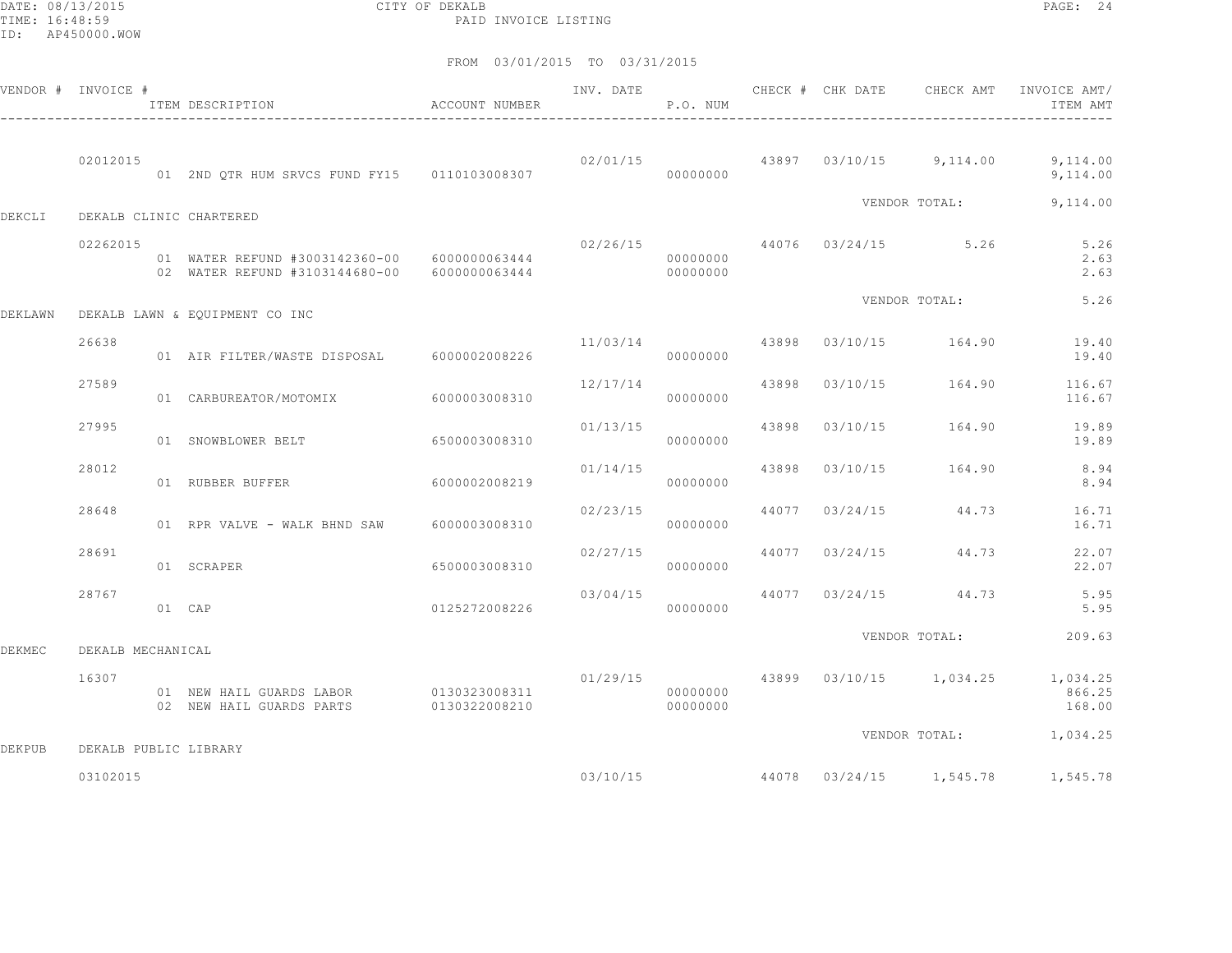CITY OF DEKALB

PAID INVOICE LISTING

FROM 03/01/2015 TO 03/31/2015

| VENDOR # | INVOICE # | ITEM DESCRIPTION | ACCOUNT NUMBER | INV. DATE | P.O. NUM | CHECK # | CHK DATE | CHECK AMT | INVOICE AMT/ ITEM AMT |
|---|---|---|---|---|---|---|---|---|---|
| | 02012015 | | | 02/01/15 | | 43897 | 03/10/15 | 9,114.00 | 9,114.00 |
| | | 01 2ND QTR HUM SRVCS FUND FY15 | 0110103008307 | | 00000000 | | | | 9,114.00 |
| | | | | | | | | VENDOR TOTAL: | 9,114.00 |
| DEKCLI | DEKALB CLINIC CHARTERED | | | | | | | | |
| | 02262015 | | | 02/26/15 | | 44076 | 03/24/15 | 5.26 | 5.26 |
| | | 01 WATER REFUND #3003142360-00 | 6000000063444 | | 00000000 | | | | 2.63 |
| | | 02 WATER REFUND #3103144680-00 | 6000000063444 | | 00000000 | | | | 2.63 |
| | | | | | | | | VENDOR TOTAL: | 5.26 |
| DEKLAWN | DEKALB LAWN & EQUIPMENT CO INC | | | | | | | | |
| | 26638 | | | 11/03/14 | | 43898 | 03/10/15 | 164.90 | 19.40 |
| | | 01 AIR FILTER/WASTE DISPOSAL | 6000002008226 | | 00000000 | | | | 19.40 |
| | 27589 | | | 12/17/14 | | 43898 | 03/10/15 | 164.90 | 116.67 |
| | | 01 CARBUREATOR/MOTOMIX | 6000003008310 | | 00000000 | | | | 116.67 |
| | 27995 | | | 01/13/15 | | 43898 | 03/10/15 | 164.90 | 19.89 |
| | | 01 SNOWBLOWER BELT | 6500003008310 | | 00000000 | | | | 19.89 |
| | 28012 | | | 01/14/15 | | 43898 | 03/10/15 | 164.90 | 8.94 |
| | | 01 RUBBER BUFFER | 6000002008219 | | 00000000 | | | | 8.94 |
| | 28648 | | | 02/23/15 | | 44077 | 03/24/15 | 44.73 | 16.71 |
| | | 01 RPR VALVE - WALK BHND SAW | 6000003008310 | | 00000000 | | | | 16.71 |
| | 28691 | | | 02/27/15 | | 44077 | 03/24/15 | 44.73 | 22.07 |
| | | 01 SCRAPER | 6500003008310 | | 00000000 | | | | 22.07 |
| | 28767 | | | 03/04/15 | | 44077 | 03/24/15 | 44.73 | 5.95 |
| | | 01 CAP | 0125272008226 | | 00000000 | | | | 5.95 |
| | | | | | | | | VENDOR TOTAL: | 209.63 |
| DEKMEC | DEKALB MECHANICAL | | | | | | | | |
| | 16307 | | | 01/29/15 | | 43899 | 03/10/15 | 1,034.25 | 1,034.25 |
| | | 01 NEW HAIL GUARDS LABOR | 0130323008311 | | 00000000 | | | | 866.25 |
| | | 02 NEW HAIL GUARDS PARTS | 0130322008210 | | 00000000 | | | | 168.00 |
| | | | | | | | | VENDOR TOTAL: | 1,034.25 |
| DEKPUB | DEKALB PUBLIC LIBRARY | | | | | | | | |
| | 03102015 | | | 03/10/15 | | 44078 | 03/24/15 | 1,545.78 | 1,545.78 |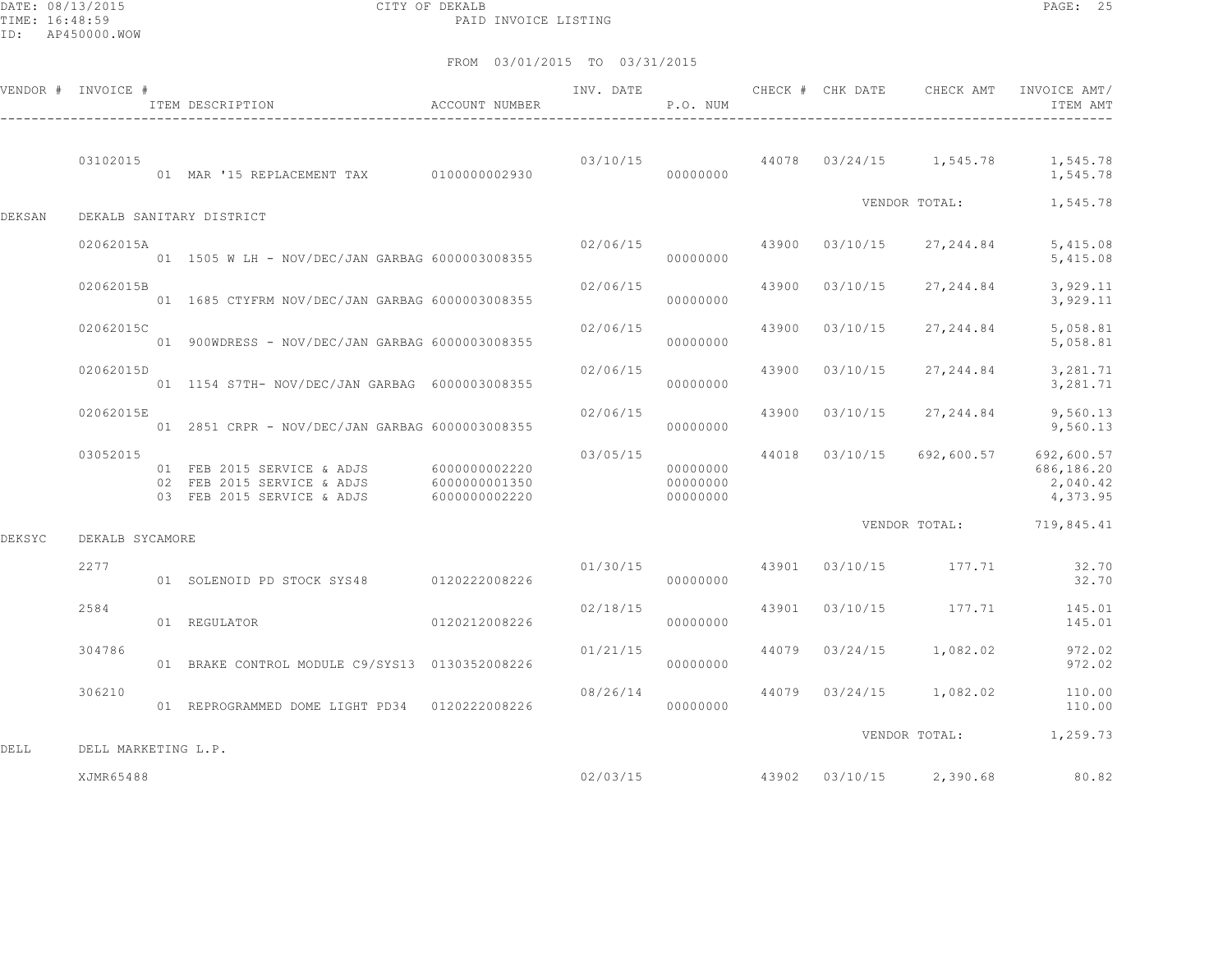CITY OF DEKALB
PAID INVOICE LISTING

DATE: 08/13/2015
TIME: 16:48:59
ID: AP450000.WOW

FROM 03/01/2015 TO 03/31/2015

| VENDOR # | INVOICE # | ITEM DESCRIPTION | ACCOUNT NUMBER | INV. DATE | P.O. NUM | CHECK # | CHK DATE | CHECK AMT | INVOICE AMT/ ITEM AMT |
|---|---|---|---|---|---|---|---|---|---|
| | 03102015 | | | 03/10/15 | | 44078 | 03/24/15 | 1,545.78 | 1,545.78 |
| | | 01 MAR '15 REPLACEMENT TAX | 0100000002930 | | 00000000 | | | | 1,545.78 |
| | | | | | | | | VENDOR TOTAL: | 1,545.78 |
| DEKSAN | DEKALB SANITARY DISTRICT | | | | | | | | |
| | 02062015A | | | 02/06/15 | | 43900 | 03/10/15 | 27,244.84 | 5,415.08 |
| | | 01 1505 W LH - NOV/DEC/JAN GARBAG | 6000003008355 | | 00000000 | | | | 5,415.08 |
| | 02062015B | | | 02/06/15 | | 43900 | 03/10/15 | 27,244.84 | 3,929.11 |
| | | 01 1685 CTYFRM NOV/DEC/JAN GARBAG | 6000003008355 | | 00000000 | | | | 3,929.11 |
| | 02062015C | | | 02/06/15 | | 43900 | 03/10/15 | 27,244.84 | 5,058.81 |
| | | 01 900WDRESS - NOV/DEC/JAN GARBAG | 6000003008355 | | 00000000 | | | | 5,058.81 |
| | 02062015D | | | 02/06/15 | | 43900 | 03/10/15 | 27,244.84 | 3,281.71 |
| | | 01 1154 S7TH- NOV/DEC/JAN GARBAG | 6000003008355 | | 00000000 | | | | 3,281.71 |
| | 02062015E | | | 02/06/15 | | 43900 | 03/10/15 | 27,244.84 | 9,560.13 |
| | | 01 2851 CRPR - NOV/DEC/JAN GARBAG | 6000003008355 | | 00000000 | | | | 9,560.13 |
| | 03052015 | | | 03/05/15 | | 44018 | 03/10/15 | 692,600.57 | 692,600.57 |
| | | 01 FEB 2015 SERVICE & ADJS | 6000000002220 | | 00000000 | | | | 686,186.20 |
| | | 02 FEB 2015 SERVICE & ADJS | 6000000001350 | | 00000000 | | | | 2,040.42 |
| | | 03 FEB 2015 SERVICE & ADJS | 6000000002220 | | 00000000 | | | | 4,373.95 |
| | | | | | | | | VENDOR TOTAL: | 719,845.41 |
| DEKSYC | DEKALB SYCAMORE | | | | | | | | |
| | 2277 | | | 01/30/15 | | 43901 | 03/10/15 | 177.71 | 32.70 |
| | | 01 SOLENOID PD STOCK SYS48 | 0120222008226 | | 00000000 | | | | 32.70 |
| | 2584 | | | 02/18/15 | | 43901 | 03/10/15 | 177.71 | 145.01 |
| | | 01 REGULATOR | 0120212008226 | | 00000000 | | | | 145.01 |
| | 304786 | | | 01/21/15 | | 44079 | 03/24/15 | 1,082.02 | 972.02 |
| | | 01 BRAKE CONTROL MODULE C9/SYS13 | 0130352008226 | | 00000000 | | | | 972.02 |
| | 306210 | | | 08/26/14 | | 44079 | 03/24/15 | 1,082.02 | 110.00 |
| | | 01 REPROGRAMMED DOME LIGHT PD34 | 0120222008226 | | 00000000 | | | | 110.00 |
| | | | | | | | | VENDOR TOTAL: | 1,259.73 |
| DELL | DELL MARKETING L.P. | | | | | | | | |
| | XJMR65488 | | | 02/03/15 | | 43902 | 03/10/15 | 2,390.68 | 80.82 |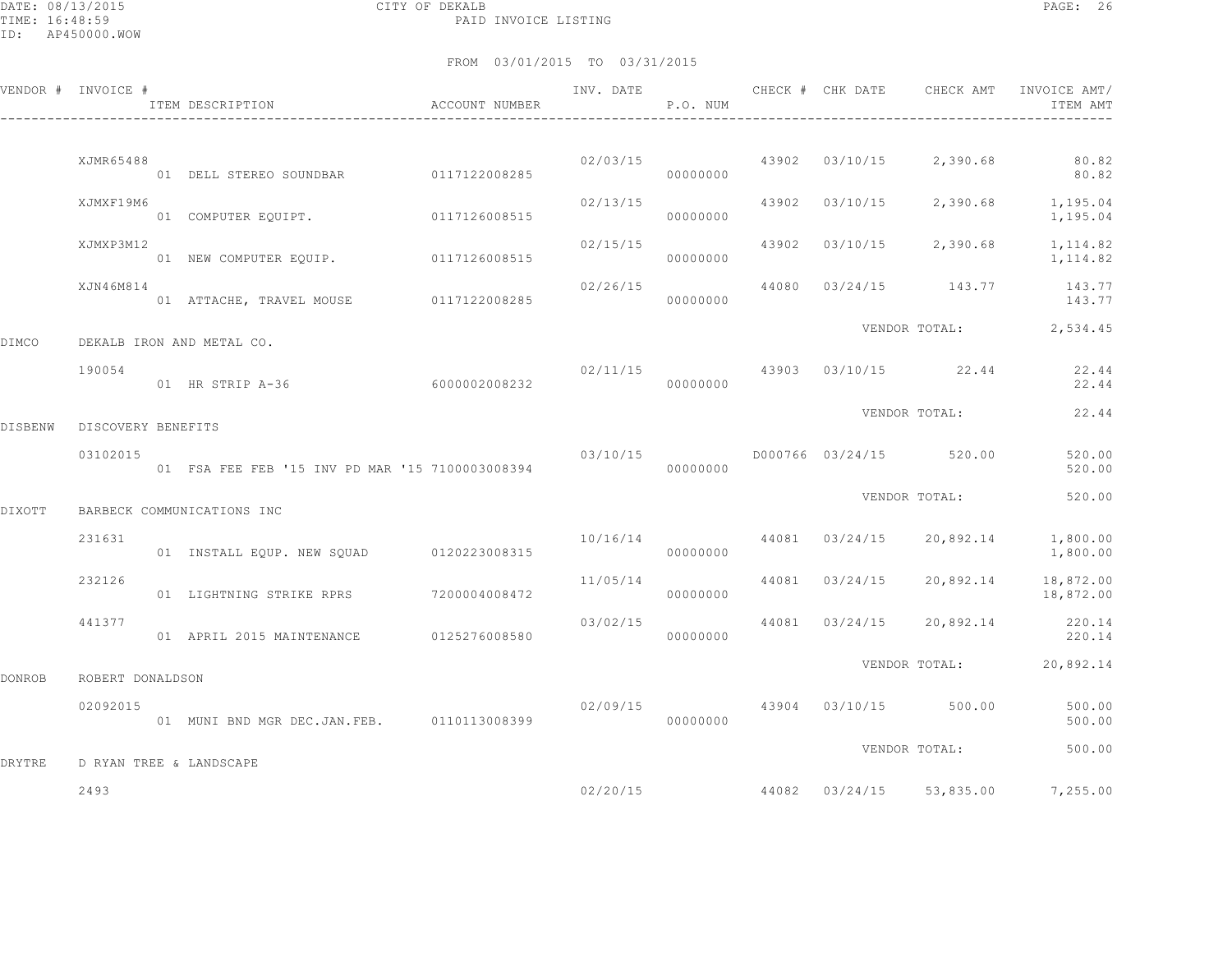CITY OF DEKALB
PAID INVOICE LISTING

DATE: 08/13/2015
TIME: 16:48:59
ID: AP450000.WOW

FROM 03/01/2015 TO 03/31/2015

| VENDOR # | INVOICE # / ITEM DESCRIPTION | ACCOUNT NUMBER | INV. DATE | P.O. NUM | CHECK # | CHK DATE | CHECK AMT | INVOICE AMT/ ITEM AMT |
|---|---|---|---|---|---|---|---|---|
| | XJMR65488 | | 02/03/15 | | 43902 | 03/10/15 | 2,390.68 | 80.82 |
| | 01 DELL STEREO SOUNDBAR | 0117122008285 | | 00000000 | | | | 80.82 |
| | XJMXF19M6 | | 02/13/15 | | 43902 | 03/10/15 | 2,390.68 | 1,195.04 |
| | 01 COMPUTER EQUIPT. | 0117126008515 | | 00000000 | | | | 1,195.04 |
| | XJMXP3M12 | | 02/15/15 | | 43902 | 03/10/15 | 2,390.68 | 1,114.82 |
| | 01 NEW COMPUTER EQUIP. | 0117126008515 | | 00000000 | | | | 1,114.82 |
| | XJN46M814 | | 02/26/15 | | 44080 | 03/24/15 | 143.77 | 143.77 |
| | 01 ATTACHE, TRAVEL MOUSE | 0117122008285 | | 00000000 | | | | 143.77 |
| | | | | | | | VENDOR TOTAL: | 2,534.45 |
| DIMCO | DEKALB IRON AND METAL CO. | | | | | | | |
| | 190054 | | 02/11/15 | | 43903 | 03/10/15 | 22.44 | 22.44 |
| | 01 HR STRIP A-36 | 6000002008232 | | 00000000 | | | | 22.44 |
| | | | | | | | VENDOR TOTAL: | 22.44 |
| DISBENW | DISCOVERY BENEFITS | | | | | | | |
| | 03102015 | | 03/10/15 | | D000766 | 03/24/15 | 520.00 | 520.00 |
| | 01 FSA FEE FEB '15 INV PD MAR '15 | 7100003008394 | | 00000000 | | | | 520.00 |
| | | | | | | | VENDOR TOTAL: | 520.00 |
| DIXOTT | BARBECK COMMUNICATIONS INC | | | | | | | |
| | 231631 | | 10/16/14 | | 44081 | 03/24/15 | 20,892.14 | 1,800.00 |
| | 01 INSTALL EQUP. NEW SQUAD | 0120223008315 | | 00000000 | | | | 1,800.00 |
| | 232126 | | 11/05/14 | | 44081 | 03/24/15 | 20,892.14 | 18,872.00 |
| | 01 LIGHTNING STRIKE RPRS | 7200004008472 | | 00000000 | | | | 18,872.00 |
| | 441377 | | 03/02/15 | | 44081 | 03/24/15 | 20,892.14 | 220.14 |
| | 01 APRIL 2015 MAINTENANCE | 0125276008580 | | 00000000 | | | | 220.14 |
| | | | | | | | VENDOR TOTAL: | 20,892.14 |
| DONROB | ROBERT DONALDSON | | | | | | | |
| | 02092015 | | 02/09/15 | | 43904 | 03/10/15 | 500.00 | 500.00 |
| | 01 MUNI BND MGR DEC.JAN.FEB. | 0110113008399 | | 00000000 | | | | 500.00 |
| | | | | | | | VENDOR TOTAL: | 500.00 |
| DRYTRE | D RYAN TREE & LANDSCAPE | | | | | | | |
| | 2493 | | 02/20/15 | | 44082 | 03/24/15 | 53,835.00 | 7,255.00 |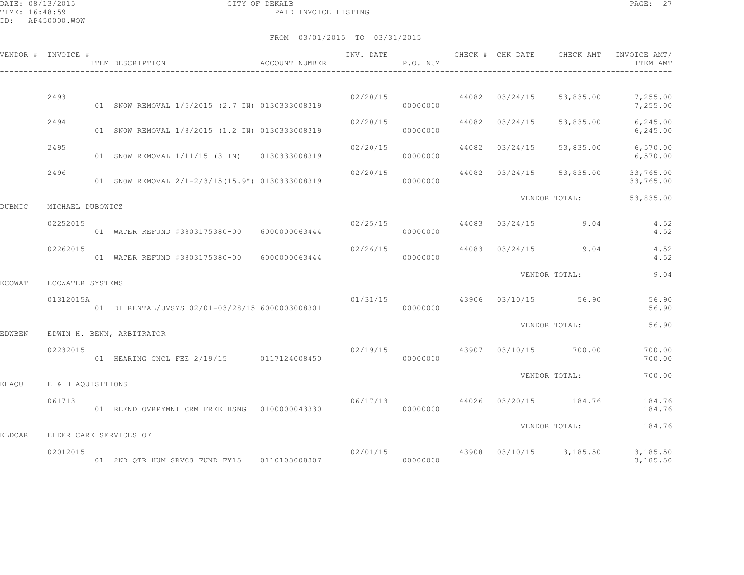FROM 03/01/2015 TO 03/31/2015

| VENDOR # | INVOICE # | ITEM DESCRIPTION | ACCOUNT NUMBER | INV. DATE | P.O. NUM | CHECK # | CHK DATE | CHECK AMT | INVOICE AMT/ ITEM AMT |
|---|---|---|---|---|---|---|---|---|---|
| | 2493 | | | 02/20/15 | | 44082 | 03/24/15 | 53,835.00 | 7,255.00 |
| | | 01 SNOW REMOVAL 1/5/2015 (2.7 IN) | 0130333008319 | | 00000000 | | | | 7,255.00 |
| | 2494 | | | 02/20/15 | | 44082 | 03/24/15 | 53,835.00 | 6,245.00 |
| | | 01 SNOW REMOVAL 1/8/2015 (1.2 IN) | 0130333008319 | | 00000000 | | | | 6,245.00 |
| | 2495 | | | 02/20/15 | | 44082 | 03/24/15 | 53,835.00 | 6,570.00 |
| | | 01 SNOW REMOVAL 1/11/15 (3 IN) | 0130333008319 | | 00000000 | | | | 6,570.00 |
| | 2496 | | | 02/20/15 | | 44082 | 03/24/15 | 53,835.00 | 33,765.00 |
| | | 01 SNOW REMOVAL 2/1-2/3/15(15.9") | 0130333008319 | | 00000000 | | | | 33,765.00 |
| | | | | | | | | VENDOR TOTAL: | 53,835.00 |
| DUBMIC | MICHAEL DUBOWICZ | | | | | | | | |
| | 02252015 | | | 02/25/15 | | 44083 | 03/24/15 | 9.04 | 4.52 |
| | | 01 WATER REFUND #3803175380-00 | 6000000063444 | | 00000000 | | | | 4.52 |
| | 02262015 | | | 02/26/15 | | 44083 | 03/24/15 | 9.04 | 4.52 |
| | | 01 WATER REFUND #3803175380-00 | 6000000063444 | | 00000000 | | | | 4.52 |
| | | | | | | | | VENDOR TOTAL: | 9.04 |
| ECOWAT | ECOWATER SYSTEMS | | | | | | | | |
| | 01312015A | | | 01/31/15 | | 43906 | 03/10/15 | 56.90 | 56.90 |
| | | 01 DI RENTAL/UVSYS 02/01-03/28/15 | 6000003008301 | | 00000000 | | | | 56.90 |
| | | | | | | | | VENDOR TOTAL: | 56.90 |
| EDWBEN | EDWIN H. BENN, ARBITRATOR | | | | | | | | |
| | 02232015 | | | 02/19/15 | | 43907 | 03/10/15 | 700.00 | 700.00 |
| | | 01 HEARING CNCL FEE 2/19/15 | 0117124008450 | | 00000000 | | | | 700.00 |
| | | | | | | | | VENDOR TOTAL: | 700.00 |
| EHAQU | E & H AQUISITIONS | | | | | | | | |
| | 061713 | | | 06/17/13 | | 44026 | 03/20/15 | 184.76 | 184.76 |
| | | 01 REFND OVRPYMNT CRM FREE HSNG | 0100000043330 | | 00000000 | | | | 184.76 |
| | | | | | | | | VENDOR TOTAL: | 184.76 |
| ELDCAR | ELDER CARE SERVICES OF | | | | | | | | |
| | 02012015 | | | 02/01/15 | | 43908 | 03/10/15 | 3,185.50 | 3,185.50 |
| | | 01 2ND QTR HUM SRVCS FUND FY15 | 0110103008307 | | 00000000 | | | | 3,185.50 |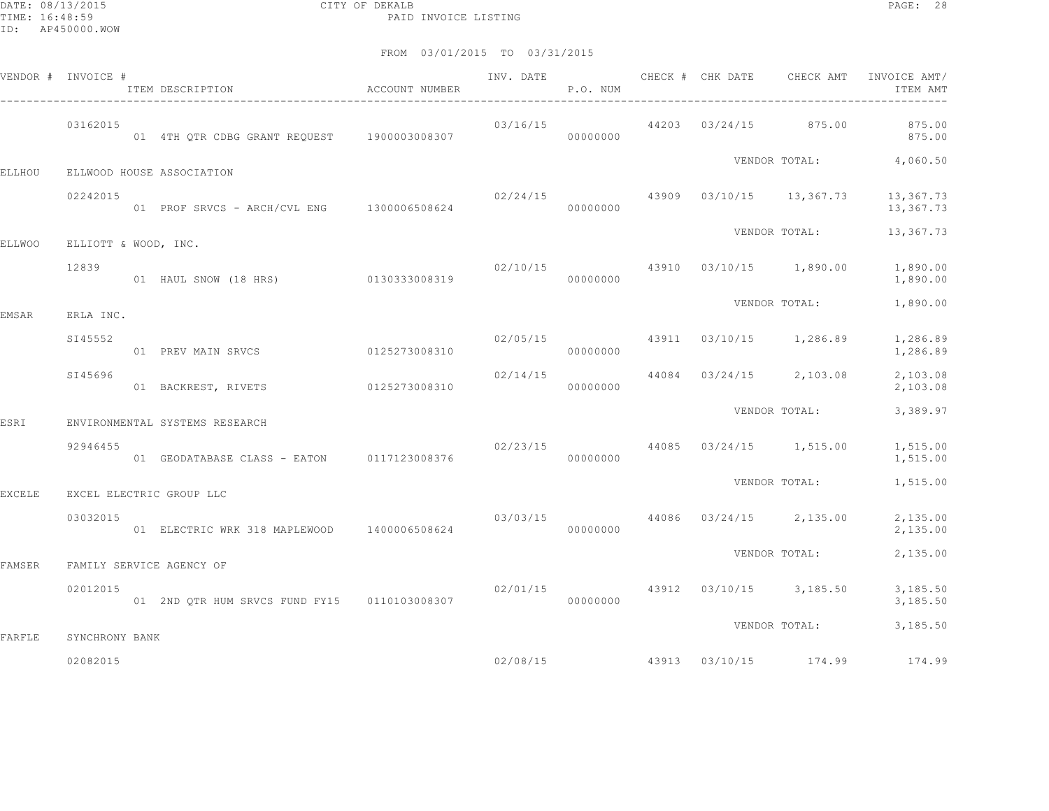FROM 03/01/2015 TO 03/31/2015

| VENDOR # | INVOICE # | ITEM DESCRIPTION | ACCOUNT NUMBER | INV. DATE | P.O. NUM | CHECK # | CHK DATE | CHECK AMT | INVOICE AMT/ ITEM AMT |
|---|---|---|---|---|---|---|---|---|---|
| | 03162015 | | | 03/16/15 | | 44203 | 03/24/15 | 875.00 | 875.00 |
| | | 01 4TH QTR CDBG GRANT REQUEST | 1900003008307 | | 00000000 | | | | 875.00 |
| | | | | | | | VENDOR TOTAL: | | 4,060.50 |
| ELLHOU | ELLWOOD HOUSE ASSOCIATION | | | | | | | | |
| | 02242015 | | | 02/24/15 | | 43909 | 03/10/15 | 13,367.73 | 13,367.73 |
| | | 01 PROF SRVCS - ARCH/CVL ENG | 1300006508624 | | 00000000 | | | | 13,367.73 |
| | | | | | | | VENDOR TOTAL: | | 13,367.73 |
| ELLWOO | ELLIOTT & WOOD, INC. | | | | | | | | |
| | 12839 | | | 02/10/15 | | 43910 | 03/10/15 | 1,890.00 | 1,890.00 |
| | | 01 HAUL SNOW (18 HRS) | 0130333008319 | | 00000000 | | | | 1,890.00 |
| | | | | | | | VENDOR TOTAL: | | 1,890.00 |
| EMSAR | ERLA INC. | | | | | | | | |
| | SI45552 | | | 02/05/15 | | 43911 | 03/10/15 | 1,286.89 | 1,286.89 |
| | | 01 PREV MAIN SRVCS | 0125273008310 | | 00000000 | | | | 1,286.89 |
| | SI45696 | | | 02/14/15 | | 44084 | 03/24/15 | 2,103.08 | 2,103.08 |
| | | 01 BACKREST, RIVETS | 0125273008310 | | 00000000 | | | | 2,103.08 |
| | | | | | | | VENDOR TOTAL: | | 3,389.97 |
| ESRI | ENVIRONMENTAL SYSTEMS RESEARCH | | | | | | | | |
| | 92946455 | | | 02/23/15 | | 44085 | 03/24/15 | 1,515.00 | 1,515.00 |
| | | 01 GEODATABASE CLASS - EATON | 0117123008376 | | 00000000 | | | | 1,515.00 |
| | | | | | | | VENDOR TOTAL: | | 1,515.00 |
| EXCELE | EXCEL ELECTRIC GROUP LLC | | | | | | | | |
| | 03032015 | | | 03/03/15 | | 44086 | 03/24/15 | 2,135.00 | 2,135.00 |
| | | 01 ELECTRIC WRK 318 MAPLEWOOD | 1400006508624 | | 00000000 | | | | 2,135.00 |
| | | | | | | | VENDOR TOTAL: | | 2,135.00 |
| FAMSER | FAMILY SERVICE AGENCY OF | | | | | | | | |
| | 02012015 | | | 02/01/15 | | 43912 | 03/10/15 | 3,185.50 | 3,185.50 |
| | | 01 2ND QTR HUM SRVCS FUND FY15 | 0110103008307 | | 00000000 | | | | 3,185.50 |
| | | | | | | | VENDOR TOTAL: | | 3,185.50 |
| FARFLE | SYNCHRONY BANK | | | | | | | | |
| | 02082015 | | | 02/08/15 | | 43913 | 03/10/15 | 174.99 | 174.99 |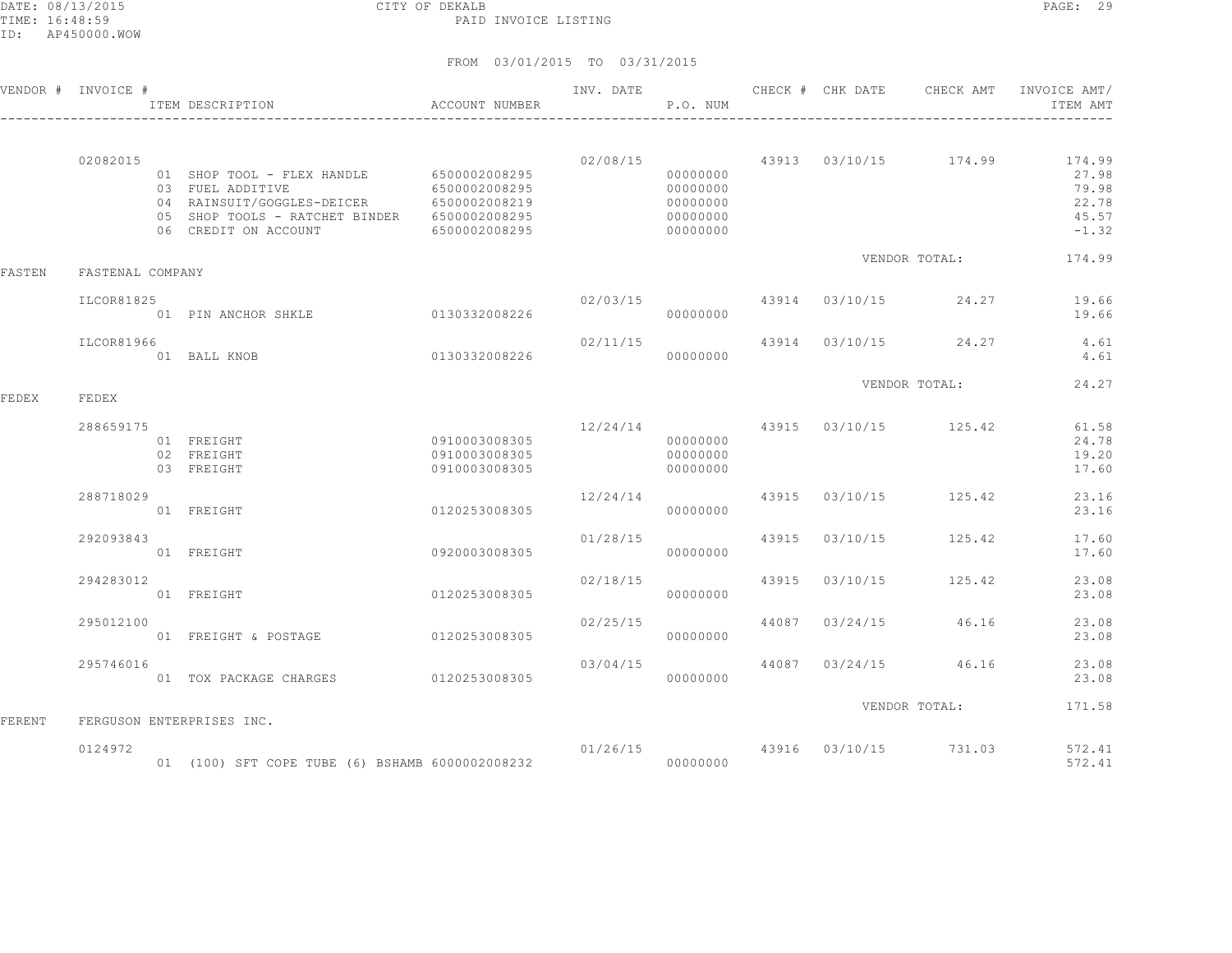CITY OF DEKALB

PAID INVOICE LISTING

FROM 03/01/2015 TO 03/31/2015

| VENDOR # | INVOICE # / ITEM DESCRIPTION | ACCOUNT NUMBER | INV. DATE | P.O. NUM | CHECK # | CHK DATE | CHECK AMT | INVOICE AMT/ ITEM AMT |
|---|---|---|---|---|---|---|---|---|
| | 02082015 | | 02/08/15 | | 43913 | 03/10/15 | 174.99 | 174.99 |
| | 01 SHOP TOOL - FLEX HANDLE | 6500002008295 | | 00000000 | | | | 27.98 |
| | 03 FUEL ADDITIVE | 6500002008295 | | 00000000 | | | | 79.98 |
| | 04 RAINSUIT/GOGGLES-DEICER | 6500002008219 | | 00000000 | | | | 22.78 |
| | 05 SHOP TOOLS - RATCHET BINDER | 6500002008295 | | 00000000 | | | | 45.57 |
| | 06 CREDIT ON ACCOUNT | 6500002008295 | | 00000000 | | | | -1.32 |
| | | | | | | | VENDOR TOTAL: | 174.99 |
| FASTEN | FASTENAL COMPANY | | | | | | | |
| | ILCOR81825 | | 02/03/15 | | 43914 | 03/10/15 | 24.27 | 19.66 |
| | 01 PIN ANCHOR SHKLE | 0130332008226 | | 00000000 | | | | 19.66 |
| | ILCOR81966 | | 02/11/15 | | 43914 | 03/10/15 | 24.27 | 4.61 |
| | 01 BALL KNOB | 0130332008226 | | 00000000 | | | | 4.61 |
| | | | | | | | VENDOR TOTAL: | 24.27 |
| FEDEX | FEDEX | | | | | | | |
| | 288659175 | | 12/24/14 | | 43915 | 03/10/15 | 125.42 | 61.58 |
| | 01 FREIGHT | 0910003008305 | | 00000000 | | | | 24.78 |
| | 02 FREIGHT | 0910003008305 | | 00000000 | | | | 19.20 |
| | 03 FREIGHT | 0910003008305 | | 00000000 | | | | 17.60 |
| | 288718029 | | 12/24/14 | | 43915 | 03/10/15 | 125.42 | 23.16 |
| | 01 FREIGHT | 0120253008305 | | 00000000 | | | | 23.16 |
| | 292093843 | | 01/28/15 | | 43915 | 03/10/15 | 125.42 | 17.60 |
| | 01 FREIGHT | 0920003008305 | | 00000000 | | | | 17.60 |
| | 294283012 | | 02/18/15 | | 43915 | 03/10/15 | 125.42 | 23.08 |
| | 01 FREIGHT | 0120253008305 | | 00000000 | | | | 23.08 |
| | 295012100 | | 02/25/15 | | 44087 | 03/24/15 | 46.16 | 23.08 |
| | 01 FREIGHT & POSTAGE | 0120253008305 | | 00000000 | | | | 23.08 |
| | 295746016 | | 03/04/15 | | 44087 | 03/24/15 | 46.16 | 23.08 |
| | 01 TOX PACKAGE CHARGES | 0120253008305 | | 00000000 | | | | 23.08 |
| | | | | | | | VENDOR TOTAL: | 171.58 |
| FERENT | FERGUSON ENTERPRISES INC. | | | | | | | |
| | 0124972 | | 01/26/15 | | 43916 | 03/10/15 | 731.03 | 572.41 |
| | 01 (100) SFT COPE TUBE (6) BSHAMB | 6000002008232 | | 00000000 | | | | 572.41 |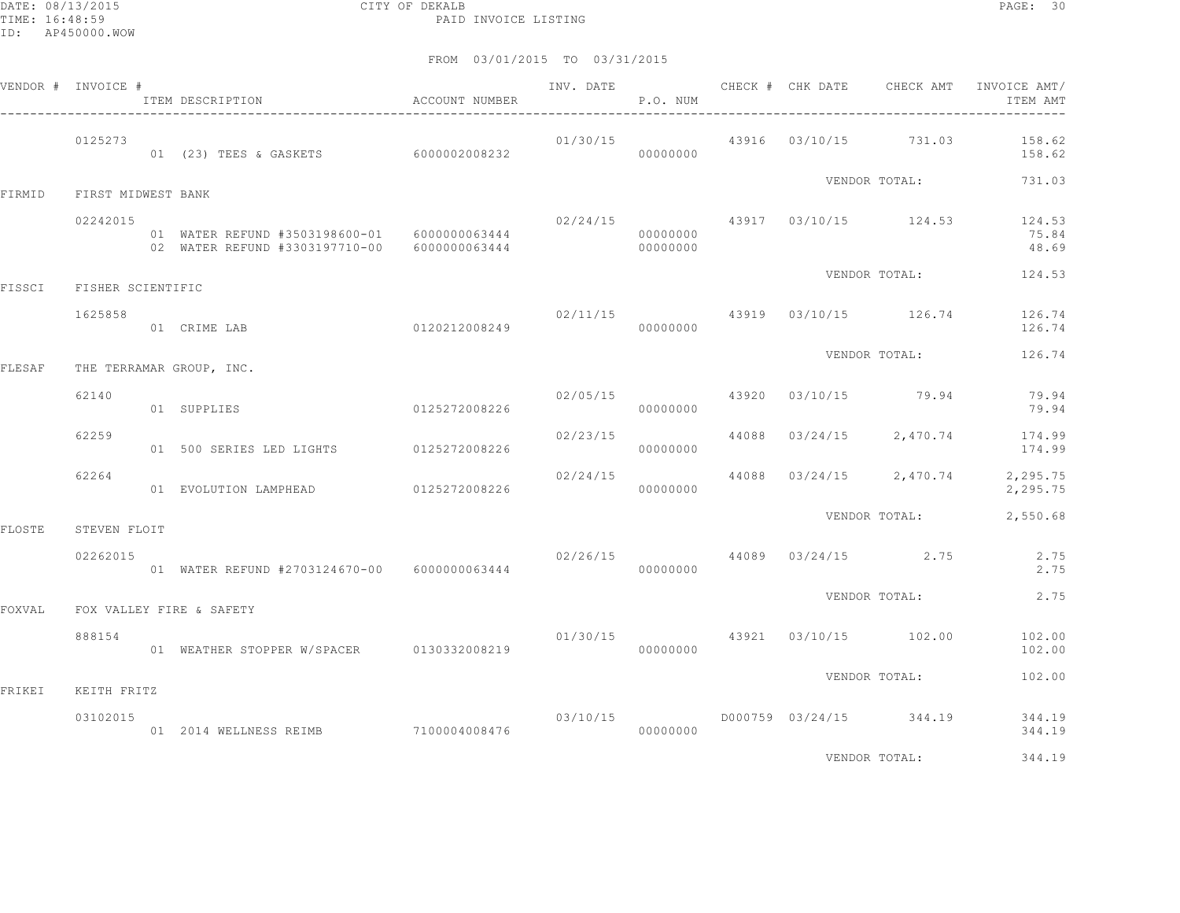CITY OF DEKALB

PAID INVOICE LISTING

FROM 03/01/2015 TO 03/31/2015

| VENDOR # | INVOICE # | ITEM DESCRIPTION | ACCOUNT NUMBER | INV. DATE | P.O. NUM | CHECK # | CHK DATE | CHECK AMT | INVOICE AMT/ ITEM AMT |
|---|---|---|---|---|---|---|---|---|---|
| | 0125273 | | | 01/30/15 | | 43916 | 03/10/15 | 731.03 | 158.62 |
| | | 01 (23) TEES & GASKETS | 6000002008232 | | 00000000 | | | | 158.62 |
| | | | | | | | VENDOR TOTAL: | | 731.03 |
| FIRMID | FIRST MIDWEST BANK | | | | | | | | |
| | 02242015 | | | 02/24/15 | | 43917 | 03/10/15 | 124.53 | 124.53 |
| | | 01 WATER REFUND #3503198600-01 | 6000000063444 | | 00000000 | | | | 75.84 |
| | | 02 WATER REFUND #3303197710-00 | 6000000063444 | | 00000000 | | | | 48.69 |
| | | | | | | | VENDOR TOTAL: | | 124.53 |
| FISSCI | FISHER SCIENTIFIC | | | | | | | | |
| | 1625858 | | | 02/11/15 | | 43919 | 03/10/15 | 126.74 | 126.74 |
| | | 01 CRIME LAB | 0120212008249 | | 00000000 | | | | 126.74 |
| | | | | | | | VENDOR TOTAL: | | 126.74 |
| FLESAF | THE TERRAMAR GROUP, INC. | | | | | | | | |
| | 62140 | | | 02/05/15 | | 43920 | 03/10/15 | 79.94 | 79.94 |
| | | 01 SUPPLIES | 0125272008226 | | 00000000 | | | | 79.94 |
| | 62259 | | | 02/23/15 | | 44088 | 03/24/15 | 2,470.74 | 174.99 |
| | | 01 500 SERIES LED LIGHTS | 0125272008226 | | 00000000 | | | | 174.99 |
| | 62264 | | | 02/24/15 | | 44088 | 03/24/15 | 2,470.74 | 2,295.75 |
| | | 01 EVOLUTION LAMPHEAD | 0125272008226 | | 00000000 | | | | 2,295.75 |
| | | | | | | | VENDOR TOTAL: | | 2,550.68 |
| FLOSTE | STEVEN FLOIT | | | | | | | | |
| | 02262015 | | | 02/26/15 | | 44089 | 03/24/15 | 2.75 | 2.75 |
| | | 01 WATER REFUND #2703124670-00 | 6000000063444 | | 00000000 | | | | 2.75 |
| | | | | | | | VENDOR TOTAL: | | 2.75 |
| FOXVAL | FOX VALLEY FIRE & SAFETY | | | | | | | | |
| | 888154 | | | 01/30/15 | | 43921 | 03/10/15 | 102.00 | 102.00 |
| | | 01 WEATHER STOPPER W/SPACER | 0130332008219 | | 00000000 | | | | 102.00 |
| | | | | | | | VENDOR TOTAL: | | 102.00 |
| FRIKEI | KEITH FRITZ | | | | | | | | |
| | 03102015 | | | 03/10/15 | | D000759 | 03/24/15 | 344.19 | 344.19 |
| | | 01 2014 WELLNESS REIMB | 7100004008476 | | 00000000 | | | | 344.19 |
| | | | | | | | VENDOR TOTAL: | | 344.19 |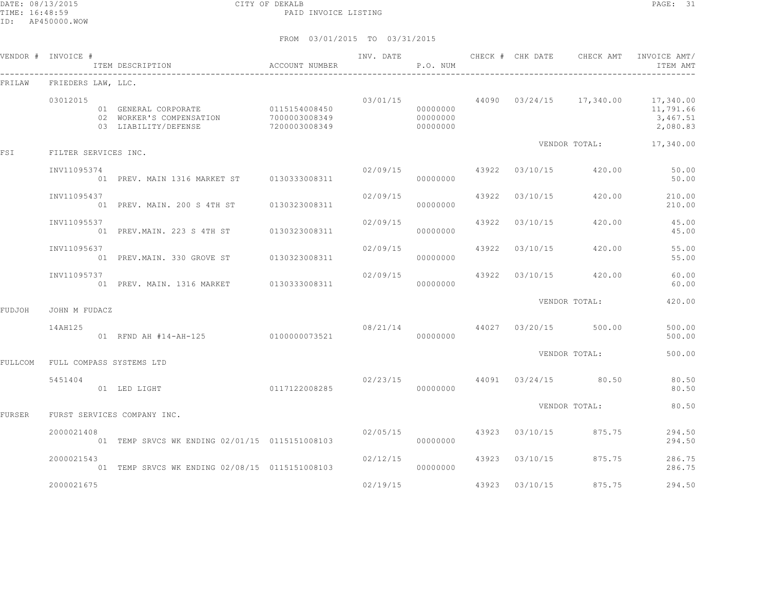CITY OF DEKALB

PAID INVOICE LISTING

FROM 03/01/2015 TO 03/31/2015

| VENDOR # | INVOICE # / ITEM DESCRIPTION | ACCOUNT NUMBER | INV. DATE | P.O. NUM | CHECK # | CHK DATE | CHECK AMT | INVOICE AMT/ ITEM AMT |
|---|---|---|---|---|---|---|---|---|
| FRILAW | FRIEDERS LAW, LLC. | | | | | | | |
| | 03012015 | | 03/01/15 | | 44090 | 03/24/15 | 17,340.00 | 17,340.00 |
| | 01 GENERAL CORPORATE | 0115154008450 | | 00000000 | | | | 11,791.66 |
| | 02 WORKER'S COMPENSATION | 7000003008349 | | 00000000 | | | | 3,467.51 |
| | 03 LIABILITY/DEFENSE | 7200003008349 | | 00000000 | | | | 2,080.83 |
| | | | | | | VENDOR TOTAL: | | 17,340.00 |
| FSI | FILTER SERVICES INC. | | | | | | | |
| | INV11095374 | | 02/09/15 | | 43922 | 03/10/15 | 420.00 | 50.00 |
| | 01 PREV. MAIN 1316 MARKET ST | 0130333008311 | | 00000000 | | | | 50.00 |
| | INV11095437 | | 02/09/15 | | 43922 | 03/10/15 | 420.00 | 210.00 |
| | 01 PREV. MAIN. 200 S 4TH ST | 0130323008311 | | 00000000 | | | | 210.00 |
| | INV11095537 | | 02/09/15 | | 43922 | 03/10/15 | 420.00 | 45.00 |
| | 01 PREV.MAIN. 223 S 4TH ST | 0130323008311 | | 00000000 | | | | 45.00 |
| | INV11095637 | | 02/09/15 | | 43922 | 03/10/15 | 420.00 | 55.00 |
| | 01 PREV.MAIN. 330 GROVE ST | 0130323008311 | | 00000000 | | | | 55.00 |
| | INV11095737 | | 02/09/15 | | 43922 | 03/10/15 | 420.00 | 60.00 |
| | 01 PREV. MAIN. 1316 MARKET | 0130333008311 | | 00000000 | | | | 60.00 |
| | | | | | | VENDOR TOTAL: | | 420.00 |
| FUDJOH | JOHN M FUDACZ | | | | | | | |
| | 14AH125 | | 08/21/14 | | 44027 | 03/20/15 | 500.00 | 500.00 |
| | 01 RFND AH #14-AH-125 | 0100000073521 | | 00000000 | | | | 500.00 |
| | | | | | | VENDOR TOTAL: | | 500.00 |
| FULLCOM | FULL COMPASS SYSTEMS LTD | | | | | | | |
| | 5451404 | | 02/23/15 | | 44091 | 03/24/15 | 80.50 | 80.50 |
| | 01 LED LIGHT | 0117122008285 | | 00000000 | | | | 80.50 |
| | | | | | | VENDOR TOTAL: | | 80.50 |
| FURSER | FURST SERVICES COMPANY INC. | | | | | | | |
| | 2000021408 | | 02/05/15 | | 43923 | 03/10/15 | 875.75 | 294.50 |
| | 01 TEMP SRVCS WK ENDING 02/01/15 | 0115151008103 | | 00000000 | | | | 294.50 |
| | 2000021543 | | 02/12/15 | | 43923 | 03/10/15 | 875.75 | 286.75 |
| | 01 TEMP SRVCS WK ENDING 02/08/15 | 0115151008103 | | 00000000 | | | | 286.75 |
| | 2000021675 | | 02/19/15 | | 43923 | 03/10/15 | 875.75 | 294.50 |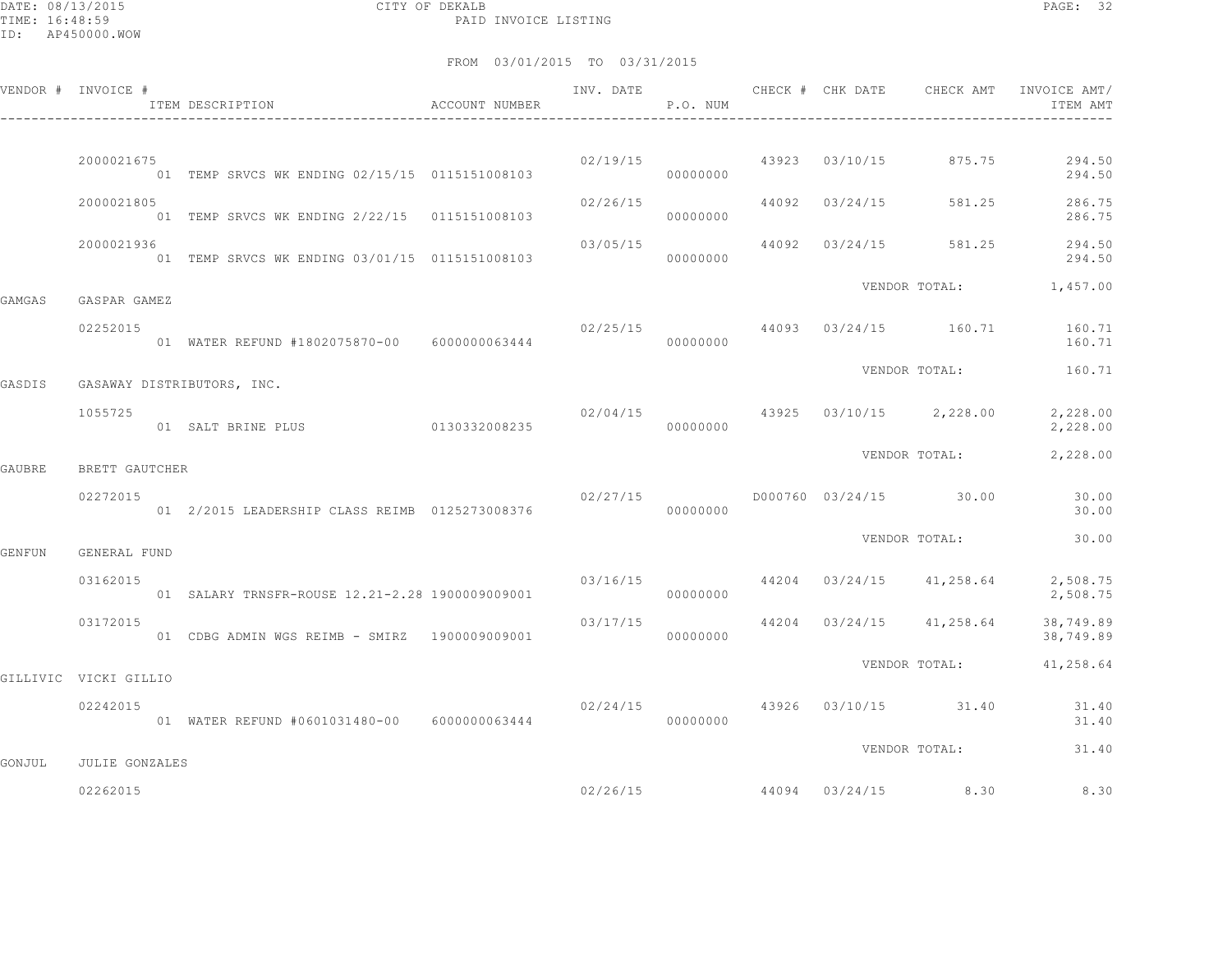FROM 03/01/2015 TO 03/31/2015

| VENDOR # | INVOICE # / ITEM DESCRIPTION | ACCOUNT NUMBER | INV. DATE | P.O. NUM | CHECK # | CHK DATE | CHECK AMT | INVOICE AMT/ ITEM AMT |
|---|---|---|---|---|---|---|---|---|
| | 2000021675 | | 02/19/15 | | 43923 | 03/10/15 | 875.75 | 294.50 |
| | 01 TEMP SRVCS WK ENDING 02/15/15 | 0115151008103 | | 00000000 | | | | 294.50 |
| | 2000021805 | | 02/26/15 | | 44092 | 03/24/15 | 581.25 | 286.75 |
| | 01 TEMP SRVCS WK ENDING 2/22/15 | 0115151008103 | | 00000000 | | | | 286.75 |
| | 2000021936 | | 03/05/15 | | 44092 | 03/24/15 | 581.25 | 294.50 |
| | 01 TEMP SRVCS WK ENDING 03/01/15 | 0115151008103 | | 00000000 | | | | 294.50 |
| | | | | | | | VENDOR TOTAL: | 1,457.00 |
| GAMGAS | GASPAR GAMEZ | | | | | | | |
| | 02252015 | | 02/25/15 | | 44093 | 03/24/15 | 160.71 | 160.71 |
| | 01 WATER REFUND #1802075870-00 | 6000000063444 | | 00000000 | | | | 160.71 |
| | | | | | | | VENDOR TOTAL: | 160.71 |
| GASDIS | GASAWAY DISTRIBUTORS, INC. | | | | | | | |
| | 1055725 | | 02/04/15 | | 43925 | 03/10/15 | 2,228.00 | 2,228.00 |
| | 01 SALT BRINE PLUS | 0130332008235 | | 00000000 | | | | 2,228.00 |
| | | | | | | | VENDOR TOTAL: | 2,228.00 |
| GAUBRE | BRETT GAUTCHER | | | | | | | |
| | 02272015 | | 02/27/15 | | D000760 | 03/24/15 | 30.00 | 30.00 |
| | 01 2/2015 LEADERSHIP CLASS REIMB | 0125273008376 | | 00000000 | | | | 30.00 |
| | | | | | | | VENDOR TOTAL: | 30.00 |
| GENFUN | GENERAL FUND | | | | | | | |
| | 03162015 | | 03/16/15 | | 44204 | 03/24/15 | 41,258.64 | 2,508.75 |
| | 01 SALARY TRNSFR-ROUSE 12.21-2.28 | 1900009009001 | | 00000000 | | | | 2,508.75 |
| | 03172015 | | 03/17/15 | | 44204 | 03/24/15 | 41,258.64 | 38,749.89 |
| | 01 CDBG ADMIN WGS REIMB - SMIRZ | 1900009009001 | | 00000000 | | | | 38,749.89 |
| | | | | | | | VENDOR TOTAL: | 41,258.64 |
| GILLIVIC | VICKI GILLIO | | | | | | | |
| | 02242015 | | 02/24/15 | | 43926 | 03/10/15 | 31.40 | 31.40 |
| | 01 WATER REFUND #0601031480-00 | 6000000063444 | | 00000000 | | | | 31.40 |
| | | | | | | | VENDOR TOTAL: | 31.40 |
| GONJUL | JULIE GONZALES | | | | | | | |
| | 02262015 | | 02/26/15 | | 44094 | 03/24/15 | 8.30 | 8.30 |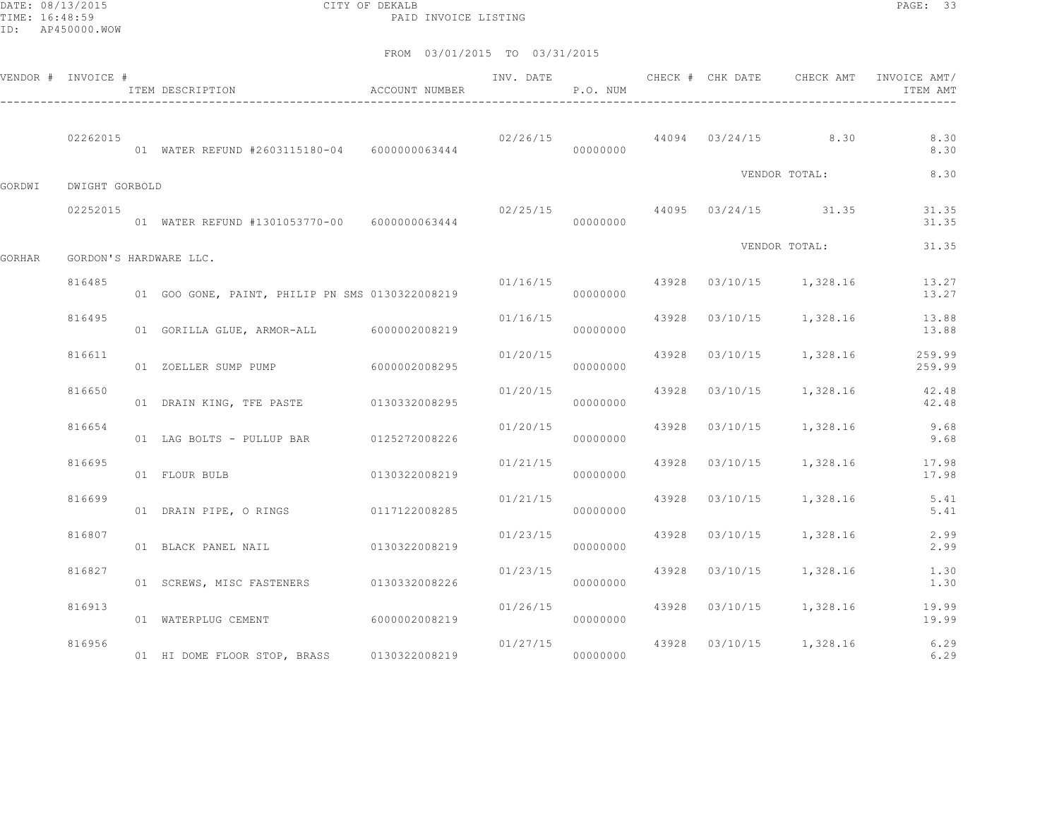DATE: 08/13/2015 CITY OF DEKALB
TIME: 16:48:59 PAID INVOICE LISTING
ID: AP450000.WOW

FROM 03/01/2015 TO 03/31/2015

| VENDOR # | INVOICE # | ITEM DESCRIPTION | ACCOUNT NUMBER | INV. DATE | P.O. NUM | CHECK # | CHK DATE | CHECK AMT | INVOICE AMT/ ITEM AMT |
|---|---|---|---|---|---|---|---|---|---|
| | 02262015 | | | 02/26/15 | | 44094 | 03/24/15 | 8.30 | 8.30 |
| | | 01 WATER REFUND #2603115180-04 | 6000000063444 | | 00000000 | | | | 8.30 |
| | | | | | | | VENDOR TOTAL: | | 8.30 |
| GORDWI | DWIGHT GORBOLD | | | | | | | | |
| | 02252015 | | | 02/25/15 | | 44095 | 03/24/15 | 31.35 | 31.35 |
| | | 01 WATER REFUND #1301053770-00 | 6000000063444 | | 00000000 | | | | 31.35 |
| | | | | | | | VENDOR TOTAL: | | 31.35 |
| GORHAR | GORDON'S HARDWARE LLC. | | | | | | | | |
| | 816485 | | | 01/16/15 | | 43928 | 03/10/15 | 1,328.16 | 13.27 |
| | | 01 GOO GONE, PAINT, PHILIP PN SMS | 0130322008219 | | 00000000 | | | | 13.27 |
| | 816495 | | | 01/16/15 | | 43928 | 03/10/15 | 1,328.16 | 13.88 |
| | | 01 GORILLA GLUE, ARMOR-ALL | 6000002008219 | | 00000000 | | | | 13.88 |
| | 816611 | | | 01/20/15 | | 43928 | 03/10/15 | 1,328.16 | 259.99 |
| | | 01 ZOELLER SUMP PUMP | 6000002008295 | | 00000000 | | | | 259.99 |
| | 816650 | | | 01/20/15 | | 43928 | 03/10/15 | 1,328.16 | 42.48 |
| | | 01 DRAIN KING, TFE PASTE | 0130332008295 | | 00000000 | | | | 42.48 |
| | 816654 | | | 01/20/15 | | 43928 | 03/10/15 | 1,328.16 | 9.68 |
| | | 01 LAG BOLTS - PULLUP BAR | 0125272008226 | | 00000000 | | | | 9.68 |
| | 816695 | | | 01/21/15 | | 43928 | 03/10/15 | 1,328.16 | 17.98 |
| | | 01 FLOUR BULB | 0130322008219 | | 00000000 | | | | 17.98 |
| | 816699 | | | 01/21/15 | | 43928 | 03/10/15 | 1,328.16 | 5.41 |
| | | 01 DRAIN PIPE, O RINGS | 0117122008285 | | 00000000 | | | | 5.41 |
| | 816807 | | | 01/23/15 | | 43928 | 03/10/15 | 1,328.16 | 2.99 |
| | | 01 BLACK PANEL NAIL | 0130322008219 | | 00000000 | | | | 2.99 |
| | 816827 | | | 01/23/15 | | 43928 | 03/10/15 | 1,328.16 | 1.30 |
| | | 01 SCREWS, MISC FASTENERS | 0130332008226 | | 00000000 | | | | 1.30 |
| | 816913 | | | 01/26/15 | | 43928 | 03/10/15 | 1,328.16 | 19.99 |
| | | 01 WATERPLUG CEMENT | 6000002008219 | | 00000000 | | | | 19.99 |
| | 816956 | | | 01/27/15 | | 43928 | 03/10/15 | 1,328.16 | 6.29 |
| | | 01 HI DOME FLOOR STOP, BRASS | 0130322008219 | | 00000000 | | | | 6.29 |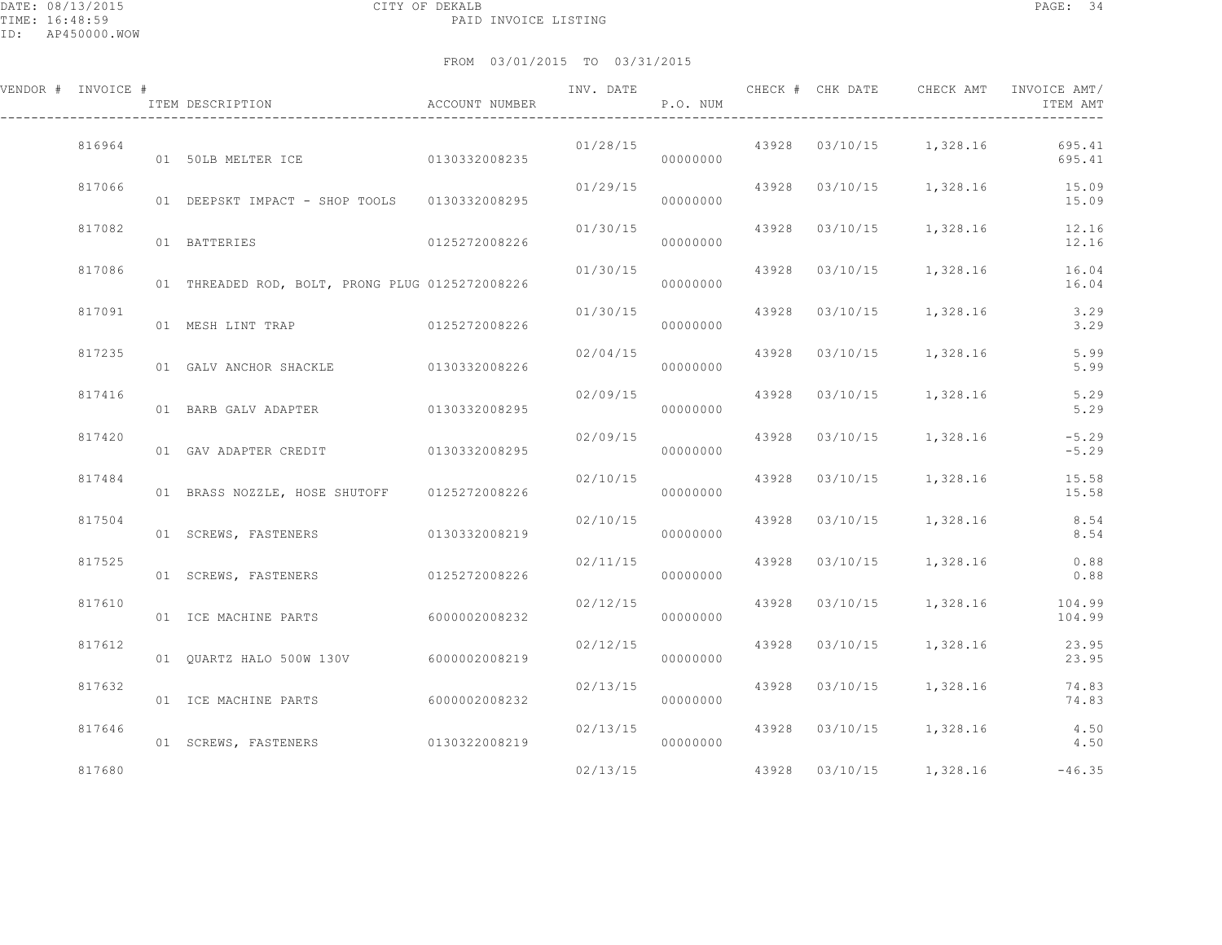CITY OF DEKALB
PAID INVOICE LISTING

FROM 03/01/2015 TO 03/31/2015

| VENDOR # | INVOICE # | ITEM DESCRIPTION | ACCOUNT NUMBER | INV. DATE | P.O. NUM | CHECK # | CHK DATE | CHECK AMT | INVOICE AMT/ ITEM AMT |
|---|---|---|---|---|---|---|---|---|---|
| | 816964 | | | 01/28/15 | | 43928 | 03/10/15 | 1,328.16 | 695.41 |
| | | 01 50LB MELTER ICE | 0130332008235 | | 00000000 | | | | 695.41 |
| | 817066 | | | 01/29/15 | | 43928 | 03/10/15 | 1,328.16 | 15.09 |
| | | 01 DEEPSKT IMPACT - SHOP TOOLS | 0130332008295 | | 00000000 | | | | 15.09 |
| | 817082 | | | 01/30/15 | | 43928 | 03/10/15 | 1,328.16 | 12.16 |
| | | 01 BATTERIES | 0125272008226 | | 00000000 | | | | 12.16 |
| | 817086 | | | 01/30/15 | | 43928 | 03/10/15 | 1,328.16 | 16.04 |
| | | 01 THREADED ROD, BOLT, PRONG PLUG | 0125272008226 | | 00000000 | | | | 16.04 |
| | 817091 | | | 01/30/15 | | 43928 | 03/10/15 | 1,328.16 | 3.29 |
| | | 01 MESH LINT TRAP | 0125272008226 | | 00000000 | | | | 3.29 |
| | 817235 | | | 02/04/15 | | 43928 | 03/10/15 | 1,328.16 | 5.99 |
| | | 01 GALV ANCHOR SHACKLE | 0130332008226 | | 00000000 | | | | 5.99 |
| | 817416 | | | 02/09/15 | | 43928 | 03/10/15 | 1,328.16 | 5.29 |
| | | 01 BARB GALV ADAPTER | 0130332008295 | | 00000000 | | | | 5.29 |
| | 817420 | | | 02/09/15 | | 43928 | 03/10/15 | 1,328.16 | -5.29 |
| | | 01 GAV ADAPTER CREDIT | 0130332008295 | | 00000000 | | | | -5.29 |
| | 817484 | | | 02/10/15 | | 43928 | 03/10/15 | 1,328.16 | 15.58 |
| | | 01 BRASS NOZZLE, HOSE SHUTOFF | 0125272008226 | | 00000000 | | | | 15.58 |
| | 817504 | | | 02/10/15 | | 43928 | 03/10/15 | 1,328.16 | 8.54 |
| | | 01 SCREWS, FASTENERS | 0130332008219 | | 00000000 | | | | 8.54 |
| | 817525 | | | 02/11/15 | | 43928 | 03/10/15 | 1,328.16 | 0.88 |
| | | 01 SCREWS, FASTENERS | 0125272008226 | | 00000000 | | | | 0.88 |
| | 817610 | | | 02/12/15 | | 43928 | 03/10/15 | 1,328.16 | 104.99 |
| | | 01 ICE MACHINE PARTS | 6000002008232 | | 00000000 | | | | 104.99 |
| | 817612 | | | 02/12/15 | | 43928 | 03/10/15 | 1,328.16 | 23.95 |
| | | 01 QUARTZ HALO 500W 130V | 6000002008219 | | 00000000 | | | | 23.95 |
| | 817632 | | | 02/13/15 | | 43928 | 03/10/15 | 1,328.16 | 74.83 |
| | | 01 ICE MACHINE PARTS | 6000002008232 | | 00000000 | | | | 74.83 |
| | 817646 | | | 02/13/15 | | 43928 | 03/10/15 | 1,328.16 | 4.50 |
| | | 01 SCREWS, FASTENERS | 0130322008219 | | 00000000 | | | | 4.50 |
| | 817680 | | | 02/13/15 | | 43928 | 03/10/15 | 1,328.16 | -46.35 |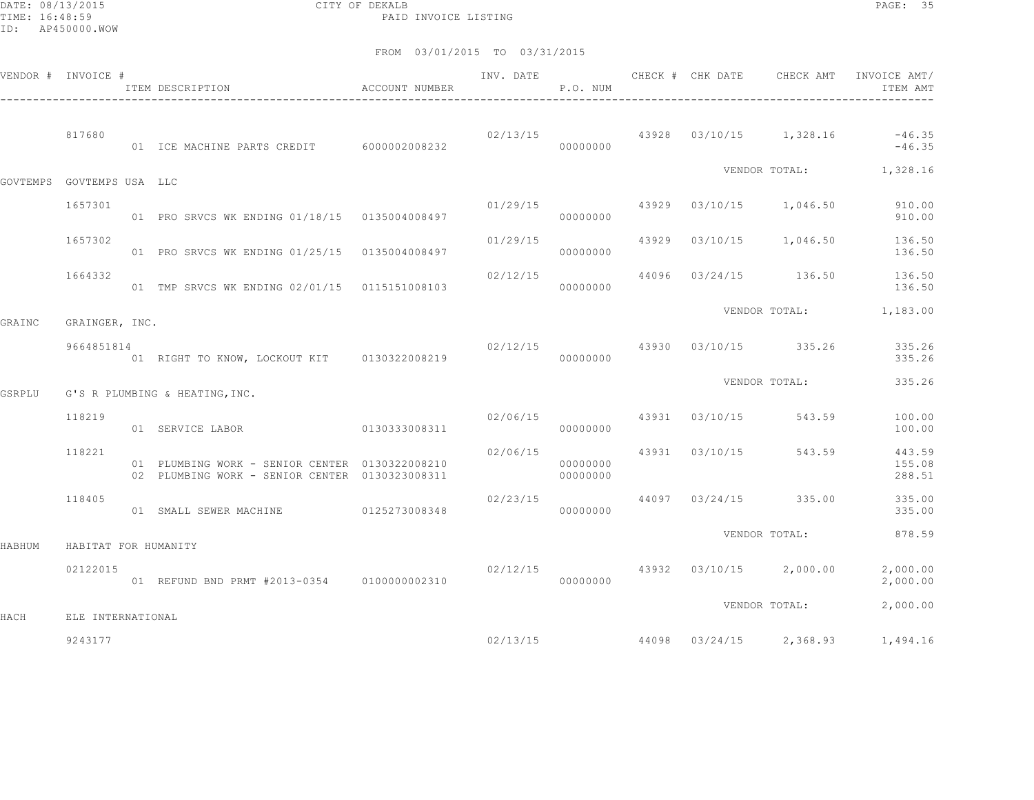CITY OF DEKALB
PAID INVOICE LISTING

DATE: 08/13/2015
TIME: 16:48:59
ID: AP450000.WOW

FROM 03/01/2015 TO 03/31/2015

| VENDOR # | INVOICE # | ITEM DESCRIPTION | ACCOUNT NUMBER | INV. DATE | P.O. NUM | CHECK # | CHK DATE | CHECK AMT | INVOICE AMT/ ITEM AMT |
|---|---|---|---|---|---|---|---|---|---|
| | 817680 | | | 02/13/15 | | 43928 | 03/10/15 | 1,328.16 | -46.35 |
| | | 01 ICE MACHINE PARTS CREDIT | 6000002008232 | | 00000000 | | | | -46.35 |
| | | | | | | | VENDOR TOTAL: | | 1,328.16 |
| GOVTEMPS | GOVTEMPS USA LLC | | | | | | | | |
| | 1657301 | | | 01/29/15 | | 43929 | 03/10/15 | 1,046.50 | 910.00 |
| | | 01 PRO SRVCS WK ENDING 01/18/15 | 0135004008497 | | 00000000 | | | | 910.00 |
| | 1657302 | | | 01/29/15 | | 43929 | 03/10/15 | 1,046.50 | 136.50 |
| | | 01 PRO SRVCS WK ENDING 01/25/15 | 0135004008497 | | 00000000 | | | | 136.50 |
| | 1664332 | | | 02/12/15 | | 44096 | 03/24/15 | 136.50 | 136.50 |
| | | 01 TMP SRVCS WK ENDING 02/01/15 | 0115151008103 | | 00000000 | | | | 136.50 |
| | | | | | | | VENDOR TOTAL: | | 1,183.00 |
| GRAINC | GRAINGER, INC. | | | | | | | | |
| | 9664851814 | | | 02/12/15 | | 43930 | 03/10/15 | 335.26 | 335.26 |
| | | 01 RIGHT TO KNOW, LOCKOUT KIT | 0130322008219 | | 00000000 | | | | 335.26 |
| | | | | | | | VENDOR TOTAL: | | 335.26 |
| GSRPLU | G'S R PLUMBING & HEATING,INC. | | | | | | | | |
| | 118219 | | | 02/06/15 | | 43931 | 03/10/15 | 543.59 | 100.00 |
| | | 01 SERVICE LABOR | 0130333008311 | | 00000000 | | | | 100.00 |
| | 118221 | | | 02/06/15 | | 43931 | 03/10/15 | 543.59 | 443.59 |
| | | 01 PLUMBING WORK - SENIOR CENTER | 0130322008210 | | 00000000 | | | | 155.08 |
| | | 02 PLUMBING WORK - SENIOR CENTER | 0130323008311 | | 00000000 | | | | 288.51 |
| | 118405 | | | 02/23/15 | | 44097 | 03/24/15 | 335.00 | 335.00 |
| | | 01 SMALL SEWER MACHINE | 0125273008348 | | 00000000 | | | | 335.00 |
| | | | | | | | VENDOR TOTAL: | | 878.59 |
| HABHUM | HABITAT FOR HUMANITY | | | | | | | | |
| | 02122015 | | | 02/12/15 | | 43932 | 03/10/15 | 2,000.00 | 2,000.00 |
| | | 01 REFUND BND PRMT #2013-0354 | 0100000002310 | | 00000000 | | | | 2,000.00 |
| | | | | | | | VENDOR TOTAL: | | 2,000.00 |
| HACH | ELE INTERNATIONAL | | | | | | | | |
| | 9243177 | | | 02/13/15 | | 44098 | 03/24/15 | 2,368.93 | 1,494.16 |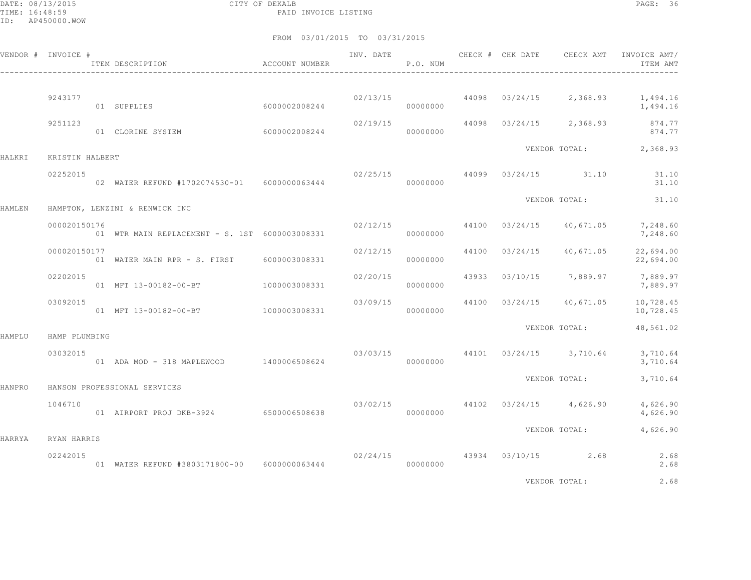CITY OF DEKALB

PAID INVOICE LISTING

FROM 03/01/2015 TO 03/31/2015

| VENDOR # | INVOICE # | ITEM DESCRIPTION | ACCOUNT NUMBER | INV. DATE | P.O. NUM | CHECK # | CHK DATE | CHECK AMT | INVOICE AMT/ ITEM AMT |
|---|---|---|---|---|---|---|---|---|---|
| | 9243177 | | | 02/13/15 | | 44098 | 03/24/15 | 2,368.93 | 1,494.16 |
| | | 01 SUPPLIES | 6000002008244 | | 00000000 | | | | 1,494.16 |
| | 9251123 | | | 02/19/15 | | 44098 | 03/24/15 | 2,368.93 | 874.77 |
| | | 01 CLORINE SYSTEM | 6000002008244 | | 00000000 | | | | 874.77 |
| | | | | | | | | VENDOR TOTAL: | 2,368.93 |
| HALKRI | KRISTIN HALBERT | | | | | | | | |
| | 02252015 | | | 02/25/15 | | 44099 | 03/24/15 | 31.10 | 31.10 |
| | | 02 WATER REFUND #1702074530-01 | 6000000063444 | | 00000000 | | | | 31.10 |
| | | | | | | | | VENDOR TOTAL: | 31.10 |
| HAMLEN | HAMPTON, LENZINI & RENWICK INC | | | | | | | | |
| | 000020150176 | | | 02/12/15 | | 44100 | 03/24/15 | 40,671.05 | 7,248.60 |
| | | 01 WTR MAIN REPLACEMENT - S. 1ST | 6000003008331 | | 00000000 | | | | 7,248.60 |
| | 000020150177 | | | 02/12/15 | | 44100 | 03/24/15 | 40,671.05 | 22,694.00 |
| | | 01 WATER MAIN RPR - S. FIRST | 6000003008331 | | 00000000 | | | | 22,694.00 |
| | 02202015 | | | 02/20/15 | | 43933 | 03/10/15 | 7,889.97 | 7,889.97 |
| | | 01 MFT 13-00182-00-BT | 1000003008331 | | 00000000 | | | | 7,889.97 |
| | 03092015 | | | 03/09/15 | | 44100 | 03/24/15 | 40,671.05 | 10,728.45 |
| | | 01 MFT 13-00182-00-BT | 1000003008331 | | 00000000 | | | | 10,728.45 |
| | | | | | | | | VENDOR TOTAL: | 48,561.02 |
| HAMPLU | HAMP PLUMBING | | | | | | | | |
| | 03032015 | | | 03/03/15 | | 44101 | 03/24/15 | 3,710.64 | 3,710.64 |
| | | 01 ADA MOD - 318 MAPLEWOOD | 1400006508624 | | 00000000 | | | | 3,710.64 |
| | | | | | | | | VENDOR TOTAL: | 3,710.64 |
| HANPRO | HANSON PROFESSIONAL SERVICES | | | | | | | | |
| | 1046710 | | | 03/02/15 | | 44102 | 03/24/15 | 4,626.90 | 4,626.90 |
| | | 01 AIRPORT PROJ DKB-3924 | 6500006508638 | | 00000000 | | | | 4,626.90 |
| | | | | | | | | VENDOR TOTAL: | 4,626.90 |
| HARRYA | RYAN HARRIS | | | | | | | | |
| | 02242015 | | | 02/24/15 | | 43934 | 03/10/15 | 2.68 | 2.68 |
| | | 01 WATER REFUND #3803171800-00 | 6000000063444 | | 00000000 | | | | 2.68 |
| | | | | | | | | VENDOR TOTAL: | 2.68 |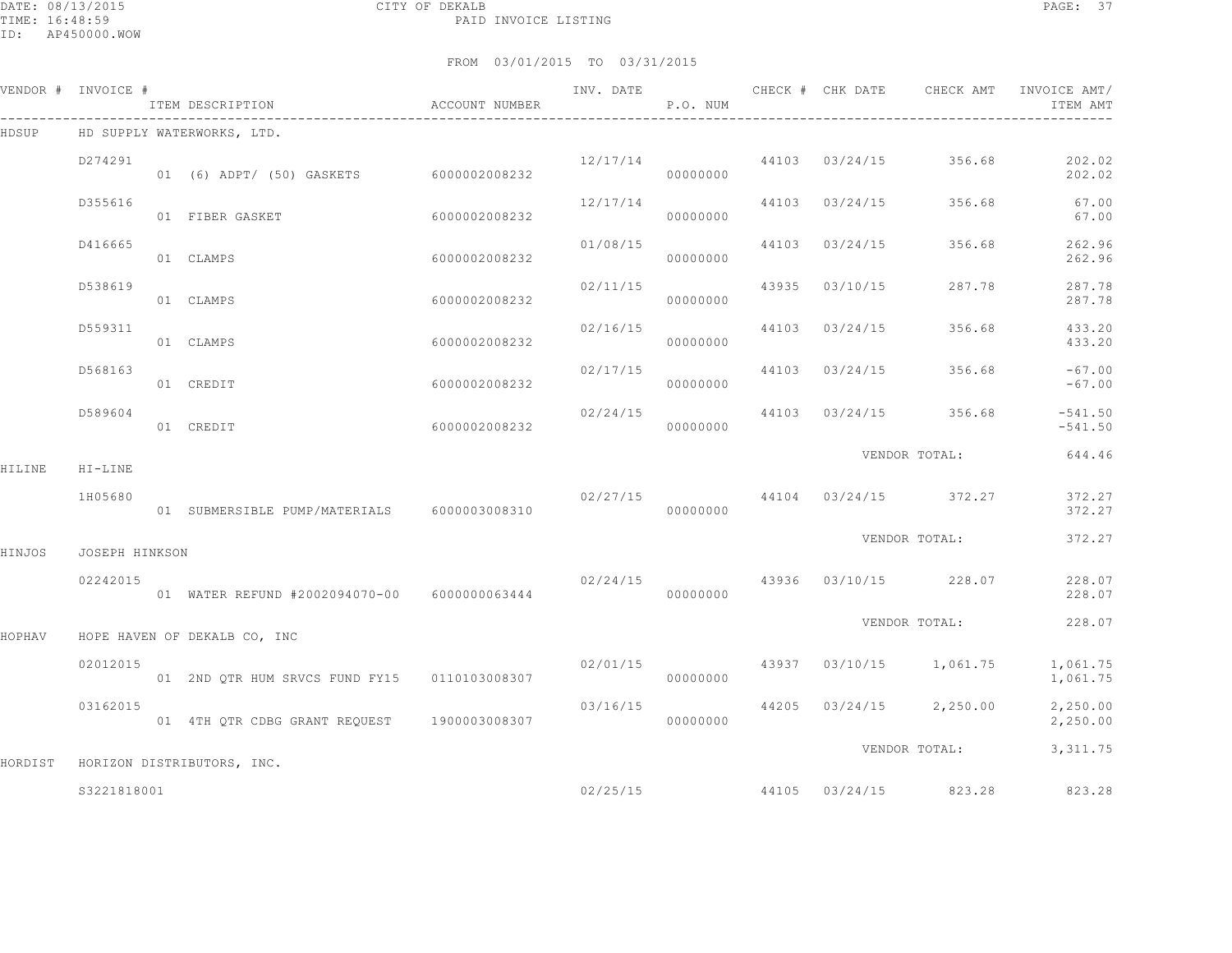CITY OF DEKALB
PAID INVOICE LISTING

FROM 03/01/2015 TO 03/31/2015

| VENDOR # | INVOICE # | ITEM DESCRIPTION | ACCOUNT NUMBER | INV. DATE | P.O. NUM | CHECK # | CHK DATE | CHECK AMT | INVOICE AMT/ ITEM AMT |
|---|---|---|---|---|---|---|---|---|---|
| HDSUP | HD SUPPLY WATERWORKS, LTD. | | | | | | | | |
| | D274291 | | | 12/17/14 | | 44103 | 03/24/15 | 356.68 | 202.02 |
| | | 01 (6) ADPT/ (50) GASKETS | 6000002008232 | | 00000000 | | | | 202.02 |
| | D355616 | | | 12/17/14 | | 44103 | 03/24/15 | 356.68 | 67.00 |
| | | 01 FIBER GASKET | 6000002008232 | | 00000000 | | | | 67.00 |
| | D416665 | | | 01/08/15 | | 44103 | 03/24/15 | 356.68 | 262.96 |
| | | 01 CLAMPS | 6000002008232 | | 00000000 | | | | 262.96 |
| | D538619 | | | 02/11/15 | | 43935 | 03/10/15 | 287.78 | 287.78 |
| | | 01 CLAMPS | 6000002008232 | | 00000000 | | | | 287.78 |
| | D559311 | | | 02/16/15 | | 44103 | 03/24/15 | 356.68 | 433.20 |
| | | 01 CLAMPS | 6000002008232 | | 00000000 | | | | 433.20 |
| | D568163 | | | 02/17/15 | | 44103 | 03/24/15 | 356.68 | -67.00 |
| | | 01 CREDIT | 6000002008232 | | 00000000 | | | | -67.00 |
| | D589604 | | | 02/24/15 | | 44103 | 03/24/15 | 356.68 | -541.50 |
| | | 01 CREDIT | 6000002008232 | | 00000000 | | | | -541.50 |
| | | | | | | | VENDOR TOTAL: | | 644.46 |
| HILINE | HI-LINE | | | | | | | | |
| | 1H05680 | | | 02/27/15 | | 44104 | 03/24/15 | 372.27 | 372.27 |
| | | 01 SUBMERSIBLE PUMP/MATERIALS | 6000003008310 | | 00000000 | | | | 372.27 |
| | | | | | | | VENDOR TOTAL: | | 372.27 |
| HINJOS | JOSEPH HINKSON | | | | | | | | |
| | 02242015 | | | 02/24/15 | | 43936 | 03/10/15 | 228.07 | 228.07 |
| | | 01 WATER REFUND #2002094070-00 | 6000000063444 | | 00000000 | | | | 228.07 |
| | | | | | | | VENDOR TOTAL: | | 228.07 |
| HOPHAV | HOPE HAVEN OF DEKALB CO, INC | | | | | | | | |
| | 02012015 | | | 02/01/15 | | 43937 | 03/10/15 | 1,061.75 | 1,061.75 |
| | | 01 2ND QTR HUM SRVCS FUND FY15 | 0110103008307 | | 00000000 | | | | 1,061.75 |
| | 03162015 | | | 03/16/15 | | 44205 | 03/24/15 | 2,250.00 | 2,250.00 |
| | | 01 4TH QTR CDBG GRANT REQUEST | 1900003008307 | | 00000000 | | | | 2,250.00 |
| | | | | | | | VENDOR TOTAL: | | 3,311.75 |
| HORDIST | HORIZON DISTRIBUTORS, INC. | | | | | | | | |
| | S3221818001 | | | 02/25/15 | | 44105 | 03/24/15 | 823.28 | 823.28 |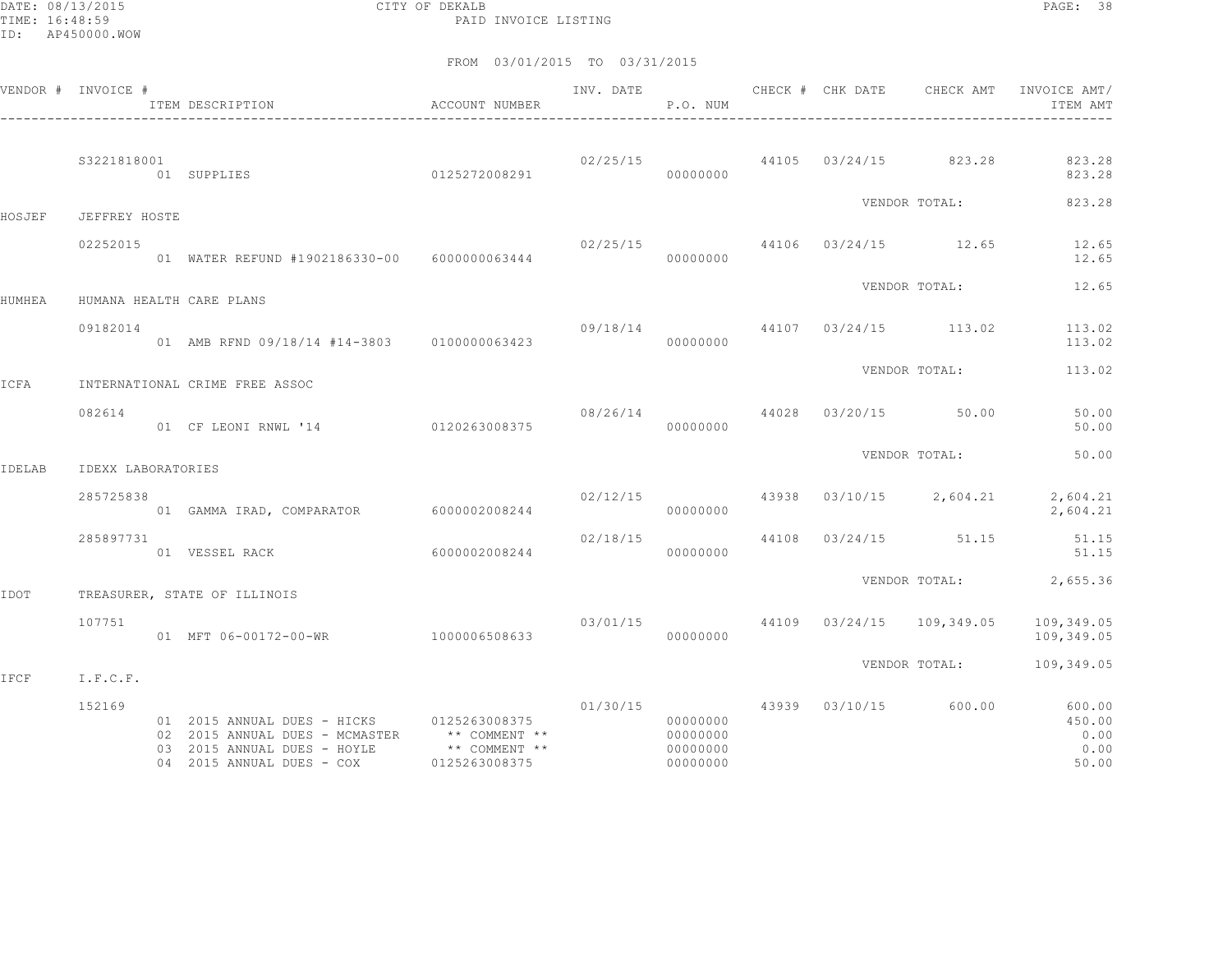CITY OF DEKALB

PAID INVOICE LISTING

FROM 03/01/2015 TO 03/31/2015

| VENDOR # | INVOICE # | ITEM DESCRIPTION | ACCOUNT NUMBER | INV. DATE | P.O. NUM | CHECK # | CHK DATE | CHECK AMT | INVOICE AMT/ ITEM AMT |
|---|---|---|---|---|---|---|---|---|---|
| | S3221818001 | | | 02/25/15 | | 44105 | 03/24/15 | 823.28 | 823.28 |
| | | 01 SUPPLIES | 0125272008291 | | 00000000 | | | | 823.28 |
| | | | | | | | | VENDOR TOTAL: | 823.28 |
| HOSJEF | JEFFREY HOSTE | | | | | | | | |
| | 02252015 | | | 02/25/15 | | 44106 | 03/24/15 | 12.65 | 12.65 |
| | | 01 WATER REFUND #1902186330-00 | 6000000063444 | | 00000000 | | | | 12.65 |
| | | | | | | | | VENDOR TOTAL: | 12.65 |
| HUMHEA | HUMANA HEALTH CARE PLANS | | | | | | | | |
| | 09182014 | | | 09/18/14 | | 44107 | 03/24/15 | 113.02 | 113.02 |
| | | 01 AMB RFND 09/18/14 #14-3803 | 0100000063423 | | 00000000 | | | | 113.02 |
| | | | | | | | | VENDOR TOTAL: | 113.02 |
| ICFA | INTERNATIONAL CRIME FREE ASSOC | | | | | | | | |
| | 082614 | | | 08/26/14 | | 44028 | 03/20/15 | 50.00 | 50.00 |
| | | 01 CF LEONI RNWL '14 | 0120263008375 | | 00000000 | | | | 50.00 |
| | | | | | | | | VENDOR TOTAL: | 50.00 |
| IDELAB | IDEXX LABORATORIES | | | | | | | | |
| | 285725838 | | | 02/12/15 | | 43938 | 03/10/15 | 2,604.21 | 2,604.21 |
| | | 01 GAMMA IRAD, COMPARATOR | 6000002008244 | | 00000000 | | | | 2,604.21 |
| | 285897731 | | | 02/18/15 | | 44108 | 03/24/15 | 51.15 | 51.15 |
| | | 01 VESSEL RACK | 6000002008244 | | 00000000 | | | | 51.15 |
| | | | | | | | | VENDOR TOTAL: | 2,655.36 |
| IDOT | TREASURER, STATE OF ILLINOIS | | | | | | | | |
| | 107751 | | | 03/01/15 | | 44109 | 03/24/15 | 109,349.05 | 109,349.05 |
| | | 01 MFT 06-00172-00-WR | 1000006508633 | | 00000000 | | | | 109,349.05 |
| | | | | | | | | VENDOR TOTAL: | 109,349.05 |
| IFCF | I.F.C.F. | | | | | | | | |
| | 152169 | | | 01/30/15 | | 43939 | 03/10/15 | 600.00 | 600.00 |
| | | 01 2015 ANNUAL DUES - HICKS | 0125263008375 | | 00000000 | | | | 450.00 |
| | | 02 2015 ANNUAL DUES - MCMASTER | ** COMMENT ** | | 00000000 | | | | 0.00 |
| | | 03 2015 ANNUAL DUES - HOYLE | ** COMMENT ** | | 00000000 | | | | 0.00 |
| | | 04 2015 ANNUAL DUES - COX | 0125263008375 | | 00000000 | | | | 50.00 |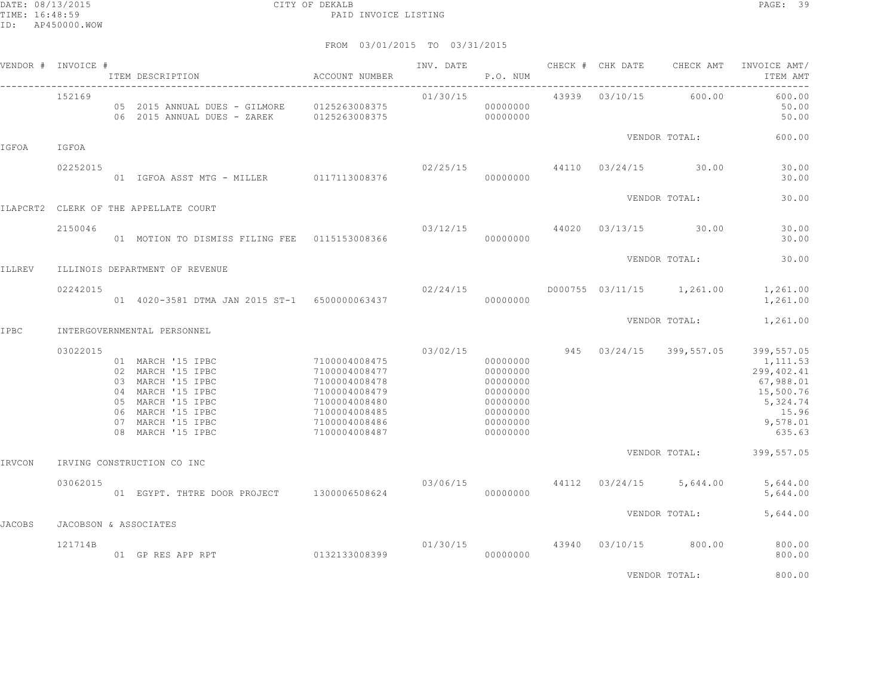CITY OF DEKALB
PAID INVOICE LISTING

FROM 03/01/2015 TO 03/31/2015

| VENDOR # | INVOICE # | ITEM DESCRIPTION | ACCOUNT NUMBER | INV. DATE | P.O. NUM | CHECK # | CHK DATE | CHECK AMT | INVOICE AMT/ ITEM AMT |
|---|---|---|---|---|---|---|---|---|---|
| | 152169 | | | 01/30/15 | | 43939 | 03/10/15 | 600.00 | 600.00 |
| | | 05 2015 ANNUAL DUES - GILMORE | 0125263008375 | | 00000000 | | | | 50.00 |
| | | 06 2015 ANNUAL DUES - ZAREK | 0125263008375 | | 00000000 | | | | 50.00 |
| | | | | | | | VENDOR TOTAL: | | 600.00 |
| IGFOA | IGFOA | | | | | | | | |
| | 02252015 | | | 02/25/15 | | 44110 | 03/24/15 | 30.00 | 30.00 |
| | | 01 IGFOA ASST MTG - MILLER | 0117113008376 | | 00000000 | | | | 30.00 |
| | | | | | | | VENDOR TOTAL: | | 30.00 |
| ILAPCRT2 | CLERK OF THE APPELLATE COURT | | | | | | | | |
| | 2150046 | | | 03/12/15 | | 44020 | 03/13/15 | 30.00 | 30.00 |
| | | 01 MOTION TO DISMISS FILING FEE | 0115153008366 | | 00000000 | | | | 30.00 |
| | | | | | | | VENDOR TOTAL: | | 30.00 |
| ILLREV | ILLINOIS DEPARTMENT OF REVENUE | | | | | | | | |
| | 02242015 | | | 02/24/15 | | D000755 | 03/11/15 | 1,261.00 | 1,261.00 |
| | | 01 4020-3581 DTMA JAN 2015 ST-1 | 6500000063437 | | 00000000 | | | | 1,261.00 |
| | | | | | | | VENDOR TOTAL: | | 1,261.00 |
| IPBC | INTERGOVERNMENTAL PERSONNEL | | | | | | | | |
| | 03022015 | | | 03/02/15 | | 945 | 03/24/15 | 399,557.05 | 399,557.05 |
| | | 01 MARCH '15 IPBC | 7100004008475 | | 00000000 | | | | 1,111.53 |
| | | 02 MARCH '15 IPBC | 7100004008477 | | 00000000 | | | | 299,402.41 |
| | | 03 MARCH '15 IPBC | 7100004008478 | | 00000000 | | | | 67,988.01 |
| | | 04 MARCH '15 IPBC | 7100004008479 | | 00000000 | | | | 15,500.76 |
| | | 05 MARCH '15 IPBC | 7100004008480 | | 00000000 | | | | 5,324.74 |
| | | 06 MARCH '15 IPBC | 7100004008485 | | 00000000 | | | | 15.96 |
| | | 07 MARCH '15 IPBC | 7100004008486 | | 00000000 | | | | 9,578.01 |
| | | 08 MARCH '15 IPBC | 7100004008487 | | 00000000 | | | | 635.63 |
| | | | | | | | VENDOR TOTAL: | | 399,557.05 |
| IRVCON | IRVING CONSTRUCTION CO INC | | | | | | | | |
| | 03062015 | | | 03/06/15 | | 44112 | 03/24/15 | 5,644.00 | 5,644.00 |
| | | 01 EGYPT. THTRE DOOR PROJECT | 1300006508624 | | 00000000 | | | | 5,644.00 |
| | | | | | | | VENDOR TOTAL: | | 5,644.00 |
| JACOBS | JACOBSON & ASSOCIATES | | | | | | | | |
| | 121714B | | | 01/30/15 | | 43940 | 03/10/15 | 800.00 | 800.00 |
| | | 01 GP RES APP RPT | 0132133008399 | | 00000000 | | | | 800.00 |
| | | | | | | | VENDOR TOTAL: | | 800.00 |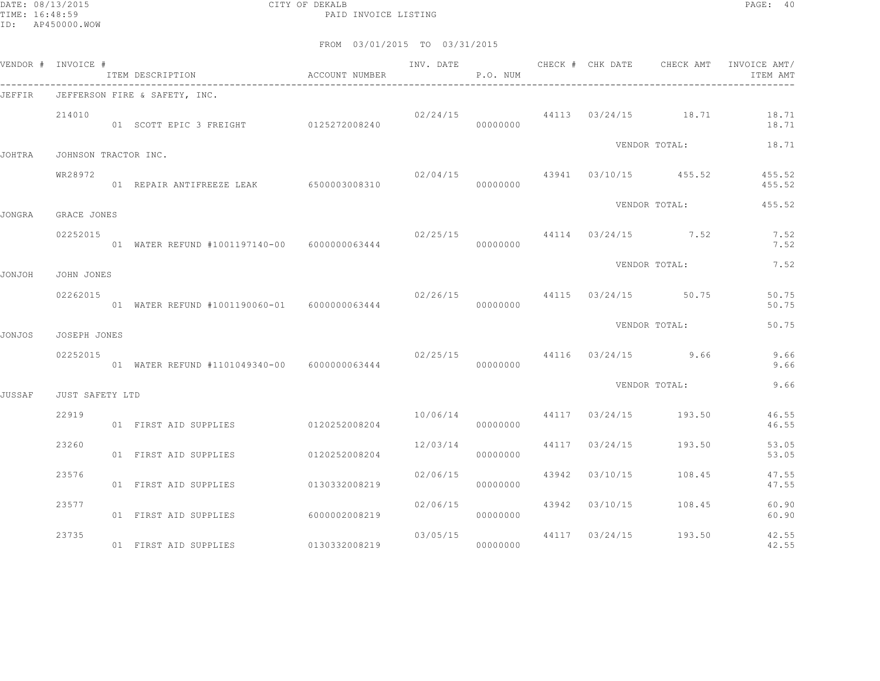CITY OF DEKALB
PAID INVOICE LISTING

FROM 03/01/2015 TO 03/31/2015

| VENDOR # | INVOICE # | ITEM DESCRIPTION | ACCOUNT NUMBER | INV. DATE | P.O. NUM | CHECK # | CHK DATE | CHECK AMT | INVOICE AMT/ ITEM AMT |
|---|---|---|---|---|---|---|---|---|---|
| JEFFIR | JEFFERSON FIRE & SAFETY, INC. | | | | | | | | |
| | 214010 | | | 02/24/15 | | 44113 | 03/24/15 | 18.71 | 18.71 |
| | | 01 SCOTT EPIC 3 FREIGHT | 0125272008240 | | 00000000 | | | | 18.71 |
| | | | | | | | | VENDOR TOTAL: | 18.71 |
| JOHTRA | JOHNSON TRACTOR INC. | | | | | | | | |
| | WR28972 | | | 02/04/15 | | 43941 | 03/10/15 | 455.52 | 455.52 |
| | | 01 REPAIR ANTIFREEZE LEAK | 6500003008310 | | 00000000 | | | | 455.52 |
| | | | | | | | | VENDOR TOTAL: | 455.52 |
| JONGRA | GRACE JONES | | | | | | | | |
| | 02252015 | | | 02/25/15 | | 44114 | 03/24/15 | 7.52 | 7.52 |
| | | 01 WATER REFUND #1001197140-00 | 6000000063444 | | 00000000 | | | | 7.52 |
| | | | | | | | | VENDOR TOTAL: | 7.52 |
| JONJOH | JOHN JONES | | | | | | | | |
| | 02262015 | | | 02/26/15 | | 44115 | 03/24/15 | 50.75 | 50.75 |
| | | 01 WATER REFUND #1001190060-01 | 6000000063444 | | 00000000 | | | | 50.75 |
| | | | | | | | | VENDOR TOTAL: | 50.75 |
| JONJOS | JOSEPH JONES | | | | | | | | |
| | 02252015 | | | 02/25/15 | | 44116 | 03/24/15 | 9.66 | 9.66 |
| | | 01 WATER REFUND #1101049340-00 | 6000000063444 | | 00000000 | | | | 9.66 |
| | | | | | | | | VENDOR TOTAL: | 9.66 |
| JUSSAF | JUST SAFETY LTD | | | | | | | | |
| | 22919 | | | 10/06/14 | | 44117 | 03/24/15 | 193.50 | 46.55 |
| | | 01 FIRST AID SUPPLIES | 0120252008204 | | 00000000 | | | | 46.55 |
| | 23260 | | | 12/03/14 | | 44117 | 03/24/15 | 193.50 | 53.05 |
| | | 01 FIRST AID SUPPLIES | 0120252008204 | | 00000000 | | | | 53.05 |
| | 23576 | | | 02/06/15 | | 43942 | 03/10/15 | 108.45 | 47.55 |
| | | 01 FIRST AID SUPPLIES | 0130332008219 | | 00000000 | | | | 47.55 |
| | 23577 | | | 02/06/15 | | 43942 | 03/10/15 | 108.45 | 60.90 |
| | | 01 FIRST AID SUPPLIES | 6000002008219 | | 00000000 | | | | 60.90 |
| | 23735 | | | 03/05/15 | | 44117 | 03/24/15 | 193.50 | 42.55 |
| | | 01 FIRST AID SUPPLIES | 0130332008219 | | 00000000 | | | | 42.55 |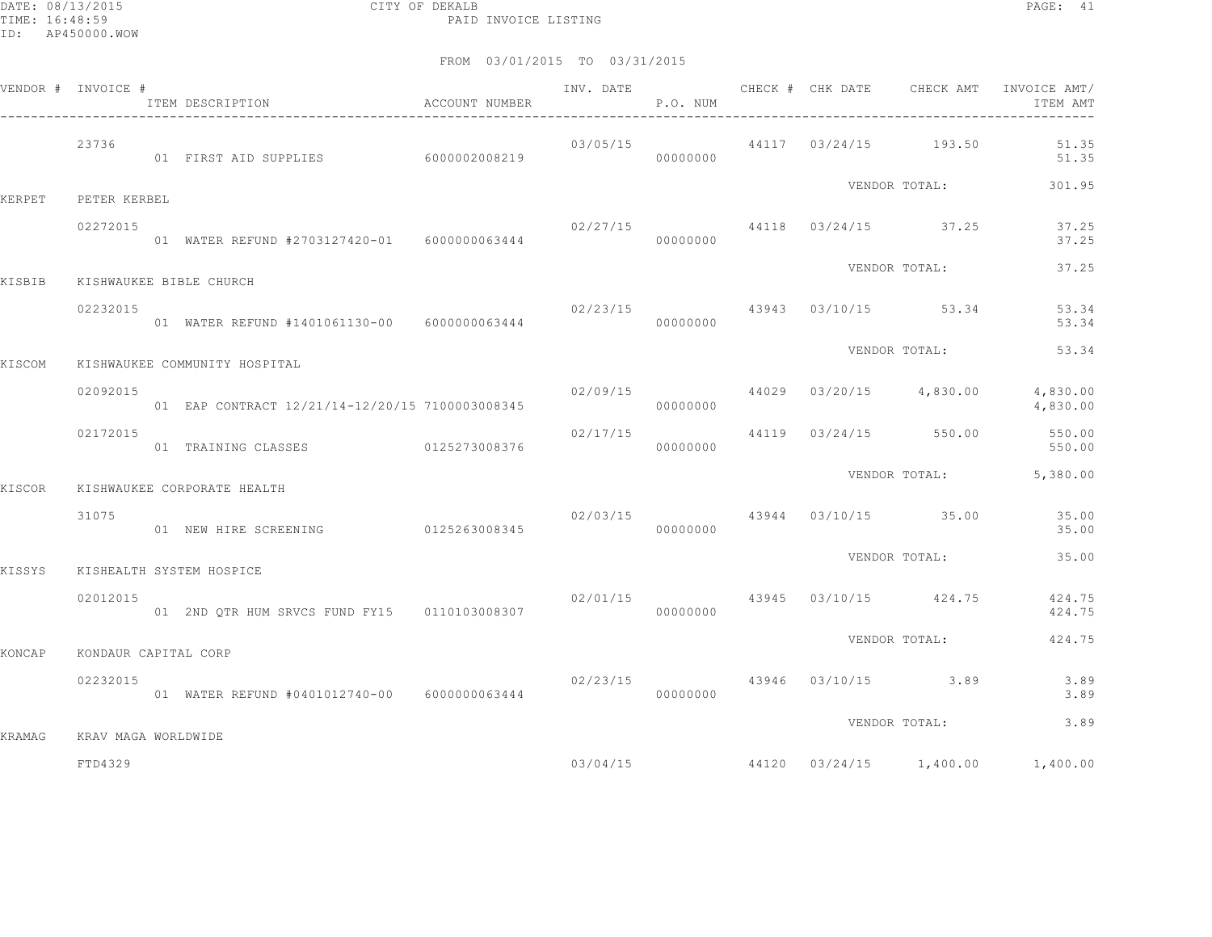CITY OF DEKALB

PAID INVOICE LISTING

FROM 03/01/2015 TO 03/31/2015

| VENDOR # | INVOICE # / ITEM DESCRIPTION | ACCOUNT NUMBER | INV. DATE | P.O. NUM | CHECK # | CHK DATE | CHECK AMT | INVOICE AMT/ ITEM AMT |
|---|---|---|---|---|---|---|---|---|
| | 23736 | | 03/05/15 | | 44117 | 03/24/15 | 193.50 | 51.35 |
| | 01 FIRST AID SUPPLIES | 6000002008219 | | 00000000 | | | | 51.35 |
| | | | | | | VENDOR TOTAL: | | 301.95 |
| KERPET | PETER KERBEL | | | | | | | |
| | 02272015 | | 02/27/15 | | 44118 | 03/24/15 | 37.25 | 37.25 |
| | 01 WATER REFUND #2703127420-01 | 6000000063444 | | 00000000 | | | | 37.25 |
| | | | | | | VENDOR TOTAL: | | 37.25 |
| KISBIB | KISHWAUKEE BIBLE CHURCH | | | | | | | |
| | 02232015 | | 02/23/15 | | 43943 | 03/10/15 | 53.34 | 53.34 |
| | 01 WATER REFUND #1401061130-00 | 6000000063444 | | 00000000 | | | | 53.34 |
| | | | | | | VENDOR TOTAL: | | 53.34 |
| KISCOM | KISHWAUKEE COMMUNITY HOSPITAL | | | | | | | |
| | 02092015 | | 02/09/15 | | 44029 | 03/20/15 | 4,830.00 | 4,830.00 |
| | 01 EAP CONTRACT 12/21/14-12/20/15 | 7100003008345 | | 00000000 | | | | 4,830.00 |
| | 02172015 | | 02/17/15 | | 44119 | 03/24/15 | 550.00 | 550.00 |
| | 01 TRAINING CLASSES | 0125273008376 | | 00000000 | | | | 550.00 |
| | | | | | | VENDOR TOTAL: | | 5,380.00 |
| KISCOR | KISHWAUKEE CORPORATE HEALTH | | | | | | | |
| | 31075 | | 02/03/15 | | 43944 | 03/10/15 | 35.00 | 35.00 |
| | 01 NEW HIRE SCREENING | 0125263008345 | | 00000000 | | | | 35.00 |
| | | | | | | VENDOR TOTAL: | | 35.00 |
| KISSYS | KISHEALTH SYSTEM HOSPICE | | | | | | | |
| | 02012015 | | 02/01/15 | | 43945 | 03/10/15 | 424.75 | 424.75 |
| | 01 2ND QTR HUM SRVCS FUND FY15 | 0110103008307 | | 00000000 | | | | 424.75 |
| | | | | | | VENDOR TOTAL: | | 424.75 |
| KONCAP | KONDAUR CAPITAL CORP | | | | | | | |
| | 02232015 | | 02/23/15 | | 43946 | 03/10/15 | 3.89 | 3.89 |
| | 01 WATER REFUND #0401012740-00 | 6000000063444 | | 00000000 | | | | 3.89 |
| | | | | | | VENDOR TOTAL: | | 3.89 |
| KRAMAG | KRAV MAGA WORLDWIDE | | | | | | | |
| | FTD4329 | | 03/04/15 | | 44120 | 03/24/15 | 1,400.00 | 1,400.00 |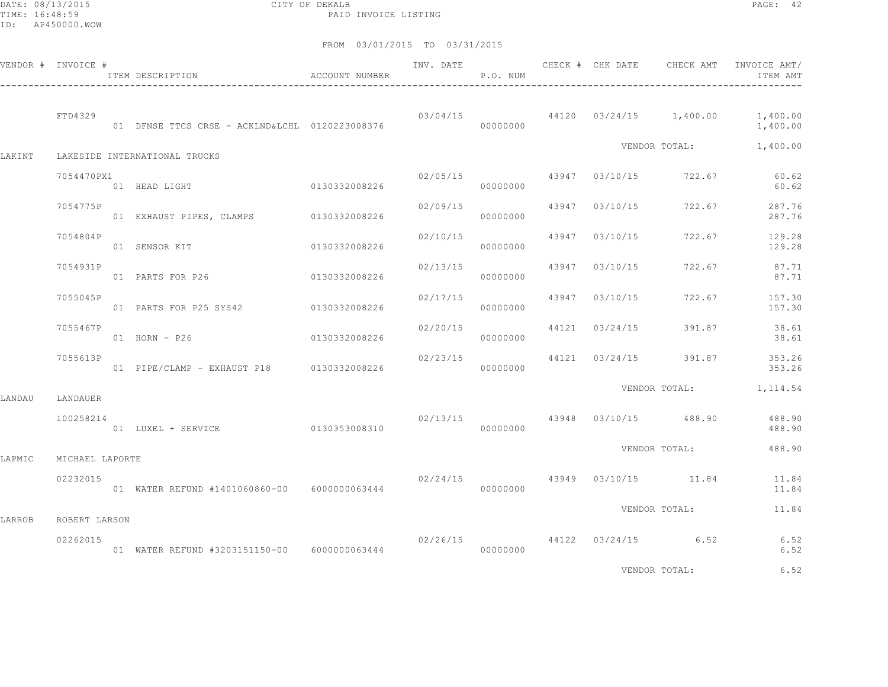CITY OF DEKALB
PAID INVOICE LISTING

FROM 03/01/2015 TO 03/31/2015

| VENDOR # | INVOICE # / ITEM DESCRIPTION | ACCOUNT NUMBER | INV. DATE | P.O. NUM | CHECK # | CHK DATE | CHECK AMT | INVOICE AMT/ ITEM AMT |
|---|---|---|---|---|---|---|---|---|
| | FTD4329 | | 03/04/15 | | 44120 | 03/24/15 | 1,400.00 | 1,400.00 |
| | 01 DFNSE TTCS CRSE - ACKLND&LCHL | 0120223008376 | | 00000000 | | | | 1,400.00 |
| | | | | | | VENDOR TOTAL: | | 1,400.00 |
| LAKINT | LAKESIDE INTERNATIONAL TRUCKS | | | | | | | |
| | 7054470PX1 | | 02/05/15 | | 43947 | 03/10/15 | 722.67 | 60.62 |
| | 01 HEAD LIGHT | 0130332008226 | | 00000000 | | | | 60.62 |
| | 7054775P | | 02/09/15 | | 43947 | 03/10/15 | 722.67 | 287.76 |
| | 01 EXHAUST PIPES, CLAMPS | 0130332008226 | | 00000000 | | | | 287.76 |
| | 7054804P | | 02/10/15 | | 43947 | 03/10/15 | 722.67 | 129.28 |
| | 01 SENSOR KIT | 0130332008226 | | 00000000 | | | | 129.28 |
| | 7054931P | | 02/13/15 | | 43947 | 03/10/15 | 722.67 | 87.71 |
| | 01 PARTS FOR P26 | 0130332008226 | | 00000000 | | | | 87.71 |
| | 7055045P | | 02/17/15 | | 43947 | 03/10/15 | 722.67 | 157.30 |
| | 01 PARTS FOR P25 SYS42 | 0130332008226 | | 00000000 | | | | 157.30 |
| | 7055467P | | 02/20/15 | | 44121 | 03/24/15 | 391.87 | 38.61 |
| | 01 HORN - P26 | 0130332008226 | | 00000000 | | | | 38.61 |
| | 7055613P | | 02/23/15 | | 44121 | 03/24/15 | 391.87 | 353.26 |
| | 01 PIPE/CLAMP - EXHAUST P18 | 0130332008226 | | 00000000 | | | | 353.26 |
| | | | | | | VENDOR TOTAL: | | 1,114.54 |
| LANDAU | LANDAUER | | | | | | | |
| | 100258214 | | 02/13/15 | | 43948 | 03/10/15 | 488.90 | 488.90 |
| | 01 LUXEL + SERVICE | 0130353008310 | | 00000000 | | | | 488.90 |
| | | | | | | VENDOR TOTAL: | | 488.90 |
| LAPMIC | MICHAEL LAPORTE | | | | | | | |
| | 02232015 | | 02/24/15 | | 43949 | 03/10/15 | 11.84 | 11.84 |
| | 01 WATER REFUND #1401060860-00 | 6000000063444 | | 00000000 | | | | 11.84 |
| | | | | | | VENDOR TOTAL: | | 11.84 |
| LARROB | ROBERT LARSON | | | | | | | |
| | 02262015 | | 02/26/15 | | 44122 | 03/24/15 | 6.52 | 6.52 |
| | 01 WATER REFUND #3203151150-00 | 6000000063444 | | 00000000 | | | | 6.52 |
| | | | | | | VENDOR TOTAL: | | 6.52 |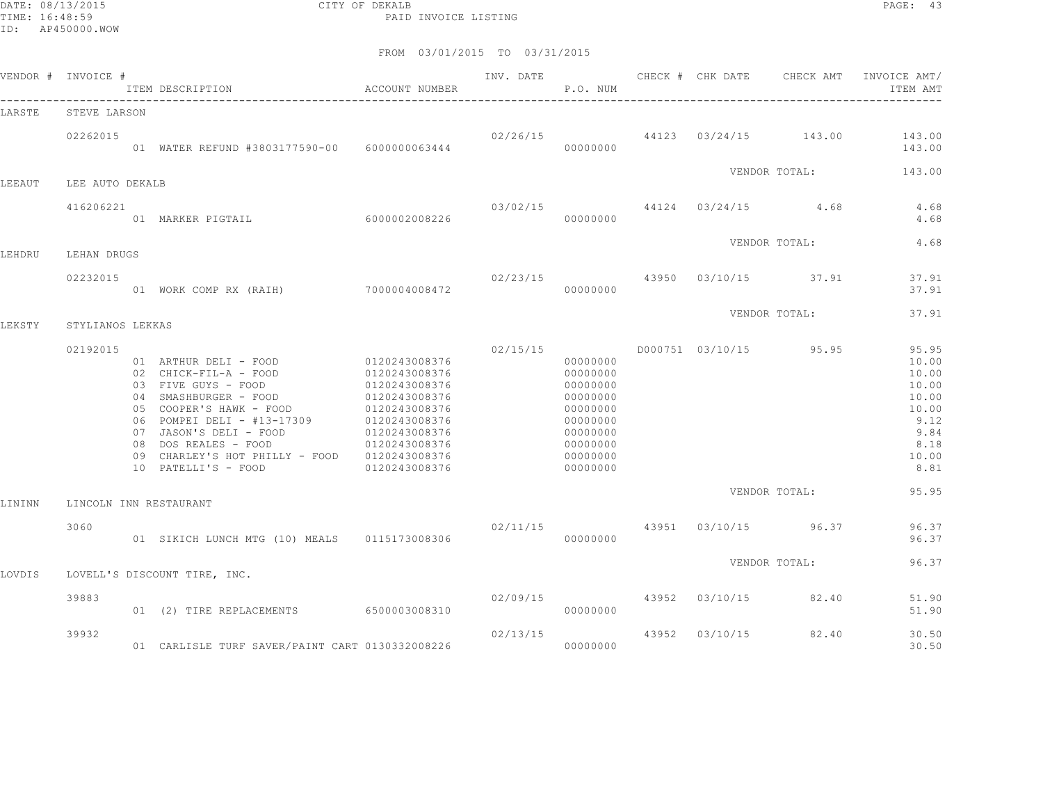CITY OF DEKALB

PAID INVOICE LISTING

DATE: 08/13/2015
TIME: 16:48:59
ID: AP450000.WOW

FROM 03/01/2015 TO 03/31/2015

| VENDOR # | INVOICE # | ITEM DESCRIPTION | ACCOUNT NUMBER | INV. DATE | P.O. NUM | CHECK # | CHK DATE | CHECK AMT | INVOICE AMT/ ITEM AMT |
|---|---|---|---|---|---|---|---|---|---|
| LARSTE | STEVE LARSON | | | | | | | | |
| | 02262015 | | | 02/26/15 | | 44123 | 03/24/15 | 143.00 | 143.00 |
| | | 01 WATER REFUND #3803177590-00 | 6000000063444 | | 00000000 | | | | 143.00 |
| | | | | | | | VENDOR TOTAL: | | 143.00 |
| LEEAUT | LEE AUTO DEKALB | | | | | | | | |
| | 416206221 | | | 03/02/15 | | 44124 | 03/24/15 | 4.68 | 4.68 |
| | | 01 MARKER PIGTAIL | 6000002008226 | | 00000000 | | | | 4.68 |
| | | | | | | | VENDOR TOTAL: | | 4.68 |
| LEHDRU | LEHAN DRUGS | | | | | | | | |
| | 02232015 | | | 02/23/15 | | 43950 | 03/10/15 | 37.91 | 37.91 |
| | | 01 WORK COMP RX (RAIH) | 7000004008472 | | 00000000 | | | | 37.91 |
| | | | | | | | VENDOR TOTAL: | | 37.91 |
| LEKSTY | STYLIANOS LEKKAS | | | | | | | | |
| | 02192015 | | | 02/15/15 | | D000751 | 03/10/15 | 95.95 | 95.95 |
| | | 01 ARTHUR DELI - FOOD | 0120243008376 | | 00000000 | | | | 10.00 |
| | | 02 CHICK-FIL-A - FOOD | 0120243008376 | | 00000000 | | | | 10.00 |
| | | 03 FIVE GUYS - FOOD | 0120243008376 | | 00000000 | | | | 10.00 |
| | | 04 SMASHBURGER - FOOD | 0120243008376 | | 00000000 | | | | 10.00 |
| | | 05 COOPER'S HAWK - FOOD | 0120243008376 | | 00000000 | | | | 10.00 |
| | | 06 POMPEI DELI - #13-17309 | 0120243008376 | | 00000000 | | | | 9.12 |
| | | 07 JASON'S DELI - FOOD | 0120243008376 | | 00000000 | | | | 9.84 |
| | | 08 DOS REALES - FOOD | 0120243008376 | | 00000000 | | | | 8.18 |
| | | 09 CHARLEY'S HOT PHILLY - FOOD | 0120243008376 | | 00000000 | | | | 10.00 |
| | | 10 PATELLI'S - FOOD | 0120243008376 | | 00000000 | | | | 8.81 |
| | | | | | | | VENDOR TOTAL: | | 95.95 |
| LININN | LINCOLN INN RESTAURANT | | | | | | | | |
| | 3060 | | | 02/11/15 | | 43951 | 03/10/15 | 96.37 | 96.37 |
| | | 01 SIKICH LUNCH MTG (10) MEALS | 0115173008306 | | 00000000 | | | | 96.37 |
| | | | | | | | VENDOR TOTAL: | | 96.37 |
| LOVDIS | LOVELL'S DISCOUNT TIRE, INC. | | | | | | | | |
| | 39883 | | | 02/09/15 | | 43952 | 03/10/15 | 82.40 | 51.90 |
| | | 01 (2) TIRE REPLACEMENTS | 6500003008310 | | 00000000 | | | | 51.90 |
| | 39932 | | | 02/13/15 | | 43952 | 03/10/15 | 82.40 | 30.50 |
| | | 01 CARLISLE TURF SAVER/PAINT CART | 0130332008226 | | 00000000 | | | | 30.50 |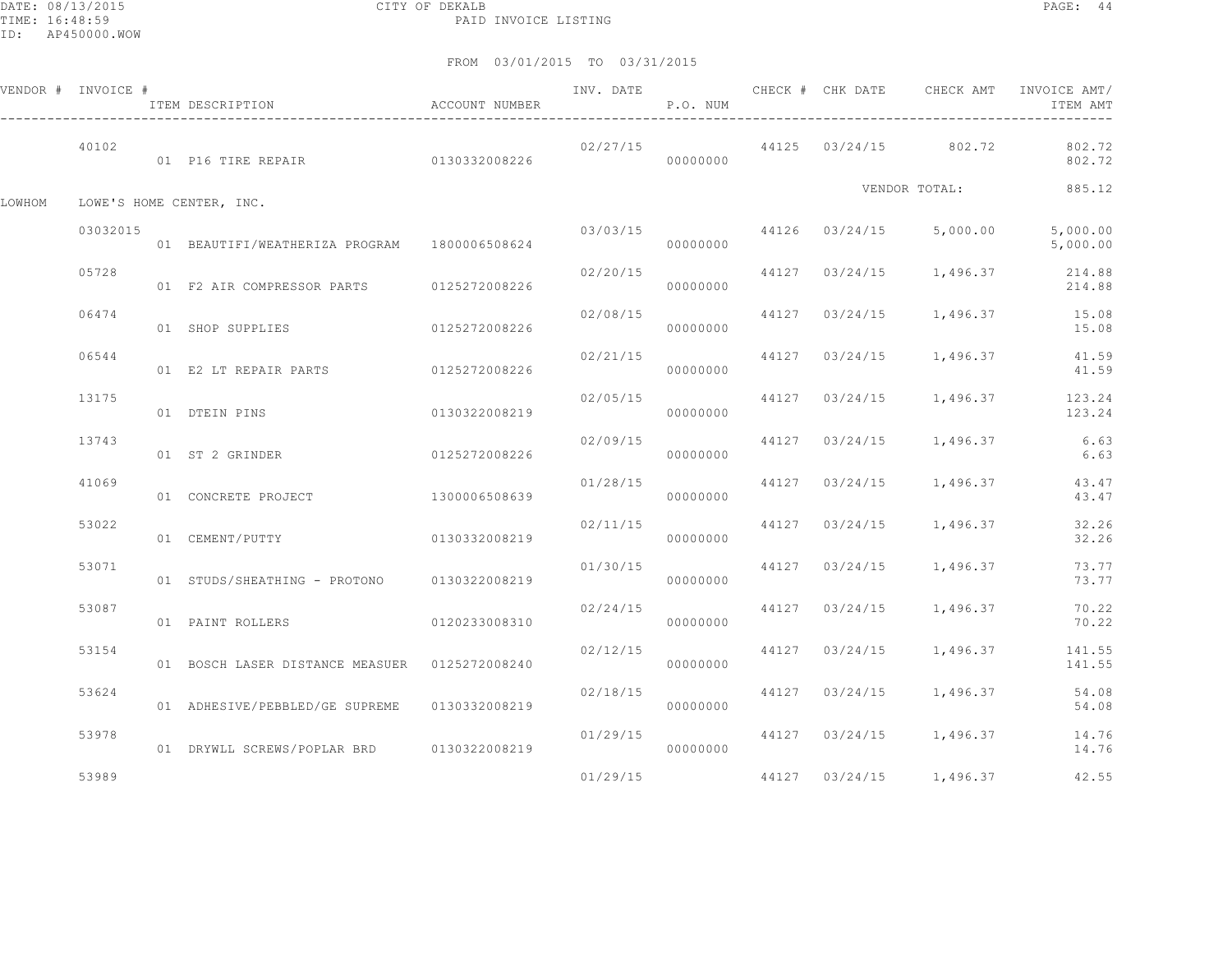CITY OF DEKALB
PAID INVOICE LISTING

DATE: 08/13/2015
TIME: 16:48:59
ID: AP450000.WOW

FROM 03/01/2015 TO 03/31/2015

| VENDOR # | INVOICE # | ITEM DESCRIPTION | ACCOUNT NUMBER | INV. DATE | P.O. NUM | CHECK # | CHK DATE | CHECK AMT | INVOICE AMT/ ITEM AMT |
|---|---|---|---|---|---|---|---|---|---|
| | 40102 | | | 02/27/15 | | 44125 | 03/24/15 | 802.72 | 802.72 |
| | | 01 P16 TIRE REPAIR | 0130332008226 | | 00000000 | | | | 802.72 |
| | | | | | | | | VENDOR TOTAL: | 885.12 |
| LOWHOM | LOWE'S HOME CENTER, INC. | | | | | | | | |
| | 03032015 | | | 03/03/15 | | 44126 | 03/24/15 | 5,000.00 | 5,000.00 |
| | | 01 BEAUTIFI/WEATHERIZA PROGRAM | 1800006508624 | | 00000000 | | | | 5,000.00 |
| | 05728 | | | 02/20/15 | | 44127 | 03/24/15 | 1,496.37 | 214.88 |
| | | 01 F2 AIR COMPRESSOR PARTS | 0125272008226 | | 00000000 | | | | 214.88 |
| | 06474 | | | 02/08/15 | | 44127 | 03/24/15 | 1,496.37 | 15.08 |
| | | 01 SHOP SUPPLIES | 0125272008226 | | 00000000 | | | | 15.08 |
| | 06544 | | | 02/21/15 | | 44127 | 03/24/15 | 1,496.37 | 41.59 |
| | | 01 E2 LT REPAIR PARTS | 0125272008226 | | 00000000 | | | | 41.59 |
| | 13175 | | | 02/05/15 | | 44127 | 03/24/15 | 1,496.37 | 123.24 |
| | | 01 DTEIN PINS | 0130322008219 | | 00000000 | | | | 123.24 |
| | 13743 | | | 02/09/15 | | 44127 | 03/24/15 | 1,496.37 | 6.63 |
| | | 01 ST 2 GRINDER | 0125272008226 | | 00000000 | | | | 6.63 |
| | 41069 | | | 01/28/15 | | 44127 | 03/24/15 | 1,496.37 | 43.47 |
| | | 01 CONCRETE PROJECT | 1300006508639 | | 00000000 | | | | 43.47 |
| | 53022 | | | 02/11/15 | | 44127 | 03/24/15 | 1,496.37 | 32.26 |
| | | 01 CEMENT/PUTTY | 0130332008219 | | 00000000 | | | | 32.26 |
| | 53071 | | | 01/30/15 | | 44127 | 03/24/15 | 1,496.37 | 73.77 |
| | | 01 STUDS/SHEATHING - PROTONO | 0130322008219 | | 00000000 | | | | 73.77 |
| | 53087 | | | 02/24/15 | | 44127 | 03/24/15 | 1,496.37 | 70.22 |
| | | 01 PAINT ROLLERS | 0120233008310 | | 00000000 | | | | 70.22 |
| | 53154 | | | 02/12/15 | | 44127 | 03/24/15 | 1,496.37 | 141.55 |
| | | 01 BOSCH LASER DISTANCE MEASUER | 0125272008240 | | 00000000 | | | | 141.55 |
| | 53624 | | | 02/18/15 | | 44127 | 03/24/15 | 1,496.37 | 54.08 |
| | | 01 ADHESIVE/PEBBLED/GE SUPREME | 0130332008219 | | 00000000 | | | | 54.08 |
| | 53978 | | | 01/29/15 | | 44127 | 03/24/15 | 1,496.37 | 14.76 |
| | | 01 DRYWLL SCREWS/POPLAR BRD | 0130322008219 | | 00000000 | | | | 14.76 |
| | 53989 | | | 01/29/15 | | 44127 | 03/24/15 | 1,496.37 | 42.55 |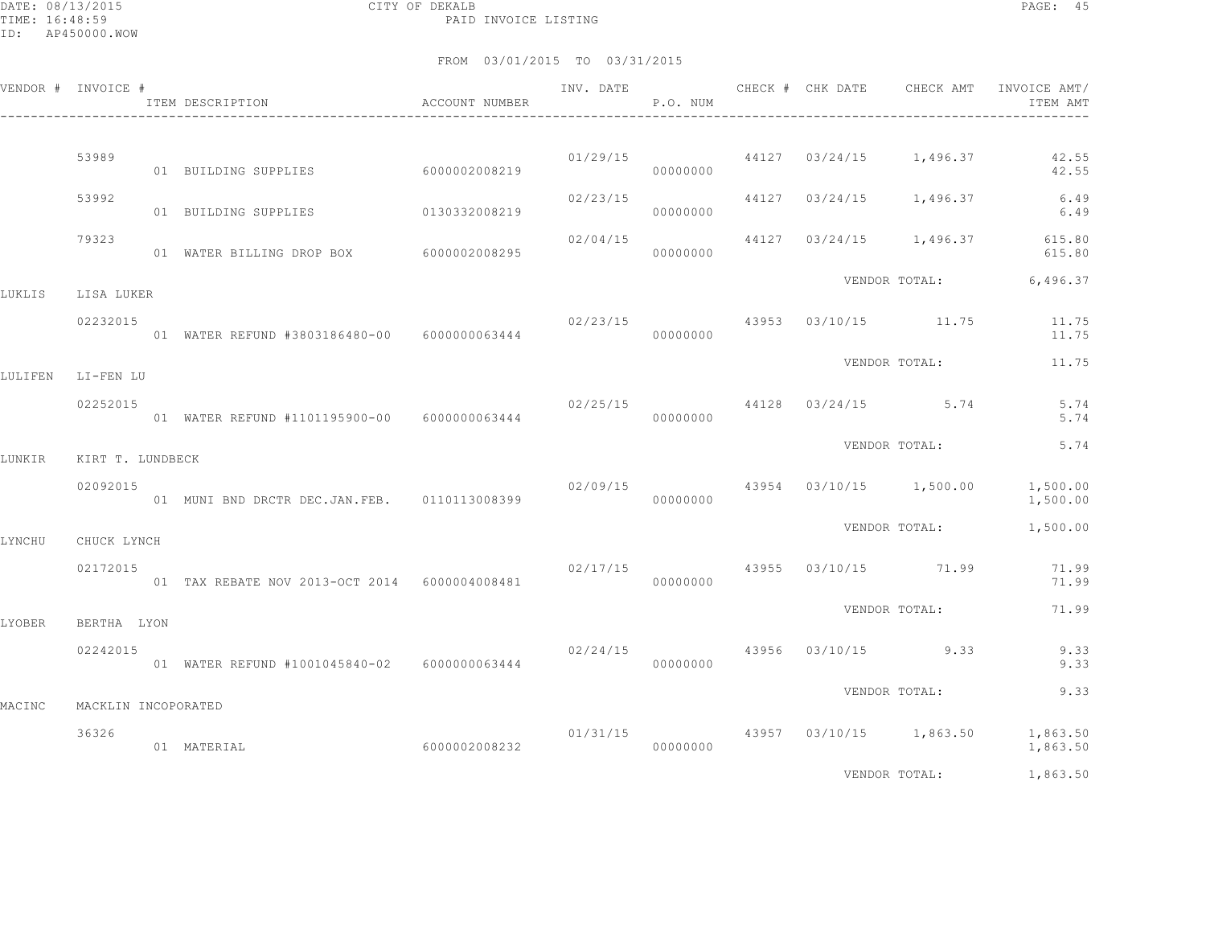CITY OF DEKALB
PAID INVOICE LISTING

FROM 03/01/2015 TO 03/31/2015

| VENDOR # | INVOICE # | ITEM DESCRIPTION | ACCOUNT NUMBER | INV. DATE | P.O. NUM | CHECK # | CHK DATE | CHECK AMT | INVOICE AMT/ ITEM AMT |
|---|---|---|---|---|---|---|---|---|---|
| | 53989 | | | 01/29/15 | | 44127 | 03/24/15 | 1,496.37 | 42.55 |
| | | 01 BUILDING SUPPLIES | 6000002008219 | | 00000000 | | | | 42.55 |
| | 53992 | | | 02/23/15 | | 44127 | 03/24/15 | 1,496.37 | 6.49 |
| | | 01 BUILDING SUPPLIES | 0130332008219 | | 00000000 | | | | 6.49 |
| | 79323 | | | 02/04/15 | | 44127 | 03/24/15 | 1,496.37 | 615.80 |
| | | 01 WATER BILLING DROP BOX | 6000002008295 | | 00000000 | | | | 615.80 |
| | | | | | | | VENDOR TOTAL: | | 6,496.37 |
| LUKLIS | LISA LUKER | | | | | | | | |
| | 02232015 | | | 02/23/15 | | 43953 | 03/10/15 | 11.75 | 11.75 |
| | | 01 WATER REFUND #3803186480-00 | 6000000063444 | | 00000000 | | | | 11.75 |
| | | | | | | | VENDOR TOTAL: | | 11.75 |
| LULIFEN | LI-FEN LU | | | | | | | | |
| | 02252015 | | | 02/25/15 | | 44128 | 03/24/15 | 5.74 | 5.74 |
| | | 01 WATER REFUND #1101195900-00 | 6000000063444 | | 00000000 | | | | 5.74 |
| | | | | | | | VENDOR TOTAL: | | 5.74 |
| LUNKIR | KIRT T. LUNDBECK | | | | | | | | |
| | 02092015 | | | 02/09/15 | | 43954 | 03/10/15 | 1,500.00 | 1,500.00 |
| | | 01 MUNI BND DRCTR DEC.JAN.FEB. | 0110113008399 | | 00000000 | | | | 1,500.00 |
| | | | | | | | VENDOR TOTAL: | | 1,500.00 |
| LYNCHU | CHUCK LYNCH | | | | | | | | |
| | 02172015 | | | 02/17/15 | | 43955 | 03/10/15 | 71.99 | 71.99 |
| | | 01 TAX REBATE NOV 2013-OCT 2014 | 6000004008481 | | 00000000 | | | | 71.99 |
| | | | | | | | VENDOR TOTAL: | | 71.99 |
| LYOBER | BERTHA LYON | | | | | | | | |
| | 02242015 | | | 02/24/15 | | 43956 | 03/10/15 | 9.33 | 9.33 |
| | | 01 WATER REFUND #1001045840-02 | 6000000063444 | | 00000000 | | | | 9.33 |
| | | | | | | | VENDOR TOTAL: | | 9.33 |
| MACINC | MACKLIN INCOPORATED | | | | | | | | |
| | 36326 | | | 01/31/15 | | 43957 | 03/10/15 | 1,863.50 | 1,863.50 |
| | | 01 MATERIAL | 6000002008232 | | 00000000 | | | | 1,863.50 |
| | | | | | | | VENDOR TOTAL: | | 1,863.50 |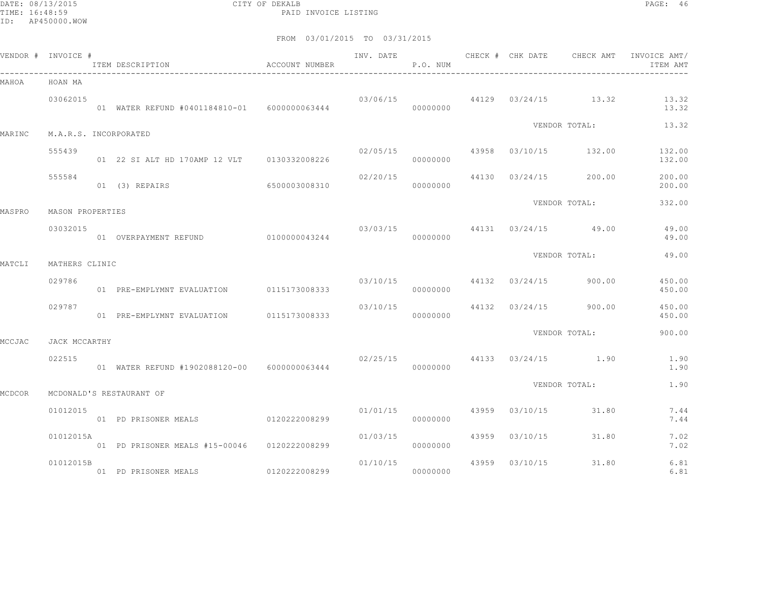CITY OF DEKALB
PAID INVOICE LISTING

DATE: 08/13/2015
TIME: 16:48:59
ID: AP450000.WOW

FROM 03/01/2015 TO 03/31/2015

| VENDOR # | INVOICE # | ITEM DESCRIPTION | ACCOUNT NUMBER | INV. DATE | P.O. NUM | CHECK # | CHK DATE | CHECK AMT | INVOICE AMT/ ITEM AMT |
|---|---|---|---|---|---|---|---|---|---|
| MAHOA | HOAN MA | | | | | | | | |
| | 03062015 | | | 03/06/15 | | 44129 | 03/24/15 | 13.32 | 13.32 |
| | | 01 WATER REFUND #0401184810-01 | 6000000063444 | | 00000000 | | | | 13.32 |
| | | | | | | | | VENDOR TOTAL: | 13.32 |
| MARINC | M.A.R.S. INCORPORATED | | | | | | | | |
| | 555439 | | | 02/05/15 | | 43958 | 03/10/15 | 132.00 | 132.00 |
| | | 01 22 SI ALT HD 170AMP 12 VLT | 0130332008226 | | 00000000 | | | | 132.00 |
| | 555584 | | | 02/20/15 | | 44130 | 03/24/15 | 200.00 | 200.00 |
| | | 01 (3) REPAIRS | 6500003008310 | | 00000000 | | | | 200.00 |
| | | | | | | | | VENDOR TOTAL: | 332.00 |
| MASPRO | MASON PROPERTIES | | | | | | | | |
| | 03032015 | | | 03/03/15 | | 44131 | 03/24/15 | 49.00 | 49.00 |
| | | 01 OVERPAYMENT REFUND | 0100000043244 | | 00000000 | | | | 49.00 |
| | | | | | | | | VENDOR TOTAL: | 49.00 |
| MATCLI | MATHERS CLINIC | | | | | | | | |
| | 029786 | | | 03/10/15 | | 44132 | 03/24/15 | 900.00 | 450.00 |
| | | 01 PRE-EMPLYMNT EVALUATION | 0115173008333 | | 00000000 | | | | 450.00 |
| | 029787 | | | 03/10/15 | | 44132 | 03/24/15 | 900.00 | 450.00 |
| | | 01 PRE-EMPLYMNT EVALUATION | 0115173008333 | | 00000000 | | | | 450.00 |
| | | | | | | | | VENDOR TOTAL: | 900.00 |
| MCCJAC | JACK MCCARTHY | | | | | | | | |
| | 022515 | | | 02/25/15 | | 44133 | 03/24/15 | 1.90 | 1.90 |
| | | 01 WATER REFUND #1902088120-00 | 6000000063444 | | 00000000 | | | | 1.90 |
| | | | | | | | | VENDOR TOTAL: | 1.90 |
| MCDCOR | MCDONALD'S RESTAURANT OF | | | | | | | | |
| | 01012015 | | | 01/01/15 | | 43959 | 03/10/15 | 31.80 | 7.44 |
| | | 01 PD PRISONER MEALS | 0120222008299 | | 00000000 | | | | 7.44 |
| | 01012015A | | | 01/03/15 | | 43959 | 03/10/15 | 31.80 | 7.02 |
| | | 01 PD PRISONER MEALS #15-00046 | 0120222008299 | | 00000000 | | | | 7.02 |
| | 01012015B | | | 01/10/15 | | 43959 | 03/10/15 | 31.80 | 6.81 |
| | | 01 PD PRISONER MEALS | 0120222008299 | | 00000000 | | | | 6.81 |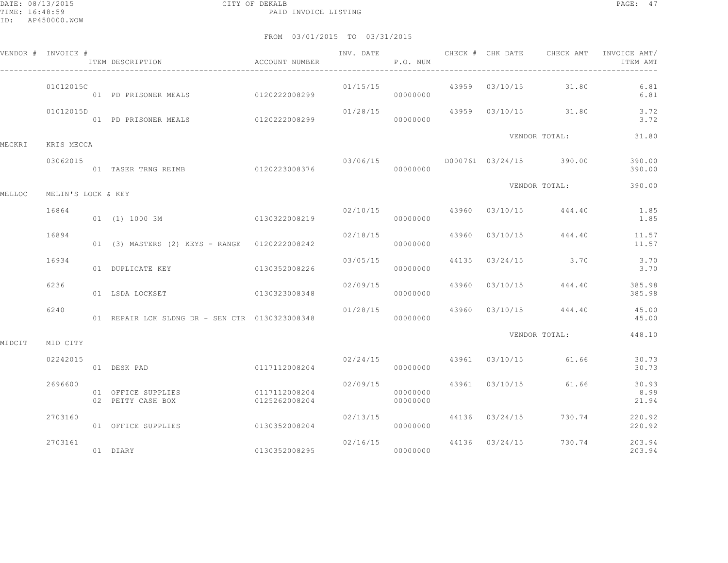DATE: 08/13/2015 CITY OF DEKALB
TIME: 16:48:59 PAID INVOICE LISTING
ID: AP450000.WOW

FROM 03/01/2015 TO 03/31/2015

| VENDOR # | INVOICE # | ITEM DESCRIPTION | ACCOUNT NUMBER | INV. DATE | P.O. NUM | CHECK # | CHK DATE | CHECK AMT | INVOICE AMT/ ITEM AMT |
|---|---|---|---|---|---|---|---|---|---|
| | 01012015C | | | 01/15/15 | | 43959 | 03/10/15 | 31.80 | 6.81 |
| | | 01 PD PRISONER MEALS | 0120222008299 | | 00000000 | | | | 6.81 |
| | 01012015D | | | 01/28/15 | | 43959 | 03/10/15 | 31.80 | 3.72 |
| | | 01 PD PRISONER MEALS | 0120222008299 | | 00000000 | | | | 3.72 |
| | | | | | | | VENDOR TOTAL: | | 31.80 |
| MECKRI | KRIS MECCA | | | | | | | | |
| | 03062015 | | | 03/06/15 | | D000761 | 03/24/15 | 390.00 | 390.00 |
| | | 01 TASER TRNG REIMB | 0120223008376 | | 00000000 | | | | 390.00 |
| | | | | | | | VENDOR TOTAL: | | 390.00 |
| MELLOC | MELIN'S LOCK & KEY | | | | | | | | |
| | 16864 | | | 02/10/15 | | 43960 | 03/10/15 | 444.40 | 1.85 |
| | | 01 (1) 1000 3M | 0130322008219 | | 00000000 | | | | 1.85 |
| | 16894 | | | 02/18/15 | | 43960 | 03/10/15 | 444.40 | 11.57 |
| | | 01 (3) MASTERS (2) KEYS - RANGE | 0120222008242 | | 00000000 | | | | 11.57 |
| | 16934 | | | 03/05/15 | | 44135 | 03/24/15 | 3.70 | 3.70 |
| | | 01 DUPLICATE KEY | 0130352008226 | | 00000000 | | | | 3.70 |
| | 6236 | | | 02/09/15 | | 43960 | 03/10/15 | 444.40 | 385.98 |
| | | 01 LSDA LOCKSET | 0130323008348 | | 00000000 | | | | 385.98 |
| | 6240 | | | 01/28/15 | | 43960 | 03/10/15 | 444.40 | 45.00 |
| | | 01 REPAIR LCK SLDNG DR - SEN CTR | 0130323008348 | | 00000000 | | | | 45.00 |
| | | | | | | | VENDOR TOTAL: | | 448.10 |
| MIDCIT | MID CITY | | | | | | | | |
| | 02242015 | | | 02/24/15 | | 43961 | 03/10/15 | 61.66 | 30.73 |
| | | 01 DESK PAD | 0117112008204 | | 00000000 | | | | 30.73 |
| | 2696600 | | | 02/09/15 | | 43961 | 03/10/15 | 61.66 | 30.93 |
| | | 01 OFFICE SUPPLIES | 0117112008204 | | 00000000 | | | | 8.99 |
| | | 02 PETTY CASH BOX | 0125262008204 | | 00000000 | | | | 21.94 |
| | 2703160 | | | 02/13/15 | | 44136 | 03/24/15 | 730.74 | 220.92 |
| | | 01 OFFICE SUPPLIES | 0130352008204 | | 00000000 | | | | 220.92 |
| | 2703161 | | | 02/16/15 | | 44136 | 03/24/15 | 730.74 | 203.94 |
| | | 01 DIARY | 0130352008295 | | 00000000 | | | | 203.94 |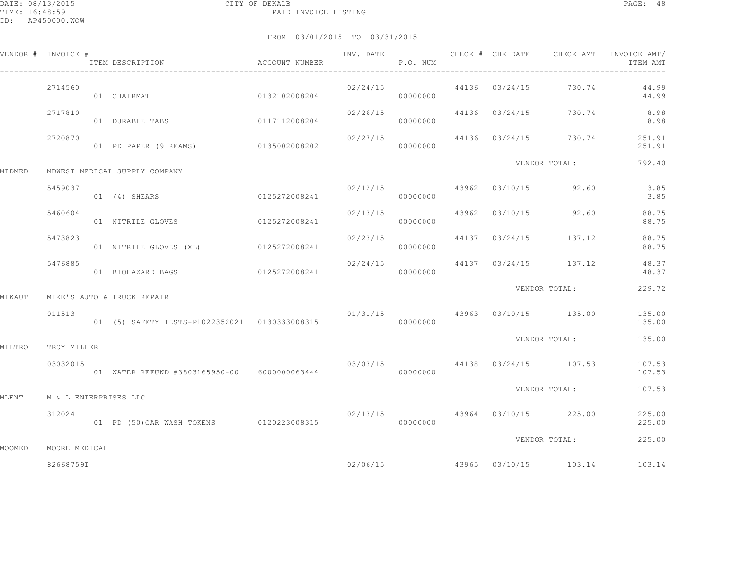FROM 03/01/2015 TO 03/31/2015

| VENDOR # | INVOICE # | ITEM DESCRIPTION | ACCOUNT NUMBER | INV. DATE | P.O. NUM | CHECK # | CHK DATE | CHECK AMT | INVOICE AMT/ ITEM AMT |
|---|---|---|---|---|---|---|---|---|---|
| | 2714560 | | | 02/24/15 | | 44136 | 03/24/15 | 730.74 | 44.99 |
| | | 01 CHAIRMAT | 0132102008204 | | 00000000 | | | | 44.99 |
| | 2717810 | | | 02/26/15 | | 44136 | 03/24/15 | 730.74 | 8.98 |
| | | 01 DURABLE TABS | 0117112008204 | | 00000000 | | | | 8.98 |
| | 2720870 | | | 02/27/15 | | 44136 | 03/24/15 | 730.74 | 251.91 |
| | | 01 PD PAPER (9 REAMS) | 0135002008202 | | 00000000 | | | | 251.91 |
| | | | | | | | VENDOR TOTAL: | | 792.40 |
| MIDMED | MDWEST MEDICAL SUPPLY COMPANY | | | | | | | | |
| | 5459037 | | | 02/12/15 | | 43962 | 03/10/15 | 92.60 | 3.85 |
| | | 01 (4) SHEARS | 0125272008241 | | 00000000 | | | | 3.85 |
| | 5460604 | | | 02/13/15 | | 43962 | 03/10/15 | 92.60 | 88.75 |
| | | 01 NITRILE GLOVES | 0125272008241 | | 00000000 | | | | 88.75 |
| | 5473823 | | | 02/23/15 | | 44137 | 03/24/15 | 137.12 | 88.75 |
| | | 01 NITRILE GLOVES (XL) | 0125272008241 | | 00000000 | | | | 88.75 |
| | 5476885 | | | 02/24/15 | | 44137 | 03/24/15 | 137.12 | 48.37 |
| | | 01 BIOHAZARD BAGS | 0125272008241 | | 00000000 | | | | 48.37 |
| | | | | | | | VENDOR TOTAL: | | 229.72 |
| MIKAUT | MIKE'S AUTO & TRUCK REPAIR | | | | | | | | |
| | 011513 | | | 01/31/15 | | 43963 | 03/10/15 | 135.00 | 135.00 |
| | | 01 (5) SAFETY TESTS-P1022352021 | 0130333008315 | | 00000000 | | | | 135.00 |
| | | | | | | | VENDOR TOTAL: | | 135.00 |
| MILTRO | TROY MILLER | | | | | | | | |
| | 03032015 | | | 03/03/15 | | 44138 | 03/24/15 | 107.53 | 107.53 |
| | | 01 WATER REFUND #3803165950-00 | 6000000063444 | | 00000000 | | | | 107.53 |
| | | | | | | | VENDOR TOTAL: | | 107.53 |
| MLENT | M & L ENTERPRISES LLC | | | | | | | | |
| | 312024 | | | 02/13/15 | | 43964 | 03/10/15 | 225.00 | 225.00 |
| | | 01 PD (50)CAR WASH TOKENS | 0120223008315 | | 00000000 | | | | 225.00 |
| | | | | | | | VENDOR TOTAL: | | 225.00 |
| MOOMED | MOORE MEDICAL | | | | | | | | |
| | 82668759I | | | 02/06/15 | | 43965 | 03/10/15 | 103.14 | 103.14 |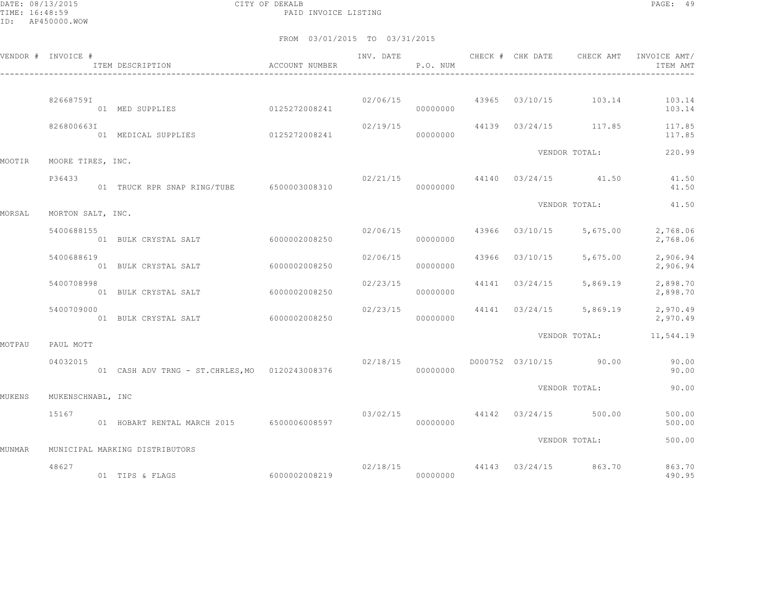CITY OF DEKALB
PAID INVOICE LISTING

FROM 03/01/2015 TO 03/31/2015

| VENDOR # | INVOICE # / ITEM DESCRIPTION | ACCOUNT NUMBER | INV. DATE | P.O. NUM | CHECK # | CHK DATE | CHECK AMT | INVOICE AMT/ ITEM AMT |
|---|---|---|---|---|---|---|---|---|
| | 82668759I | | 02/06/15 | | 43965 | 03/10/15 | 103.14 | 103.14 |
| | 01 MED SUPPLIES | 0125272008241 | | 00000000 | | | | 103.14 |
| | 826800663I | | 02/19/15 | | 44139 | 03/24/15 | 117.85 | 117.85 |
| | 01 MEDICAL SUPPLIES | 0125272008241 | | 00000000 | | | | 117.85 |
| | | | | | | VENDOR TOTAL: | | 220.99 |
| MOOTIR | MOORE TIRES, INC. | | | | | | | |
| | P36433 | | 02/21/15 | | 44140 | 03/24/15 | 41.50 | 41.50 |
| | 01 TRUCK RPR SNAP RING/TUBE | 6500003008310 | | 00000000 | | | | 41.50 |
| | | | | | | VENDOR TOTAL: | | 41.50 |
| MORSAL | MORTON SALT, INC. | | | | | | | |
| | 5400688155 | | 02/06/15 | | 43966 | 03/10/15 | 5,675.00 | 2,768.06 |
| | 01 BULK CRYSTAL SALT | 6000002008250 | | 00000000 | | | | 2,768.06 |
| | 5400688619 | | 02/06/15 | | 43966 | 03/10/15 | 5,675.00 | 2,906.94 |
| | 01 BULK CRYSTAL SALT | 6000002008250 | | 00000000 | | | | 2,906.94 |
| | 5400708998 | | 02/23/15 | | 44141 | 03/24/15 | 5,869.19 | 2,898.70 |
| | 01 BULK CRYSTAL SALT | 6000002008250 | | 00000000 | | | | 2,898.70 |
| | 5400709000 | | 02/23/15 | | 44141 | 03/24/15 | 5,869.19 | 2,970.49 |
| | 01 BULK CRYSTAL SALT | 6000002008250 | | 00000000 | | | | 2,970.49 |
| | | | | | | VENDOR TOTAL: | | 11,544.19 |
| MOTPAU | PAUL MOTT | | | | | | | |
| | 04032015 | | 02/18/15 | | D000752 | 03/10/15 | 90.00 | 90.00 |
| | 01 CASH ADV TRNG - ST.CHRLES,MO | 0120243008376 | | 00000000 | | | | 90.00 |
| | | | | | | VENDOR TOTAL: | | 90.00 |
| MUKENS | MUKENSCHNABL, INC | | | | | | | |
| | 15167 | | 03/02/15 | | 44142 | 03/24/15 | 500.00 | 500.00 |
| | 01 HOBART RENTAL MARCH 2015 | 6500006008597 | | 00000000 | | | | 500.00 |
| | | | | | | VENDOR TOTAL: | | 500.00 |
| MUNMAR | MUNICIPAL MARKING DISTRIBUTORS | | | | | | | |
| | 48627 | | 02/18/15 | | 44143 | 03/24/15 | 863.70 | 863.70 |
| | 01 TIPS & FLAGS | 6000002008219 | | 00000000 | | | | 490.95 |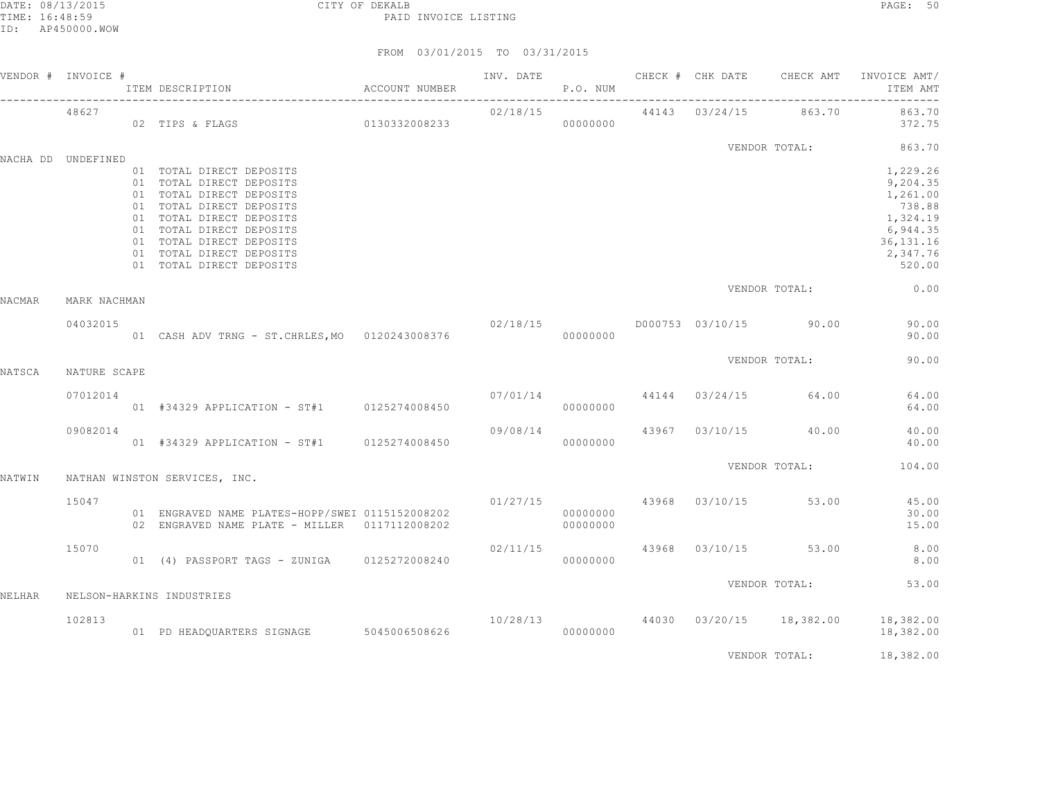CITY OF DEKALB
PAID INVOICE LISTING

DATE: 08/13/2015
TIME: 16:48:59
ID: AP450000.WOW

FROM 03/01/2015 TO 03/31/2015

| VENDOR # | INVOICE # | ITEM DESCRIPTION | ACCOUNT NUMBER | INV. DATE | P.O. NUM | CHECK # | CHK DATE | CHECK AMT | INVOICE AMT/ ITEM AMT |
|---|---|---|---|---|---|---|---|---|---|
| | 48627 | | | 02/18/15 | | 44143 | 03/24/15 | 863.70 | 863.70 |
| | | 02 TIPS & FLAGS | 0130332008233 | | 00000000 | | | | 372.75 |
| | | | | | | | | VENDOR TOTAL: | 863.70 |
| NACHA DD | UNDEFINED | | | | | | | | |
| | | 01 TOTAL DIRECT DEPOSITS | | | | | | | 1,229.26 |
| | | 01 TOTAL DIRECT DEPOSITS | | | | | | | 9,204.35 |
| | | 01 TOTAL DIRECT DEPOSITS | | | | | | | 1,261.00 |
| | | 01 TOTAL DIRECT DEPOSITS | | | | | | | 738.88 |
| | | 01 TOTAL DIRECT DEPOSITS | | | | | | | 1,324.19 |
| | | 01 TOTAL DIRECT DEPOSITS | | | | | | | 6,944.35 |
| | | 01 TOTAL DIRECT DEPOSITS | | | | | | | 36,131.16 |
| | | 01 TOTAL DIRECT DEPOSITS | | | | | | | 2,347.76 |
| | | 01 TOTAL DIRECT DEPOSITS | | | | | | | 520.00 |
| | | | | | | | | VENDOR TOTAL: | 0.00 |
| NACMAR | MARK NACHMAN | | | | | | | | |
| | 04032015 | | | 02/18/15 | | D000753 | 03/10/15 | 90.00 | 90.00 |
| | | 01 CASH ADV TRNG - ST.CHRLES,MO | 0120243008376 | | 00000000 | | | | 90.00 |
| | | | | | | | | VENDOR TOTAL: | 90.00 |
| NATSCA | NATURE SCAPE | | | | | | | | |
| | 07012014 | | | 07/01/14 | | 44144 | 03/24/15 | 64.00 | 64.00 |
| | | 01 #34329 APPLICATION - ST#1 | 0125274008450 | | 00000000 | | | | 64.00 |
| | 09082014 | | | 09/08/14 | | 43967 | 03/10/15 | 40.00 | 40.00 |
| | | 01 #34329 APPLICATION - ST#1 | 0125274008450 | | 00000000 | | | | 40.00 |
| | | | | | | | | VENDOR TOTAL: | 104.00 |
| NATWIN | NATHAN WINSTON SERVICES, INC. | | | | | | | | |
| | 15047 | | | 01/27/15 | | 43968 | 03/10/15 | 53.00 | 45.00 |
| | | 01 ENGRAVED NAME PLATES-HOPP/SWEI | 0115152008202 | | 00000000 | | | | 30.00 |
| | | 02 ENGRAVED NAME PLATE - MILLER | 0117112008202 | | 00000000 | | | | 15.00 |
| | 15070 | | | 02/11/15 | | 43968 | 03/10/15 | 53.00 | 8.00 |
| | | 01 (4) PASSPORT TAGS - ZUNIGA | 0125272008240 | | 00000000 | | | | 8.00 |
| | | | | | | | | VENDOR TOTAL: | 53.00 |
| NELHAR | NELSON-HARKINS INDUSTRIES | | | | | | | | |
| | 102813 | | | 10/28/13 | | 44030 | 03/20/15 | 18,382.00 | 18,382.00 |
| | | 01 PD HEADQUARTERS SIGNAGE | 5045006508626 | | 00000000 | | | | 18,382.00 |
| | | | | | | | | VENDOR TOTAL: | 18,382.00 |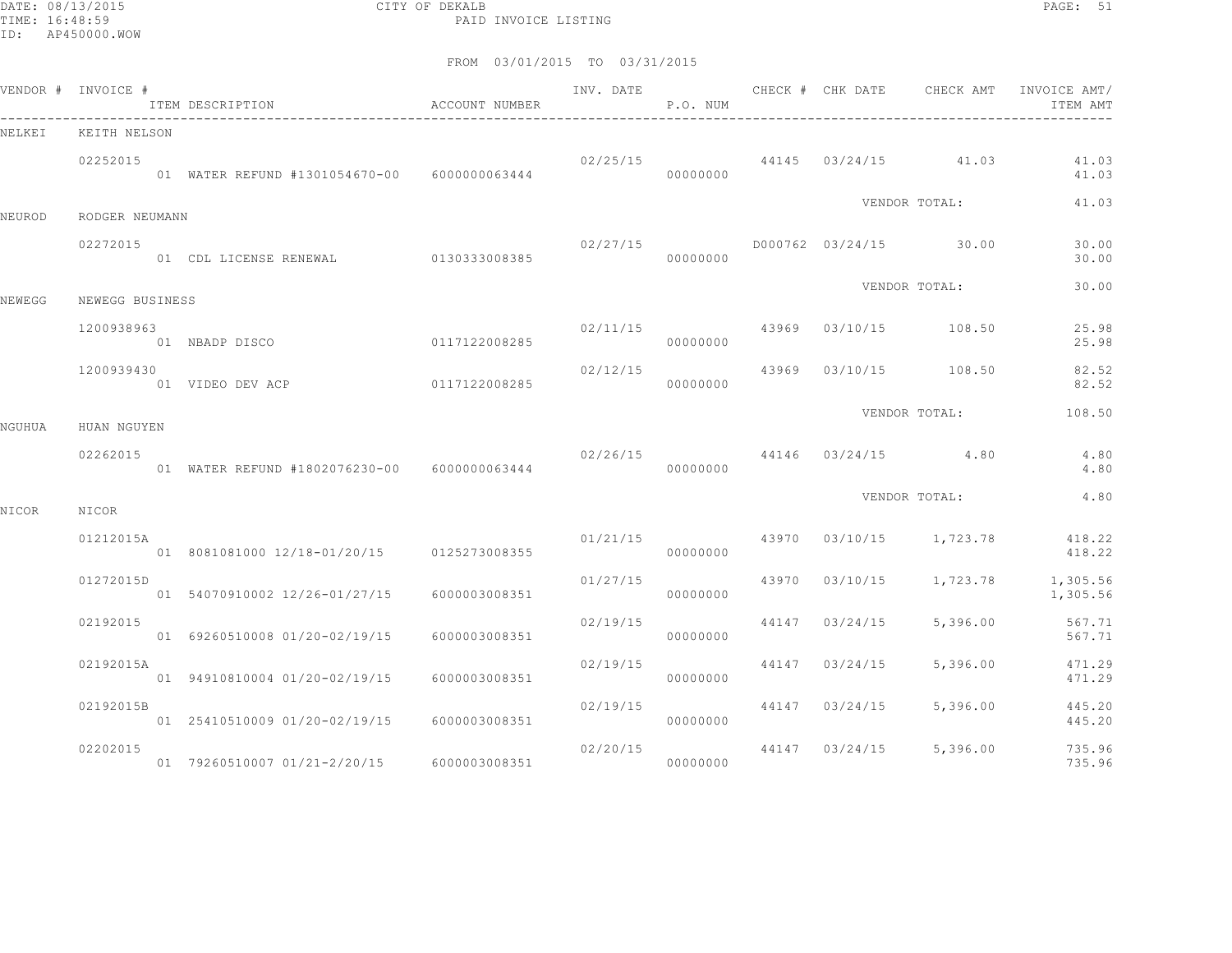CITY OF DEKALB
PAID INVOICE LISTING

DATE: 08/13/2015
TIME: 16:48:59
ID: AP450000.WOW

FROM 03/01/2015 TO 03/31/2015

| VENDOR # | INVOICE # | ITEM DESCRIPTION | ACCOUNT NUMBER | INV. DATE | P.O. NUM | CHECK # | CHK DATE | CHECK AMT | INVOICE AMT/ ITEM AMT |
|---|---|---|---|---|---|---|---|---|---|
| NELKEI | KEITH NELSON | | | | | | | | |
| | 02252015 | | | 02/25/15 | | 44145 | 03/24/15 | 41.03 | 41.03 |
| | | 01 WATER REFUND #1301054670-00 | 6000000063444 | | 00000000 | | | | 41.03 |
| | | | | | | | | VENDOR TOTAL: | 41.03 |
| NEUROD | RODGER NEUMANN | | | | | | | | |
| | 02272015 | | | 02/27/15 | | D000762 | 03/24/15 | 30.00 | 30.00 |
| | | 01 CDL LICENSE RENEWAL | 0130333008385 | | 00000000 | | | | 30.00 |
| | | | | | | | | VENDOR TOTAL: | 30.00 |
| NEWEGG | NEWEGG BUSINESS | | | | | | | | |
| | 1200938963 | | | 02/11/15 | | 43969 | 03/10/15 | 108.50 | 25.98 |
| | | 01 NBADP DISCO | 0117122008285 | | 00000000 | | | | 25.98 |
| | 1200939430 | | | 02/12/15 | | 43969 | 03/10/15 | 108.50 | 82.52 |
| | | 01 VIDEO DEV ACP | 0117122008285 | | 00000000 | | | | 82.52 |
| | | | | | | | | VENDOR TOTAL: | 108.50 |
| NGUHUA | HUAN NGUYEN | | | | | | | | |
| | 02262015 | | | 02/26/15 | | 44146 | 03/24/15 | 4.80 | 4.80 |
| | | 01 WATER REFUND #1802076230-00 | 6000000063444 | | 00000000 | | | | 4.80 |
| | | | | | | | | VENDOR TOTAL: | 4.80 |
| NICOR | NICOR | | | | | | | | |
| | 01212015A | | | 01/21/15 | | 43970 | 03/10/15 | 1,723.78 | 418.22 |
| | | 01 8081081000 12/18-01/20/15 | 0125273008355 | | 00000000 | | | | 418.22 |
| | 01272015D | | | 01/27/15 | | 43970 | 03/10/15 | 1,723.78 | 1,305.56 |
| | | 01 54070910002 12/26-01/27/15 | 6000003008351 | | 00000000 | | | | 1,305.56 |
| | 02192015 | | | 02/19/15 | | 44147 | 03/24/15 | 5,396.00 | 567.71 |
| | | 01 69260510008 01/20-02/19/15 | 6000003008351 | | 00000000 | | | | 567.71 |
| | 02192015A | | | 02/19/15 | | 44147 | 03/24/15 | 5,396.00 | 471.29 |
| | | 01 94910810004 01/20-02/19/15 | 6000003008351 | | 00000000 | | | | 471.29 |
| | 02192015B | | | 02/19/15 | | 44147 | 03/24/15 | 5,396.00 | 445.20 |
| | | 01 25410510009 01/20-02/19/15 | 6000003008351 | | 00000000 | | | | 445.20 |
| | 02202015 | | | 02/20/15 | | 44147 | 03/24/15 | 5,396.00 | 735.96 |
| | | 01 79260510007 01/21-2/20/15 | 6000003008351 | | 00000000 | | | | 735.96 |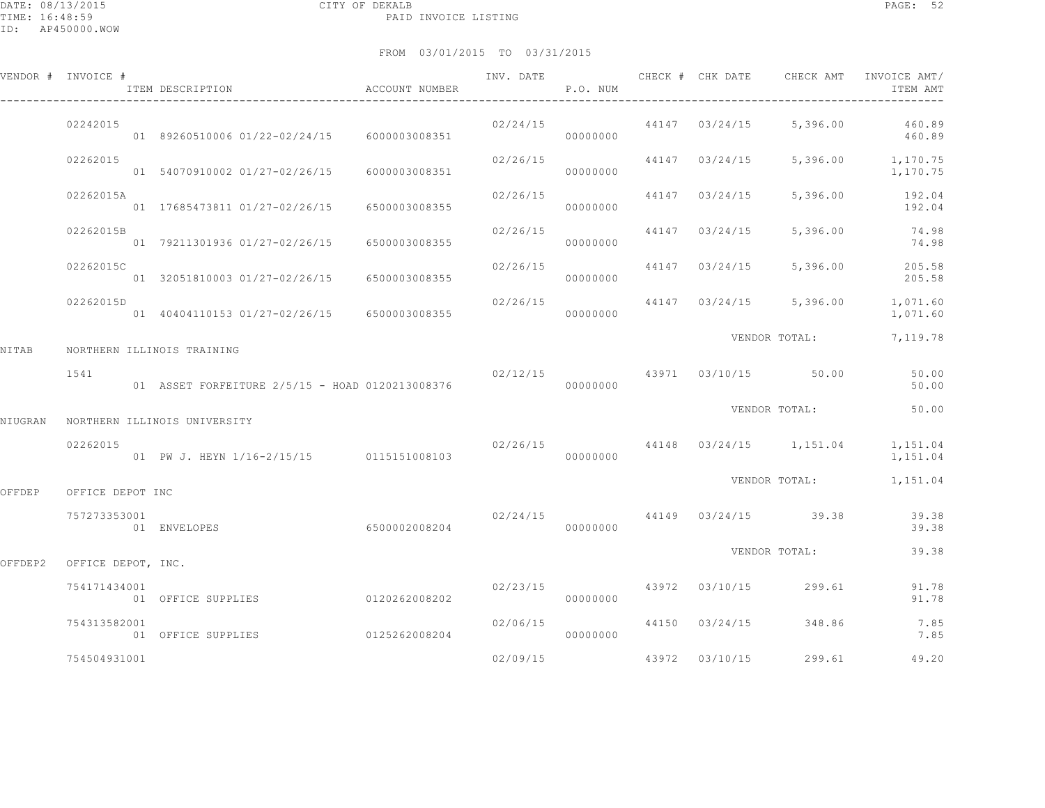CITY OF DEKALB

PAID INVOICE LISTING

FROM 03/01/2015 TO 03/31/2015

| VENDOR # | INVOICE # / ITEM DESCRIPTION | ACCOUNT NUMBER | INV. DATE | P.O. NUM | CHECK # | CHK DATE | CHECK AMT | INVOICE AMT/ ITEM AMT |
|---|---|---|---|---|---|---|---|---|
| | 02242015 | | 02/24/15 | | 44147 | 03/24/15 | 5,396.00 | 460.89 |
| | 01 89260510006 01/22-02/24/15 | 6000003008351 | | 00000000 | | | | 460.89 |
| | 02262015 | | 02/26/15 | | 44147 | 03/24/15 | 5,396.00 | 1,170.75 |
| | 01 54070910002 01/27-02/26/15 | 6000003008351 | | 00000000 | | | | 1,170.75 |
| | 02262015A | | 02/26/15 | | 44147 | 03/24/15 | 5,396.00 | 192.04 |
| | 01 17685473811 01/27-02/26/15 | 6500003008355 | | 00000000 | | | | 192.04 |
| | 02262015B | | 02/26/15 | | 44147 | 03/24/15 | 5,396.00 | 74.98 |
| | 01 79211301936 01/27-02/26/15 | 6500003008355 | | 00000000 | | | | 74.98 |
| | 02262015C | | 02/26/15 | | 44147 | 03/24/15 | 5,396.00 | 205.58 |
| | 01 32051810003 01/27-02/26/15 | 6500003008355 | | 00000000 | | | | 205.58 |
| | 02262015D | | 02/26/15 | | 44147 | 03/24/15 | 5,396.00 | 1,071.60 |
| | 01 40404110153 01/27-02/26/15 | 6500003008355 | | 00000000 | | | | 1,071.60 |
| | | | | | | VENDOR TOTAL: | | 7,119.78 |
| NITAB | NORTHERN ILLINOIS TRAINING | | | | | | | |
| | 1541 | | 02/12/15 | | 43971 | 03/10/15 | 50.00 | 50.00 |
| | 01 ASSET FORFEITURE 2/5/15 - HOAD | 0120213008376 | | 00000000 | | | | 50.00 |
| | | | | | | VENDOR TOTAL: | | 50.00 |
| NIUGRAN | NORTHERN ILLINOIS UNIVERSITY | | | | | | | |
| | 02262015 | | 02/26/15 | | 44148 | 03/24/15 | 1,151.04 | 1,151.04 |
| | 01 PW J. HEYN 1/16-2/15/15 | 0115151008103 | | 00000000 | | | | 1,151.04 |
| | | | | | | VENDOR TOTAL: | | 1,151.04 |
| OFFDEP | OFFICE DEPOT INC | | | | | | | |
| | 757273353001 | | 02/24/15 | | 44149 | 03/24/15 | 39.38 | 39.38 |
| | 01 ENVELOPES | 6500002008204 | | 00000000 | | | | 39.38 |
| | | | | | | VENDOR TOTAL: | | 39.38 |
| OFFDEP2 | OFFICE DEPOT, INC. | | | | | | | |
| | 754171434001 | | 02/23/15 | | 43972 | 03/10/15 | 299.61 | 91.78 |
| | 01 OFFICE SUPPLIES | 0120262008202 | | 00000000 | | | | 91.78 |
| | 754313582001 | | 02/06/15 | | 44150 | 03/24/15 | 348.86 | 7.85 |
| | 01 OFFICE SUPPLIES | 0125262008204 | | 00000000 | | | | 7.85 |
| | 754504931001 | | 02/09/15 | | 43972 | 03/10/15 | 299.61 | 49.20 |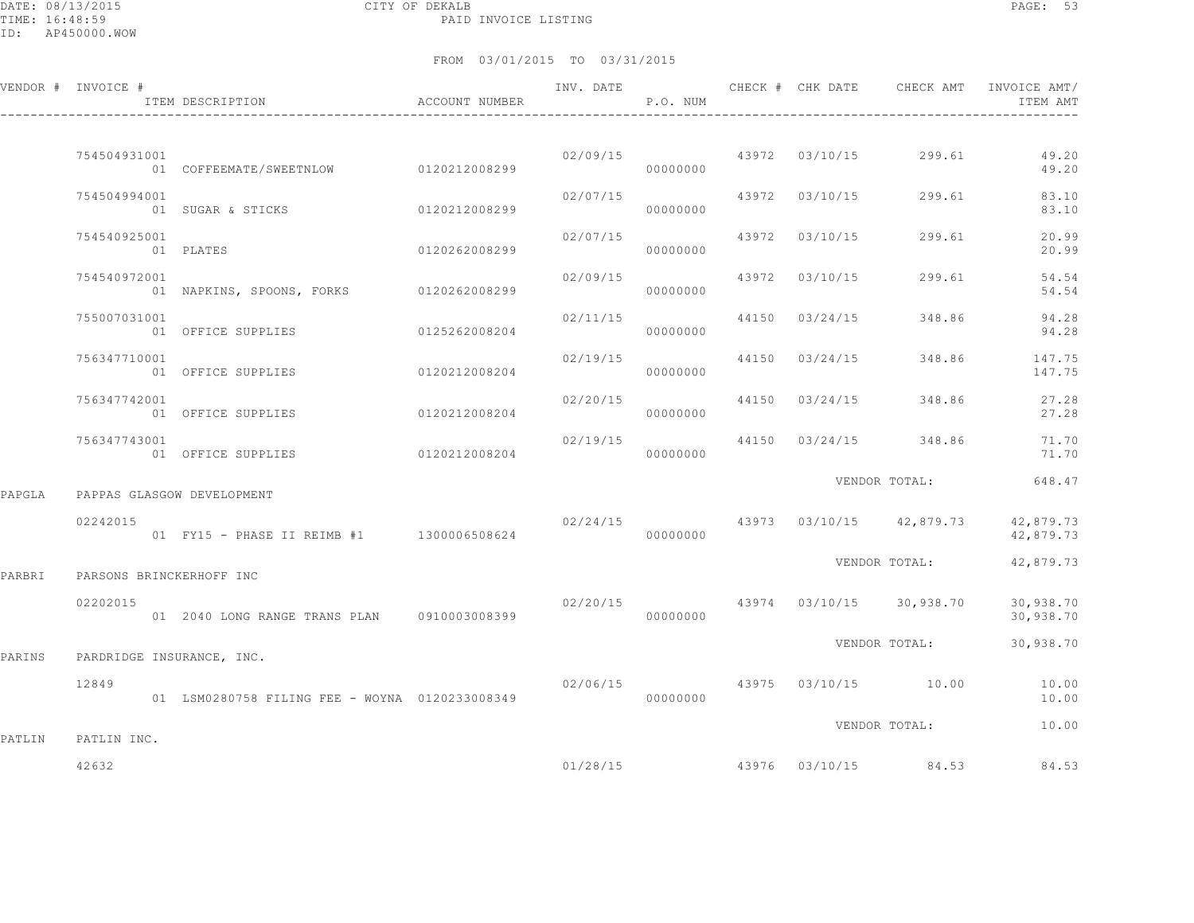CITY OF DEKALB
PAID INVOICE LISTING

DATE: 08/13/2015
TIME: 16:48:59
ID: AP450000.WOW

FROM 03/01/2015 TO 03/31/2015

| VENDOR # | INVOICE # / ITEM DESCRIPTION | ACCOUNT NUMBER | INV. DATE | P.O. NUM | CHECK # | CHK DATE | CHECK AMT | INVOICE AMT/ ITEM AMT |
|---|---|---|---|---|---|---|---|---|
| | 754504931001 | | 02/09/15 | | 43972 | 03/10/15 | 299.61 | 49.20 |
| | 01 COFFEEMATE/SWEETNLOW | 0120212008299 | | 00000000 | | | | 49.20 |
| | 754504994001 | | 02/07/15 | | 43972 | 03/10/15 | 299.61 | 83.10 |
| | 01 SUGAR & STICKS | 0120212008299 | | 00000000 | | | | 83.10 |
| | 754540925001 | | 02/07/15 | | 43972 | 03/10/15 | 299.61 | 20.99 |
| | 01 PLATES | 0120262008299 | | 00000000 | | | | 20.99 |
| | 754540972001 | | 02/09/15 | | 43972 | 03/10/15 | 299.61 | 54.54 |
| | 01 NAPKINS, SPOONS, FORKS | 0120262008299 | | 00000000 | | | | 54.54 |
| | 755007031001 | | 02/11/15 | | 44150 | 03/24/15 | 348.86 | 94.28 |
| | 01 OFFICE SUPPLIES | 0125262008204 | | 00000000 | | | | 94.28 |
| | 756347710001 | | 02/19/15 | | 44150 | 03/24/15 | 348.86 | 147.75 |
| | 01 OFFICE SUPPLIES | 0120212008204 | | 00000000 | | | | 147.75 |
| | 756347742001 | | 02/20/15 | | 44150 | 03/24/15 | 348.86 | 27.28 |
| | 01 OFFICE SUPPLIES | 0120212008204 | | 00000000 | | | | 27.28 |
| | 756347743001 | | 02/19/15 | | 44150 | 03/24/15 | 348.86 | 71.70 |
| | 01 OFFICE SUPPLIES | 0120212008204 | | 00000000 | | | | 71.70 |
| | | | | | | | VENDOR TOTAL: | 648.47 |
| PAPGLA | PAPPAS GLASGOW DEVELOPMENT | | | | | | | |
| | 02242015 | | 02/24/15 | | 43973 | 03/10/15 | 42,879.73 | 42,879.73 |
| | 01 FY15 - PHASE II REIMB #1 | 1300006508624 | | 00000000 | | | | 42,879.73 |
| | | | | | | | VENDOR TOTAL: | 42,879.73 |
| PARBRI | PARSONS BRINCKERHOFF INC | | | | | | | |
| | 02202015 | | 02/20/15 | | 43974 | 03/10/15 | 30,938.70 | 30,938.70 |
| | 01 2040 LONG RANGE TRANS PLAN | 0910003008399 | | 00000000 | | | | 30,938.70 |
| | | | | | | | VENDOR TOTAL: | 30,938.70 |
| PARINS | PARDRIDGE INSURANCE, INC. | | | | | | | |
| | 12849 | | 02/06/15 | | 43975 | 03/10/15 | 10.00 | 10.00 |
| | 01 LSM0280758 FILING FEE - WOYNA | 0120233008349 | | 00000000 | | | | 10.00 |
| | | | | | | | VENDOR TOTAL: | 10.00 |
| PATLIN | PATLIN INC. | | | | | | | |
| | 42632 | | 01/28/15 | | 43976 | 03/10/15 | 84.53 | 84.53 |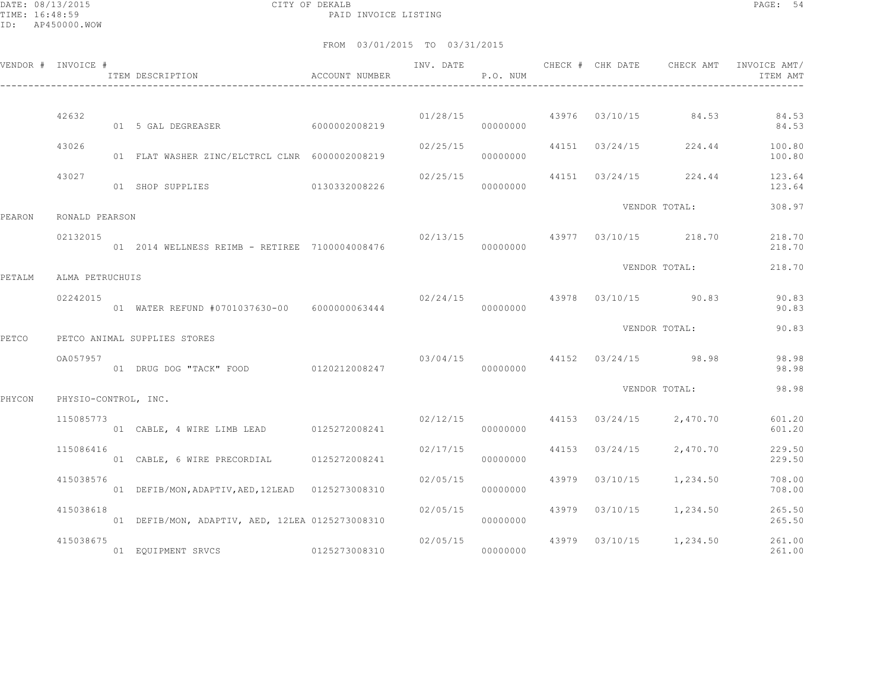CITY OF DEKALB
PAID INVOICE LISTING

DATE: 08/13/2015
TIME: 16:48:59
ID: AP450000.WOW

FROM 03/01/2015 TO 03/31/2015

| VENDOR # | INVOICE # | ITEM DESCRIPTION | ACCOUNT NUMBER | INV. DATE | P.O. NUM | CHECK # | CHK DATE | CHECK AMT | INVOICE AMT/ ITEM AMT |
|---|---|---|---|---|---|---|---|---|---|
| | 42632 | | | 01/28/15 | | 43976 | 03/10/15 | 84.53 | 84.53 |
| | | 01 5 GAL DEGREASER | 6000002008219 | | 00000000 | | | | 84.53 |
| | 43026 | | | 02/25/15 | | 44151 | 03/24/15 | 224.44 | 100.80 |
| | | 01 FLAT WASHER ZINC/ELCTRCL CLNR | 6000002008219 | | 00000000 | | | | 100.80 |
| | 43027 | | | 02/25/15 | | 44151 | 03/24/15 | 224.44 | 123.64 |
| | | 01 SHOP SUPPLIES | 0130332008226 | | 00000000 | | | | 123.64 |
| | | | | | | | VENDOR TOTAL: | | 308.97 |
| PEARON | RONALD PEARSON | | | | | | | | |
| | 02132015 | | | 02/13/15 | | 43977 | 03/10/15 | 218.70 | 218.70 |
| | | 01 2014 WELLNESS REIMB - RETIREE | 7100004008476 | | 00000000 | | | | 218.70 |
| | | | | | | | VENDOR TOTAL: | | 218.70 |
| PETALM | ALMA PETRUCHUIS | | | | | | | | |
| | 02242015 | | | 02/24/15 | | 43978 | 03/10/15 | 90.83 | 90.83 |
| | | 01 WATER REFUND #0701037630-00 | 6000000063444 | | 00000000 | | | | 90.83 |
| | | | | | | | VENDOR TOTAL: | | 90.83 |
| PETCO | PETCO ANIMAL SUPPLIES STORES | | | | | | | | |
| | OA057957 | | | 03/04/15 | | 44152 | 03/24/15 | 98.98 | 98.98 |
| | | 01 DRUG DOG "TACK" FOOD | 0120212008247 | | 00000000 | | | | 98.98 |
| | | | | | | | VENDOR TOTAL: | | 98.98 |
| PHYCON | PHYSIO-CONTROL, INC. | | | | | | | | |
| | 115085773 | | | 02/12/15 | | 44153 | 03/24/15 | 2,470.70 | 601.20 |
| | | 01 CABLE, 4 WIRE LIMB LEAD | 0125272008241 | | 00000000 | | | | 601.20 |
| | 115086416 | | | 02/17/15 | | 44153 | 03/24/15 | 2,470.70 | 229.50 |
| | | 01 CABLE, 6 WIRE PRECORDIAL | 0125272008241 | | 00000000 | | | | 229.50 |
| | 415038576 | | | 02/05/15 | | 43979 | 03/10/15 | 1,234.50 | 708.00 |
| | | 01 DEFIB/MON,ADAPTIV,AED,12LEAD | 0125273008310 | | 00000000 | | | | 708.00 |
| | 415038618 | | | 02/05/15 | | 43979 | 03/10/15 | 1,234.50 | 265.50 |
| | | 01 DEFIB/MON, ADAPTIV, AED, 12LEA | 0125273008310 | | 00000000 | | | | 265.50 |
| | 415038675 | | | 02/05/15 | | 43979 | 03/10/15 | 1,234.50 | 261.00 |
| | | 01 EQUIPMENT SRVCS | 0125273008310 | | 00000000 | | | | 261.00 |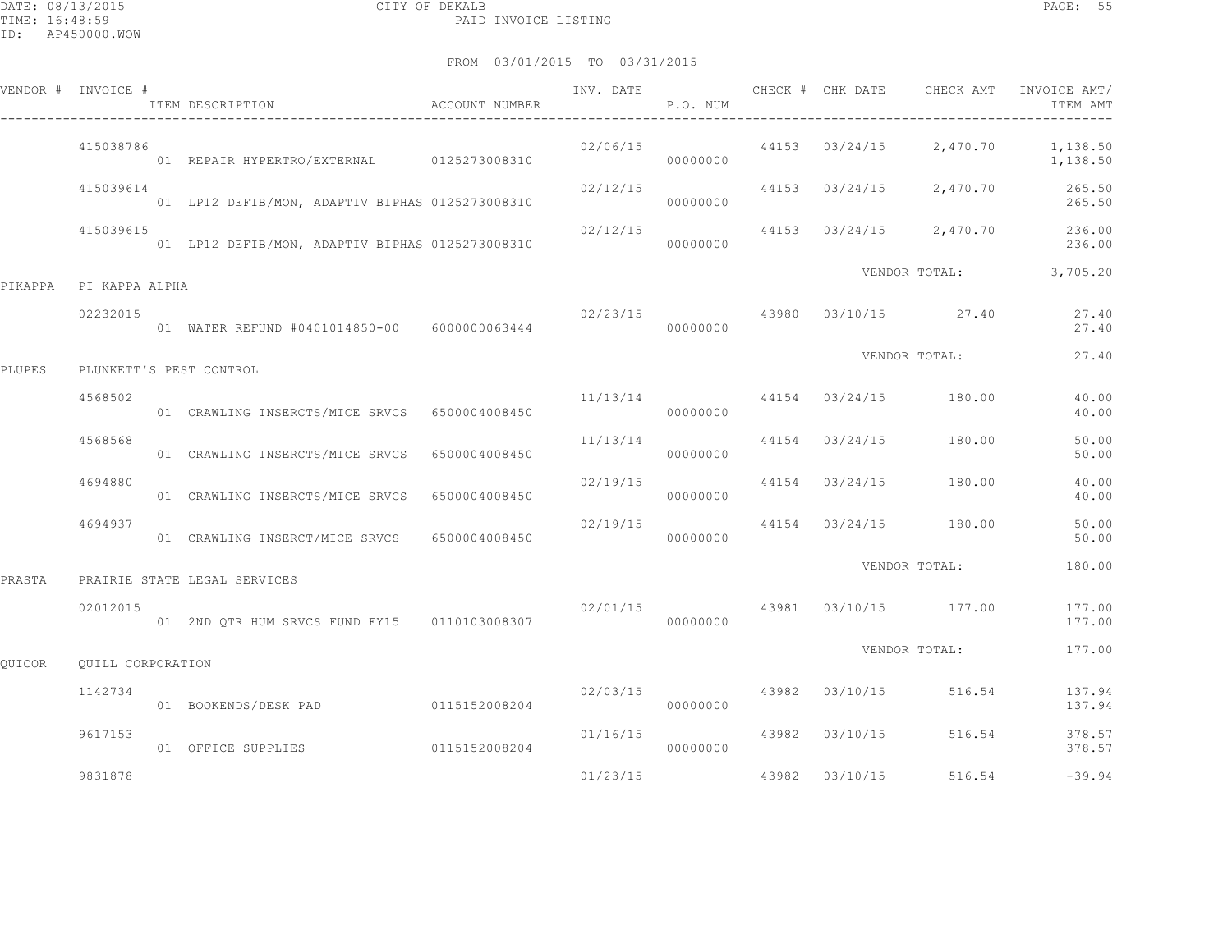CITY OF DEKALB

PAID INVOICE LISTING

FROM 03/01/2015 TO 03/31/2015

| VENDOR # | INVOICE # | ITEM DESCRIPTION | ACCOUNT NUMBER | INV. DATE | P.O. NUM | CHECK # | CHK DATE | CHECK AMT | INVOICE AMT/ ITEM AMT |
|---|---|---|---|---|---|---|---|---|---|
| | 415038786 | | | 02/06/15 | | 44153 | 03/24/15 | 2,470.70 | 1,138.50 |
| | | 01 REPAIR HYPERTRO/EXTERNAL | 0125273008310 | | 00000000 | | | | 1,138.50 |
| | 415039614 | | | 02/12/15 | | 44153 | 03/24/15 | 2,470.70 | 265.50 |
| | | 01 LP12 DEFIB/MON, ADAPTIV BIPHAS | 0125273008310 | | 00000000 | | | | 265.50 |
| | 415039615 | | | 02/12/15 | | 44153 | 03/24/15 | 2,470.70 | 236.00 |
| | | 01 LP12 DEFIB/MON, ADAPTIV BIPHAS | 0125273008310 | | 00000000 | | | | 236.00 |
| | | | | | | | VENDOR TOTAL: | | 3,705.20 |
| PIKAPPA | PI KAPPA ALPHA | | | | | | | | |
| | 02232015 | | | 02/23/15 | | 43980 | 03/10/15 | 27.40 | 27.40 |
| | | 01 WATER REFUND #0401014850-00 | 6000000063444 | | 00000000 | | | | 27.40 |
| | | | | | | | VENDOR TOTAL: | | 27.40 |
| PLUPES | PLUNKETT'S PEST CONTROL | | | | | | | | |
| | 4568502 | | | 11/13/14 | | 44154 | 03/24/15 | 180.00 | 40.00 |
| | | 01 CRAWLING INSERCTS/MICE SRVCS | 6500004008450 | | 00000000 | | | | 40.00 |
| | 4568568 | | | 11/13/14 | | 44154 | 03/24/15 | 180.00 | 50.00 |
| | | 01 CRAWLING INSERCTS/MICE SRVCS | 6500004008450 | | 00000000 | | | | 50.00 |
| | 4694880 | | | 02/19/15 | | 44154 | 03/24/15 | 180.00 | 40.00 |
| | | 01 CRAWLING INSERCTS/MICE SRVCS | 6500004008450 | | 00000000 | | | | 40.00 |
| | 4694937 | | | 02/19/15 | | 44154 | 03/24/15 | 180.00 | 50.00 |
| | | 01 CRAWLING INSERCT/MICE SRVCS | 6500004008450 | | 00000000 | | | | 50.00 |
| | | | | | | | VENDOR TOTAL: | | 180.00 |
| PRASTA | PRAIRIE STATE LEGAL SERVICES | | | | | | | | |
| | 02012015 | | | 02/01/15 | | 43981 | 03/10/15 | 177.00 | 177.00 |
| | | 01 2ND QTR HUM SRVCS FUND FY15 | 0110103008307 | | 00000000 | | | | 177.00 |
| | | | | | | | VENDOR TOTAL: | | 177.00 |
| QUICOR | QUILL CORPORATION | | | | | | | | |
| | 1142734 | | | 02/03/15 | | 43982 | 03/10/15 | 516.54 | 137.94 |
| | | 01 BOOKENDS/DESK PAD | 0115152008204 | | 00000000 | | | | 137.94 |
| | 9617153 | | | 01/16/15 | | 43982 | 03/10/15 | 516.54 | 378.57 |
| | | 01 OFFICE SUPPLIES | 0115152008204 | | 00000000 | | | | 378.57 |
| | 9831878 | | | 01/23/15 | | 43982 | 03/10/15 | 516.54 | -39.94 |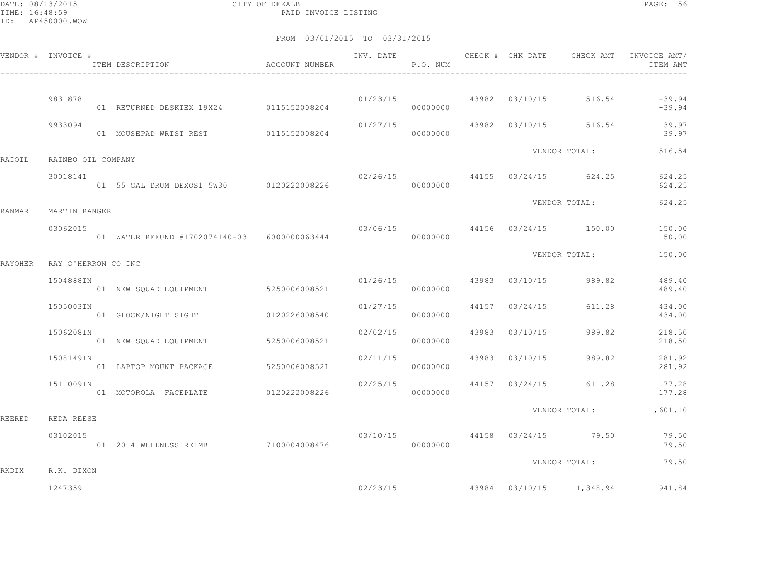CITY OF DEKALB
PAID INVOICE LISTING

FROM 03/01/2015 TO 03/31/2015

| VENDOR # | INVOICE # | ITEM DESCRIPTION | ACCOUNT NUMBER | INV. DATE | P.O. NUM | CHECK # | CHK DATE | CHECK AMT | INVOICE AMT/ ITEM AMT |
|---|---|---|---|---|---|---|---|---|---|
| | 9831878 | | | 01/23/15 | | 43982 | 03/10/15 | 516.54 | -39.94 |
| | | 01 RETURNED DESKTEX 19X24 | 0115152008204 | | 00000000 | | | | -39.94 |
| | 9933094 | | | 01/27/15 | | 43982 | 03/10/15 | 516.54 | 39.97 |
| | | 01 MOUSEPAD WRIST REST | 0115152008204 | | 00000000 | | | | 39.97 |
| | | | | | | | VENDOR TOTAL: | | 516.54 |
| RAIOIL | RAINBO OIL COMPANY | | | | | | | | |
| | 30018141 | | | 02/26/15 | | 44155 | 03/24/15 | 624.25 | 624.25 |
| | | 01 55 GAL DRUM DEXOS1 5W30 | 0120222008226 | | 00000000 | | | | 624.25 |
| | | | | | | | VENDOR TOTAL: | | 624.25 |
| RANMAR | MARTIN RANGER | | | | | | | | |
| | 03062015 | | | 03/06/15 | | 44156 | 03/24/15 | 150.00 | 150.00 |
| | | 01 WATER REFUND #1702074140-03 | 6000000063444 | | 00000000 | | | | 150.00 |
| | | | | | | | VENDOR TOTAL: | | 150.00 |
| RAYOHER | RAY O'HERRON CO INC | | | | | | | | |
| | 1504888IN | | | 01/26/15 | | 43983 | 03/10/15 | 989.82 | 489.40 |
| | | 01 NEW SQUAD EQUIPMENT | 5250006008521 | | 00000000 | | | | 489.40 |
| | 1505003IN | | | 01/27/15 | | 44157 | 03/24/15 | 611.28 | 434.00 |
| | | 01 GLOCK/NIGHT SIGHT | 0120226008540 | | 00000000 | | | | 434.00 |
| | 1506208IN | | | 02/02/15 | | 43983 | 03/10/15 | 989.82 | 218.50 |
| | | 01 NEW SQUAD EQUIPMENT | 5250006008521 | | 00000000 | | | | 218.50 |
| | 1508149IN | | | 02/11/15 | | 43983 | 03/10/15 | 989.82 | 281.92 |
| | | 01 LAPTOP MOUNT PACKAGE | 5250006008521 | | 00000000 | | | | 281.92 |
| | 1511009IN | | | 02/25/15 | | 44157 | 03/24/15 | 611.28 | 177.28 |
| | | 01 MOTOROLA FACEPLATE | 0120222008226 | | 00000000 | | | | 177.28 |
| | | | | | | | VENDOR TOTAL: | | 1,601.10 |
| REERED | REDA REESE | | | | | | | | |
| | 03102015 | | | 03/10/15 | | 44158 | 03/24/15 | 79.50 | 79.50 |
| | | 01 2014 WELLNESS REIMB | 7100004008476 | | 00000000 | | | | 79.50 |
| | | | | | | | VENDOR TOTAL: | | 79.50 |
| RKDIX | R.K. DIXON | | | | | | | | |
| | 1247359 | | | 02/23/15 | | 43984 | 03/10/15 | 1,348.94 | 941.84 |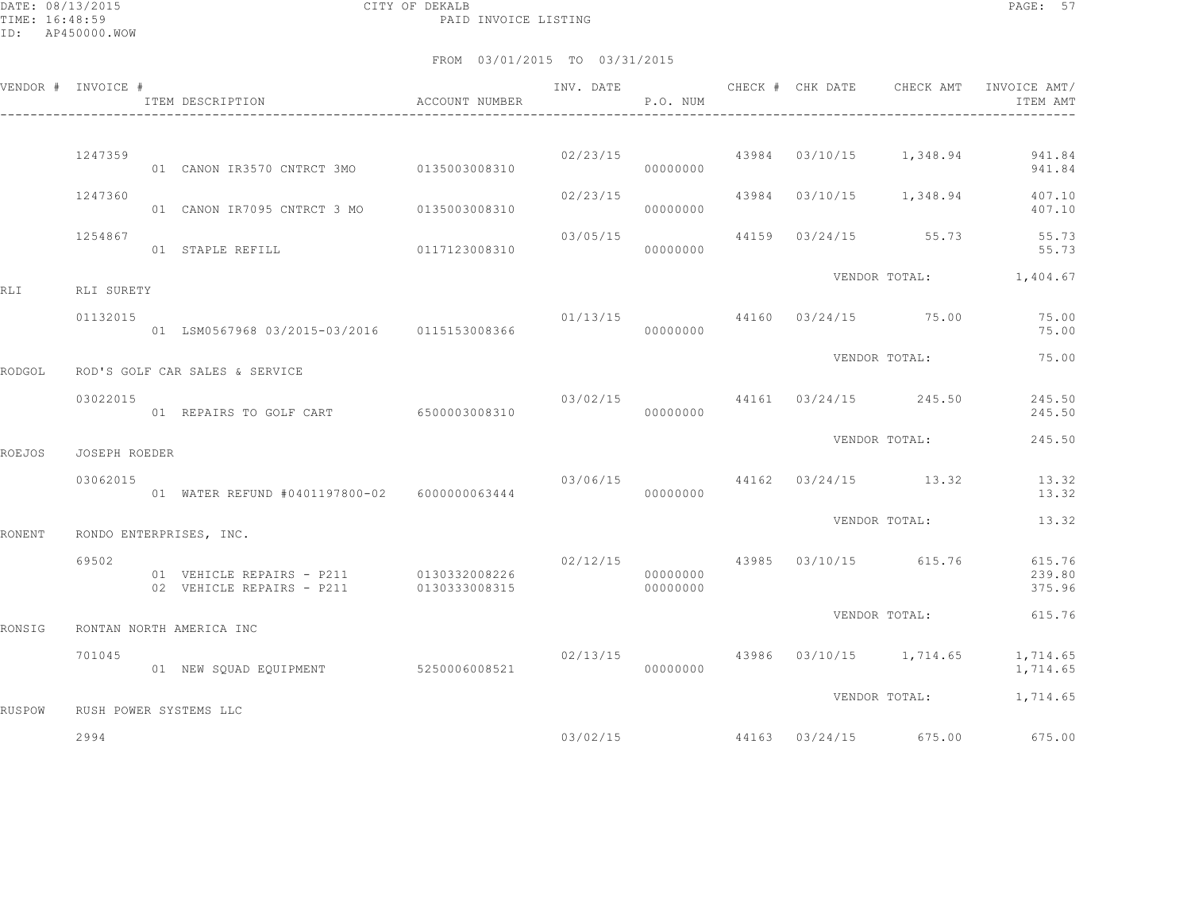CITY OF DEKALB
PAID INVOICE LISTING

DATE: 08/13/2015
TIME: 16:48:59
ID: AP450000.WOW

FROM 03/01/2015 TO 03/31/2015

| VENDOR # | INVOICE # / ITEM DESCRIPTION | ACCOUNT NUMBER | INV. DATE | P.O. NUM | CHECK # | CHK DATE | CHECK AMT | INVOICE AMT/ ITEM AMT |
|---|---|---|---|---|---|---|---|---|
| | 1247359 | | 02/23/15 | | 43984 | 03/10/15 | 1,348.94 | 941.84 |
| | 01 CANON IR3570 CNTRCT 3MO | 0135003008310 | | 00000000 | | | | 941.84 |
| | 1247360 | | 02/23/15 | | 43984 | 03/10/15 | 1,348.94 | 407.10 |
| | 01 CANON IR7095 CNTRCT 3 MO | 0135003008310 | | 00000000 | | | | 407.10 |
| | 1254867 | | 03/05/15 | | 44159 | 03/24/15 | 55.73 | 55.73 |
| | 01 STAPLE REFILL | 0117123008310 | | 00000000 | | | | 55.73 |
| | | | | | | VENDOR TOTAL: | | 1,404.67 |
| RLI | RLI SURETY | | | | | | | |
| | 01132015 | | 01/13/15 | | 44160 | 03/24/15 | 75.00 | 75.00 |
| | 01 LSM0567968 03/2015-03/2016 | 0115153008366 | | 00000000 | | | | 75.00 |
| | | | | | | VENDOR TOTAL: | | 75.00 |
| RODGOL | ROD'S GOLF CAR SALES & SERVICE | | | | | | | |
| | 03022015 | | 03/02/15 | | 44161 | 03/24/15 | 245.50 | 245.50 |
| | 01 REPAIRS TO GOLF CART | 6500003008310 | | 00000000 | | | | 245.50 |
| | | | | | | VENDOR TOTAL: | | 245.50 |
| ROEJOS | JOSEPH ROEDER | | | | | | | |
| | 03062015 | | 03/06/15 | | 44162 | 03/24/15 | 13.32 | 13.32 |
| | 01 WATER REFUND #0401197800-02 | 6000000063444 | | 00000000 | | | | 13.32 |
| | | | | | | VENDOR TOTAL: | | 13.32 |
| RONENT | RONDO ENTERPRISES, INC. | | | | | | | |
| | 69502 | | 02/12/15 | | 43985 | 03/10/15 | 615.76 | 615.76 |
| | 01 VEHICLE REPAIRS - P211 | 0130332008226 | | 00000000 | | | | 239.80 |
| | 02 VEHICLE REPAIRS - P211 | 0130333008315 | | 00000000 | | | | 375.96 |
| | | | | | | VENDOR TOTAL: | | 615.76 |
| RONSIG | RONTAN NORTH AMERICA INC | | | | | | | |
| | 701045 | | 02/13/15 | | 43986 | 03/10/15 | 1,714.65 | 1,714.65 |
| | 01 NEW SQUAD EQUIPMENT | 5250006008521 | | 00000000 | | | | 1,714.65 |
| | | | | | | VENDOR TOTAL: | | 1,714.65 |
| RUSPOW | RUSH POWER SYSTEMS LLC | | | | | | | |
| | 2994 | | 03/02/15 | | 44163 | 03/24/15 | 675.00 | 675.00 |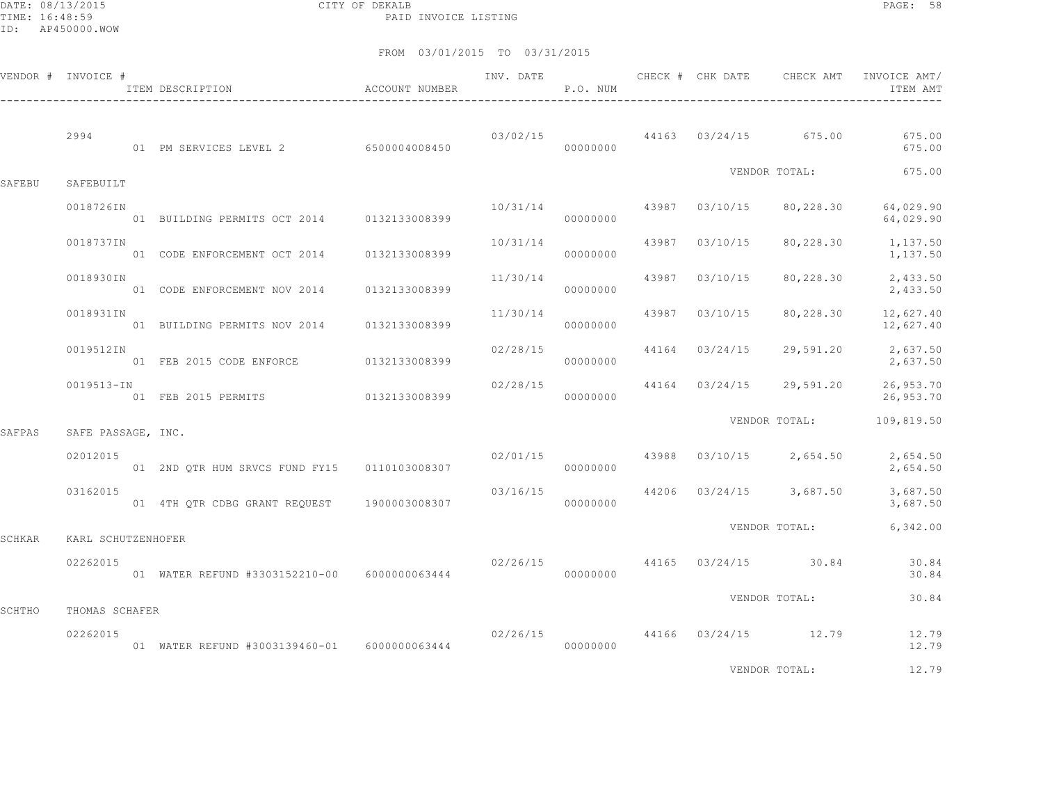CITY OF DEKALB
PAID INVOICE LISTING

FROM 03/01/2015 TO 03/31/2015

| VENDOR # | INVOICE # | ITEM DESCRIPTION | ACCOUNT NUMBER | INV. DATE | P.O. NUM | CHECK # | CHK DATE | CHECK AMT | INVOICE AMT/ ITEM AMT |
|---|---|---|---|---|---|---|---|---|---|
| | 2994 | | | 03/02/15 | | 44163 | 03/24/15 | 675.00 | 675.00 |
| | | 01 PM SERVICES LEVEL 2 | 6500004008450 | | 00000000 | | | | 675.00 |
| | | | | | | | | VENDOR TOTAL: | 675.00 |
| SAFEBU | SAFEBUILT | | | | | | | | |
| | 0018726IN | | | 10/31/14 | | 43987 | 03/10/15 | 80,228.30 | 64,029.90 |
| | | 01 BUILDING PERMITS OCT 2014 | 0132133008399 | | 00000000 | | | | 64,029.90 |
| | 0018737IN | | | 10/31/14 | | 43987 | 03/10/15 | 80,228.30 | 1,137.50 |
| | | 01 CODE ENFORCEMENT OCT 2014 | 0132133008399 | | 00000000 | | | | 1,137.50 |
| | 0018930IN | | | 11/30/14 | | 43987 | 03/10/15 | 80,228.30 | 2,433.50 |
| | | 01 CODE ENFORCEMENT NOV 2014 | 0132133008399 | | 00000000 | | | | 2,433.50 |
| | 0018931IN | | | 11/30/14 | | 43987 | 03/10/15 | 80,228.30 | 12,627.40 |
| | | 01 BUILDING PERMITS NOV 2014 | 0132133008399 | | 00000000 | | | | 12,627.40 |
| | 0019512IN | | | 02/28/15 | | 44164 | 03/24/15 | 29,591.20 | 2,637.50 |
| | | 01 FEB 2015 CODE ENFORCE | 0132133008399 | | 00000000 | | | | 2,637.50 |
| | 0019513-IN | | | 02/28/15 | | 44164 | 03/24/15 | 29,591.20 | 26,953.70 |
| | | 01 FEB 2015 PERMITS | 0132133008399 | | 00000000 | | | | 26,953.70 |
| | | | | | | | | VENDOR TOTAL: | 109,819.50 |
| SAFPAS | SAFE PASSAGE, INC. | | | | | | | | |
| | 02012015 | | | 02/01/15 | | 43988 | 03/10/15 | 2,654.50 | 2,654.50 |
| | | 01 2ND QTR HUM SRVCS FUND FY15 | 0110103008307 | | 00000000 | | | | 2,654.50 |
| | 03162015 | | | 03/16/15 | | 44206 | 03/24/15 | 3,687.50 | 3,687.50 |
| | | 01 4TH QTR CDBG GRANT REQUEST | 1900003008307 | | 00000000 | | | | 3,687.50 |
| | | | | | | | | VENDOR TOTAL: | 6,342.00 |
| SCHKAR | KARL SCHUTZENHOFER | | | | | | | | |
| | 02262015 | | | 02/26/15 | | 44165 | 03/24/15 | 30.84 | 30.84 |
| | | 01 WATER REFUND #3303152210-00 | 6000000063444 | | 00000000 | | | | 30.84 |
| | | | | | | | | VENDOR TOTAL: | 30.84 |
| SCHTHO | THOMAS SCHAFER | | | | | | | | |
| | 02262015 | | | 02/26/15 | | 44166 | 03/24/15 | 12.79 | 12.79 |
| | | 01 WATER REFUND #3003139460-01 | 6000000063444 | | 00000000 | | | | 12.79 |
| | | | | | | | | VENDOR TOTAL: | 12.79 |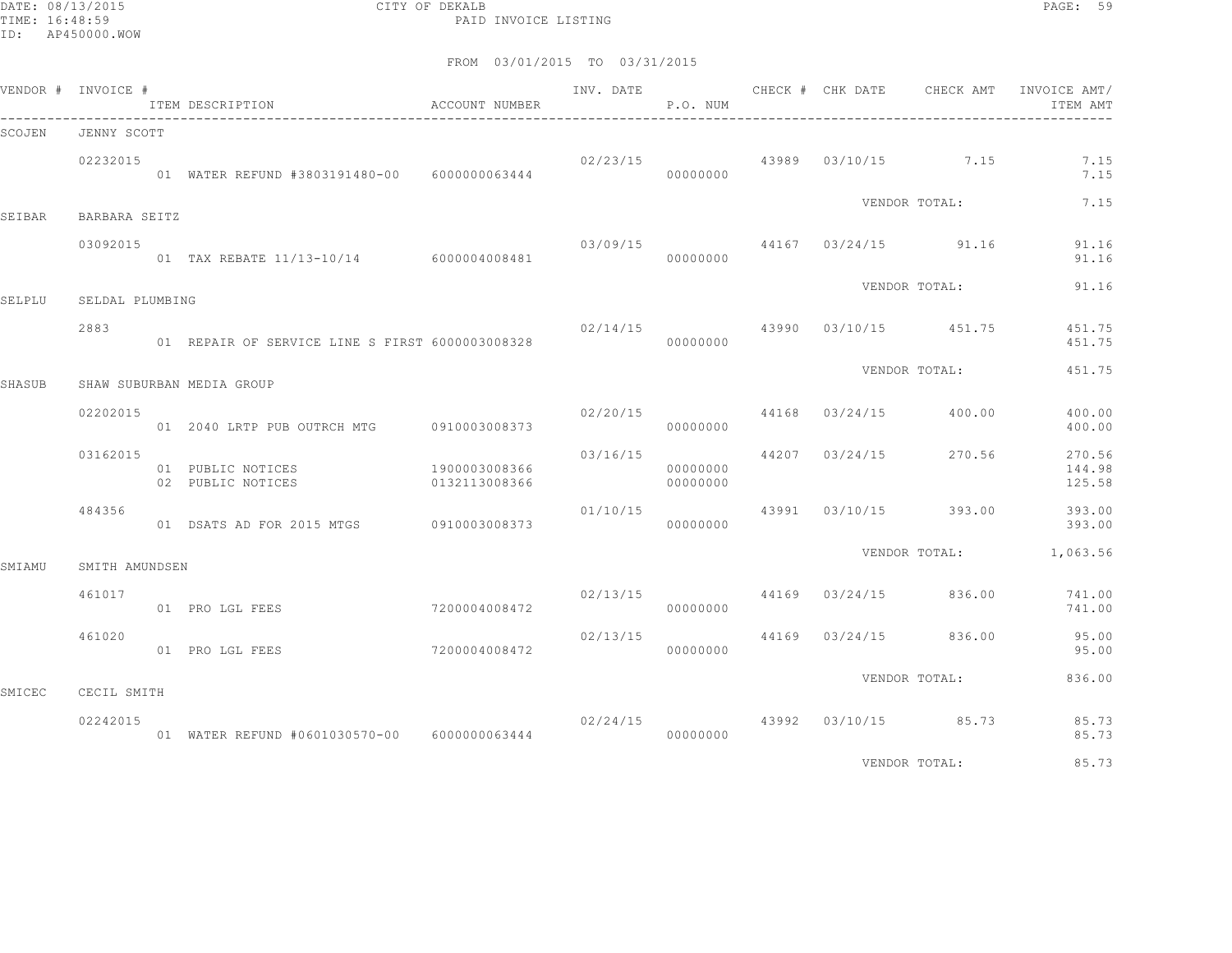CITY OF DEKALB

PAID INVOICE LISTING

DATE: 08/13/2015
TIME: 16:48:59
ID: AP450000.WOW

FROM 03/01/2015 TO 03/31/2015

| VENDOR # | INVOICE # | ITEM DESCRIPTION | ACCOUNT NUMBER | INV. DATE | P.O. NUM | CHECK # | CHK DATE | CHECK AMT | INVOICE AMT/ ITEM AMT |
|---|---|---|---|---|---|---|---|---|---|
| SCOJEN | JENNY SCOTT | | | | | | | | |
| | 02232015 | | | 02/23/15 | | 43989 | 03/10/15 | 7.15 | 7.15 |
| | | 01 WATER REFUND #3803191480-00 | 6000000063444 | | 00000000 | | | | 7.15 |
| | | | | | | | VENDOR TOTAL: | | 7.15 |
| SEIBAR | BARBARA SEITZ | | | | | | | | |
| | 03092015 | | | 03/09/15 | | 44167 | 03/24/15 | 91.16 | 91.16 |
| | | 01 TAX REBATE 11/13-10/14 | 6000004008481 | | 00000000 | | | | 91.16 |
| | | | | | | | VENDOR TOTAL: | | 91.16 |
| SELPLU | SELDAL PLUMBING | | | | | | | | |
| | 2883 | | | 02/14/15 | | 43990 | 03/10/15 | 451.75 | 451.75 |
| | | 01 REPAIR OF SERVICE LINE S FIRST | 6000003008328 | | 00000000 | | | | 451.75 |
| | | | | | | | VENDOR TOTAL: | | 451.75 |
| SHASUB | SHAW SUBURBAN MEDIA GROUP | | | | | | | | |
| | 02202015 | | | 02/20/15 | | 44168 | 03/24/15 | 400.00 | 400.00 |
| | | 01 2040 LRTP PUB OUTRCH MTG | 0910003008373 | | 00000000 | | | | 400.00 |
| | 03162015 | | | 03/16/15 | | 44207 | 03/24/15 | 270.56 | 270.56 |
| | | 01 PUBLIC NOTICES | 1900003008366 | | 00000000 | | | | 144.98 |
| | | 02 PUBLIC NOTICES | 0132113008366 | | 00000000 | | | | 125.58 |
| | 484356 | | | 01/10/15 | | 43991 | 03/10/15 | 393.00 | 393.00 |
| | | 01 DSATS AD FOR 2015 MTGS | 0910003008373 | | 00000000 | | | | 393.00 |
| | | | | | | | VENDOR TOTAL: | | 1,063.56 |
| SMIAMU | SMITH AMUNDSEN | | | | | | | | |
| | 461017 | | | 02/13/15 | | 44169 | 03/24/15 | 836.00 | 741.00 |
| | | 01 PRO LGL FEES | 7200004008472 | | 00000000 | | | | 741.00 |
| | 461020 | | | 02/13/15 | | 44169 | 03/24/15 | 836.00 | 95.00 |
| | | 01 PRO LGL FEES | 7200004008472 | | 00000000 | | | | 95.00 |
| | | | | | | | VENDOR TOTAL: | | 836.00 |
| SMICEC | CECIL SMITH | | | | | | | | |
| | 02242015 | | | 02/24/15 | | 43992 | 03/10/15 | 85.73 | 85.73 |
| | | 01 WATER REFUND #0601030570-00 | 6000000063444 | | 00000000 | | | | 85.73 |
| | | | | | | | VENDOR TOTAL: | | 85.73 |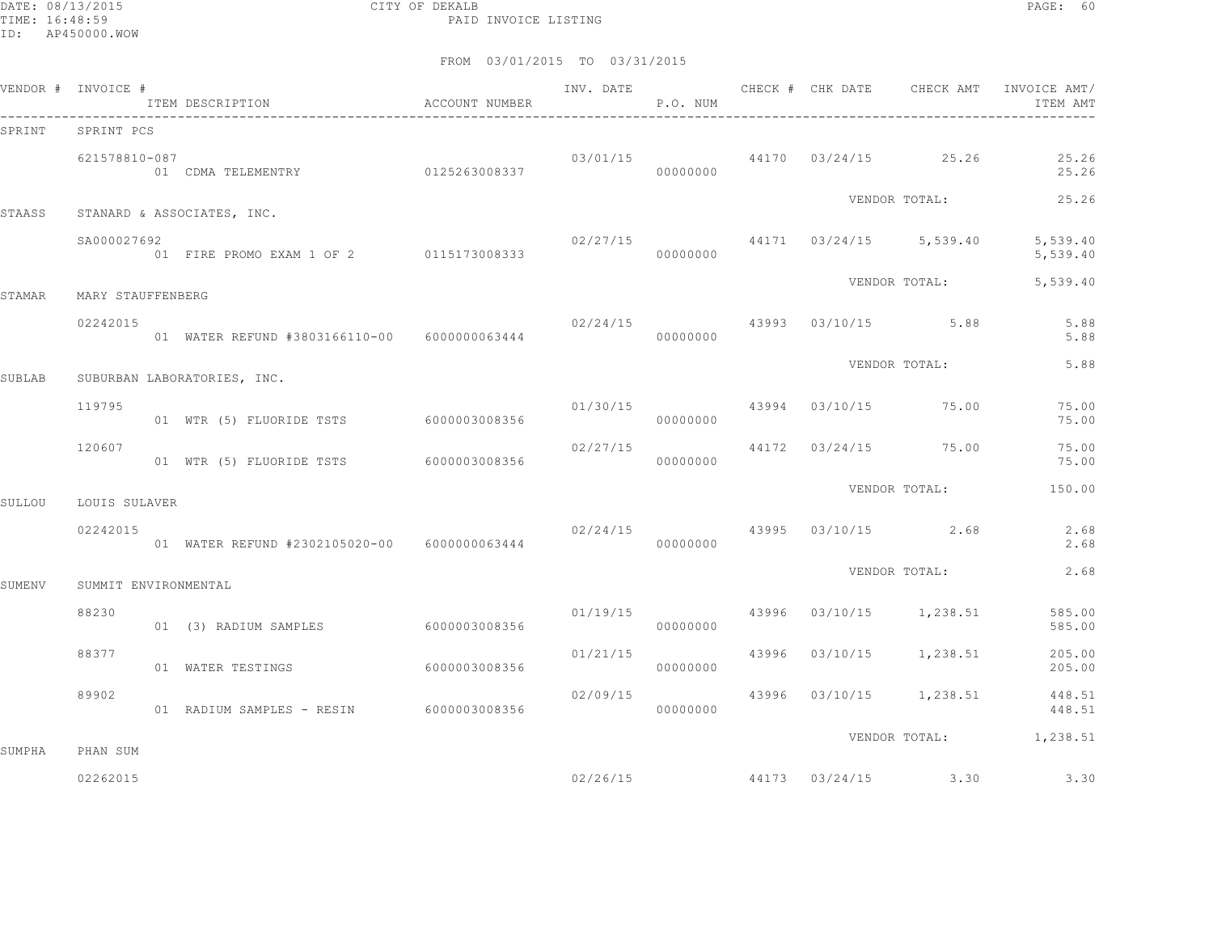CITY OF DEKALB
PAID INVOICE LISTING

FROM 03/01/2015 TO 03/31/2015

| VENDOR # | INVOICE # / ITEM DESCRIPTION | ACCOUNT NUMBER | INV. DATE | P.O. NUM | CHECK # | CHK DATE | CHECK AMT | INVOICE AMT/ ITEM AMT |
|---|---|---|---|---|---|---|---|---|
| SPRINT | SPRINT PCS | | | | | | | |
| | 621578810-087 | | 03/01/15 | | 44170 | 03/24/15 | 25.26 | 25.26 |
| | 01 CDMA TELEMENTRY | 0125263008337 | | 00000000 | | | | 25.26 |
| | | | | | | VENDOR TOTAL: | | 25.26 |
| STAASS | STANARD & ASSOCIATES, INC. | | | | | | | |
| | SA000027692 | | 02/27/15 | | 44171 | 03/24/15 | 5,539.40 | 5,539.40 |
| | 01 FIRE PROMO EXAM 1 OF 2 | 0115173008333 | | 00000000 | | | | 5,539.40 |
| | | | | | | VENDOR TOTAL: | | 5,539.40 |
| STAMAR | MARY STAUFFENBERG | | | | | | | |
| | 02242015 | | 02/24/15 | | 43993 | 03/10/15 | 5.88 | 5.88 |
| | 01 WATER REFUND #3803166110-00 | 6000000063444 | | 00000000 | | | | 5.88 |
| | | | | | | VENDOR TOTAL: | | 5.88 |
| SUBLAB | SUBURBAN LABORATORIES, INC. | | | | | | | |
| | 119795 | | 01/30/15 | | 43994 | 03/10/15 | 75.00 | 75.00 |
| | 01 WTR (5) FLUORIDE TSTS | 6000003008356 | | 00000000 | | | | 75.00 |
| | 120607 | | 02/27/15 | | 44172 | 03/24/15 | 75.00 | 75.00 |
| | 01 WTR (5) FLUORIDE TSTS | 6000003008356 | | 00000000 | | | | 75.00 |
| | | | | | | VENDOR TOTAL: | | 150.00 |
| SULLOU | LOUIS SULAVER | | | | | | | |
| | 02242015 | | 02/24/15 | | 43995 | 03/10/15 | 2.68 | 2.68 |
| | 01 WATER REFUND #2302105020-00 | 6000000063444 | | 00000000 | | | | 2.68 |
| | | | | | | VENDOR TOTAL: | | 2.68 |
| SUMENV | SUMMIT ENVIRONMENTAL | | | | | | | |
| | 88230 | | 01/19/15 | | 43996 | 03/10/15 | 1,238.51 | 585.00 |
| | 01 (3) RADIUM SAMPLES | 6000003008356 | | 00000000 | | | | 585.00 |
| | 88377 | | 01/21/15 | | 43996 | 03/10/15 | 1,238.51 | 205.00 |
| | 01 WATER TESTINGS | 6000003008356 | | 00000000 | | | | 205.00 |
| | 89902 | | 02/09/15 | | 43996 | 03/10/15 | 1,238.51 | 448.51 |
| | 01 RADIUM SAMPLES - RESIN | 6000003008356 | | 00000000 | | | | 448.51 |
| | | | | | | VENDOR TOTAL: | | 1,238.51 |
| SUMPHA | PHAN SUM | | | | | | | |
| | 02262015 | | 02/26/15 | | 44173 | 03/24/15 | 3.30 | 3.30 |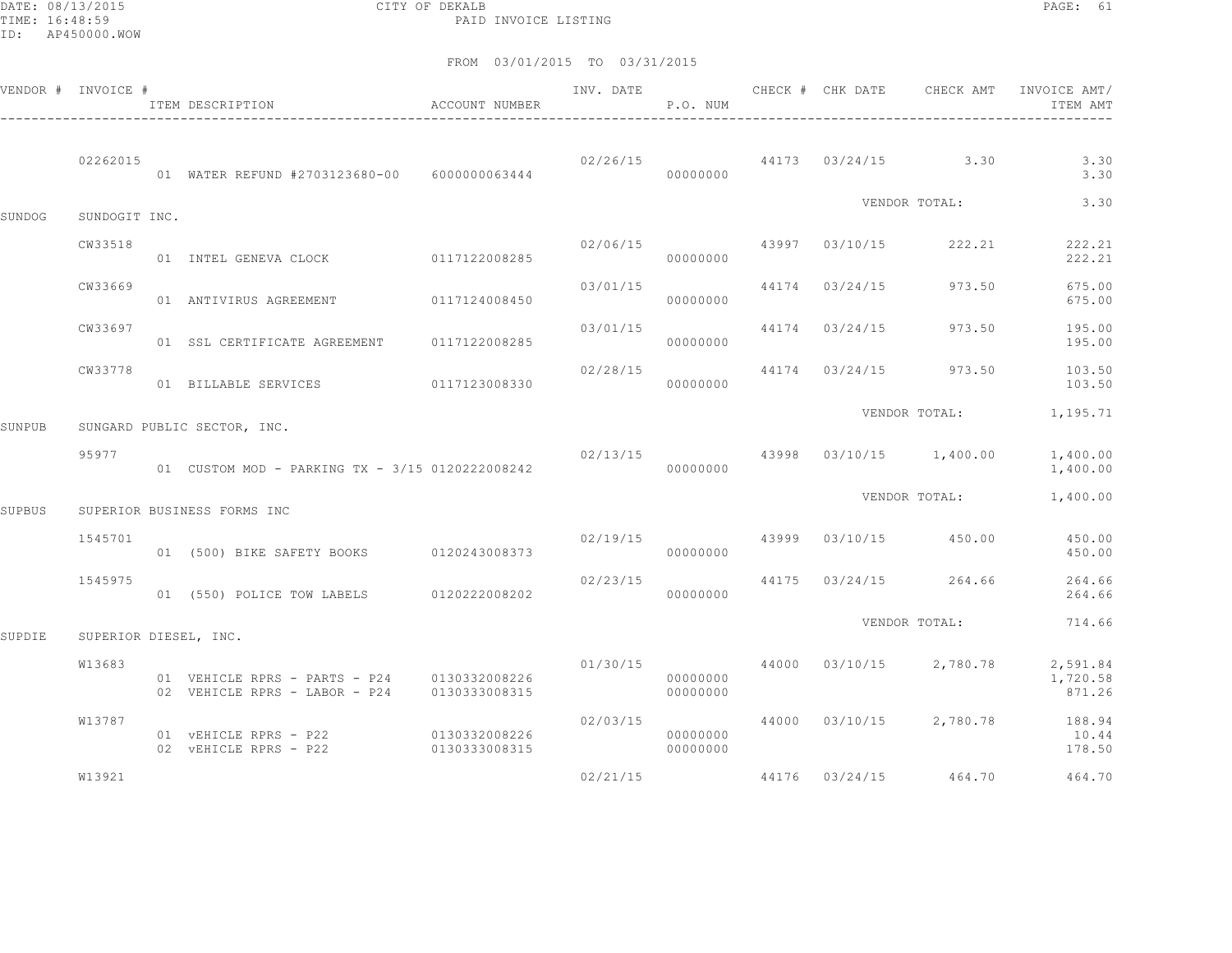CITY OF DEKALB
PAID INVOICE LISTING

DATE: 08/13/2015
TIME: 16:48:59
ID: AP450000.WOW

FROM 03/01/2015 TO 03/31/2015

| VENDOR # | INVOICE # | ITEM DESCRIPTION | ACCOUNT NUMBER | INV. DATE | P.O. NUM | CHECK # | CHK DATE | CHECK AMT | INVOICE AMT/ ITEM AMT |
|---|---|---|---|---|---|---|---|---|---|
| | 02262015 | | | 02/26/15 | | 44173 | 03/24/15 | 3.30 | 3.30 |
| | | 01 WATER REFUND #2703123680-00 | 6000000063444 | | 00000000 | | | | 3.30 |
| | | | | | | | | VENDOR TOTAL: | 3.30 |
| SUNDOG | SUNDOGIT INC. | | | | | | | | |
| | CW33518 | | | 02/06/15 | | 43997 | 03/10/15 | 222.21 | 222.21 |
| | | 01 INTEL GENEVA CLOCK | 0117122008285 | | 00000000 | | | | 222.21 |
| | CW33669 | | | 03/01/15 | | 44174 | 03/24/15 | 973.50 | 675.00 |
| | | 01 ANTIVIRUS AGREEMENT | 0117124008450 | | 00000000 | | | | 675.00 |
| | CW33697 | | | 03/01/15 | | 44174 | 03/24/15 | 973.50 | 195.00 |
| | | 01 SSL CERTIFICATE AGREEMENT | 0117122008285 | | 00000000 | | | | 195.00 |
| | CW33778 | | | 02/28/15 | | 44174 | 03/24/15 | 973.50 | 103.50 |
| | | 01 BILLABLE SERVICES | 0117123008330 | | 00000000 | | | | 103.50 |
| | | | | | | | | VENDOR TOTAL: | 1,195.71 |
| SUNPUB | SUNGARD PUBLIC SECTOR, INC. | | | | | | | | |
| | 95977 | | | 02/13/15 | | 43998 | 03/10/15 | 1,400.00 | 1,400.00 |
| | | 01 CUSTOM MOD - PARKING TX - 3/15 | 0120222008242 | | 00000000 | | | | 1,400.00 |
| | | | | | | | | VENDOR TOTAL: | 1,400.00 |
| SUPBUS | SUPERIOR BUSINESS FORMS INC | | | | | | | | |
| | 1545701 | | | 02/19/15 | | 43999 | 03/10/15 | 450.00 | 450.00 |
| | | 01 (500) BIKE SAFETY BOOKS | 0120243008373 | | 00000000 | | | | 450.00 |
| | 1545975 | | | 02/23/15 | | 44175 | 03/24/15 | 264.66 | 264.66 |
| | | 01 (550) POLICE TOW LABELS | 0120222008202 | | 00000000 | | | | 264.66 |
| | | | | | | | | VENDOR TOTAL: | 714.66 |
| SUPDIE | SUPERIOR DIESEL, INC. | | | | | | | | |
| | W13683 | | | 01/30/15 | | 44000 | 03/10/15 | 2,780.78 | 2,591.84 |
| | | 01 VEHICLE RPRS - PARTS - P24 | 0130332008226 | | 00000000 | | | | 1,720.58 |
| | | 02 VEHICLE RPRS - LABOR - P24 | 0130333008315 | | 00000000 | | | | 871.26 |
| | W13787 | | | 02/03/15 | | 44000 | 03/10/15 | 2,780.78 | 188.94 |
| | | 01 vEHICLE RPRS - P22 | 0130332008226 | | 00000000 | | | | 10.44 |
| | | 02 vEHICLE RPRS - P22 | 0130333008315 | | 00000000 | | | | 178.50 |
| | W13921 | | | 02/21/15 | | 44176 | 03/24/15 | 464.70 | 464.70 |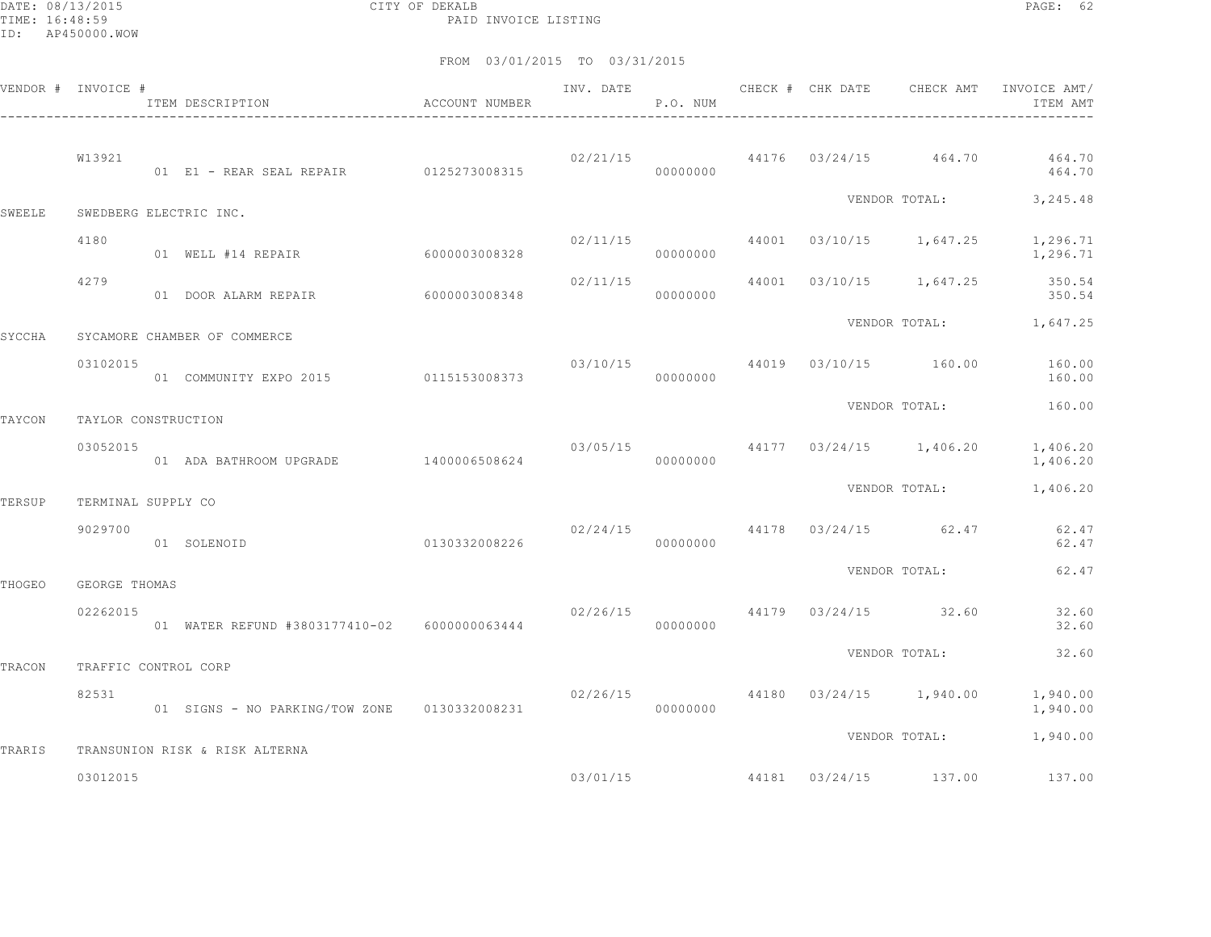CITY OF DEKALB
PAID INVOICE LISTING

FROM 03/01/2015 TO 03/31/2015

| VENDOR # | INVOICE # / ITEM DESCRIPTION | ACCOUNT NUMBER | INV. DATE | P.O. NUM | CHECK # | CHK DATE | CHECK AMT | INVOICE AMT/ ITEM AMT |
|---|---|---|---|---|---|---|---|---|
| | W13921 | | 02/21/15 | | 44176 | 03/24/15 | 464.70 | 464.70 |
| | 01 E1 - REAR SEAL REPAIR | 0125273008315 | | 00000000 | | | | 464.70 |
| | | | | | | VENDOR TOTAL: | | 3,245.48 |
| SWEELE | SWEDBERG ELECTRIC INC. | | | | | | | |
| | 4180 | | 02/11/15 | | 44001 | 03/10/15 | 1,647.25 | 1,296.71 |
| | 01 WELL #14 REPAIR | 6000003008328 | | 00000000 | | | | 1,296.71 |
| | 4279 | | 02/11/15 | | 44001 | 03/10/15 | 1,647.25 | 350.54 |
| | 01 DOOR ALARM REPAIR | 6000003008348 | | 00000000 | | | | 350.54 |
| | | | | | | VENDOR TOTAL: | | 1,647.25 |
| SYCCHA | SYCAMORE CHAMBER OF COMMERCE | | | | | | | |
| | 03102015 | | 03/10/15 | | 44019 | 03/10/15 | 160.00 | 160.00 |
| | 01 COMMUNITY EXPO 2015 | 0115153008373 | | 00000000 | | | | 160.00 |
| | | | | | | VENDOR TOTAL: | | 160.00 |
| TAYCON | TAYLOR CONSTRUCTION | | | | | | | |
| | 03052015 | | 03/05/15 | | 44177 | 03/24/15 | 1,406.20 | 1,406.20 |
| | 01 ADA BATHROOM UPGRADE | 1400006508624 | | 00000000 | | | | 1,406.20 |
| | | | | | | VENDOR TOTAL: | | 1,406.20 |
| TERSUP | TERMINAL SUPPLY CO | | | | | | | |
| | 9029700 | | 02/24/15 | | 44178 | 03/24/15 | 62.47 | 62.47 |
| | 01 SOLENOID | 0130332008226 | | 00000000 | | | | 62.47 |
| | | | | | | VENDOR TOTAL: | | 62.47 |
| THOGEO | GEORGE THOMAS | | | | | | | |
| | 02262015 | | 02/26/15 | | 44179 | 03/24/15 | 32.60 | 32.60 |
| | 01 WATER REFUND #3803177410-02 | 6000000063444 | | 00000000 | | | | 32.60 |
| | | | | | | VENDOR TOTAL: | | 32.60 |
| TRACON | TRAFFIC CONTROL CORP | | | | | | | |
| | 82531 | | 02/26/15 | | 44180 | 03/24/15 | 1,940.00 | 1,940.00 |
| | 01 SIGNS - NO PARKING/TOW ZONE | 0130332008231 | | 00000000 | | | | 1,940.00 |
| | | | | | | VENDOR TOTAL: | | 1,940.00 |
| TRARIS | TRANSUNION RISK & RISK ALTERNA | | | | | | | |
| | 03012015 | | 03/01/15 | | 44181 | 03/24/15 | 137.00 | 137.00 |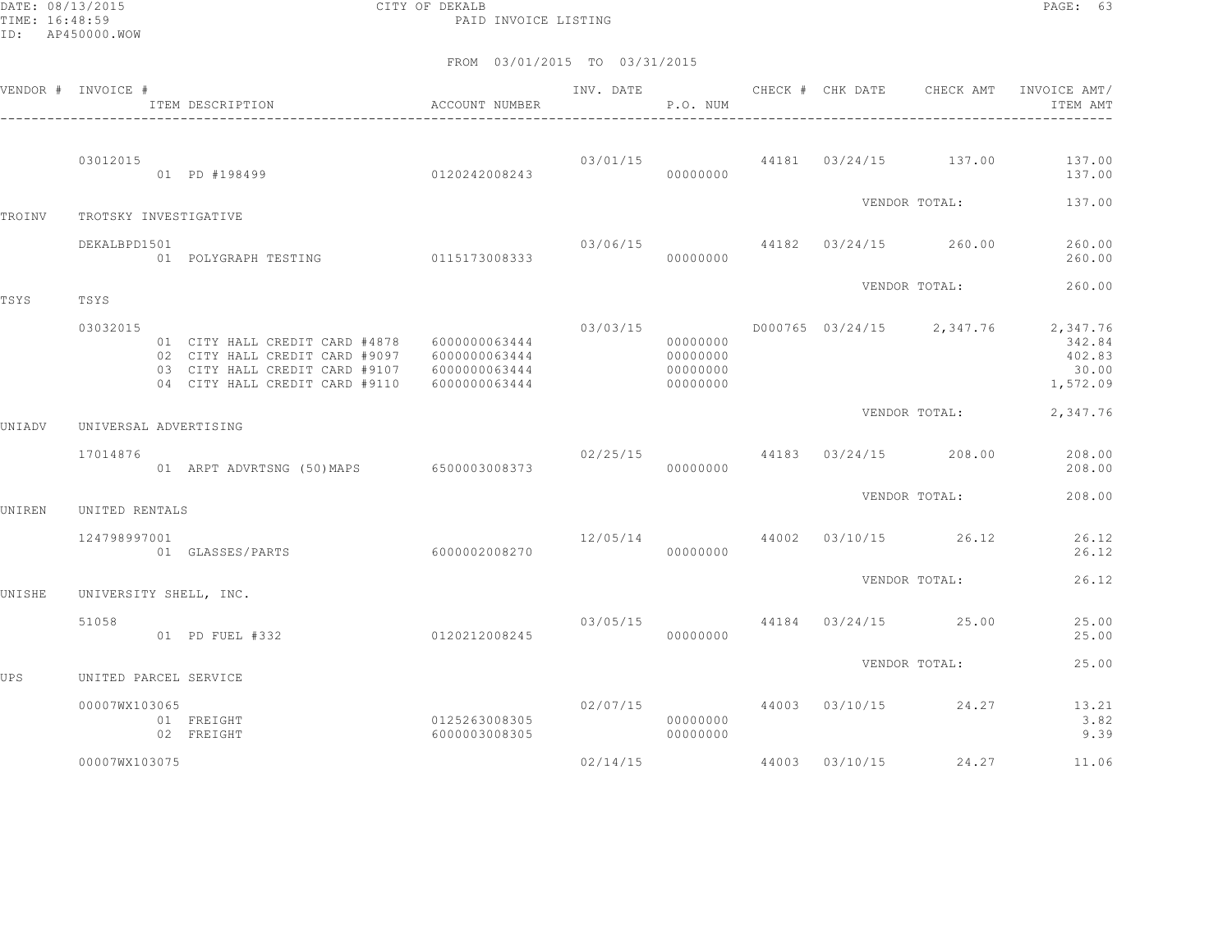DATE: 08/13/2015
TIME: 16:48:59
ID: AP450000.WOW

CITY OF DEKALB
PAID INVOICE LISTING

FROM 03/01/2015 TO 03/31/2015

| VENDOR # | INVOICE # / ITEM DESCRIPTION | ACCOUNT NUMBER | INV. DATE | P.O. NUM | CHECK # | CHK DATE | CHECK AMT | INVOICE AMT/ ITEM AMT |
|---|---|---|---|---|---|---|---|---|
| | 03012015 | | 03/01/15 | | 44181 | 03/24/15 | 137.00 | 137.00 |
| | 01 PD #198499 | 0120242008243 | | 00000000 | | | | 137.00 |
| | | | | | | VENDOR TOTAL: | | 137.00 |
| TROINV | TROTSKY INVESTIGATIVE | | | | | | | |
| | DEKALBPD1501 | | 03/06/15 | | 44182 | 03/24/15 | 260.00 | 260.00 |
| | 01 POLYGRAPH TESTING | 0115173008333 | | 00000000 | | | | 260.00 |
| | | | | | | VENDOR TOTAL: | | 260.00 |
| TSYS | TSYS | | | | | | | |
| | 03032015 | | 03/03/15 | | D000765 | 03/24/15 | 2,347.76 | 2,347.76 |
| | 01 CITY HALL CREDIT CARD #4878 | 6000000063444 | | 00000000 | | | | 342.84 |
| | 02 CITY HALL CREDIT CARD #9097 | 6000000063444 | | 00000000 | | | | 402.83 |
| | 03 CITY HALL CREDIT CARD #9107 | 6000000063444 | | 00000000 | | | | 30.00 |
| | 04 CITY HALL CREDIT CARD #9110 | 6000000063444 | | 00000000 | | | | 1,572.09 |
| | | | | | | VENDOR TOTAL: | | 2,347.76 |
| UNIADV | UNIVERSAL ADVERTISING | | | | | | | |
| | 17014876 | | 02/25/15 | | 44183 | 03/24/15 | 208.00 | 208.00 |
| | 01 ARPT ADVRTSNG (50)MAPS | 6500003008373 | | 00000000 | | | | 208.00 |
| | | | | | | VENDOR TOTAL: | | 208.00 |
| UNIREN | UNITED RENTALS | | | | | | | |
| | 124798997001 | | 12/05/14 | | 44002 | 03/10/15 | 26.12 | 26.12 |
| | 01 GLASSES/PARTS | 6000002008270 | | 00000000 | | | | 26.12 |
| | | | | | | VENDOR TOTAL: | | 26.12 |
| UNISHE | UNIVERSITY SHELL, INC. | | | | | | | |
| | 51058 | | 03/05/15 | | 44184 | 03/24/15 | 25.00 | 25.00 |
| | 01 PD FUEL #332 | 0120212008245 | | 00000000 | | | | 25.00 |
| | | | | | | VENDOR TOTAL: | | 25.00 |
| UPS | UNITED PARCEL SERVICE | | | | | | | |
| | 00007WX103065 | | 02/07/15 | | 44003 | 03/10/15 | 24.27 | 13.21 |
| | 01 FREIGHT | 0125263008305 | | 00000000 | | | | 3.82 |
| | 02 FREIGHT | 6000003008305 | | 00000000 | | | | 9.39 |
| | 00007WX103075 | | 02/14/15 | | 44003 | 03/10/15 | 24.27 | 11.06 |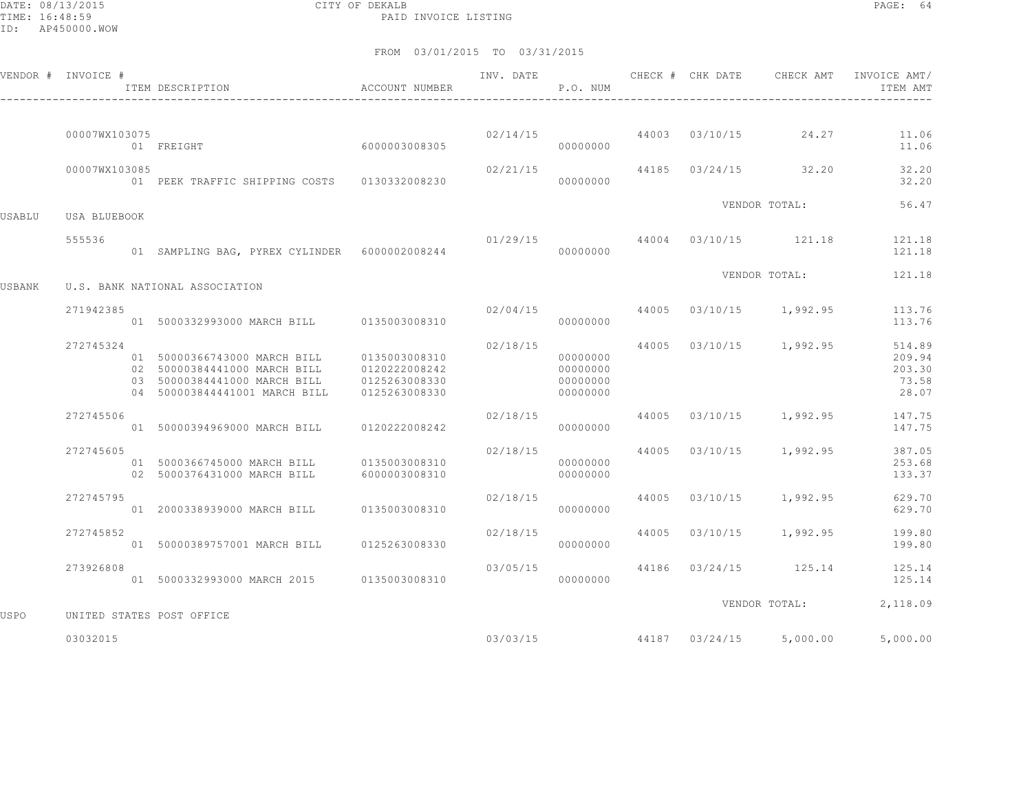DATE: 08/13/2015
TIME: 16:48:59
ID: AP450000.WOW

CITY OF DEKALB
PAID INVOICE LISTING

FROM 03/01/2015 TO 03/31/2015

| VENDOR # | INVOICE # | ITEM DESCRIPTION | ACCOUNT NUMBER | INV. DATE | P.O. NUM | CHECK # | CHK DATE | CHECK AMT | INVOICE AMT/ ITEM AMT |
|---|---|---|---|---|---|---|---|---|---|
| | 00007WX103075 | | | 02/14/15 | | 44003 | 03/10/15 | 24.27 | 11.06 |
| | | 01 FREIGHT | 6000003008305 | | 00000000 | | | | 11.06 |
| | 00007WX103085 | | | 02/21/15 | | 44185 | 03/24/15 | 32.20 | 32.20 |
| | | 01 PEEK TRAFFIC SHIPPING COSTS | 0130332008230 | | 00000000 | | | | 32.20 |
| | | | | | | | VENDOR TOTAL: | | 56.47 |
| USABLU | USA BLUEBOOK | | | | | | | | |
| | 555536 | | | 01/29/15 | | 44004 | 03/10/15 | 121.18 | 121.18 |
| | | 01 SAMPLING BAG, PYREX CYLINDER | 6000002008244 | | 00000000 | | | | 121.18 |
| | | | | | | | VENDOR TOTAL: | | 121.18 |
| USBANK | U.S. BANK NATIONAL ASSOCIATION | | | | | | | | |
| | 271942385 | | | 02/04/15 | | 44005 | 03/10/15 | 1,992.95 | 113.76 |
| | | 01 5000332993000 MARCH BILL | 0135003008310 | | 00000000 | | | | 113.76 |
| | 272745324 | | | 02/18/15 | | 44005 | 03/10/15 | 1,992.95 | 514.89 |
| | | 01 50000366743000 MARCH BILL | 0135003008310 | | 00000000 | | | | 209.94 |
| | | 02 50000384441000 MARCH BILL | 0120222008242 | | 00000000 | | | | 203.30 |
| | | 03 50000384441000 MARCH BILL | 0125263008330 | | 00000000 | | | | 73.58 |
| | | 04 500003844441001 MARCH BILL | 0125263008330 | | 00000000 | | | | 28.07 |
| | 272745506 | | | 02/18/15 | | 44005 | 03/10/15 | 1,992.95 | 147.75 |
| | | 01 50000394969000 MARCH BILL | 0120222008242 | | 00000000 | | | | 147.75 |
| | 272745605 | | | 02/18/15 | | 44005 | 03/10/15 | 1,992.95 | 387.05 |
| | | 01 5000366745000 MARCH BILL | 0135003008310 | | 00000000 | | | | 253.68 |
| | | 02 5000376431000 MARCH BILL | 6000003008310 | | 00000000 | | | | 133.37 |
| | 272745795 | | | 02/18/15 | | 44005 | 03/10/15 | 1,992.95 | 629.70 |
| | | 01 2000338939000 MARCH BILL | 0135003008310 | | 00000000 | | | | 629.70 |
| | 272745852 | | | 02/18/15 | | 44005 | 03/10/15 | 1,992.95 | 199.80 |
| | | 01 50000389757001 MARCH BILL | 0125263008330 | | 00000000 | | | | 199.80 |
| | 273926808 | | | 03/05/15 | | 44186 | 03/24/15 | 125.14 | 125.14 |
| | | 01 5000332993000 MARCH 2015 | 0135003008310 | | 00000000 | | | | 125.14 |
| | | | | | | | VENDOR TOTAL: | | 2,118.09 |
| USPO | UNITED STATES POST OFFICE | | | | | | | | |
| | 03032015 | | | 03/03/15 | | 44187 | 03/24/15 | 5,000.00 | 5,000.00 |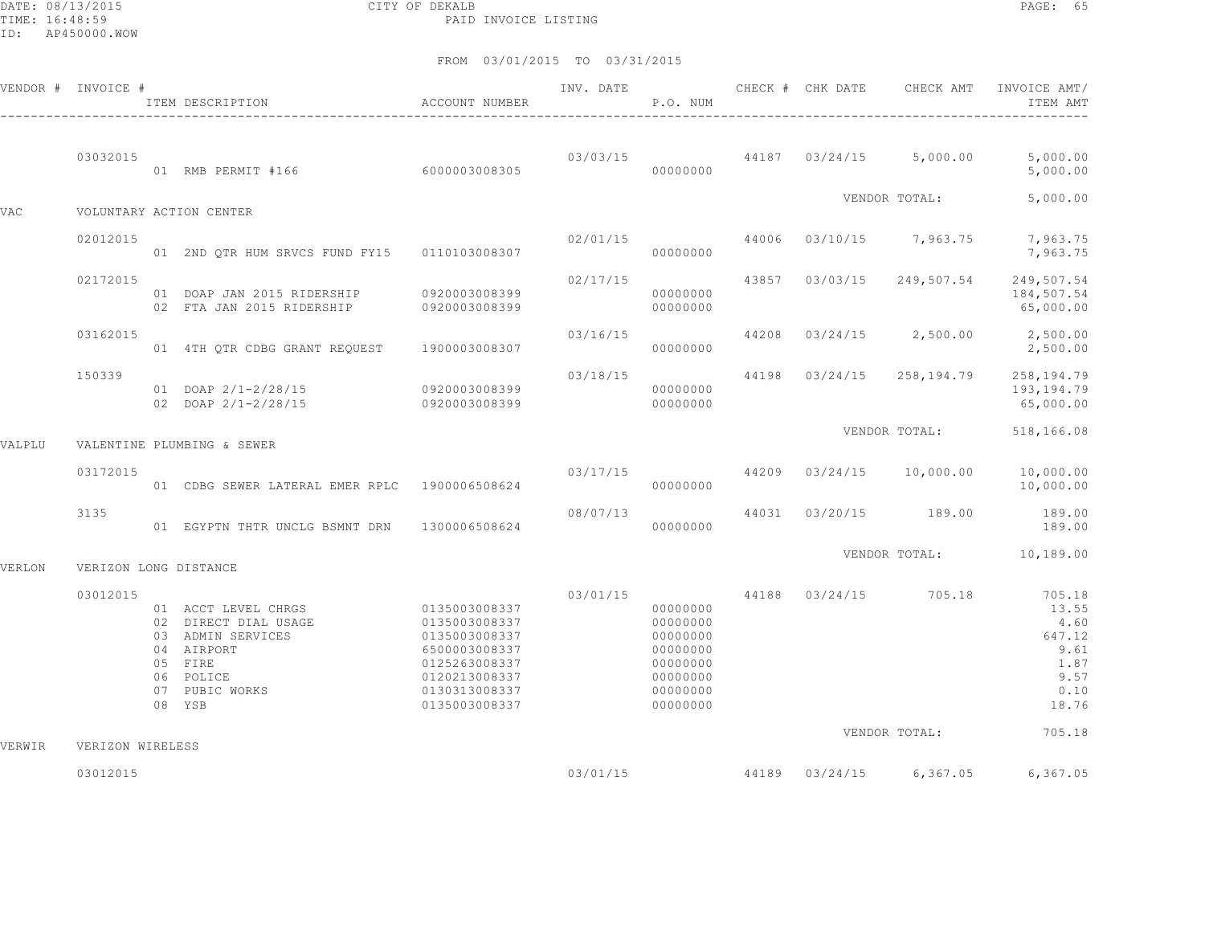CITY OF DEKALB
PAID INVOICE LISTING

FROM 03/01/2015 TO 03/31/2015

| VENDOR # | INVOICE # | ITEM DESCRIPTION | ACCOUNT NUMBER | INV. DATE | P.O. NUM | CHECK # | CHK DATE | CHECK AMT | INVOICE AMT/ ITEM AMT |
|---|---|---|---|---|---|---|---|---|---|
| | 03032015 | | | 03/03/15 | | 44187 | 03/24/15 | 5,000.00 | 5,000.00 |
| | | 01 RMB PERMIT #166 | 6000003008305 | | 00000000 | | | | 5,000.00 |
| | | | | | | | | VENDOR TOTAL: | 5,000.00 |
| VAC | VOLUNTARY ACTION CENTER | | | | | | | | |
| | 02012015 | | | 02/01/15 | | 44006 | 03/10/15 | 7,963.75 | 7,963.75 |
| | | 01 2ND QTR HUM SRVCS FUND FY15 | 0110103008307 | | 00000000 | | | | 7,963.75 |
| | 02172015 | | | 02/17/15 | | 43857 | 03/03/15 | 249,507.54 | 249,507.54 |
| | | 01 DOAP JAN 2015 RIDERSHIP | 0920003008399 | | 00000000 | | | | 184,507.54 |
| | | 02 FTA JAN 2015 RIDERSHIP | 0920003008399 | | 00000000 | | | | 65,000.00 |
| | 03162015 | | | 03/16/15 | | 44208 | 03/24/15 | 2,500.00 | 2,500.00 |
| | | 01 4TH QTR CDBG GRANT REQUEST | 1900003008307 | | 00000000 | | | | 2,500.00 |
| | 150339 | | | 03/18/15 | | 44198 | 03/24/15 | 258,194.79 | 258,194.79 |
| | | 01 DOAP 2/1-2/28/15 | 0920003008399 | | 00000000 | | | | 193,194.79 |
| | | 02 DOAP 2/1-2/28/15 | 0920003008399 | | 00000000 | | | | 65,000.00 |
| | | | | | | | | VENDOR TOTAL: | 518,166.08 |
| VALPLU | VALENTINE PLUMBING & SEWER | | | | | | | | |
| | 03172015 | | | 03/17/15 | | 44209 | 03/24/15 | 10,000.00 | 10,000.00 |
| | | 01 CDBG SEWER LATERAL EMER RPLC | 1900006508624 | | 00000000 | | | | 10,000.00 |
| | 3135 | | | 08/07/13 | | 44031 | 03/20/15 | 189.00 | 189.00 |
| | | 01 EGYPTN THTR UNCLG BSMNT DRN | 1300006508624 | | 00000000 | | | | 189.00 |
| | | | | | | | | VENDOR TOTAL: | 10,189.00 |
| VERLON | VERIZON LONG DISTANCE | | | | | | | | |
| | 03012015 | | | 03/01/15 | | 44188 | 03/24/15 | 705.18 | 705.18 |
| | | 01 ACCT LEVEL CHRGS | 0135003008337 | | 00000000 | | | | 13.55 |
| | | 02 DIRECT DIAL USAGE | 0135003008337 | | 00000000 | | | | 4.60 |
| | | 03 ADMIN SERVICES | 0135003008337 | | 00000000 | | | | 647.12 |
| | | 04 AIRPORT | 6500003008337 | | 00000000 | | | | 9.61 |
| | | 05 FIRE | 0125263008337 | | 00000000 | | | | 1.87 |
| | | 06 POLICE | 0120213008337 | | 00000000 | | | | 9.57 |
| | | 07 PUBIC WORKS | 0130313008337 | | 00000000 | | | | 0.10 |
| | | 08 YSB | 0135003008337 | | 00000000 | | | | 18.76 |
| | | | | | | | | VENDOR TOTAL: | 705.18 |
| VERWIR | VERIZON WIRELESS | | | | | | | | |
| | 03012015 | | | 03/01/15 | | 44189 | 03/24/15 | 6,367.05 | 6,367.05 |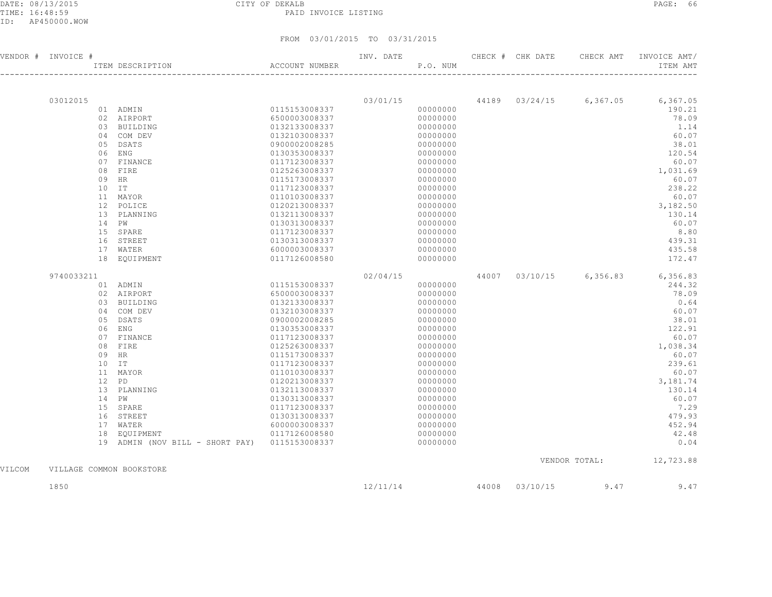CITY OF DEKALB
PAID INVOICE LISTING

DATE: 08/13/2015
TIME: 16:48:59
ID: AP450000.WOW

FROM 03/01/2015 TO 03/31/2015

| VENDOR # | INVOICE # | ITEM DESCRIPTION | ACCOUNT NUMBER | INV. DATE | P.O. NUM | CHECK # | CHK DATE | CHECK AMT | INVOICE AMT/ ITEM AMT |
|---|---|---|---|---|---|---|---|---|---|
| | 03012015 | | | 03/01/15 | | 44189 | 03/24/15 | 6,367.05 | 6,367.05 |
| | | 01 ADMIN | 0115153008337 | | 00000000 | | | | 190.21 |
| | | 02 AIRPORT | 6500003008337 | | 00000000 | | | | 78.09 |
| | | 03 BUILDING | 0132133008337 | | 00000000 | | | | 1.14 |
| | | 04 COM DEV | 0132103008337 | | 00000000 | | | | 60.07 |
| | | 05 DSATS | 0900002008285 | | 00000000 | | | | 38.01 |
| | | 06 ENG | 0130353008337 | | 00000000 | | | | 120.54 |
| | | 07 FINANCE | 0117123008337 | | 00000000 | | | | 60.07 |
| | | 08 FIRE | 0125263008337 | | 00000000 | | | | 1,031.69 |
| | | 09 HR | 0115173008337 | | 00000000 | | | | 60.07 |
| | | 10 IT | 0117123008337 | | 00000000 | | | | 238.22 |
| | | 11 MAYOR | 0110103008337 | | 00000000 | | | | 60.07 |
| | | 12 POLICE | 0120213008337 | | 00000000 | | | | 3,182.50 |
| | | 13 PLANNING | 0132113008337 | | 00000000 | | | | 130.14 |
| | | 14 PW | 0130313008337 | | 00000000 | | | | 60.07 |
| | | 15 SPARE | 0117123008337 | | 00000000 | | | | 8.80 |
| | | 16 STREET | 0130313008337 | | 00000000 | | | | 439.31 |
| | | 17 WATER | 6000003008337 | | 00000000 | | | | 435.58 |
| | | 18 EQUIPMENT | 0117126008580 | | 00000000 | | | | 172.47 |
| | 9740033211 | | | 02/04/15 | | 44007 | 03/10/15 | 6,356.83 | 6,356.83 |
| | | 01 ADMIN | 0115153008337 | | 00000000 | | | | 244.32 |
| | | 02 AIRPORT | 6500003008337 | | 00000000 | | | | 78.09 |
| | | 03 BUILDING | 0132133008337 | | 00000000 | | | | 0.64 |
| | | 04 COM DEV | 0132103008337 | | 00000000 | | | | 60.07 |
| | | 05 DSATS | 0900002008285 | | 00000000 | | | | 38.01 |
| | | 06 ENG | 0130353008337 | | 00000000 | | | | 122.91 |
| | | 07 FINANCE | 0117123008337 | | 00000000 | | | | 60.07 |
| | | 08 FIRE | 0125263008337 | | 00000000 | | | | 1,038.34 |
| | | 09 HR | 0115173008337 | | 00000000 | | | | 60.07 |
| | | 10 IT | 0117123008337 | | 00000000 | | | | 239.61 |
| | | 11 MAYOR | 0110103008337 | | 00000000 | | | | 60.07 |
| | | 12 PD | 0120213008337 | | 00000000 | | | | 3,181.74 |
| | | 13 PLANNING | 0132113008337 | | 00000000 | | | | 130.14 |
| | | 14 PW | 0130313008337 | | 00000000 | | | | 60.07 |
| | | 15 SPARE | 0117123008337 | | 00000000 | | | | 7.29 |
| | | 16 STREET | 0130313008337 | | 00000000 | | | | 479.93 |
| | | 17 WATER | 6000003008337 | | 00000000 | | | | 452.94 |
| | | 18 EQUIPMENT | 0117126008580 | | 00000000 | | | | 42.48 |
| | | 19 ADMIN (NOV BILL - SHORT PAY) | 0115153008337 | | 00000000 | | | | 0.04 |
| | | | | | | | | VENDOR TOTAL: | 12,723.88 |
| VILCOM | VILLAGE COMMON BOOKSTORE | | | | | | | | |
| | 1850 | | | 12/11/14 | | 44008 | 03/10/15 | 9.47 | 9.47 |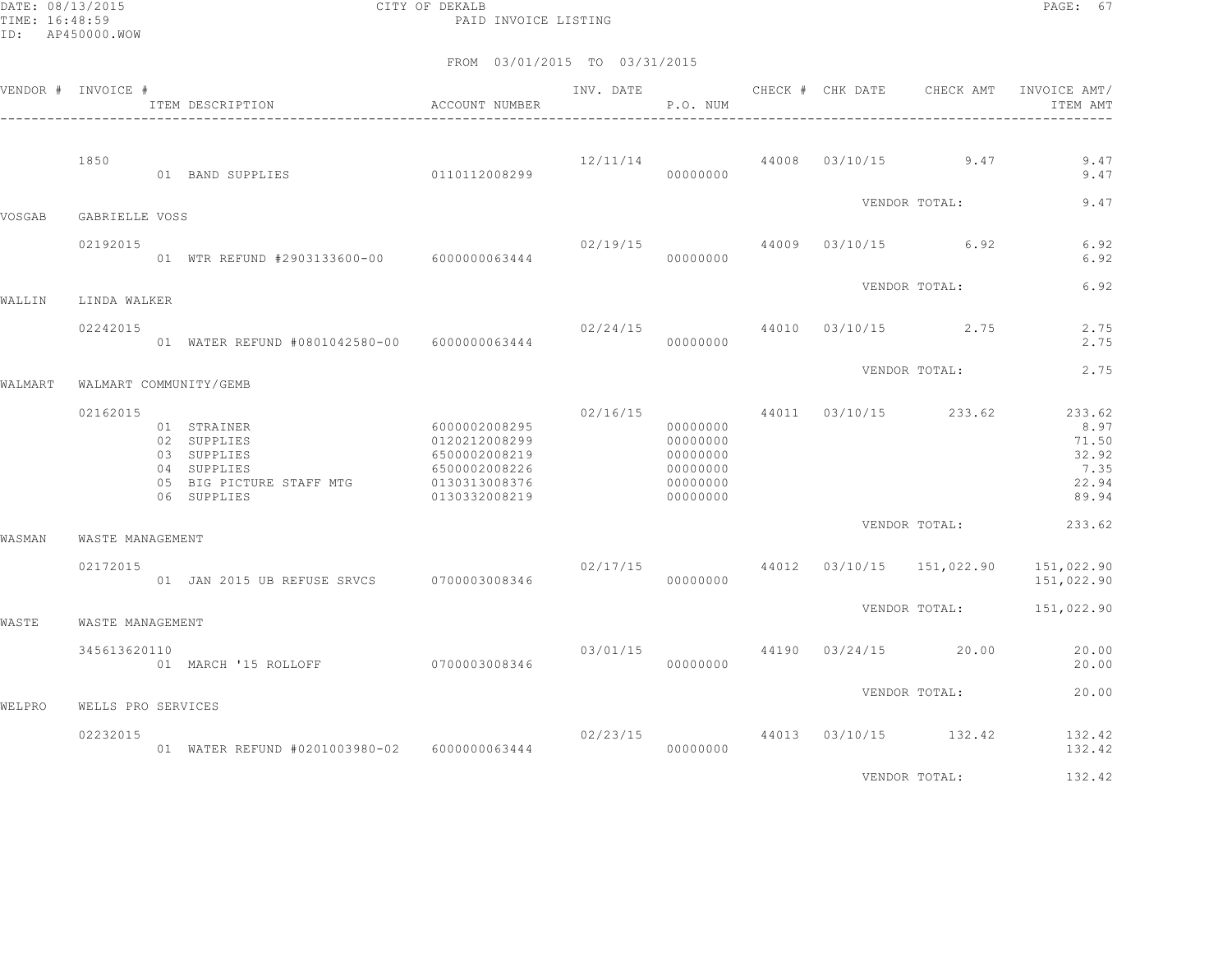CITY OF DEKALB

PAID INVOICE LISTING

FROM 03/01/2015 TO 03/31/2015

| VENDOR # | INVOICE # | ITEM DESCRIPTION | ACCOUNT NUMBER | INV. DATE | P.O. NUM | CHECK # | CHK DATE | CHECK AMT | INVOICE AMT/ ITEM AMT |
|---|---|---|---|---|---|---|---|---|---|
| | 1850 | | | 12/11/14 | | 44008 | 03/10/15 | 9.47 | 9.47 |
| | | 01 BAND SUPPLIES | 0110112008299 | | 00000000 | | | | 9.47 |
| | | | | | | | VENDOR TOTAL: | | 9.47 |
| VOSGAB | GABRIELLE VOSS | | | | | | | | |
| | 02192015 | | | 02/19/15 | | 44009 | 03/10/15 | 6.92 | 6.92 |
| | | 01 WTR REFUND #2903133600-00 | 6000000063444 | | 00000000 | | | | 6.92 |
| | | | | | | | VENDOR TOTAL: | | 6.92 |
| WALLIN | LINDA WALKER | | | | | | | | |
| | 02242015 | | | 02/24/15 | | 44010 | 03/10/15 | 2.75 | 2.75 |
| | | 01 WATER REFUND #0801042580-00 | 6000000063444 | | 00000000 | | | | 2.75 |
| | | | | | | | VENDOR TOTAL: | | 2.75 |
| WALMART | WALMART COMMUNITY/GEMB | | | | | | | | |
| | 02162015 | | | 02/16/15 | | 44011 | 03/10/15 | 233.62 | 233.62 |
| | | 01 STRAINER | 6000002008295 | | 00000000 | | | | 8.97 |
| | | 02 SUPPLIES | 0120212008299 | | 00000000 | | | | 71.50 |
| | | 03 SUPPLIES | 6500002008219 | | 00000000 | | | | 32.92 |
| | | 04 SUPPLIES | 6500002008226 | | 00000000 | | | | 7.35 |
| | | 05 BIG PICTURE STAFF MTG | 0130313008376 | | 00000000 | | | | 22.94 |
| | | 06 SUPPLIES | 0130332008219 | | 00000000 | | | | 89.94 |
| | | | | | | | VENDOR TOTAL: | | 233.62 |
| WASMAN | WASTE MANAGEMENT | | | | | | | | |
| | 02172015 | | | 02/17/15 | | 44012 | 03/10/15 | 151,022.90 | 151,022.90 |
| | | 01 JAN 2015 UB REFUSE SRVCS | 0700003008346 | | 00000000 | | | | 151,022.90 |
| | | | | | | | VENDOR TOTAL: | | 151,022.90 |
| WASTE | WASTE MANAGEMENT | | | | | | | | |
| | 345613620110 | | | 03/01/15 | | 44190 | 03/24/15 | 20.00 | 20.00 |
| | | 01 MARCH '15 ROLLOFF | 0700003008346 | | 00000000 | | | | 20.00 |
| | | | | | | | VENDOR TOTAL: | | 20.00 |
| WELPRO | WELLS PRO SERVICES | | | | | | | | |
| | 02232015 | | | 02/23/15 | | 44013 | 03/10/15 | 132.42 | 132.42 |
| | | 01 WATER REFUND #0201003980-02 | 6000000063444 | | 00000000 | | | | 132.42 |
| | | | | | | | VENDOR TOTAL: | | 132.42 |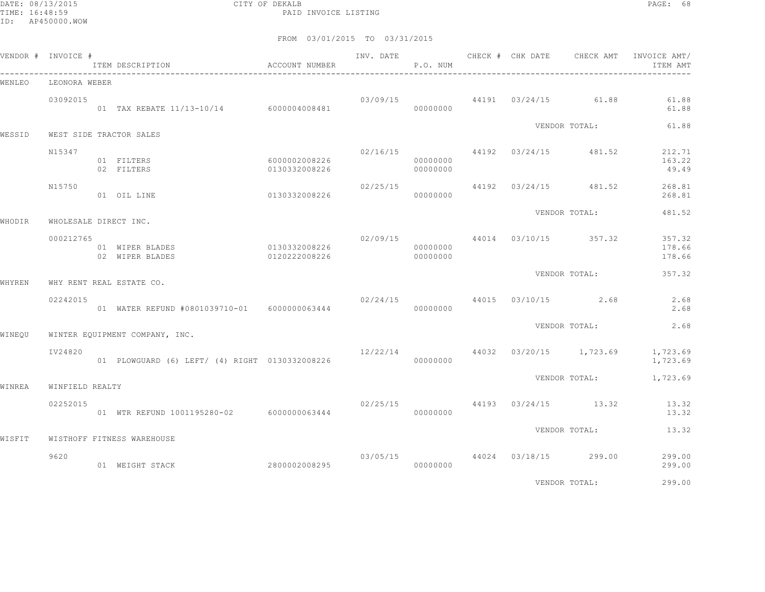CITY OF DEKALB

PAID INVOICE LISTING

FROM 03/01/2015 TO 03/31/2015

| VENDOR # | INVOICE # | ITEM DESCRIPTION | ACCOUNT NUMBER | INV. DATE | P.O. NUM | CHECK # | CHK DATE | CHECK AMT | INVOICE AMT/ ITEM AMT |
|---|---|---|---|---|---|---|---|---|---|
| WENLEO | LEONORA WEBER | | | | | | | | |
| | 03092015 | | | 03/09/15 | | 44191 | 03/24/15 | 61.88 | 61.88 |
| | | 01 TAX REBATE 11/13-10/14 | 6000004008481 | | 00000000 | | | | 61.88 |
| | | | | | | | VENDOR TOTAL: | | 61.88 |
| WESSID | WEST SIDE TRACTOR SALES | | | | | | | | |
| | N15347 | | | 02/16/15 | | 44192 | 03/24/15 | 481.52 | 212.71 |
| | | 01 FILTERS | 6000002008226 | | 00000000 | | | | 163.22 |
| | | 02 FILTERS | 0130332008226 | | 00000000 | | | | 49.49 |
| | N15750 | | | 02/25/15 | | 44192 | 03/24/15 | 481.52 | 268.81 |
| | | 01 OIL LINE | 0130332008226 | | 00000000 | | | | 268.81 |
| | | | | | | | VENDOR TOTAL: | | 481.52 |
| WHODIR | WHOLESALE DIRECT INC. | | | | | | | | |
| | 000212765 | | | 02/09/15 | | 44014 | 03/10/15 | 357.32 | 357.32 |
| | | 01 WIPER BLADES | 0130332008226 | | 00000000 | | | | 178.66 |
| | | 02 WIPER BLADES | 0120222008226 | | 00000000 | | | | 178.66 |
| | | | | | | | VENDOR TOTAL: | | 357.32 |
| WHYREN | WHY RENT REAL ESTATE CO. | | | | | | | | |
| | 02242015 | | | 02/24/15 | | 44015 | 03/10/15 | 2.68 | 2.68 |
| | | 01 WATER REFUND #0801039710-01 | 6000000063444 | | 00000000 | | | | 2.68 |
| | | | | | | | VENDOR TOTAL: | | 2.68 |
| WINEQU | WINTER EQUIPMENT COMPANY, INC. | | | | | | | | |
| | IV24820 | | | 12/22/14 | | 44032 | 03/20/15 | 1,723.69 | 1,723.69 |
| | | 01 PLOWGUARD (6) LEFT/ (4) RIGHT | 0130332008226 | | 00000000 | | | | 1,723.69 |
| | | | | | | | VENDOR TOTAL: | | 1,723.69 |
| WINREA | WINFIELD REALTY | | | | | | | | |
| | 02252015 | | | 02/25/15 | | 44193 | 03/24/15 | 13.32 | 13.32 |
| | | 01 WTR REFUND 1001195280-02 | 6000000063444 | | 00000000 | | | | 13.32 |
| | | | | | | | VENDOR TOTAL: | | 13.32 |
| WISFIT | WISTHOFF FITNESS WAREHOUSE | | | | | | | | |
| | 9620 | | | 03/05/15 | | 44024 | 03/18/15 | 299.00 | 299.00 |
| | | 01 WEIGHT STACK | 2800002008295 | | 00000000 | | | | 299.00 |
| | | | | | | | VENDOR TOTAL: | | 299.00 |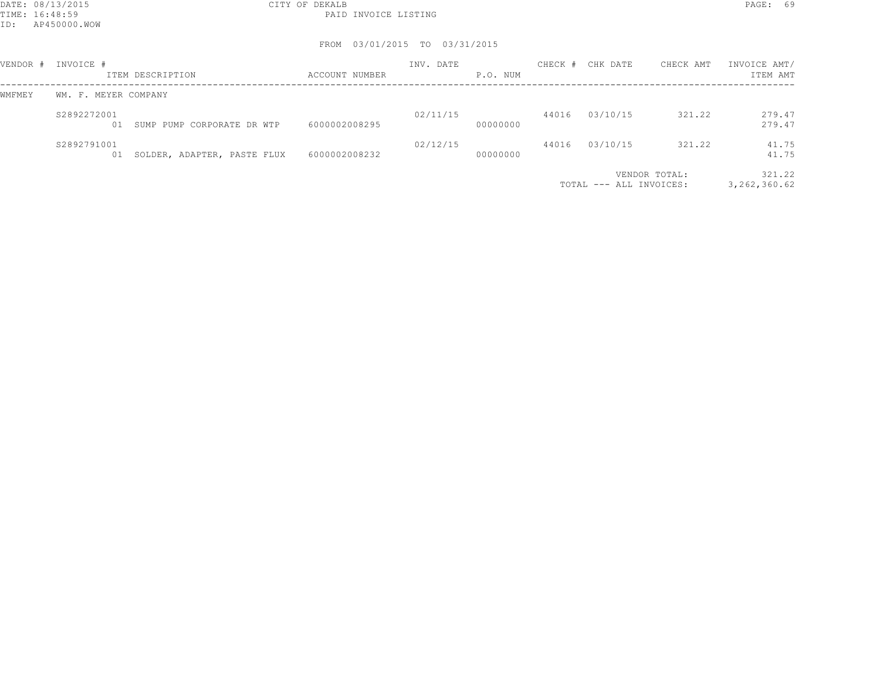FROM 03/01/2015 TO 03/31/2015

| VENDOR # | INVOICE # / ITEM DESCRIPTION | ACCOUNT NUMBER | INV. DATE | P.O. NUM | CHECK # | CHK DATE | CHECK AMT | INVOICE AMT/ ITEM AMT |
|---|---|---|---|---|---|---|---|---|
| WMFMEY | WM. F. MEYER COMPANY | | | | | | | |
| | S2892272001 | | 02/11/15 | | 44016 | 03/10/15 | 321.22 | 279.47 |
| | 01 SUMP PUMP CORPORATE DR WTP | 6000002008295 | | 00000000 | | | | 279.47 |
| | S2892791001 | | 02/12/15 | | 44016 | 03/10/15 | 321.22 | 41.75 |
| | 01 SOLDER, ADAPTER, PASTE FLUX | 6000002008232 | | 00000000 | | | | 41.75 |
| | | | | | | VENDOR TOTAL: | | 321.22 |
| | | | | | | TOTAL --- ALL INVOICES: | | 3,262,360.62 |